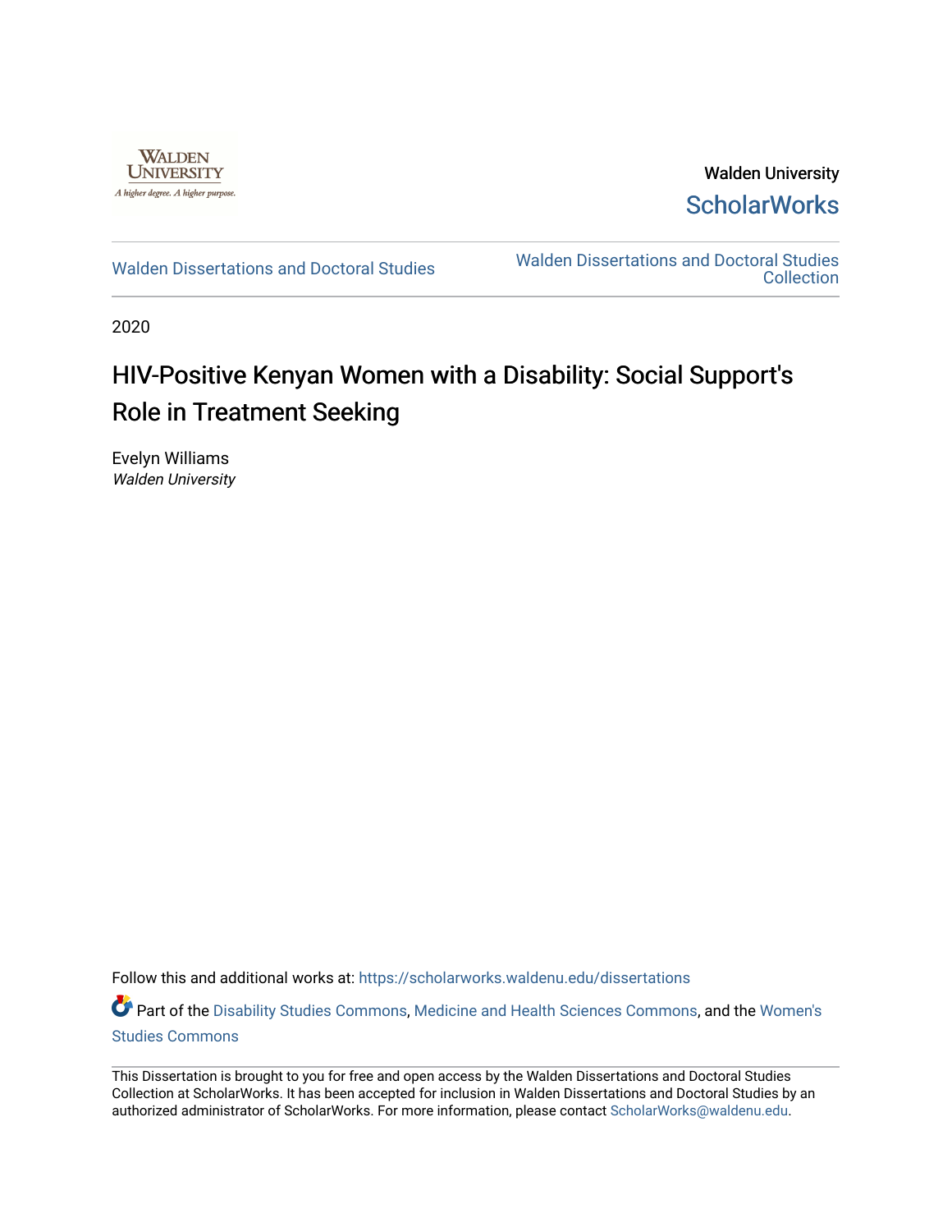Walden University

ScholarWorks

Walden Dissertations and Doctoral Studies

Walden Dissertations and Doctoral Studies Collection

2020

# HIV-Positive Kenyan Women with a Disability: Social Support's Role in Treatment Seeking

Evelyn Williams
*Walden University*

Follow this and additional works at: https://scholarworks.waldenu.edu/dissertations

Part of the Disability Studies Commons, Medicine and Health Sciences Commons, and the Women's Studies Commons

This Dissertation is brought to you for free and open access by the Walden Dissertations and Doctoral Studies Collection at ScholarWorks. It has been accepted for inclusion in Walden Dissertations and Doctoral Studies by an authorized administrator of ScholarWorks. For more information, please contact ScholarWorks@waldenu.edu.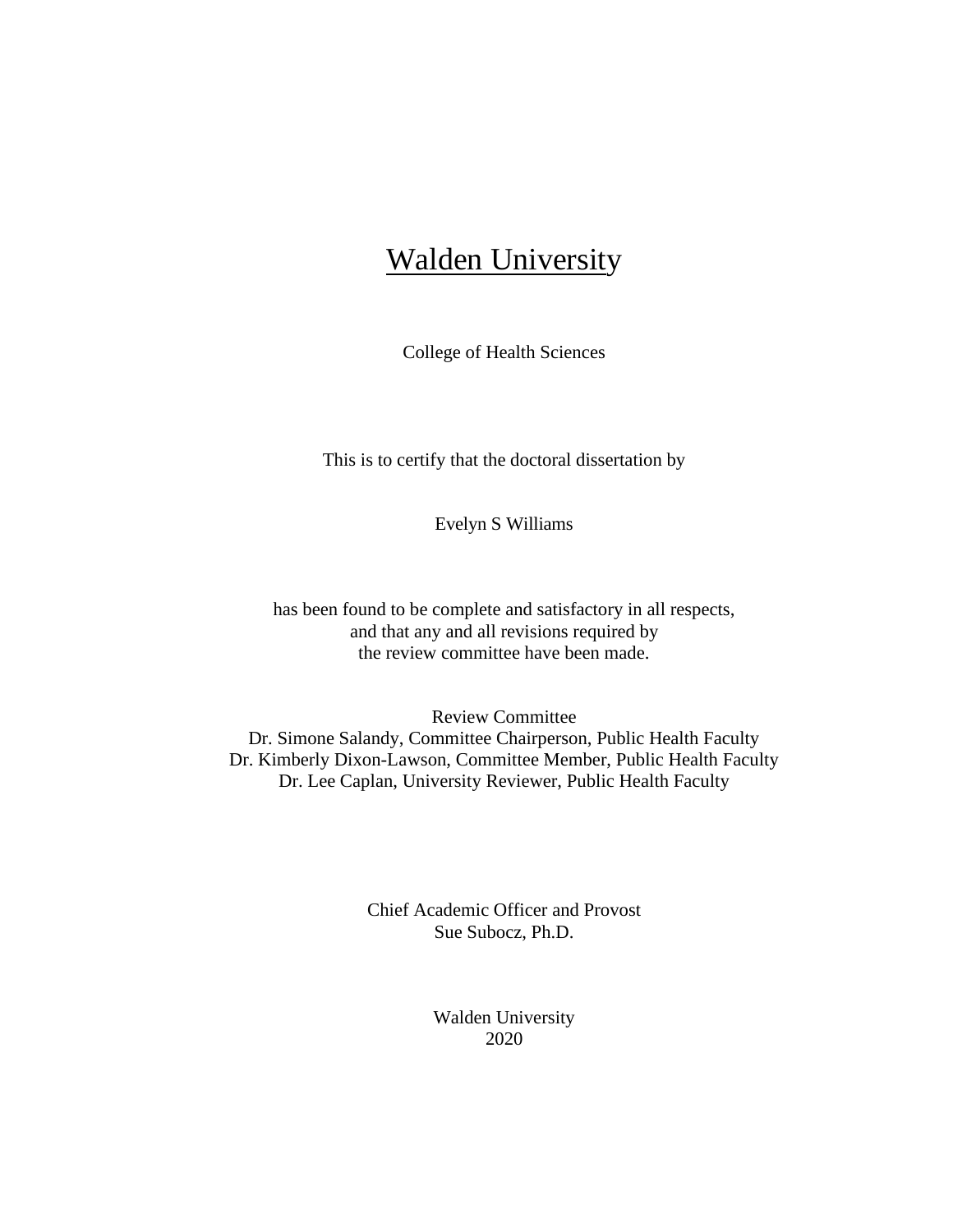# Walden University

College of Health Sciences

This is to certify that the doctoral dissertation by

Evelyn S Williams

has been found to be complete and satisfactory in all respects,
and that any and all revisions required by
the review committee have been made.

Review Committee
Dr. Simone Salandy, Committee Chairperson, Public Health Faculty
Dr. Kimberly Dixon-Lawson, Committee Member, Public Health Faculty
Dr. Lee Caplan, University Reviewer, Public Health Faculty

Chief Academic Officer and Provost
Sue Subocz, Ph.D.

Walden University
2020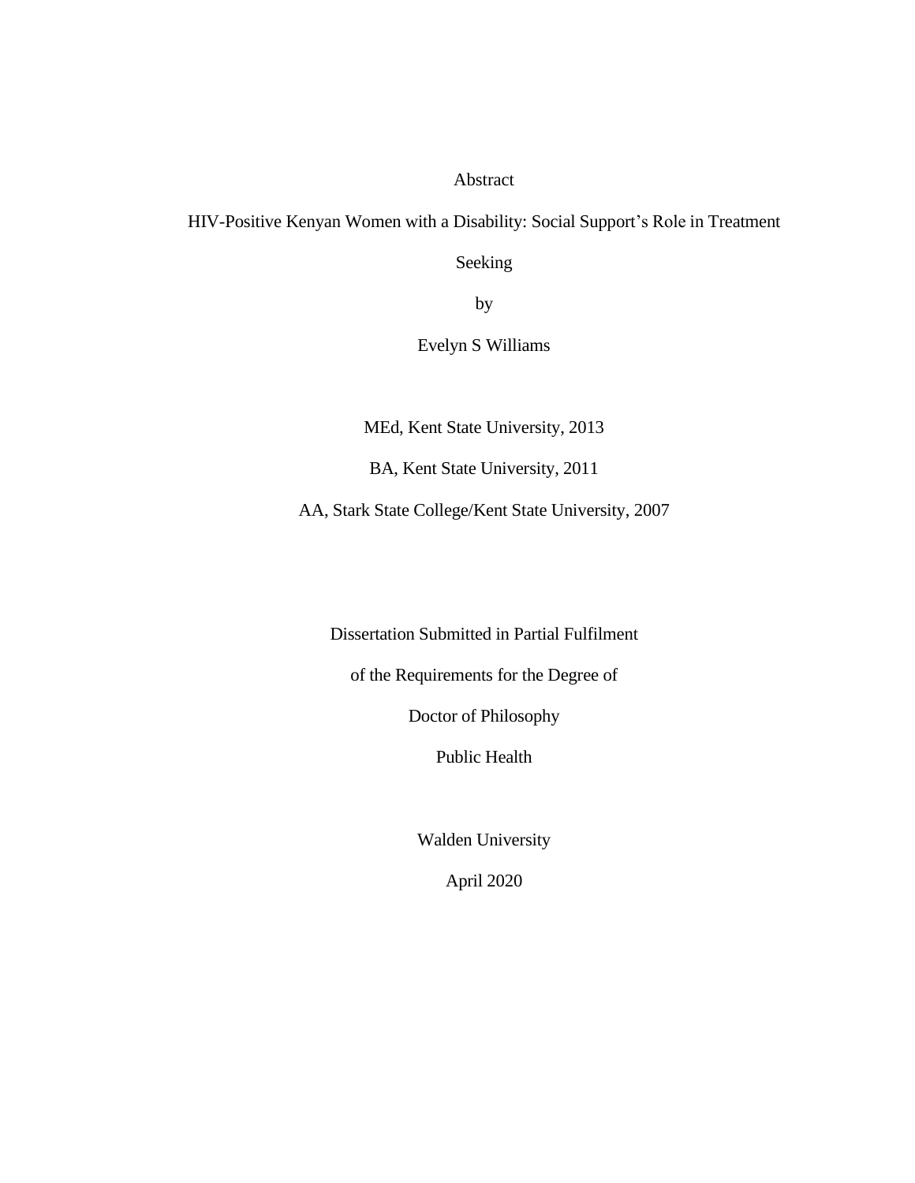Abstract

HIV-Positive Kenyan Women with a Disability: Social Support's Role in Treatment Seeking

by

Evelyn S Williams

MEd, Kent State University, 2013

BA, Kent State University, 2011

AA, Stark State College/Kent State University, 2007

Dissertation Submitted in Partial Fulfilment

of the Requirements for the Degree of

Doctor of Philosophy

Public Health

Walden University

April 2020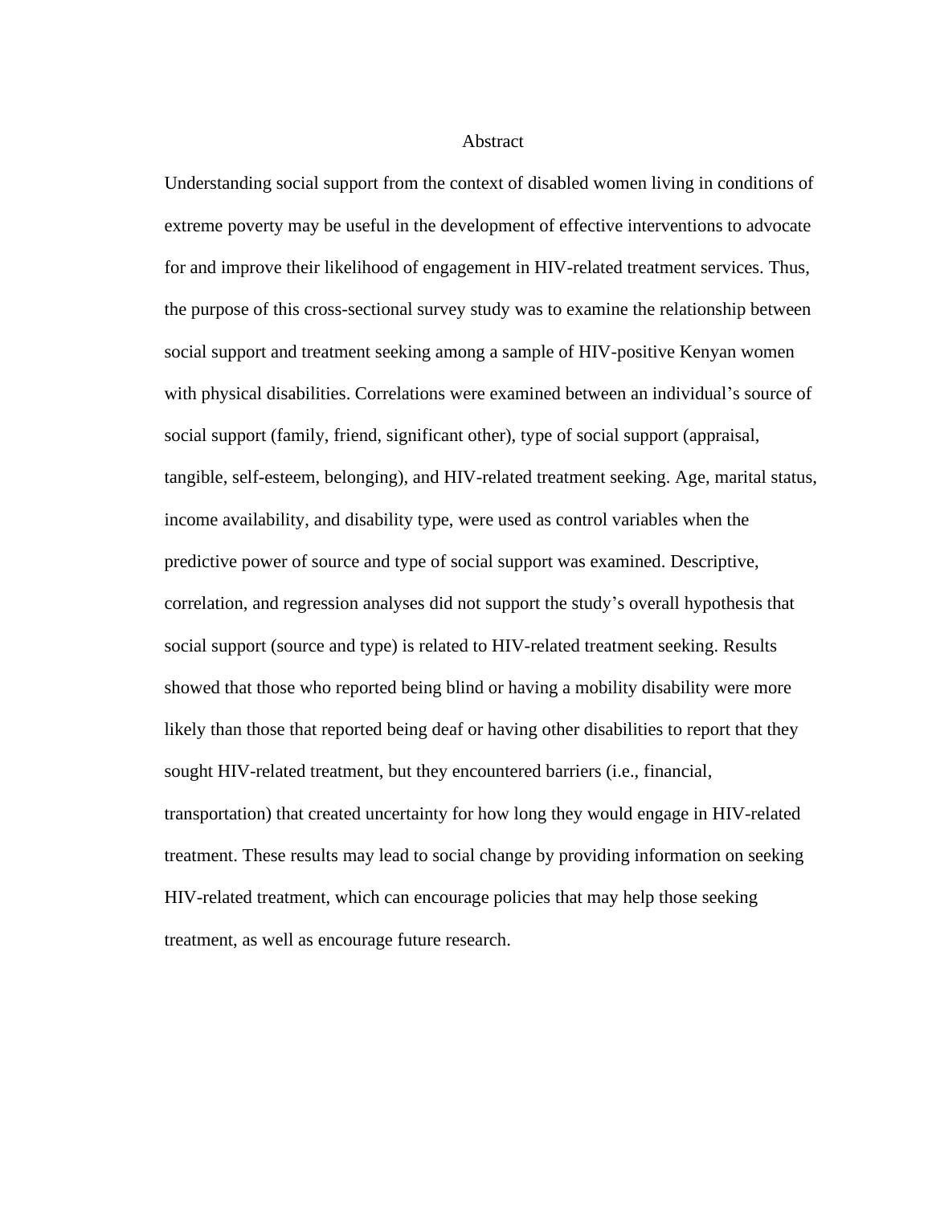# Abstract

Understanding social support from the context of disabled women living in conditions of extreme poverty may be useful in the development of effective interventions to advocate for and improve their likelihood of engagement in HIV-related treatment services. Thus, the purpose of this cross-sectional survey study was to examine the relationship between social support and treatment seeking among a sample of HIV-positive Kenyan women with physical disabilities. Correlations were examined between an individual's source of social support (family, friend, significant other), type of social support (appraisal, tangible, self-esteem, belonging), and HIV-related treatment seeking. Age, marital status, income availability, and disability type, were used as control variables when the predictive power of source and type of social support was examined. Descriptive, correlation, and regression analyses did not support the study's overall hypothesis that social support (source and type) is related to HIV-related treatment seeking. Results showed that those who reported being blind or having a mobility disability were more likely than those that reported being deaf or having other disabilities to report that they sought HIV-related treatment, but they encountered barriers (i.e., financial, transportation) that created uncertainty for how long they would engage in HIV-related treatment. These results may lead to social change by providing information on seeking HIV-related treatment, which can encourage policies that may help those seeking treatment, as well as encourage future research.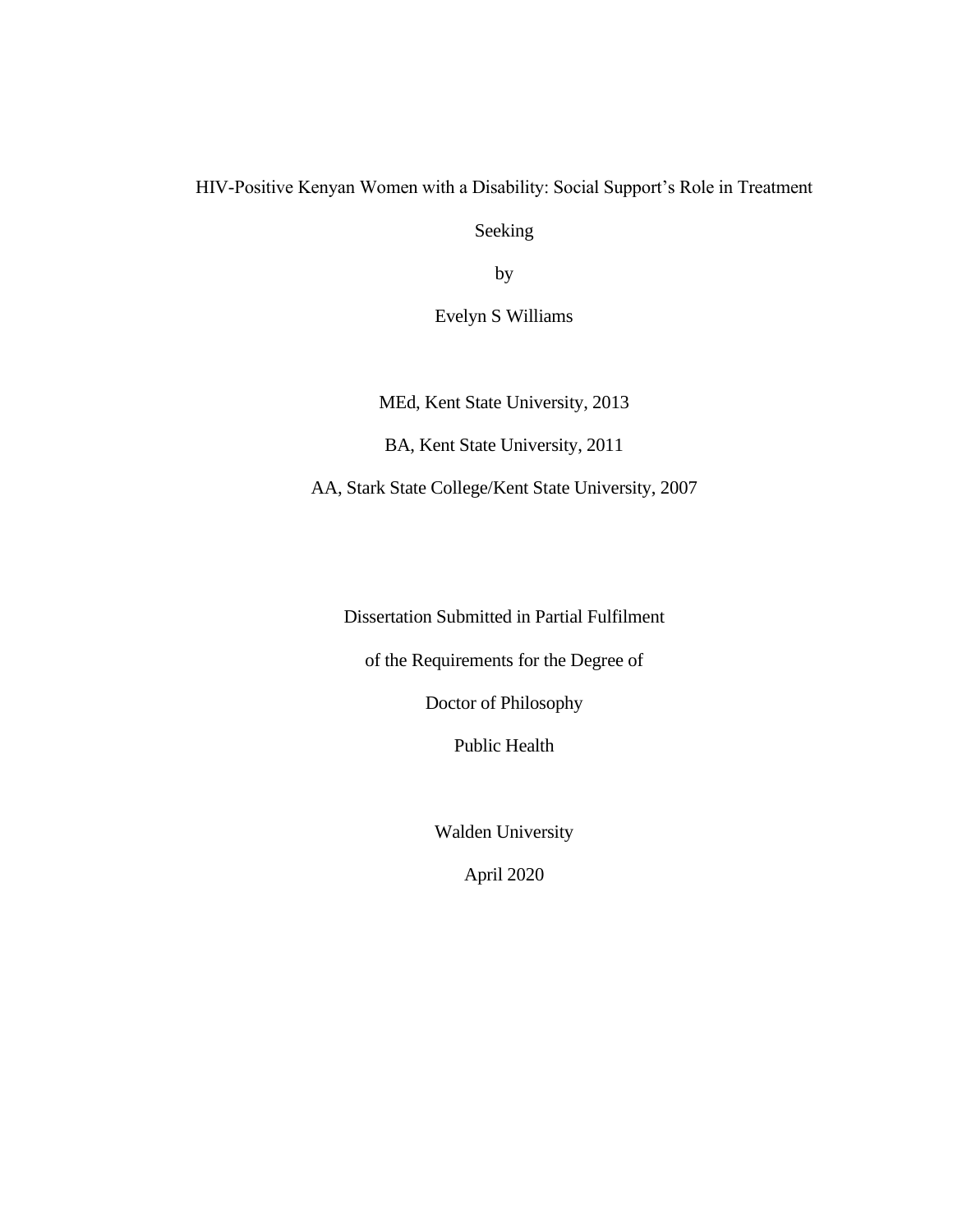HIV-Positive Kenyan Women with a Disability: Social Support's Role in Treatment Seeking

by

Evelyn S Williams

MEd, Kent State University, 2013

BA, Kent State University, 2011

AA, Stark State College/Kent State University, 2007

Dissertation Submitted in Partial Fulfilment

of the Requirements for the Degree of

Doctor of Philosophy

Public Health

Walden University

April 2020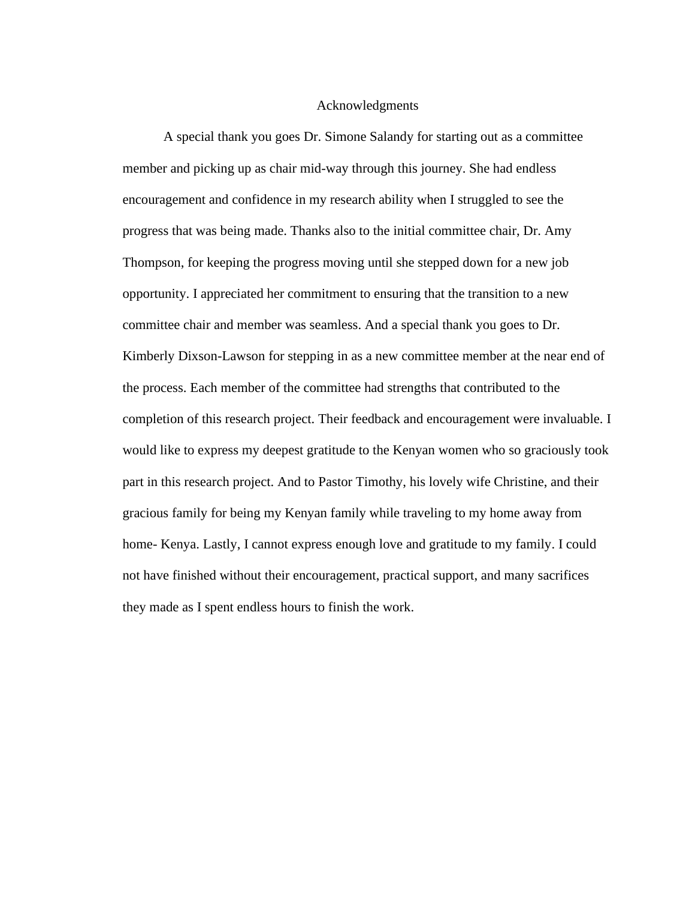# Acknowledgments

A special thank you goes Dr. Simone Salandy for starting out as a committee member and picking up as chair mid-way through this journey. She had endless encouragement and confidence in my research ability when I struggled to see the progress that was being made. Thanks also to the initial committee chair, Dr. Amy Thompson, for keeping the progress moving until she stepped down for a new job opportunity. I appreciated her commitment to ensuring that the transition to a new committee chair and member was seamless. And a special thank you goes to Dr. Kimberly Dixson-Lawson for stepping in as a new committee member at the near end of the process. Each member of the committee had strengths that contributed to the completion of this research project. Their feedback and encouragement were invaluable. I would like to express my deepest gratitude to the Kenyan women who so graciously took part in this research project. And to Pastor Timothy, his lovely wife Christine, and their gracious family for being my Kenyan family while traveling to my home away from home- Kenya. Lastly, I cannot express enough love and gratitude to my family. I could not have finished without their encouragement, practical support, and many sacrifices they made as I spent endless hours to finish the work.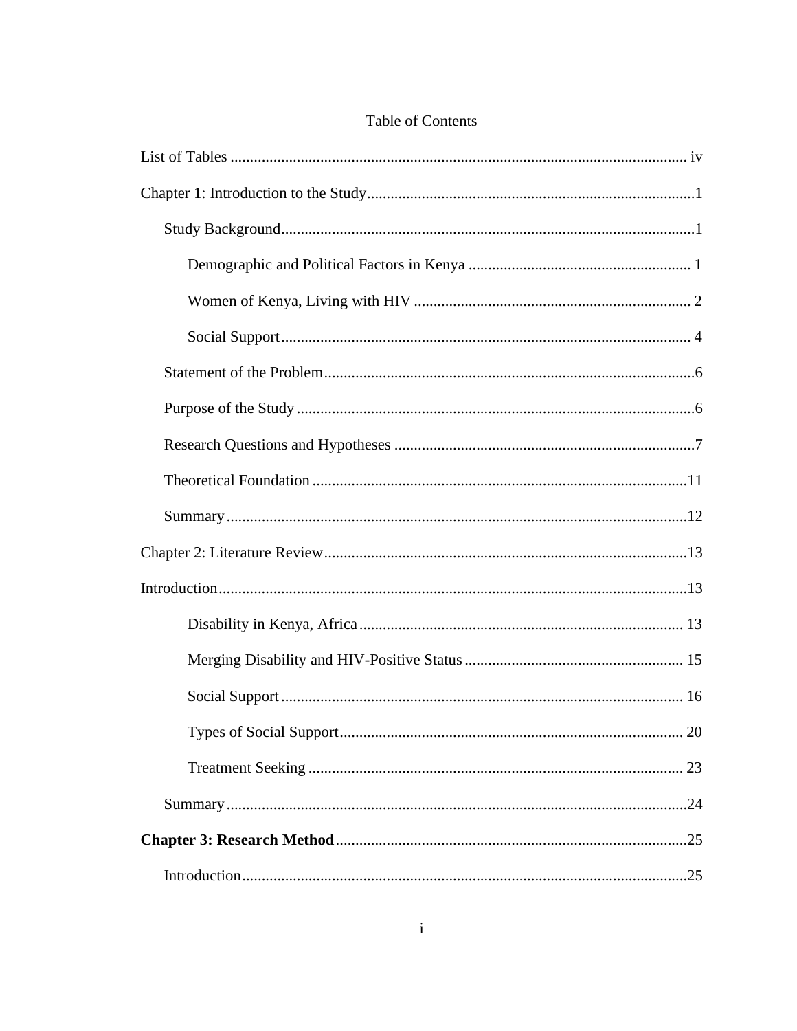Table of Contents

List of Tables ..................................................................................................................... iv

Chapter 1: Introduction to the Study...................................................................................1

Study Background.........................................................................................................1

Demographic and Political Factors in Kenya ......................................................... 1

Women of Kenya, Living with HIV ....................................................................... 2

Social Support......................................................................................................... 4

Statement of the Problem..............................................................................................6

Purpose of the Study .....................................................................................................6

Research Questions and Hypotheses ............................................................................7

Theoretical Foundation ...............................................................................................11

Summary.....................................................................................................................12

Chapter 2: Literature Review............................................................................................13

Introduction.......................................................................................................................13

Disability in Kenya, Africa.................................................................................. 13

Merging Disability and HIV-Positive Status ........................................................ 15

Social Support....................................................................................................... 16

Types of Social Support........................................................................................ 20

Treatment Seeking ................................................................................................ 23

Summary.....................................................................................................................24

**Chapter 3: Research Method**.........................................................................................25

Introduction.................................................................................................................25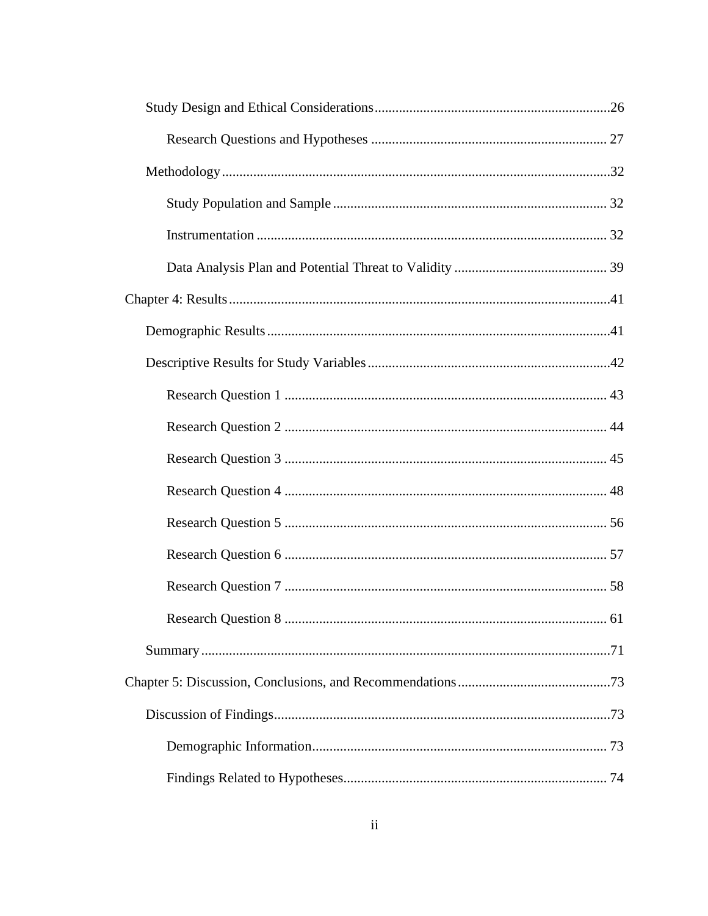Study Design and Ethical Considerations ....................................................................26

Research Questions and Hypotheses .................................................................... 27

Methodology ................................................................................................................32

Study Population and Sample ............................................................................... 32

Instrumentation ..................................................................................................... 32

Data Analysis Plan and Potential Threat to Validity ............................................ 39

Chapter 4: Results .............................................................................................................41

Demographic Results ..................................................................................................41

Descriptive Results for Study Variables ......................................................................42

Research Question 1 ............................................................................................. 43

Research Question 2 ............................................................................................. 44

Research Question 3 ............................................................................................. 45

Research Question 4 ............................................................................................. 48

Research Question 5 ............................................................................................. 56

Research Question 6 ............................................................................................. 57

Research Question 7 ............................................................................................. 58

Research Question 8 ............................................................................................. 61

Summary ......................................................................................................................71

Chapter 5: Discussion, Conclusions, and Recommendations ............................................73

Discussion of Findings .................................................................................................73

Demographic Information..................................................................................... 73

Findings Related to Hypotheses............................................................................ 74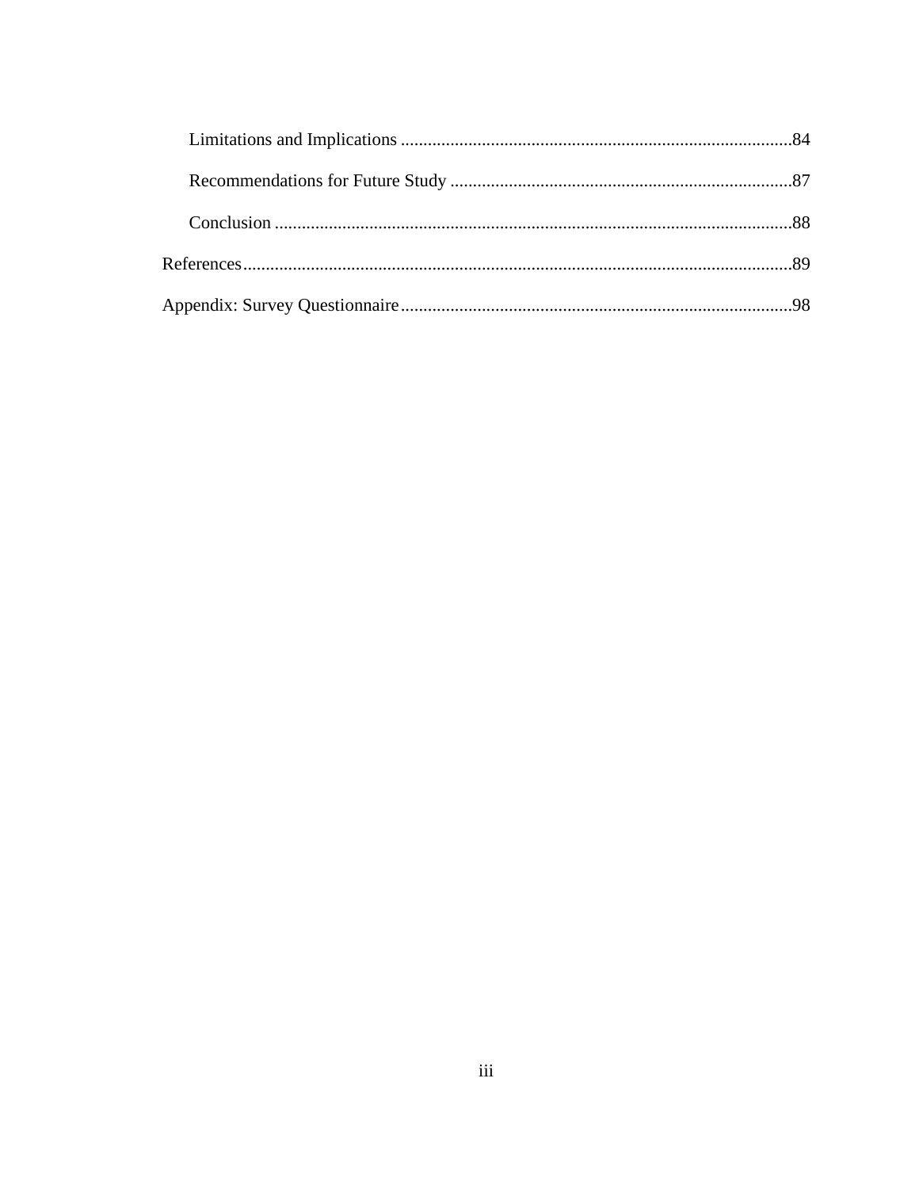Limitations and Implications ........................................................................................84

Recommendations for Future Study ..............................................................................87

Conclusion ....................................................................................................................88

References.............................................................................................................................89

Appendix: Survey Questionnaire..........................................................................................98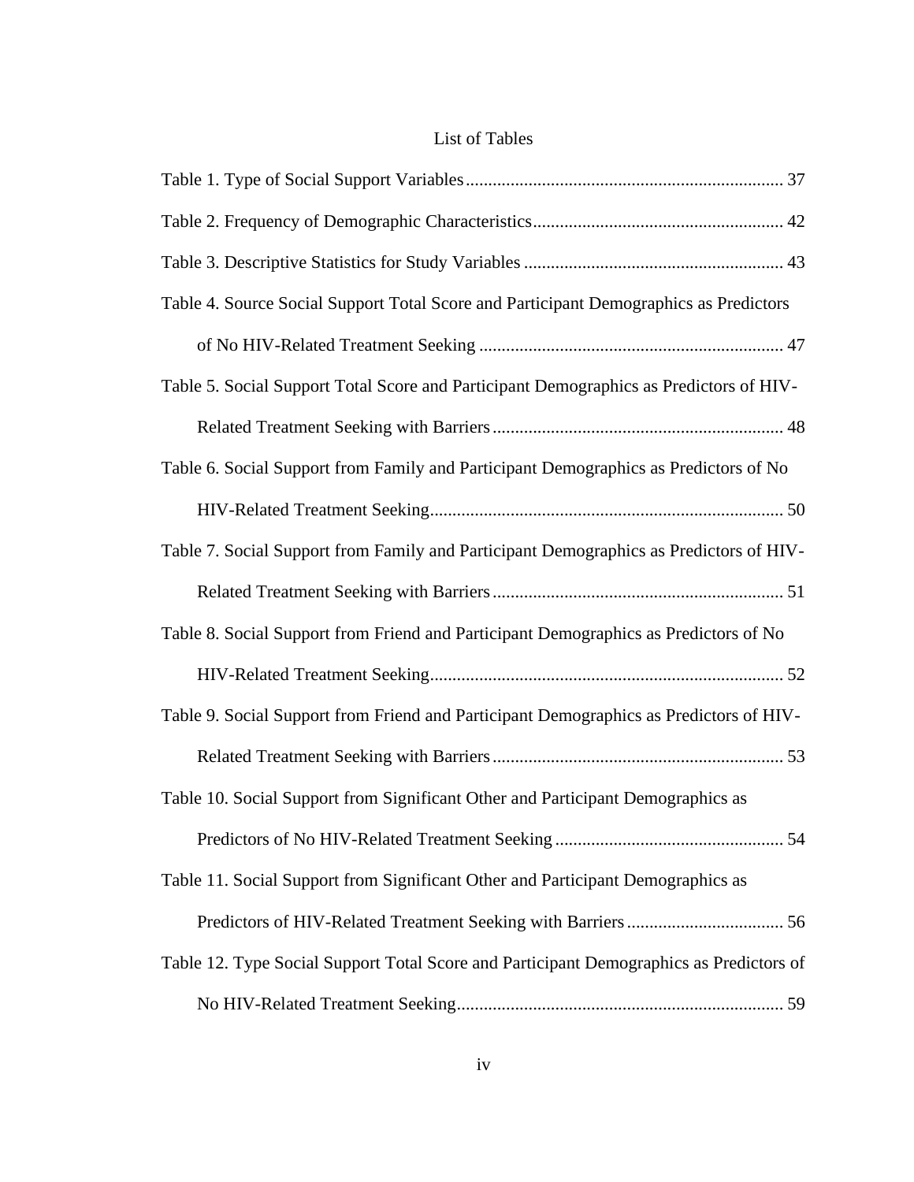List of Tables

Table 1. Type of Social Support Variables ...................................................................... 37

Table 2. Frequency of Demographic Characteristics ....................................................... 42

Table 3. Descriptive Statistics for Study Variables ......................................................... 43

Table 4. Source Social Support Total Score and Participant Demographics as Predictors of No HIV-Related Treatment Seeking ................................................................... 47

Table 5. Social Support Total Score and Participant Demographics as Predictors of HIV-Related Treatment Seeking with Barriers ................................................................ 48

Table 6. Social Support from Family and Participant Demographics as Predictors of No HIV-Related Treatment Seeking .............................................................................. 50

Table 7. Social Support from Family and Participant Demographics as Predictors of HIV-Related Treatment Seeking with Barriers ................................................................ 51

Table 8. Social Support from Friend and Participant Demographics as Predictors of No HIV-Related Treatment Seeking .............................................................................. 52

Table 9. Social Support from Friend and Participant Demographics as Predictors of HIV-Related Treatment Seeking with Barriers ................................................................ 53

Table 10. Social Support from Significant Other and Participant Demographics as Predictors of No HIV-Related Treatment Seeking .................................................. 54

Table 11. Social Support from Significant Other and Participant Demographics as Predictors of HIV-Related Treatment Seeking with Barriers ................................... 56

Table 12. Type Social Support Total Score and Participant Demographics as Predictors of No HIV-Related Treatment Seeking ........................................................................ 59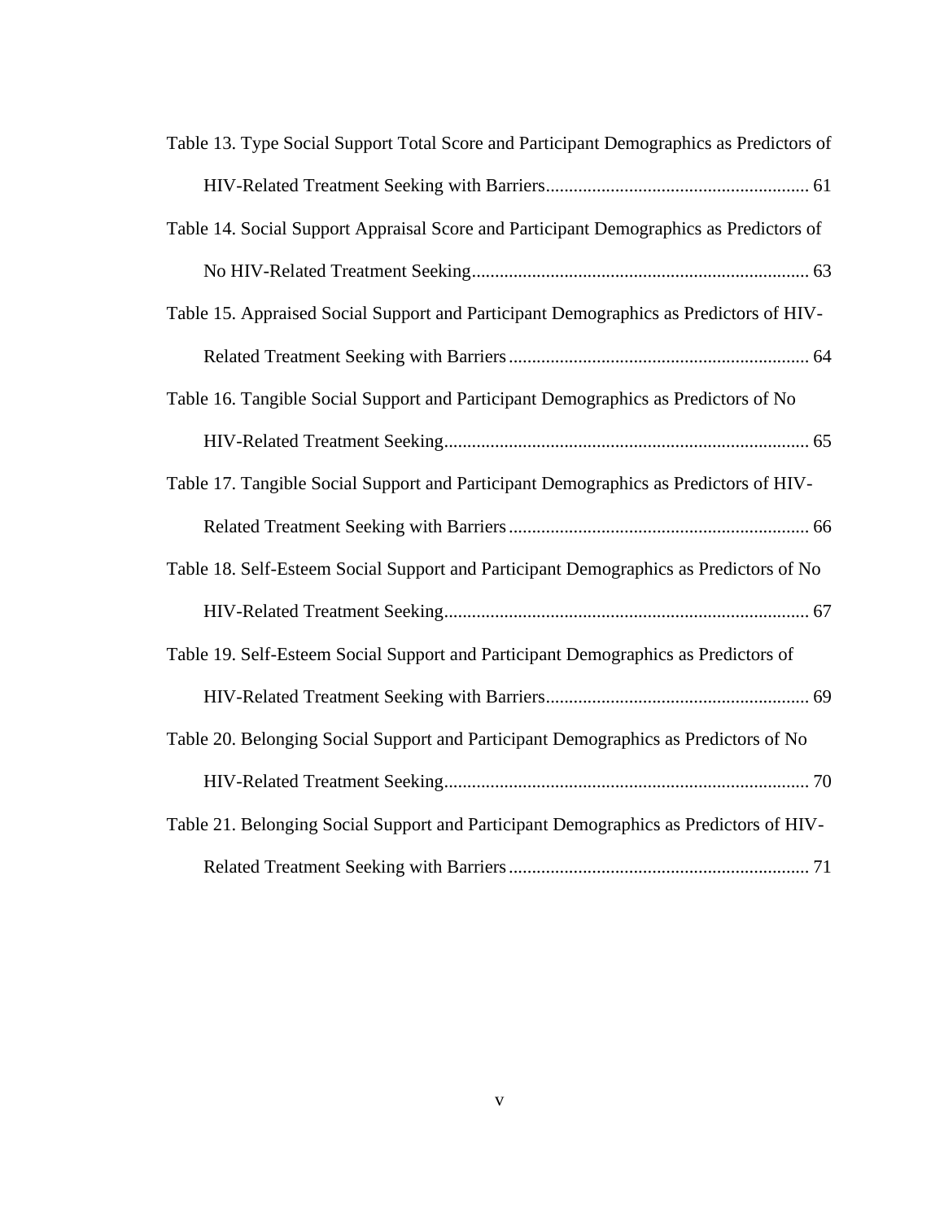Table 13. Type Social Support Total Score and Participant Demographics as Predictors of HIV-Related Treatment Seeking with Barriers........................................................ 61

Table 14. Social Support Appraisal Score and Participant Demographics as Predictors of No HIV-Related Treatment Seeking........................................................................ 63

Table 15. Appraised Social Support and Participant Demographics as Predictors of HIV-Related Treatment Seeking with Barriers................................................................ 64

Table 16. Tangible Social Support and Participant Demographics as Predictors of No HIV-Related Treatment Seeking.............................................................................. 65

Table 17. Tangible Social Support and Participant Demographics as Predictors of HIV-Related Treatment Seeking with Barriers................................................................ 66

Table 18. Self-Esteem Social Support and Participant Demographics as Predictors of No HIV-Related Treatment Seeking.............................................................................. 67

Table 19. Self-Esteem Social Support and Participant Demographics as Predictors of HIV-Related Treatment Seeking with Barriers........................................................ 69

Table 20. Belonging Social Support and Participant Demographics as Predictors of No HIV-Related Treatment Seeking.............................................................................. 70

Table 21. Belonging Social Support and Participant Demographics as Predictors of HIV-Related Treatment Seeking with Barriers................................................................ 71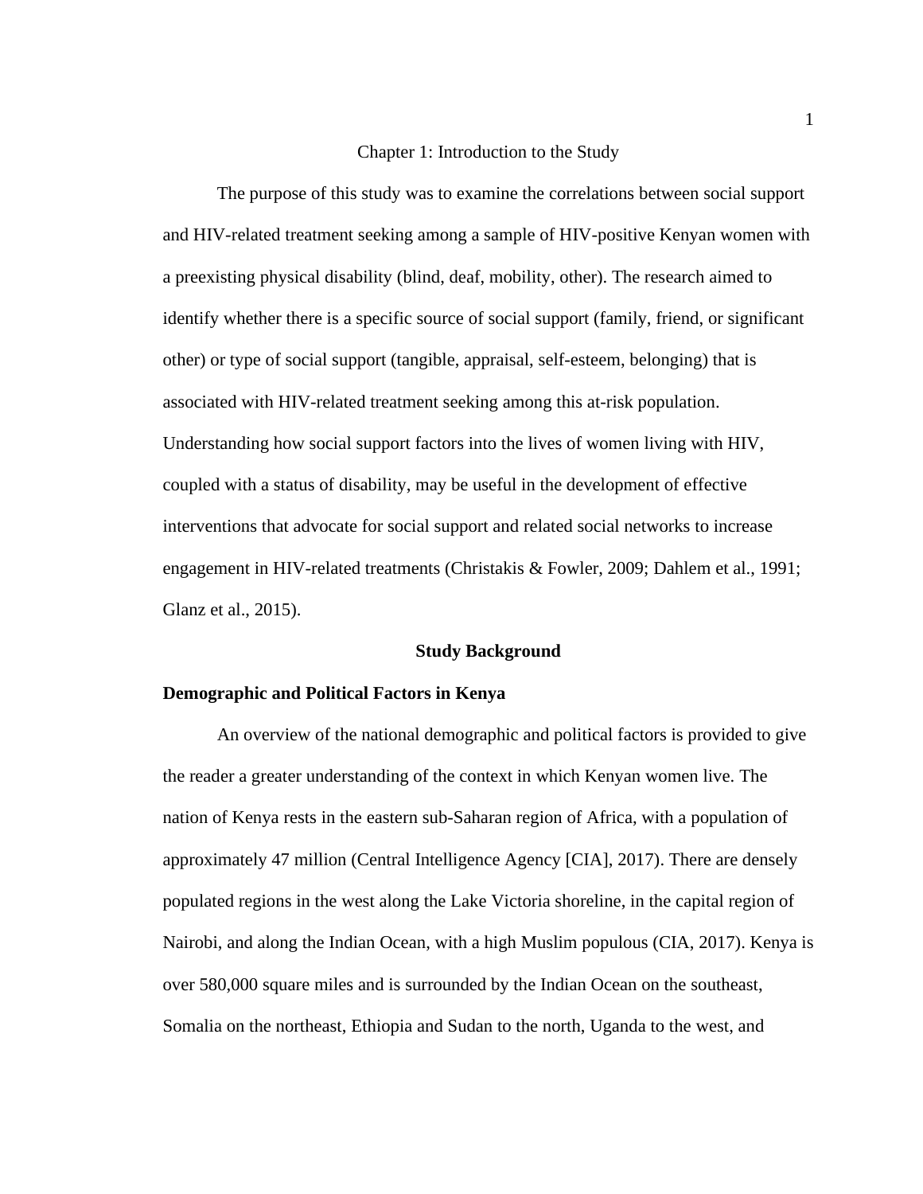# Chapter 1: Introduction to the Study

The purpose of this study was to examine the correlations between social support and HIV-related treatment seeking among a sample of HIV-positive Kenyan women with a preexisting physical disability (blind, deaf, mobility, other). The research aimed to identify whether there is a specific source of social support (family, friend, or significant other) or type of social support (tangible, appraisal, self-esteem, belonging) that is associated with HIV-related treatment seeking among this at-risk population. Understanding how social support factors into the lives of women living with HIV, coupled with a status of disability, may be useful in the development of effective interventions that advocate for social support and related social networks to increase engagement in HIV-related treatments (Christakis & Fowler, 2009; Dahlem et al., 1991; Glanz et al., 2015).

## Study Background

### Demographic and Political Factors in Kenya

An overview of the national demographic and political factors is provided to give the reader a greater understanding of the context in which Kenyan women live. The nation of Kenya rests in the eastern sub-Saharan region of Africa, with a population of approximately 47 million (Central Intelligence Agency [CIA], 2017). There are densely populated regions in the west along the Lake Victoria shoreline, in the capital region of Nairobi, and along the Indian Ocean, with a high Muslim populous (CIA, 2017). Kenya is over 580,000 square miles and is surrounded by the Indian Ocean on the southeast, Somalia on the northeast, Ethiopia and Sudan to the north, Uganda to the west, and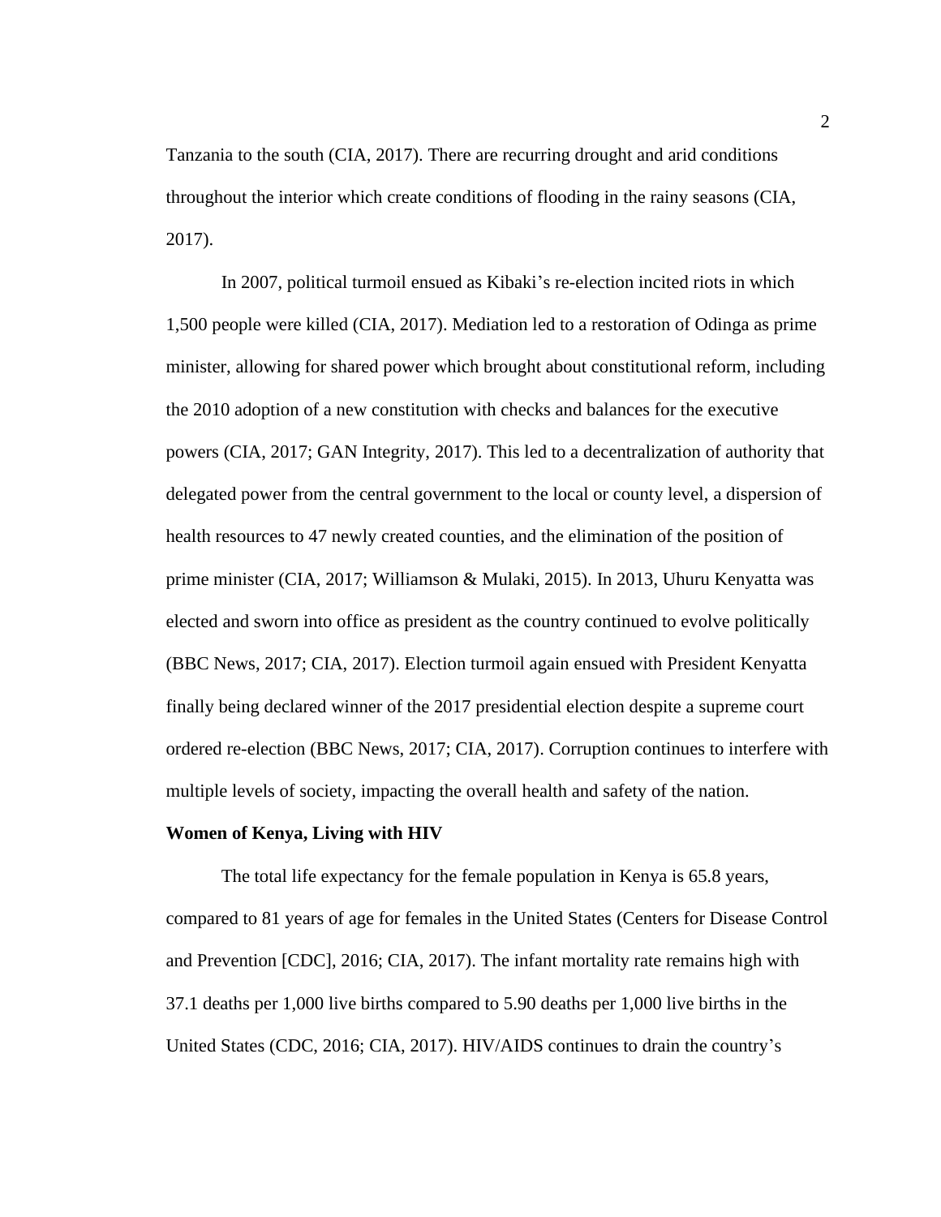Tanzania to the south (CIA, 2017). There are recurring drought and arid conditions throughout the interior which create conditions of flooding in the rainy seasons (CIA, 2017).

In 2007, political turmoil ensued as Kibaki's re-election incited riots in which 1,500 people were killed (CIA, 2017). Mediation led to a restoration of Odinga as prime minister, allowing for shared power which brought about constitutional reform, including the 2010 adoption of a new constitution with checks and balances for the executive powers (CIA, 2017; GAN Integrity, 2017). This led to a decentralization of authority that delegated power from the central government to the local or county level, a dispersion of health resources to 47 newly created counties, and the elimination of the position of prime minister (CIA, 2017; Williamson & Mulaki, 2015). In 2013, Uhuru Kenyatta was elected and sworn into office as president as the country continued to evolve politically (BBC News, 2017; CIA, 2017). Election turmoil again ensued with President Kenyatta finally being declared winner of the 2017 presidential election despite a supreme court ordered re-election (BBC News, 2017; CIA, 2017). Corruption continues to interfere with multiple levels of society, impacting the overall health and safety of the nation.

**Women of Kenya, Living with HIV**

The total life expectancy for the female population in Kenya is 65.8 years, compared to 81 years of age for females in the United States (Centers for Disease Control and Prevention [CDC], 2016; CIA, 2017). The infant mortality rate remains high with 37.1 deaths per 1,000 live births compared to 5.90 deaths per 1,000 live births in the United States (CDC, 2016; CIA, 2017). HIV/AIDS continues to drain the country's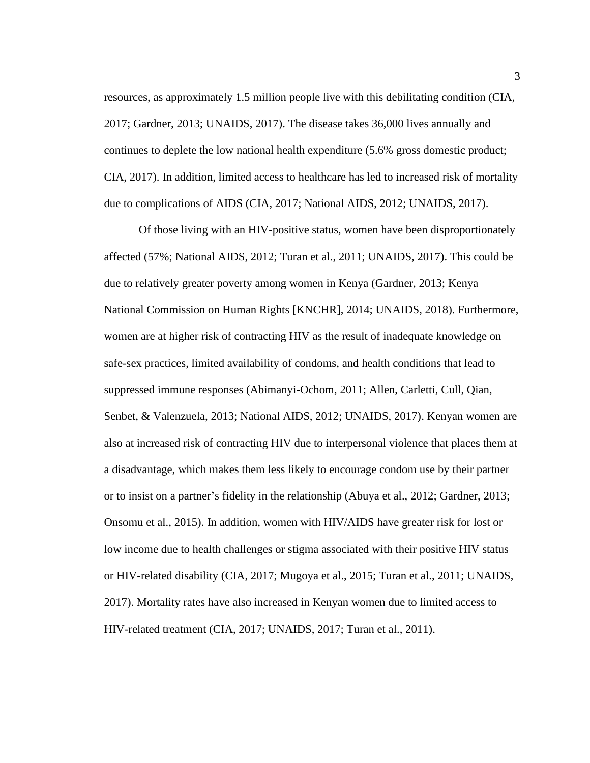resources, as approximately 1.5 million people live with this debilitating condition (CIA, 2017; Gardner, 2013; UNAIDS, 2017). The disease takes 36,000 lives annually and continues to deplete the low national health expenditure (5.6% gross domestic product; CIA, 2017). In addition, limited access to healthcare has led to increased risk of mortality due to complications of AIDS (CIA, 2017; National AIDS, 2012; UNAIDS, 2017).

Of those living with an HIV-positive status, women have been disproportionately affected (57%; National AIDS, 2012; Turan et al., 2011; UNAIDS, 2017). This could be due to relatively greater poverty among women in Kenya (Gardner, 2013; Kenya National Commission on Human Rights [KNCHR], 2014; UNAIDS, 2018). Furthermore, women are at higher risk of contracting HIV as the result of inadequate knowledge on safe-sex practices, limited availability of condoms, and health conditions that lead to suppressed immune responses (Abimanyi-Ochom, 2011; Allen, Carletti, Cull, Qian, Senbet, & Valenzuela, 2013; National AIDS, 2012; UNAIDS, 2017). Kenyan women are also at increased risk of contracting HIV due to interpersonal violence that places them at a disadvantage, which makes them less likely to encourage condom use by their partner or to insist on a partner's fidelity in the relationship (Abuya et al., 2012; Gardner, 2013; Onsomu et al., 2015). In addition, women with HIV/AIDS have greater risk for lost or low income due to health challenges or stigma associated with their positive HIV status or HIV-related disability (CIA, 2017; Mugoya et al., 2015; Turan et al., 2011; UNAIDS, 2017). Mortality rates have also increased in Kenyan women due to limited access to HIV-related treatment (CIA, 2017; UNAIDS, 2017; Turan et al., 2011).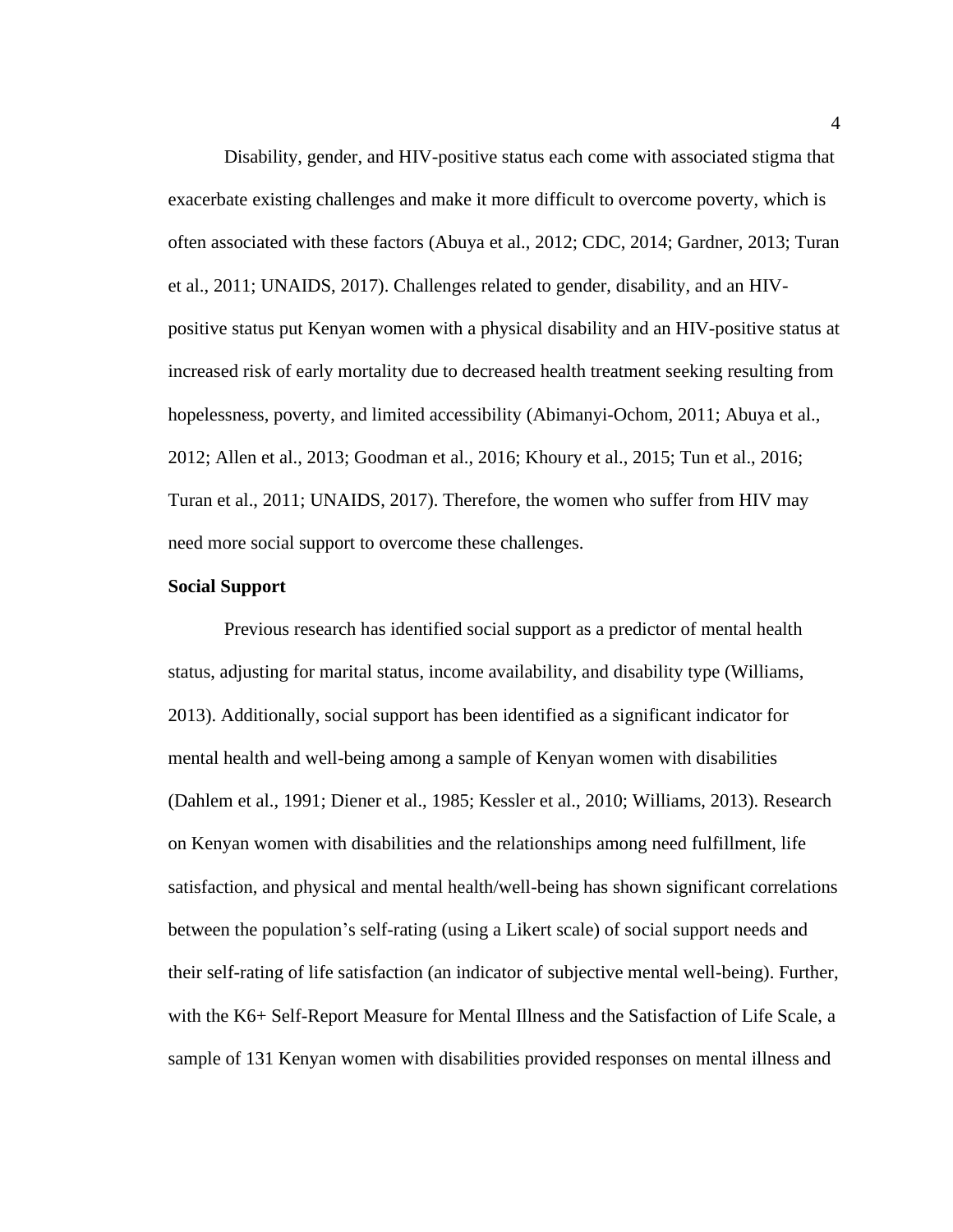Disability, gender, and HIV-positive status each come with associated stigma that exacerbate existing challenges and make it more difficult to overcome poverty, which is often associated with these factors (Abuya et al., 2012; CDC, 2014; Gardner, 2013; Turan et al., 2011; UNAIDS, 2017). Challenges related to gender, disability, and an HIV-positive status put Kenyan women with a physical disability and an HIV-positive status at increased risk of early mortality due to decreased health treatment seeking resulting from hopelessness, poverty, and limited accessibility (Abimanyi-Ochom, 2011; Abuya et al., 2012; Allen et al., 2013; Goodman et al., 2016; Khoury et al., 2015; Tun et al., 2016; Turan et al., 2011; UNAIDS, 2017). Therefore, the women who suffer from HIV may need more social support to overcome these challenges.

**Social Support**

Previous research has identified social support as a predictor of mental health status, adjusting for marital status, income availability, and disability type (Williams, 2013). Additionally, social support has been identified as a significant indicator for mental health and well-being among a sample of Kenyan women with disabilities (Dahlem et al., 1991; Diener et al., 1985; Kessler et al., 2010; Williams, 2013). Research on Kenyan women with disabilities and the relationships among need fulfillment, life satisfaction, and physical and mental health/well-being has shown significant correlations between the population's self-rating (using a Likert scale) of social support needs and their self-rating of life satisfaction (an indicator of subjective mental well-being). Further, with the K6+ Self-Report Measure for Mental Illness and the Satisfaction of Life Scale, a sample of 131 Kenyan women with disabilities provided responses on mental illness and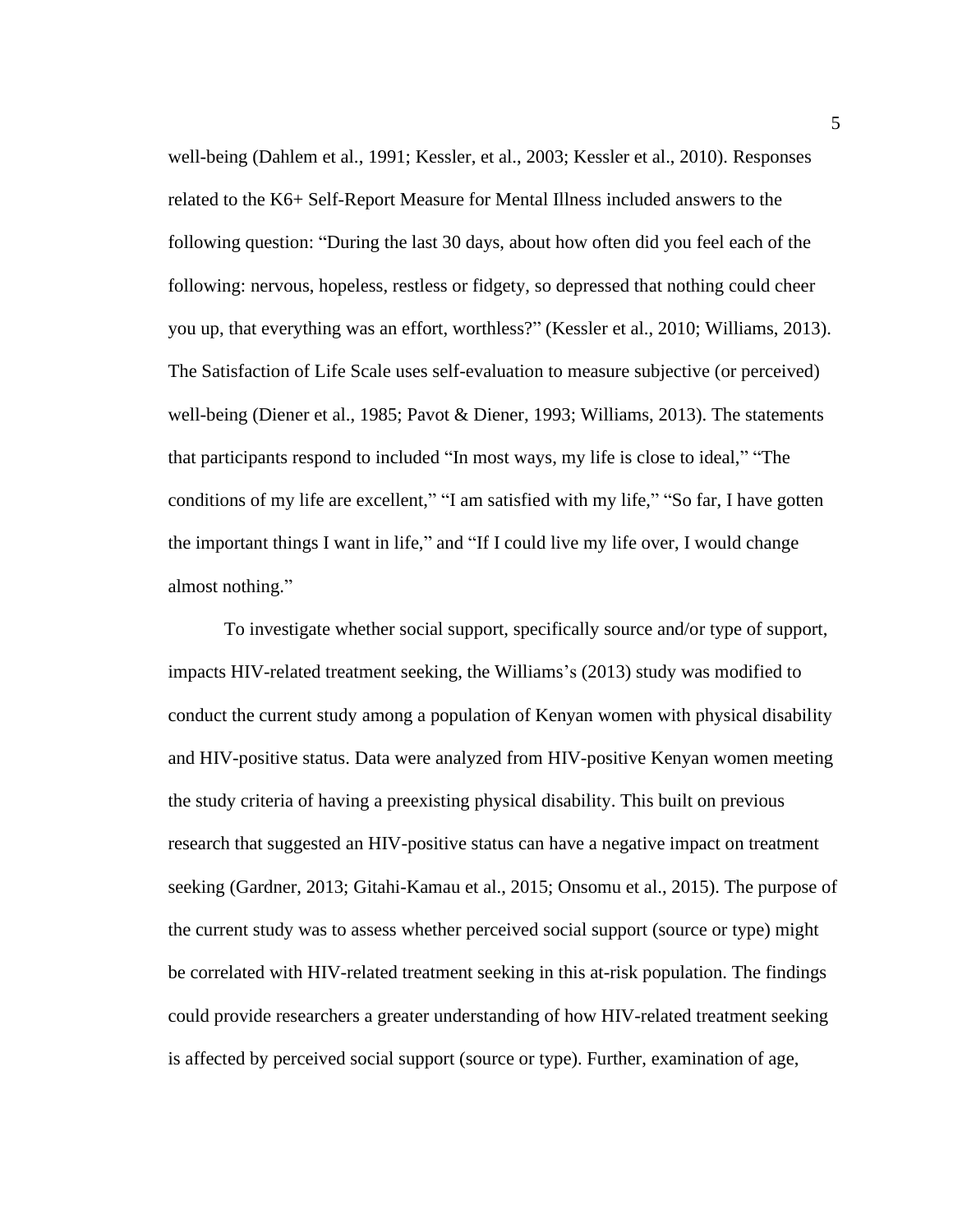well-being (Dahlem et al., 1991; Kessler, et al., 2003; Kessler et al., 2010). Responses related to the K6+ Self-Report Measure for Mental Illness included answers to the following question: "During the last 30 days, about how often did you feel each of the following: nervous, hopeless, restless or fidgety, so depressed that nothing could cheer you up, that everything was an effort, worthless?" (Kessler et al., 2010; Williams, 2013). The Satisfaction of Life Scale uses self-evaluation to measure subjective (or perceived) well-being (Diener et al., 1985; Pavot & Diener, 1993; Williams, 2013). The statements that participants respond to included "In most ways, my life is close to ideal," "The conditions of my life are excellent," "I am satisfied with my life," "So far, I have gotten the important things I want in life," and "If I could live my life over, I would change almost nothing."

To investigate whether social support, specifically source and/or type of support, impacts HIV-related treatment seeking, the Williams's (2013) study was modified to conduct the current study among a population of Kenyan women with physical disability and HIV-positive status. Data were analyzed from HIV-positive Kenyan women meeting the study criteria of having a preexisting physical disability. This built on previous research that suggested an HIV-positive status can have a negative impact on treatment seeking (Gardner, 2013; Gitahi-Kamau et al., 2015; Onsomu et al., 2015). The purpose of the current study was to assess whether perceived social support (source or type) might be correlated with HIV-related treatment seeking in this at-risk population. The findings could provide researchers a greater understanding of how HIV-related treatment seeking is affected by perceived social support (source or type). Further, examination of age,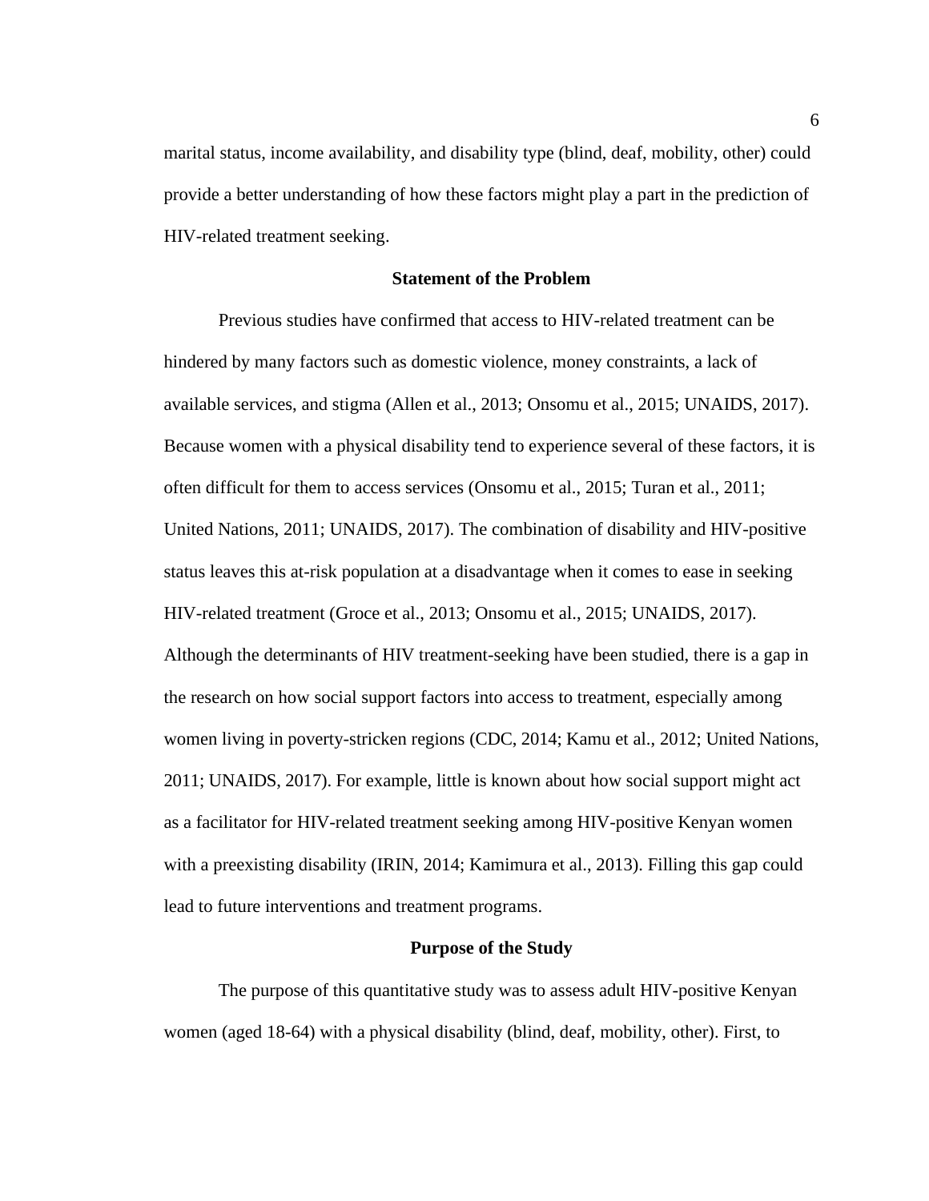marital status, income availability, and disability type (blind, deaf, mobility, other) could provide a better understanding of how these factors might play a part in the prediction of HIV-related treatment seeking.

## Statement of the Problem

Previous studies have confirmed that access to HIV-related treatment can be hindered by many factors such as domestic violence, money constraints, a lack of available services, and stigma (Allen et al., 2013; Onsomu et al., 2015; UNAIDS, 2017). Because women with a physical disability tend to experience several of these factors, it is often difficult for them to access services (Onsomu et al., 2015; Turan et al., 2011; United Nations, 2011; UNAIDS, 2017). The combination of disability and HIV-positive status leaves this at-risk population at a disadvantage when it comes to ease in seeking HIV-related treatment (Groce et al., 2013; Onsomu et al., 2015; UNAIDS, 2017). Although the determinants of HIV treatment-seeking have been studied, there is a gap in the research on how social support factors into access to treatment, especially among women living in poverty-stricken regions (CDC, 2014; Kamu et al., 2012; United Nations, 2011; UNAIDS, 2017). For example, little is known about how social support might act as a facilitator for HIV-related treatment seeking among HIV-positive Kenyan women with a preexisting disability (IRIN, 2014; Kamimura et al., 2013). Filling this gap could lead to future interventions and treatment programs.

## Purpose of the Study

The purpose of this quantitative study was to assess adult HIV-positive Kenyan women (aged 18-64) with a physical disability (blind, deaf, mobility, other). First, to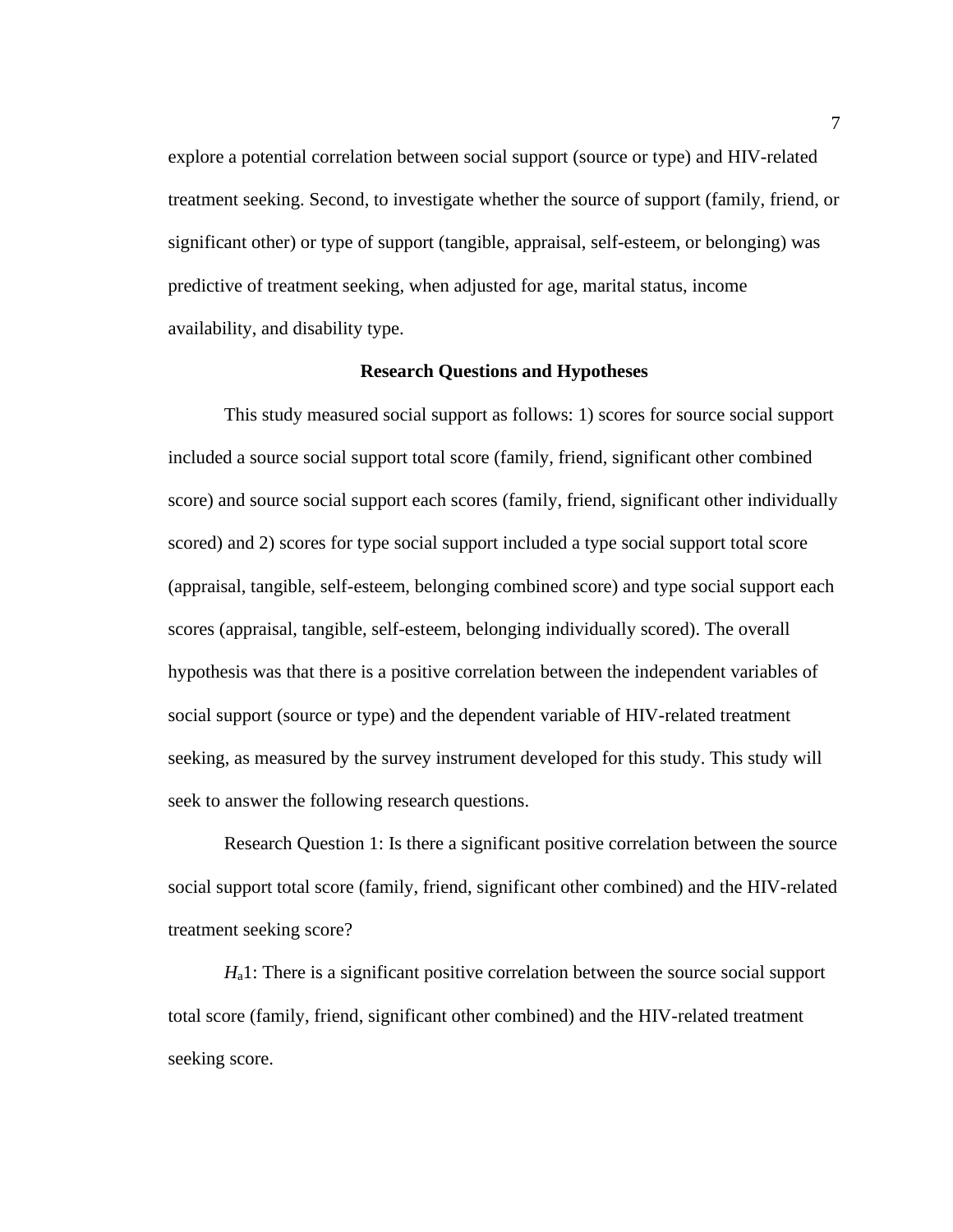explore a potential correlation between social support (source or type) and HIV-related treatment seeking. Second, to investigate whether the source of support (family, friend, or significant other) or type of support (tangible, appraisal, self-esteem, or belonging) was predictive of treatment seeking, when adjusted for age, marital status, income availability, and disability type.

## Research Questions and Hypotheses

This study measured social support as follows: 1) scores for source social support included a source social support total score (family, friend, significant other combined score) and source social support each scores (family, friend, significant other individually scored) and 2) scores for type social support included a type social support total score (appraisal, tangible, self-esteem, belonging combined score) and type social support each scores (appraisal, tangible, self-esteem, belonging individually scored). The overall hypothesis was that there is a positive correlation between the independent variables of social support (source or type) and the dependent variable of HIV-related treatment seeking, as measured by the survey instrument developed for this study. This study will seek to answer the following research questions.

Research Question 1: Is there a significant positive correlation between the source social support total score (family, friend, significant other combined) and the HIV-related treatment seeking score?

$H_a1$: There is a significant positive correlation between the source social support total score (family, friend, significant other combined) and the HIV-related treatment seeking score.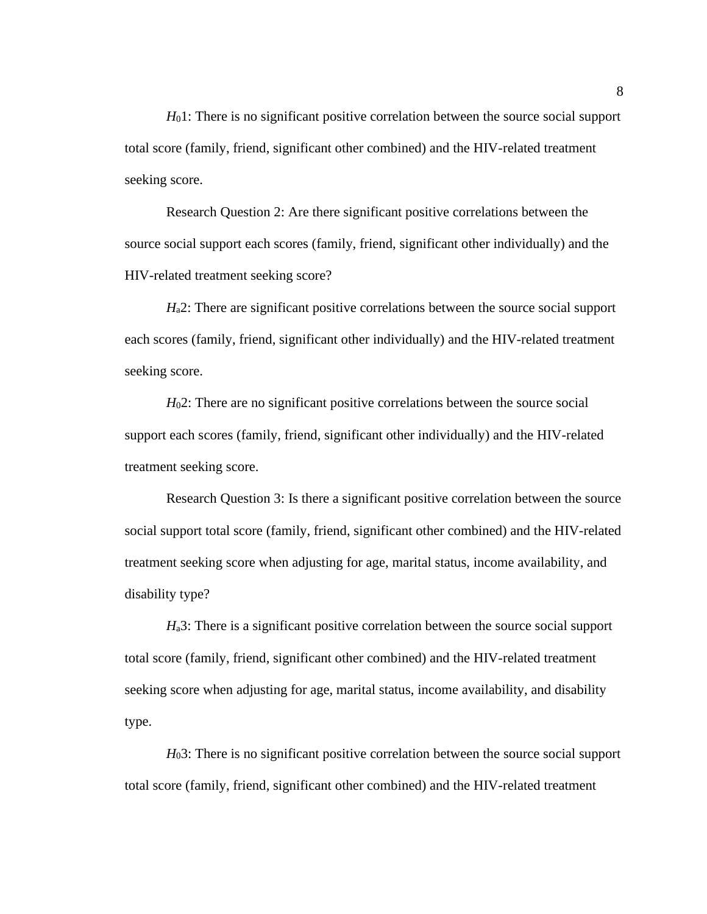$H_0$1: There is no significant positive correlation between the source social support total score (family, friend, significant other combined) and the HIV-related treatment seeking score.

Research Question 2: Are there significant positive correlations between the source social support each scores (family, friend, significant other individually) and the HIV-related treatment seeking score?

$H_a$2: There are significant positive correlations between the source social support each scores (family, friend, significant other individually) and the HIV-related treatment seeking score.

$H_0$2: There are no significant positive correlations between the source social support each scores (family, friend, significant other individually) and the HIV-related treatment seeking score.

Research Question 3: Is there a significant positive correlation between the source social support total score (family, friend, significant other combined) and the HIV-related treatment seeking score when adjusting for age, marital status, income availability, and disability type?

$H_a$3: There is a significant positive correlation between the source social support total score (family, friend, significant other combined) and the HIV-related treatment seeking score when adjusting for age, marital status, income availability, and disability type.

$H_0$3: There is no significant positive correlation between the source social support total score (family, friend, significant other combined) and the HIV-related treatment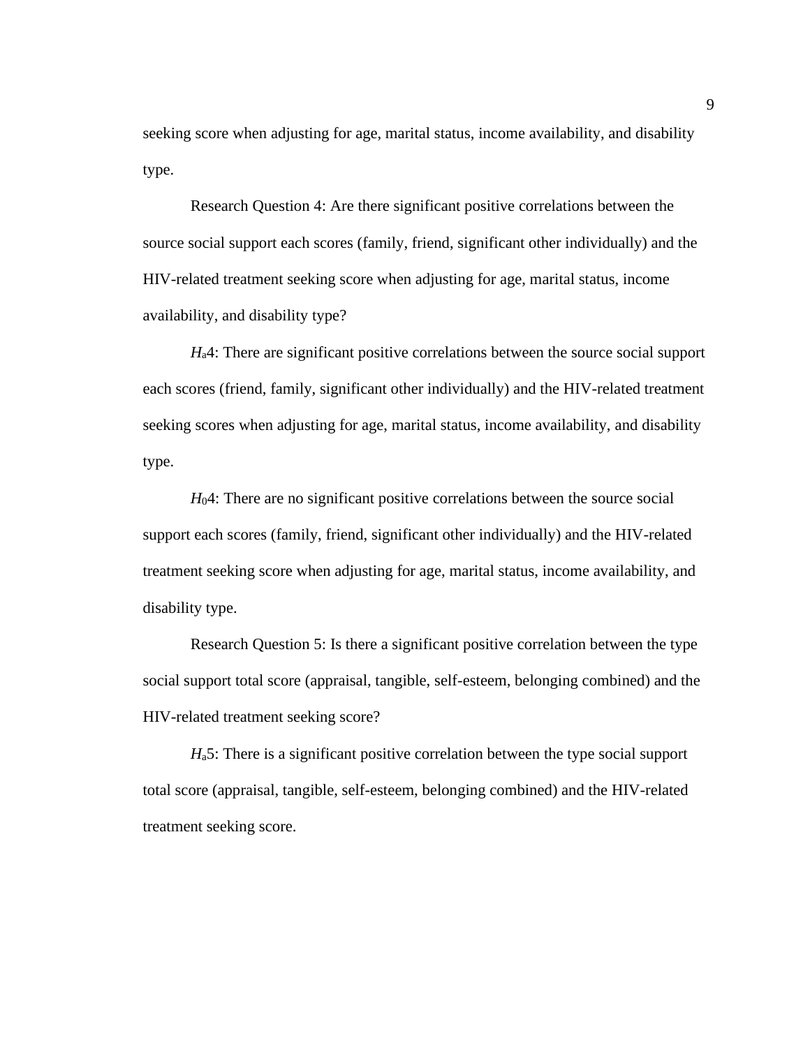seeking score when adjusting for age, marital status, income availability, and disability type.

Research Question 4: Are there significant positive correlations between the source social support each scores (family, friend, significant other individually) and the HIV-related treatment seeking score when adjusting for age, marital status, income availability, and disability type?

$H_a$4: There are significant positive correlations between the source social support each scores (friend, family, significant other individually) and the HIV-related treatment seeking scores when adjusting for age, marital status, income availability, and disability type.

$H_0$4: There are no significant positive correlations between the source social support each scores (family, friend, significant other individually) and the HIV-related treatment seeking score when adjusting for age, marital status, income availability, and disability type.

Research Question 5: Is there a significant positive correlation between the type social support total score (appraisal, tangible, self-esteem, belonging combined) and the HIV-related treatment seeking score?

$H_a$5: There is a significant positive correlation between the type social support total score (appraisal, tangible, self-esteem, belonging combined) and the HIV-related treatment seeking score.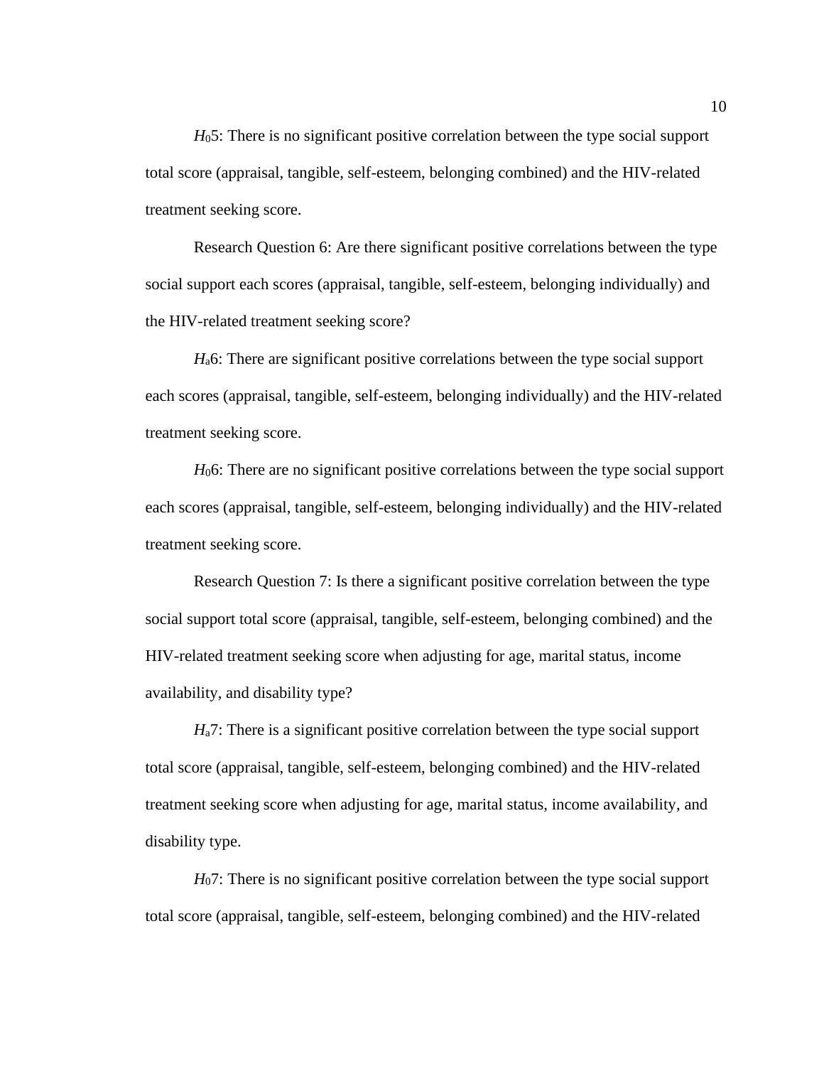$H_0$5: There is no significant positive correlation between the type social support total score (appraisal, tangible, self-esteem, belonging combined) and the HIV-related treatment seeking score.

Research Question 6: Are there significant positive correlations between the type social support each scores (appraisal, tangible, self-esteem, belonging individually) and the HIV-related treatment seeking score?

$H_a$6: There are significant positive correlations between the type social support each scores (appraisal, tangible, self-esteem, belonging individually) and the HIV-related treatment seeking score.

$H_0$6: There are no significant positive correlations between the type social support each scores (appraisal, tangible, self-esteem, belonging individually) and the HIV-related treatment seeking score.

Research Question 7: Is there a significant positive correlation between the type social support total score (appraisal, tangible, self-esteem, belonging combined) and the HIV-related treatment seeking score when adjusting for age, marital status, income availability, and disability type?

$H_a$7: There is a significant positive correlation between the type social support total score (appraisal, tangible, self-esteem, belonging combined) and the HIV-related treatment seeking score when adjusting for age, marital status, income availability, and disability type.

$H_0$7: There is no significant positive correlation between the type social support total score (appraisal, tangible, self-esteem, belonging combined) and the HIV-related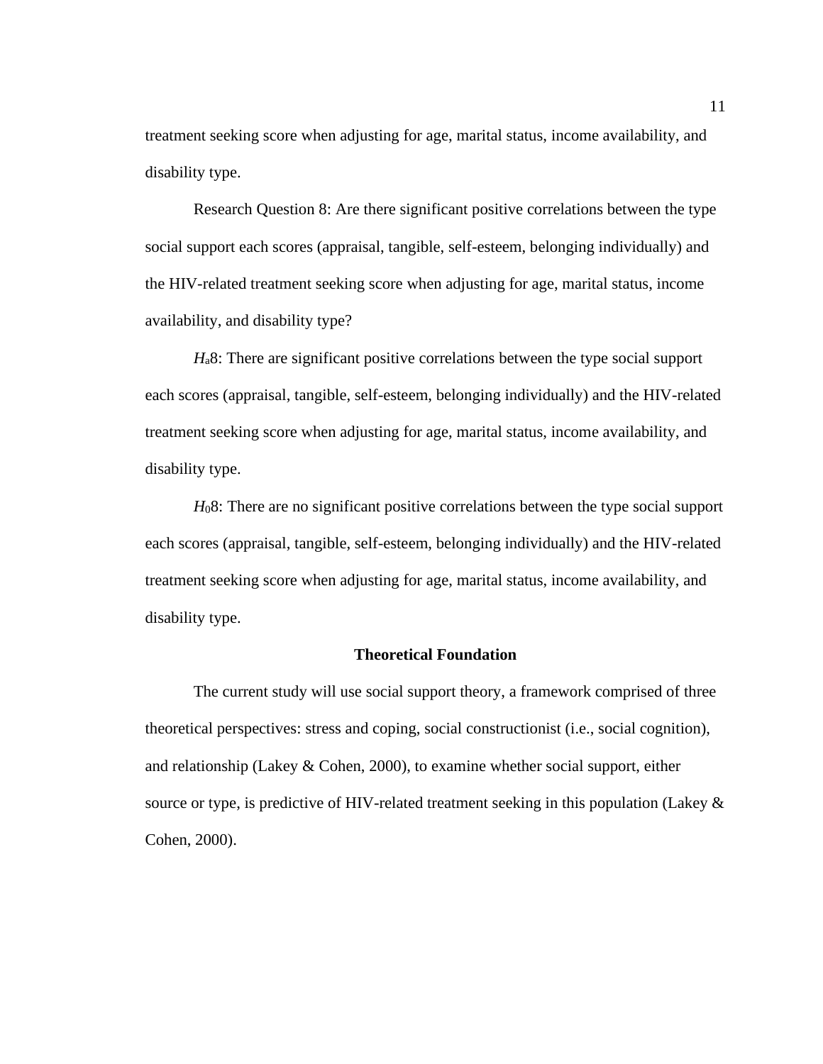treatment seeking score when adjusting for age, marital status, income availability, and disability type.

Research Question 8: Are there significant positive correlations between the type social support each scores (appraisal, tangible, self-esteem, belonging individually) and the HIV-related treatment seeking score when adjusting for age, marital status, income availability, and disability type?

$H_a8$: There are significant positive correlations between the type social support each scores (appraisal, tangible, self-esteem, belonging individually) and the HIV-related treatment seeking score when adjusting for age, marital status, income availability, and disability type.

$H_08$: There are no significant positive correlations between the type social support each scores (appraisal, tangible, self-esteem, belonging individually) and the HIV-related treatment seeking score when adjusting for age, marital status, income availability, and disability type.

## Theoretical Foundation

The current study will use social support theory, a framework comprised of three theoretical perspectives: stress and coping, social constructionist (i.e., social cognition), and relationship (Lakey & Cohen, 2000), to examine whether social support, either source or type, is predictive of HIV-related treatment seeking in this population (Lakey & Cohen, 2000).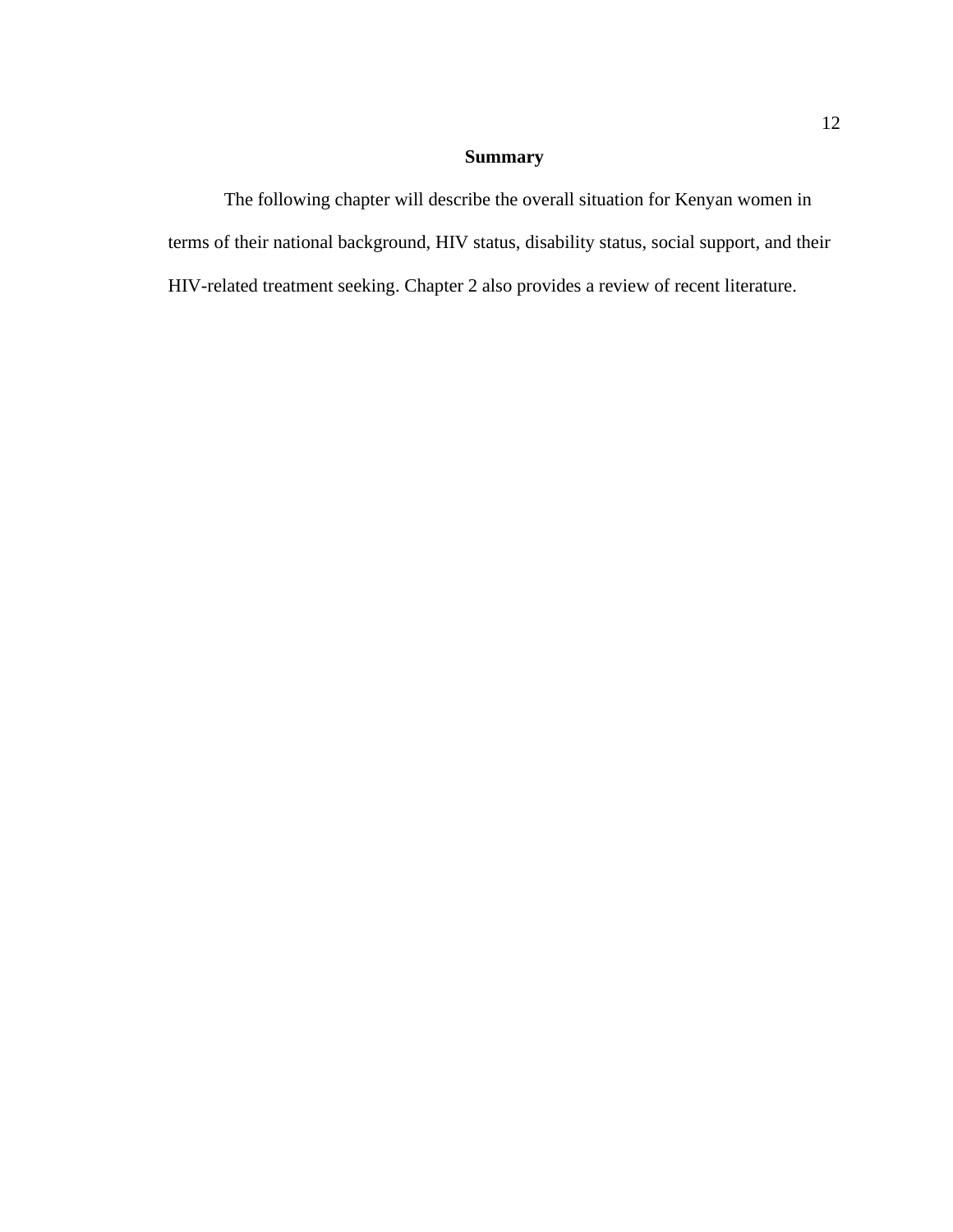## Summary

The following chapter will describe the overall situation for Kenyan women in terms of their national background, HIV status, disability status, social support, and their HIV-related treatment seeking. Chapter 2 also provides a review of recent literature.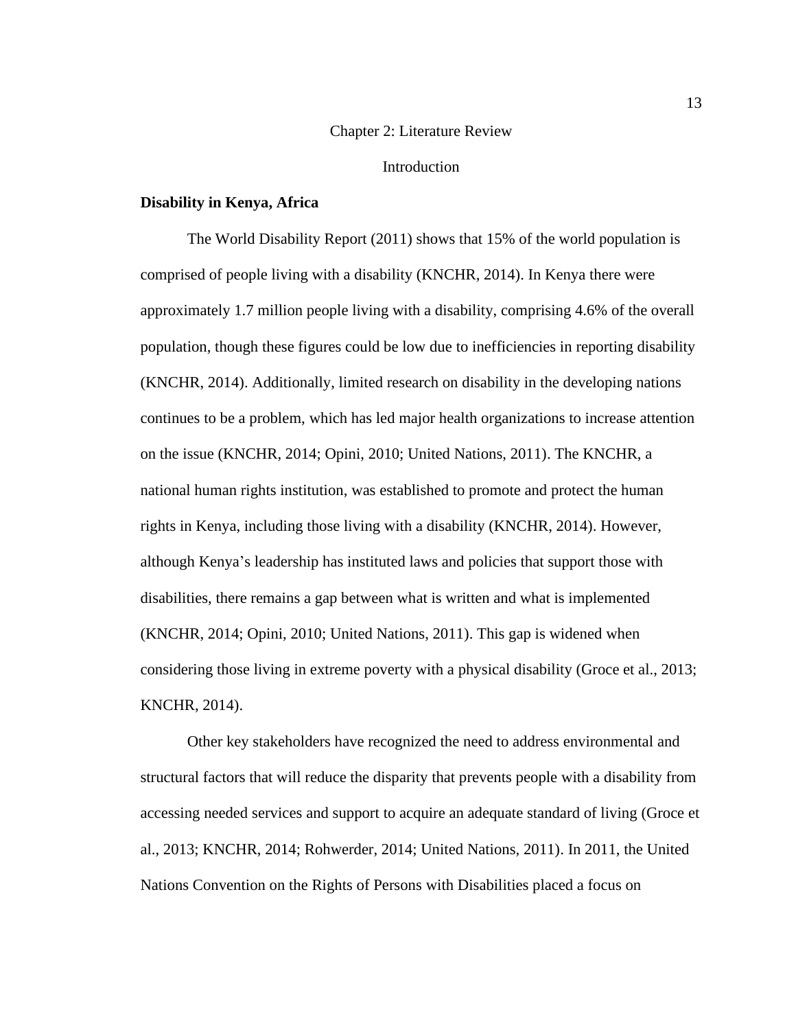# Chapter 2: Literature Review

## Introduction

### Disability in Kenya, Africa

The World Disability Report (2011) shows that 15% of the world population is comprised of people living with a disability (KNCHR, 2014). In Kenya there were approximately 1.7 million people living with a disability, comprising 4.6% of the overall population, though these figures could be low due to inefficiencies in reporting disability (KNCHR, 2014). Additionally, limited research on disability in the developing nations continues to be a problem, which has led major health organizations to increase attention on the issue (KNCHR, 2014; Opini, 2010; United Nations, 2011). The KNCHR, a national human rights institution, was established to promote and protect the human rights in Kenya, including those living with a disability (KNCHR, 2014). However, although Kenya's leadership has instituted laws and policies that support those with disabilities, there remains a gap between what is written and what is implemented (KNCHR, 2014; Opini, 2010; United Nations, 2011). This gap is widened when considering those living in extreme poverty with a physical disability (Groce et al., 2013; KNCHR, 2014).

Other key stakeholders have recognized the need to address environmental and structural factors that will reduce the disparity that prevents people with a disability from accessing needed services and support to acquire an adequate standard of living (Groce et al., 2013; KNCHR, 2014; Rohwerder, 2014; United Nations, 2011). In 2011, the United Nations Convention on the Rights of Persons with Disabilities placed a focus on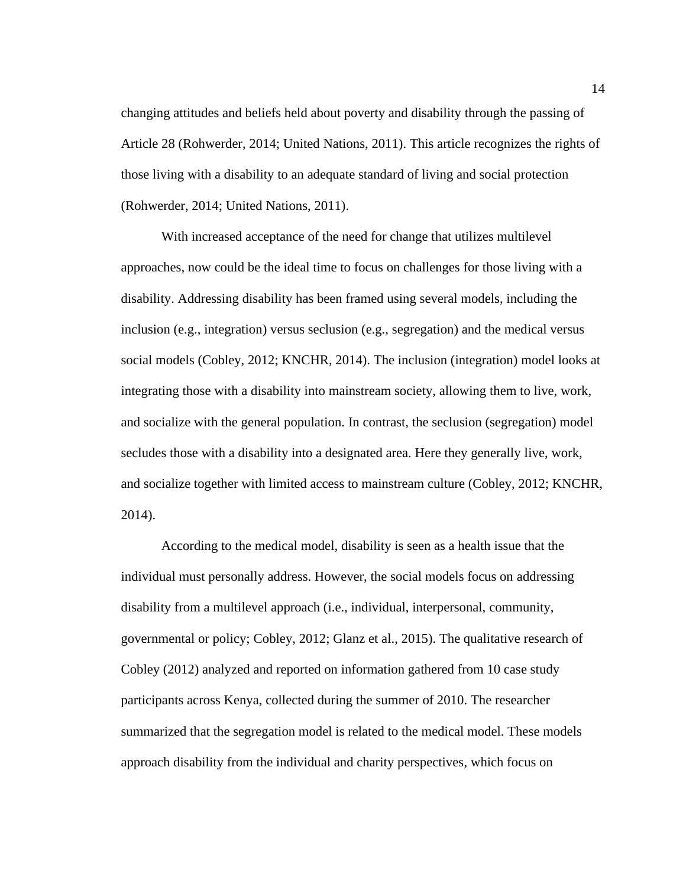changing attitudes and beliefs held about poverty and disability through the passing of Article 28 (Rohwerder, 2014; United Nations, 2011). This article recognizes the rights of those living with a disability to an adequate standard of living and social protection (Rohwerder, 2014; United Nations, 2011).

With increased acceptance of the need for change that utilizes multilevel approaches, now could be the ideal time to focus on challenges for those living with a disability. Addressing disability has been framed using several models, including the inclusion (e.g., integration) versus seclusion (e.g., segregation) and the medical versus social models (Cobley, 2012; KNCHR, 2014). The inclusion (integration) model looks at integrating those with a disability into mainstream society, allowing them to live, work, and socialize with the general population. In contrast, the seclusion (segregation) model secludes those with a disability into a designated area. Here they generally live, work, and socialize together with limited access to mainstream culture (Cobley, 2012; KNCHR, 2014).

According to the medical model, disability is seen as a health issue that the individual must personally address. However, the social models focus on addressing disability from a multilevel approach (i.e., individual, interpersonal, community, governmental or policy; Cobley, 2012; Glanz et al., 2015). The qualitative research of Cobley (2012) analyzed and reported on information gathered from 10 case study participants across Kenya, collected during the summer of 2010. The researcher summarized that the segregation model is related to the medical model. These models approach disability from the individual and charity perspectives, which focus on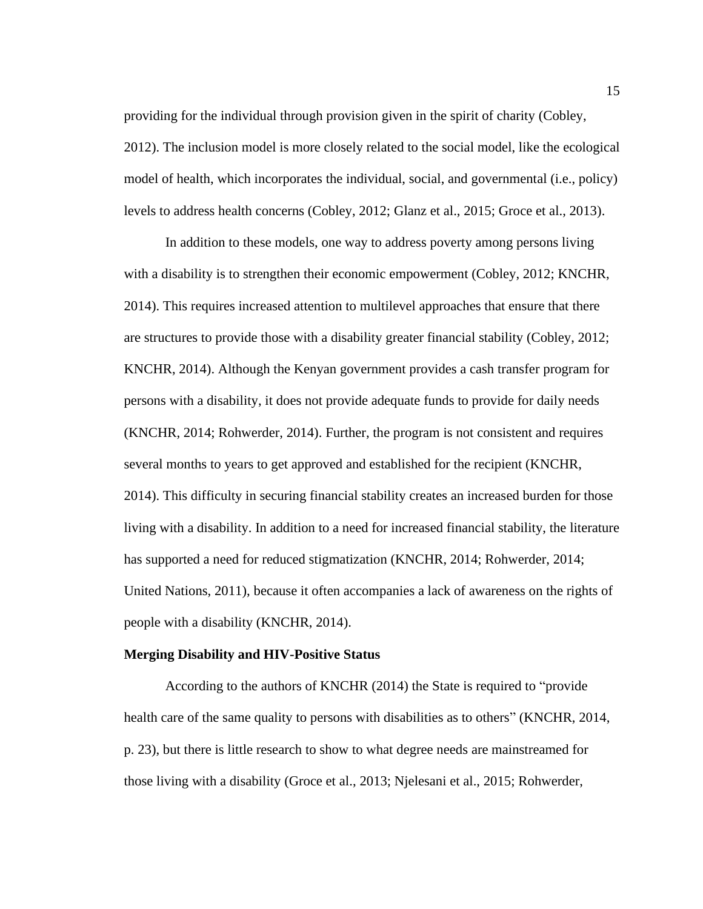providing for the individual through provision given in the spirit of charity (Cobley, 2012). The inclusion model is more closely related to the social model, like the ecological model of health, which incorporates the individual, social, and governmental (i.e., policy) levels to address health concerns (Cobley, 2012; Glanz et al., 2015; Groce et al., 2013).

In addition to these models, one way to address poverty among persons living with a disability is to strengthen their economic empowerment (Cobley, 2012; KNCHR, 2014). This requires increased attention to multilevel approaches that ensure that there are structures to provide those with a disability greater financial stability (Cobley, 2012; KNCHR, 2014). Although the Kenyan government provides a cash transfer program for persons with a disability, it does not provide adequate funds to provide for daily needs (KNCHR, 2014; Rohwerder, 2014). Further, the program is not consistent and requires several months to years to get approved and established for the recipient (KNCHR, 2014). This difficulty in securing financial stability creates an increased burden for those living with a disability. In addition to a need for increased financial stability, the literature has supported a need for reduced stigmatization (KNCHR, 2014; Rohwerder, 2014; United Nations, 2011), because it often accompanies a lack of awareness on the rights of people with a disability (KNCHR, 2014).

### Merging Disability and HIV-Positive Status

According to the authors of KNCHR (2014) the State is required to "provide health care of the same quality to persons with disabilities as to others" (KNCHR, 2014, p. 23), but there is little research to show to what degree needs are mainstreamed for those living with a disability (Groce et al., 2013; Njelesani et al., 2015; Rohwerder,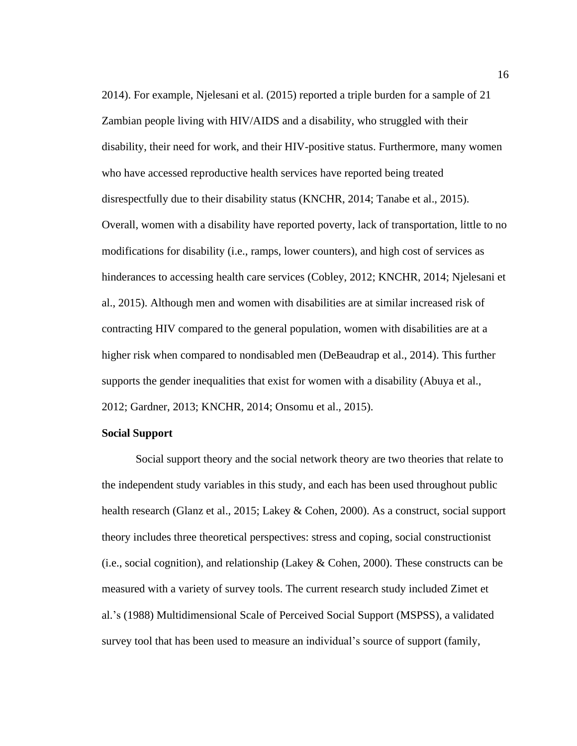2014). For example, Njelesani et al. (2015) reported a triple burden for a sample of 21 Zambian people living with HIV/AIDS and a disability, who struggled with their disability, their need for work, and their HIV-positive status. Furthermore, many women who have accessed reproductive health services have reported being treated disrespectfully due to their disability status (KNCHR, 2014; Tanabe et al., 2015). Overall, women with a disability have reported poverty, lack of transportation, little to no modifications for disability (i.e., ramps, lower counters), and high cost of services as hinderances to accessing health care services (Cobley, 2012; KNCHR, 2014; Njelesani et al., 2015). Although men and women with disabilities are at similar increased risk of contracting HIV compared to the general population, women with disabilities are at a higher risk when compared to nondisabled men (DeBeaudrap et al., 2014). This further supports the gender inequalities that exist for women with a disability (Abuya et al., 2012; Gardner, 2013; KNCHR, 2014; Onsomu et al., 2015).

**Social Support**

Social support theory and the social network theory are two theories that relate to the independent study variables in this study, and each has been used throughout public health research (Glanz et al., 2015; Lakey & Cohen, 2000). As a construct, social support theory includes three theoretical perspectives: stress and coping, social constructionist (i.e., social cognition), and relationship (Lakey & Cohen, 2000). These constructs can be measured with a variety of survey tools. The current research study included Zimet et al.'s (1988) Multidimensional Scale of Perceived Social Support (MSPSS), a validated survey tool that has been used to measure an individual's source of support (family,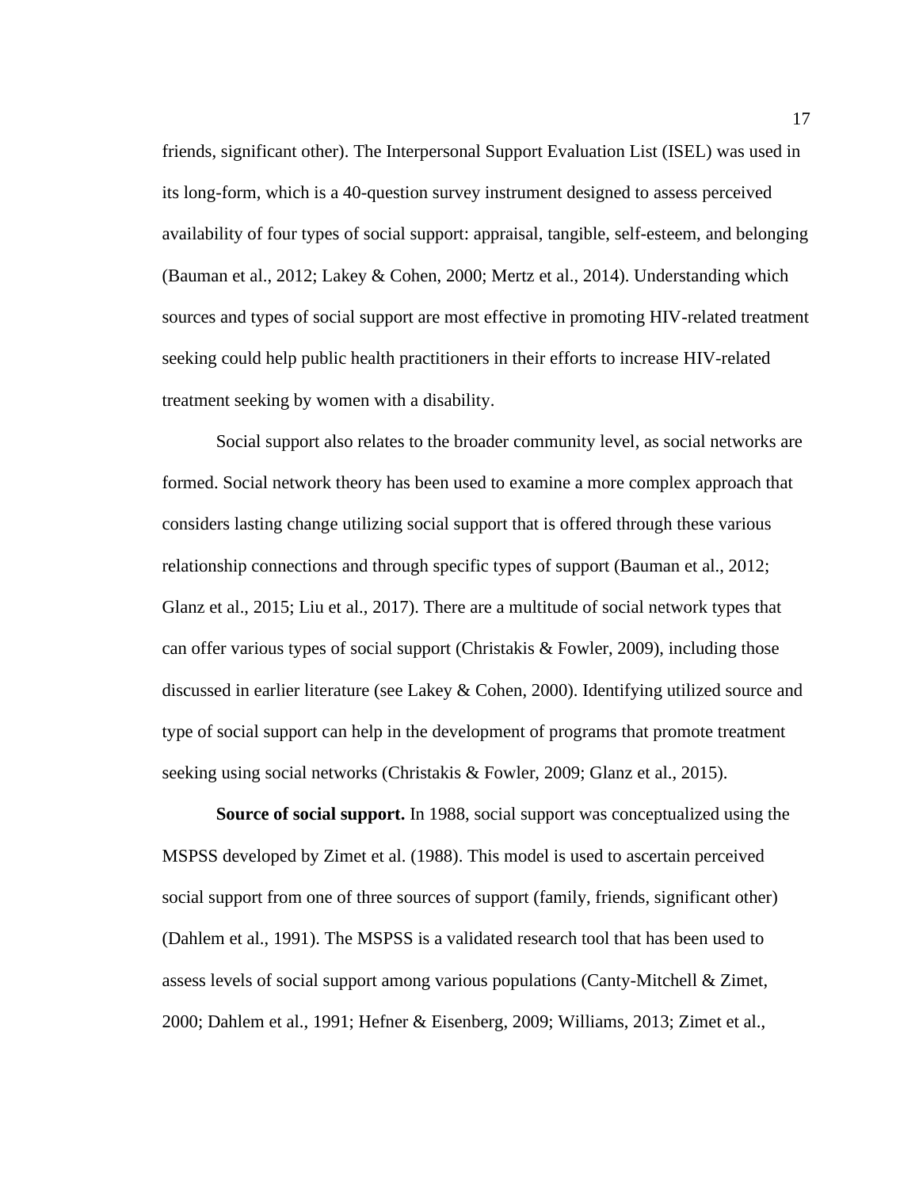friends, significant other). The Interpersonal Support Evaluation List (ISEL) was used in its long-form, which is a 40-question survey instrument designed to assess perceived availability of four types of social support: appraisal, tangible, self-esteem, and belonging (Bauman et al., 2012; Lakey & Cohen, 2000; Mertz et al., 2014). Understanding which sources and types of social support are most effective in promoting HIV-related treatment seeking could help public health practitioners in their efforts to increase HIV-related treatment seeking by women with a disability.

Social support also relates to the broader community level, as social networks are formed. Social network theory has been used to examine a more complex approach that considers lasting change utilizing social support that is offered through these various relationship connections and through specific types of support (Bauman et al., 2012; Glanz et al., 2015; Liu et al., 2017). There are a multitude of social network types that can offer various types of social support (Christakis & Fowler, 2009), including those discussed in earlier literature (see Lakey & Cohen, 2000). Identifying utilized source and type of social support can help in the development of programs that promote treatment seeking using social networks (Christakis & Fowler, 2009; Glanz et al., 2015).

**Source of social support.** In 1988, social support was conceptualized using the MSPSS developed by Zimet et al. (1988). This model is used to ascertain perceived social support from one of three sources of support (family, friends, significant other) (Dahlem et al., 1991). The MSPSS is a validated research tool that has been used to assess levels of social support among various populations (Canty-Mitchell & Zimet, 2000; Dahlem et al., 1991; Hefner & Eisenberg, 2009; Williams, 2013; Zimet et al.,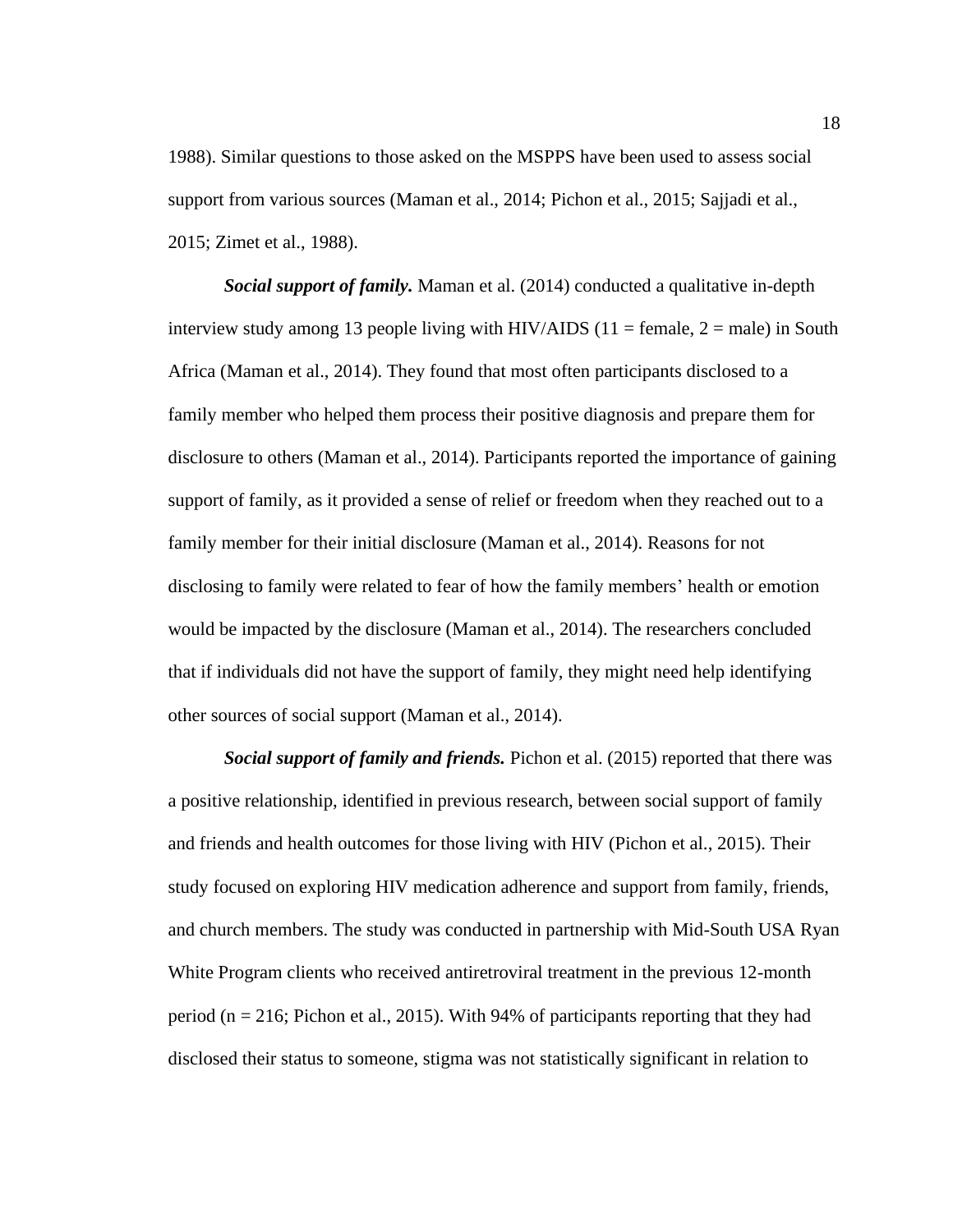1988). Similar questions to those asked on the MSPPS have been used to assess social support from various sources (Maman et al., 2014; Pichon et al., 2015; Sajjadi et al., 2015; Zimet et al., 1988).

***Social support of family.*** Maman et al. (2014) conducted a qualitative in-depth interview study among 13 people living with HIV/AIDS (11 = female, 2 = male) in South Africa (Maman et al., 2014). They found that most often participants disclosed to a family member who helped them process their positive diagnosis and prepare them for disclosure to others (Maman et al., 2014). Participants reported the importance of gaining support of family, as it provided a sense of relief or freedom when they reached out to a family member for their initial disclosure (Maman et al., 2014). Reasons for not disclosing to family were related to fear of how the family members' health or emotion would be impacted by the disclosure (Maman et al., 2014). The researchers concluded that if individuals did not have the support of family, they might need help identifying other sources of social support (Maman et al., 2014).

***Social support of family and friends.*** Pichon et al. (2015) reported that there was a positive relationship, identified in previous research, between social support of family and friends and health outcomes for those living with HIV (Pichon et al., 2015). Their study focused on exploring HIV medication adherence and support from family, friends, and church members. The study was conducted in partnership with Mid-South USA Ryan White Program clients who received antiretroviral treatment in the previous 12-month period (n = 216; Pichon et al., 2015). With 94% of participants reporting that they had disclosed their status to someone, stigma was not statistically significant in relation to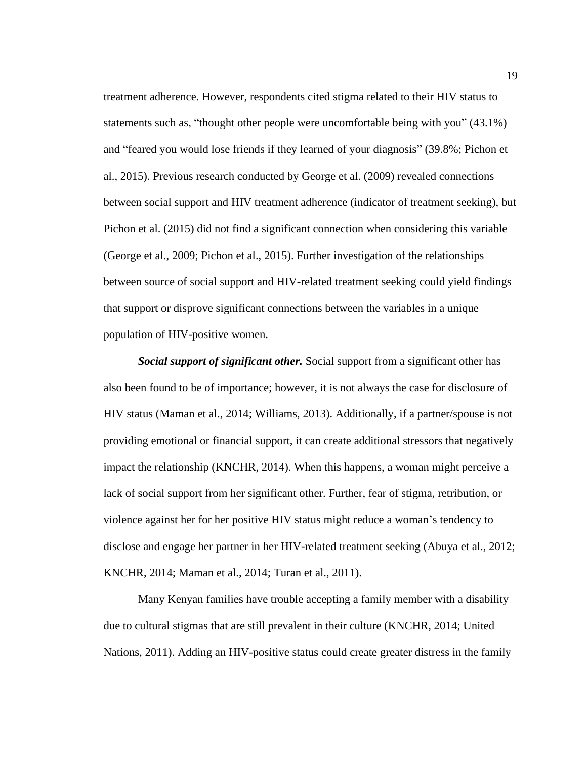treatment adherence. However, respondents cited stigma related to their HIV status to statements such as, “thought other people were uncomfortable being with you” (43.1%) and “feared you would lose friends if they learned of your diagnosis” (39.8%; Pichon et al., 2015). Previous research conducted by George et al. (2009) revealed connections between social support and HIV treatment adherence (indicator of treatment seeking), but Pichon et al. (2015) did not find a significant connection when considering this variable (George et al., 2009; Pichon et al., 2015). Further investigation of the relationships between source of social support and HIV-related treatment seeking could yield findings that support or disprove significant connections between the variables in a unique population of HIV-positive women.

***Social support of significant other.*** Social support from a significant other has also been found to be of importance; however, it is not always the case for disclosure of HIV status (Maman et al., 2014; Williams, 2013). Additionally, if a partner/spouse is not providing emotional or financial support, it can create additional stressors that negatively impact the relationship (KNCHR, 2014). When this happens, a woman might perceive a lack of social support from her significant other. Further, fear of stigma, retribution, or violence against her for her positive HIV status might reduce a woman’s tendency to disclose and engage her partner in her HIV-related treatment seeking (Abuya et al., 2012; KNCHR, 2014; Maman et al., 2014; Turan et al., 2011).

Many Kenyan families have trouble accepting a family member with a disability due to cultural stigmas that are still prevalent in their culture (KNCHR, 2014; United Nations, 2011). Adding an HIV-positive status could create greater distress in the family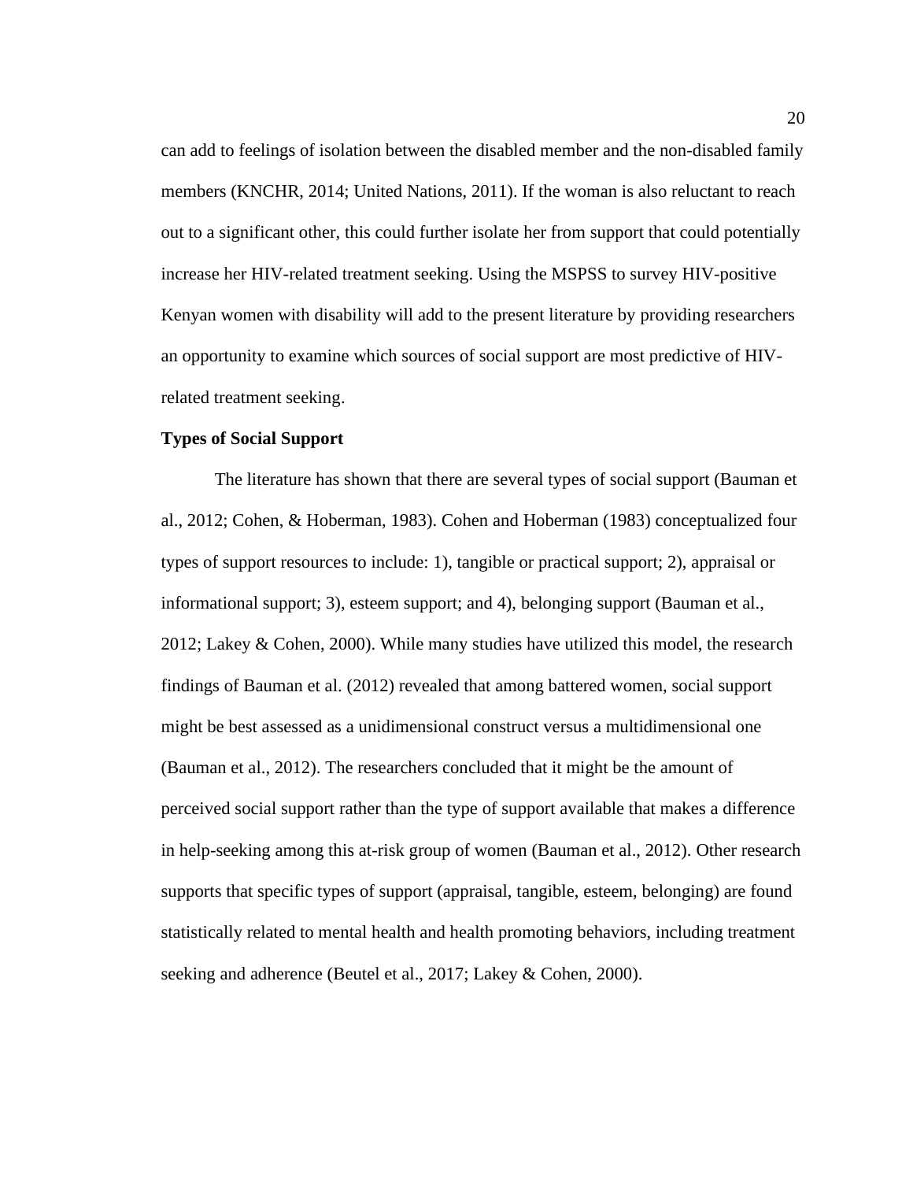can add to feelings of isolation between the disabled member and the non-disabled family members (KNCHR, 2014; United Nations, 2011). If the woman is also reluctant to reach out to a significant other, this could further isolate her from support that could potentially increase her HIV-related treatment seeking. Using the MSPSS to survey HIV-positive Kenyan women with disability will add to the present literature by providing researchers an opportunity to examine which sources of social support are most predictive of HIV-related treatment seeking.

**Types of Social Support**

The literature has shown that there are several types of social support (Bauman et al., 2012; Cohen, & Hoberman, 1983). Cohen and Hoberman (1983) conceptualized four types of support resources to include: 1), tangible or practical support; 2), appraisal or informational support; 3), esteem support; and 4), belonging support (Bauman et al., 2012; Lakey & Cohen, 2000). While many studies have utilized this model, the research findings of Bauman et al. (2012) revealed that among battered women, social support might be best assessed as a unidimensional construct versus a multidimensional one (Bauman et al., 2012). The researchers concluded that it might be the amount of perceived social support rather than the type of support available that makes a difference in help-seeking among this at-risk group of women (Bauman et al., 2012). Other research supports that specific types of support (appraisal, tangible, esteem, belonging) are found statistically related to mental health and health promoting behaviors, including treatment seeking and adherence (Beutel et al., 2017; Lakey & Cohen, 2000).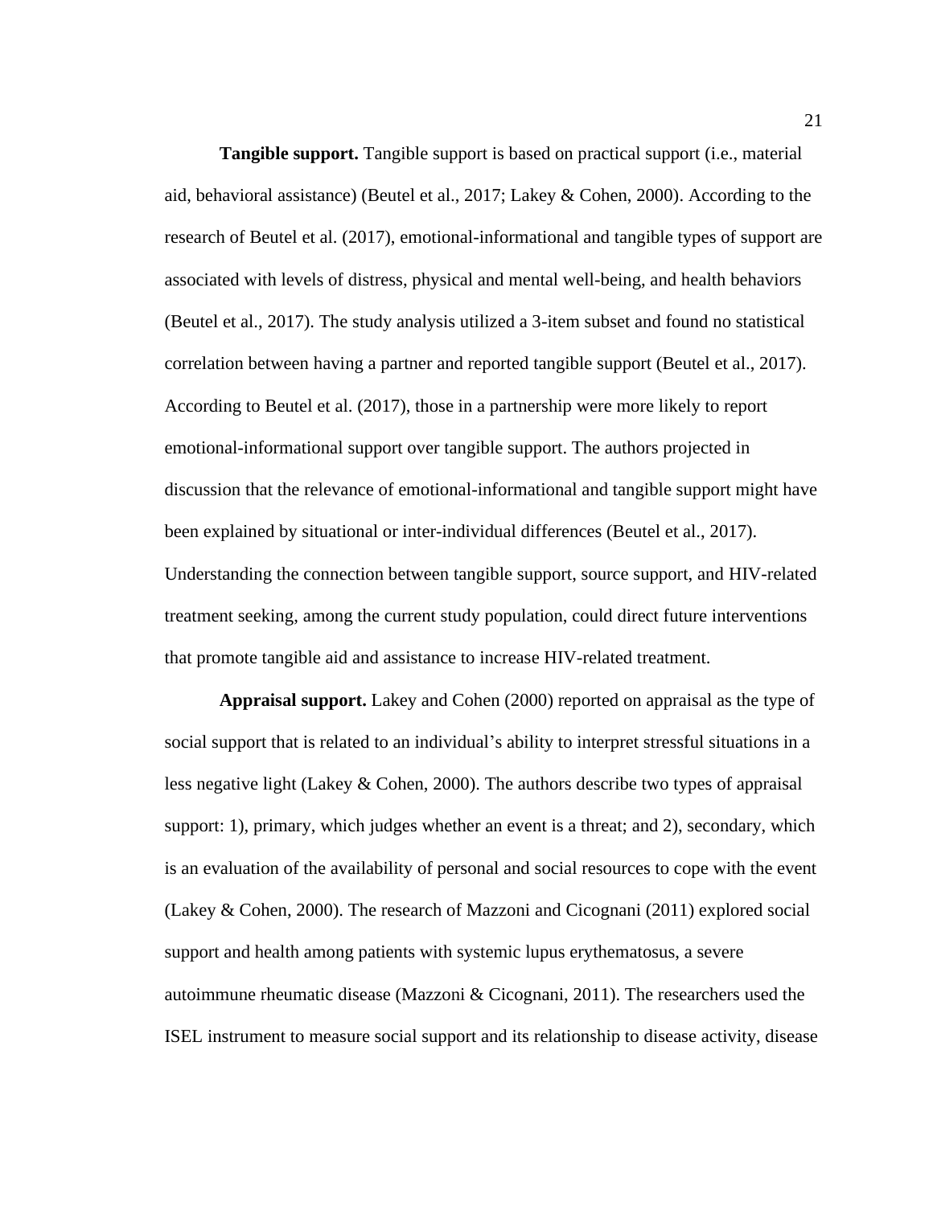**Tangible support.** Tangible support is based on practical support (i.e., material aid, behavioral assistance) (Beutel et al., 2017; Lakey & Cohen, 2000). According to the research of Beutel et al. (2017), emotional-informational and tangible types of support are associated with levels of distress, physical and mental well-being, and health behaviors (Beutel et al., 2017). The study analysis utilized a 3-item subset and found no statistical correlation between having a partner and reported tangible support (Beutel et al., 2017). According to Beutel et al. (2017), those in a partnership were more likely to report emotional-informational support over tangible support. The authors projected in discussion that the relevance of emotional-informational and tangible support might have been explained by situational or inter-individual differences (Beutel et al., 2017). Understanding the connection between tangible support, source support, and HIV-related treatment seeking, among the current study population, could direct future interventions that promote tangible aid and assistance to increase HIV-related treatment.

**Appraisal support.** Lakey and Cohen (2000) reported on appraisal as the type of social support that is related to an individual's ability to interpret stressful situations in a less negative light (Lakey & Cohen, 2000). The authors describe two types of appraisal support: 1), primary, which judges whether an event is a threat; and 2), secondary, which is an evaluation of the availability of personal and social resources to cope with the event (Lakey & Cohen, 2000). The research of Mazzoni and Cicognani (2011) explored social support and health among patients with systemic lupus erythematosus, a severe autoimmune rheumatic disease (Mazzoni & Cicognani, 2011). The researchers used the ISEL instrument to measure social support and its relationship to disease activity, disease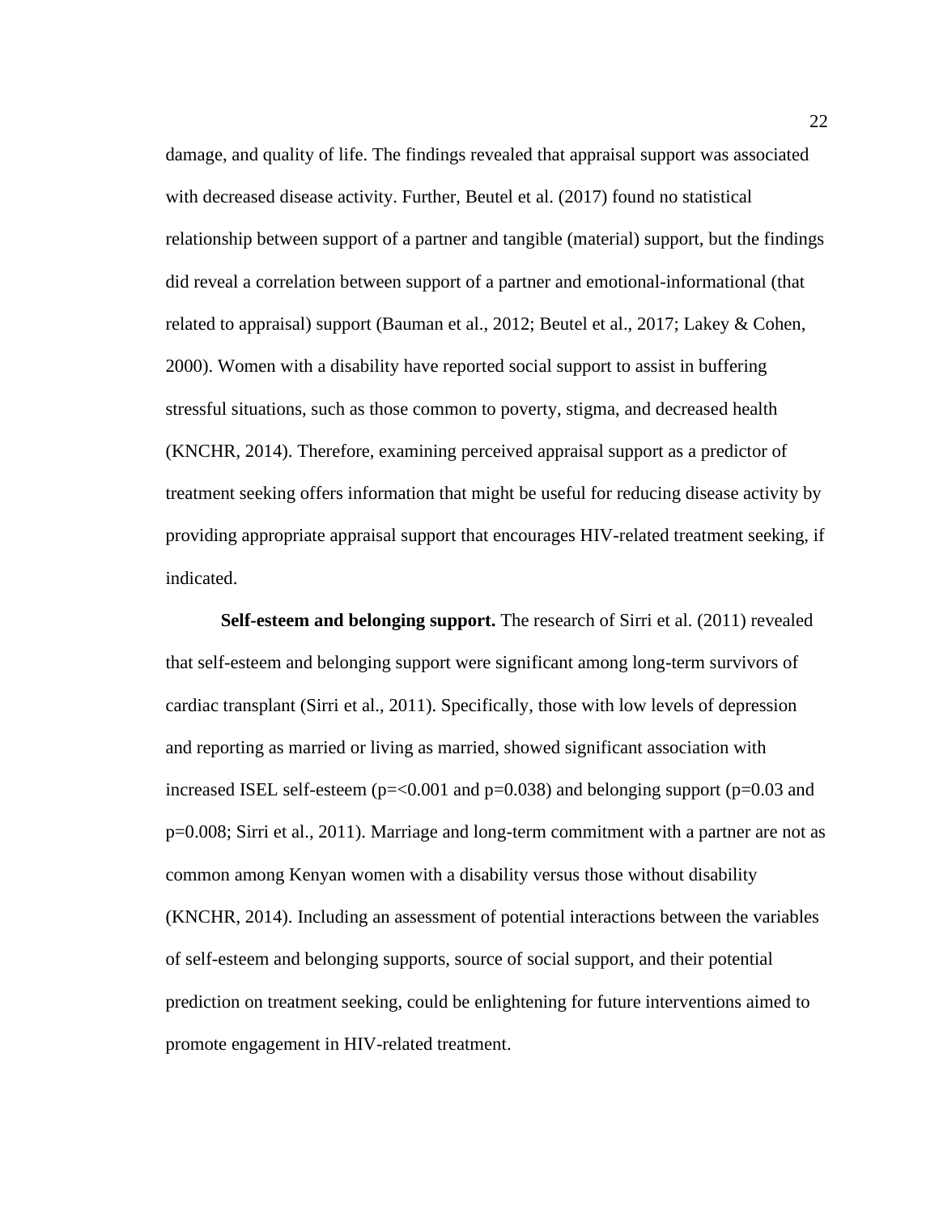damage, and quality of life. The findings revealed that appraisal support was associated with decreased disease activity. Further, Beutel et al. (2017) found no statistical relationship between support of a partner and tangible (material) support, but the findings did reveal a correlation between support of a partner and emotional-informational (that related to appraisal) support (Bauman et al., 2012; Beutel et al., 2017; Lakey & Cohen, 2000). Women with a disability have reported social support to assist in buffering stressful situations, such as those common to poverty, stigma, and decreased health (KNCHR, 2014). Therefore, examining perceived appraisal support as a predictor of treatment seeking offers information that might be useful for reducing disease activity by providing appropriate appraisal support that encourages HIV-related treatment seeking, if indicated.

**Self-esteem and belonging support.** The research of Sirri et al. (2011) revealed that self-esteem and belonging support were significant among long-term survivors of cardiac transplant (Sirri et al., 2011). Specifically, those with low levels of depression and reporting as married or living as married, showed significant association with increased ISEL self-esteem ($p=<0.001$ and $p=0.038$) and belonging support ($p=0.03$ and $p=0.008$; Sirri et al., 2011). Marriage and long-term commitment with a partner are not as common among Kenyan women with a disability versus those without disability (KNCHR, 2014). Including an assessment of potential interactions between the variables of self-esteem and belonging supports, source of social support, and their potential prediction on treatment seeking, could be enlightening for future interventions aimed to promote engagement in HIV-related treatment.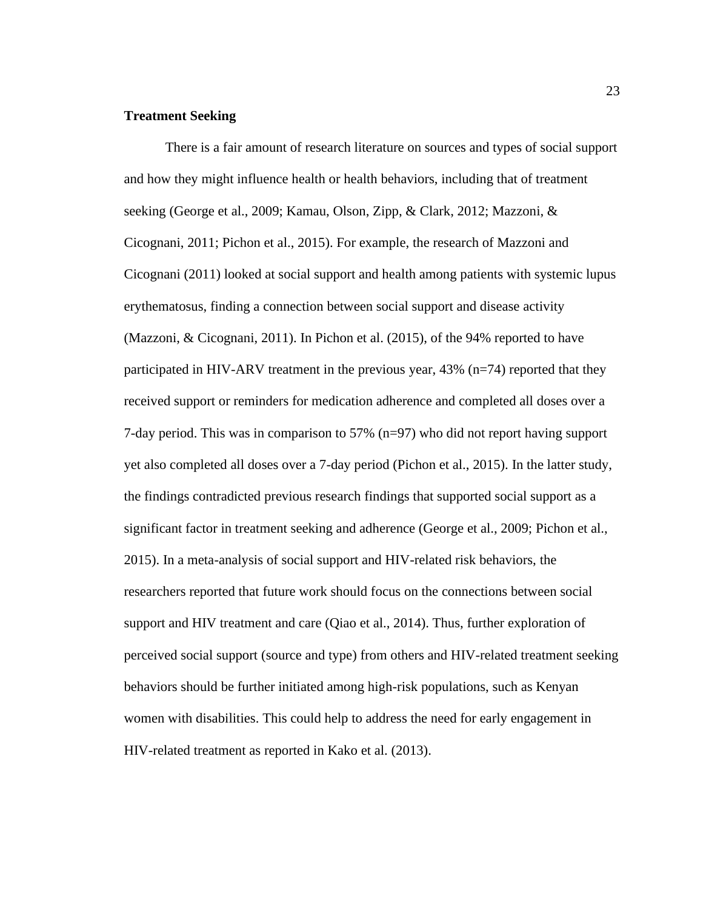**Treatment Seeking**

There is a fair amount of research literature on sources and types of social support and how they might influence health or health behaviors, including that of treatment seeking (George et al., 2009; Kamau, Olson, Zipp, & Clark, 2012; Mazzoni, & Cicognani, 2011; Pichon et al., 2015). For example, the research of Mazzoni and Cicognani (2011) looked at social support and health among patients with systemic lupus erythematosus, finding a connection between social support and disease activity (Mazzoni, & Cicognani, 2011). In Pichon et al. (2015), of the 94% reported to have participated in HIV-ARV treatment in the previous year, 43% (n=74) reported that they received support or reminders for medication adherence and completed all doses over a 7-day period. This was in comparison to 57% (n=97) who did not report having support yet also completed all doses over a 7-day period (Pichon et al., 2015). In the latter study, the findings contradicted previous research findings that supported social support as a significant factor in treatment seeking and adherence (George et al., 2009; Pichon et al., 2015). In a meta-analysis of social support and HIV-related risk behaviors, the researchers reported that future work should focus on the connections between social support and HIV treatment and care (Qiao et al., 2014). Thus, further exploration of perceived social support (source and type) from others and HIV-related treatment seeking behaviors should be further initiated among high-risk populations, such as Kenyan women with disabilities. This could help to address the need for early engagement in HIV-related treatment as reported in Kako et al. (2013).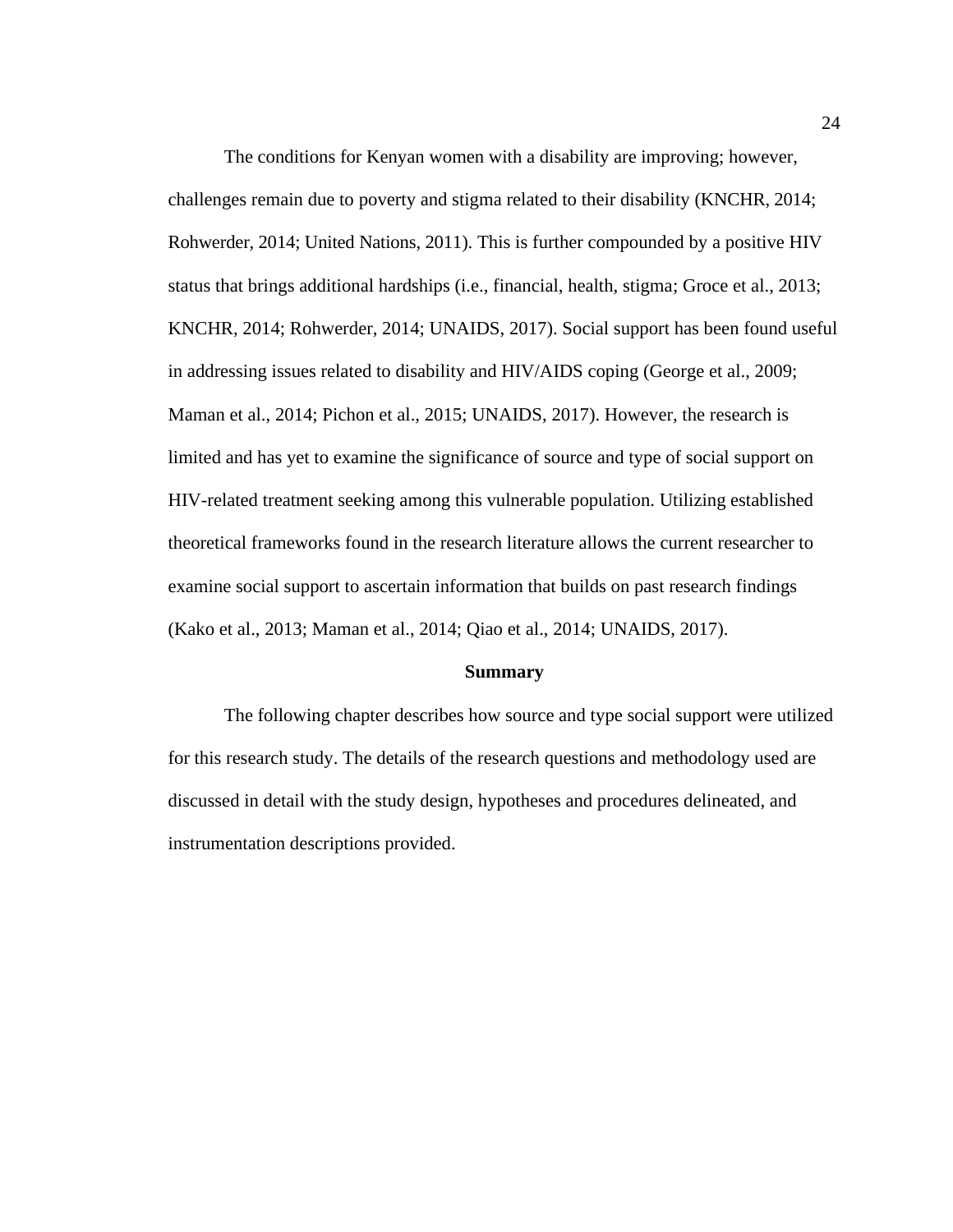The conditions for Kenyan women with a disability are improving; however, challenges remain due to poverty and stigma related to their disability (KNCHR, 2014; Rohwerder, 2014; United Nations, 2011). This is further compounded by a positive HIV status that brings additional hardships (i.e., financial, health, stigma; Groce et al., 2013; KNCHR, 2014; Rohwerder, 2014; UNAIDS, 2017). Social support has been found useful in addressing issues related to disability and HIV/AIDS coping (George et al., 2009; Maman et al., 2014; Pichon et al., 2015; UNAIDS, 2017). However, the research is limited and has yet to examine the significance of source and type of social support on HIV-related treatment seeking among this vulnerable population. Utilizing established theoretical frameworks found in the research literature allows the current researcher to examine social support to ascertain information that builds on past research findings (Kako et al., 2013; Maman et al., 2014; Qiao et al., 2014; UNAIDS, 2017).

## Summary

The following chapter describes how source and type social support were utilized for this research study. The details of the research questions and methodology used are discussed in detail with the study design, hypotheses and procedures delineated, and instrumentation descriptions provided.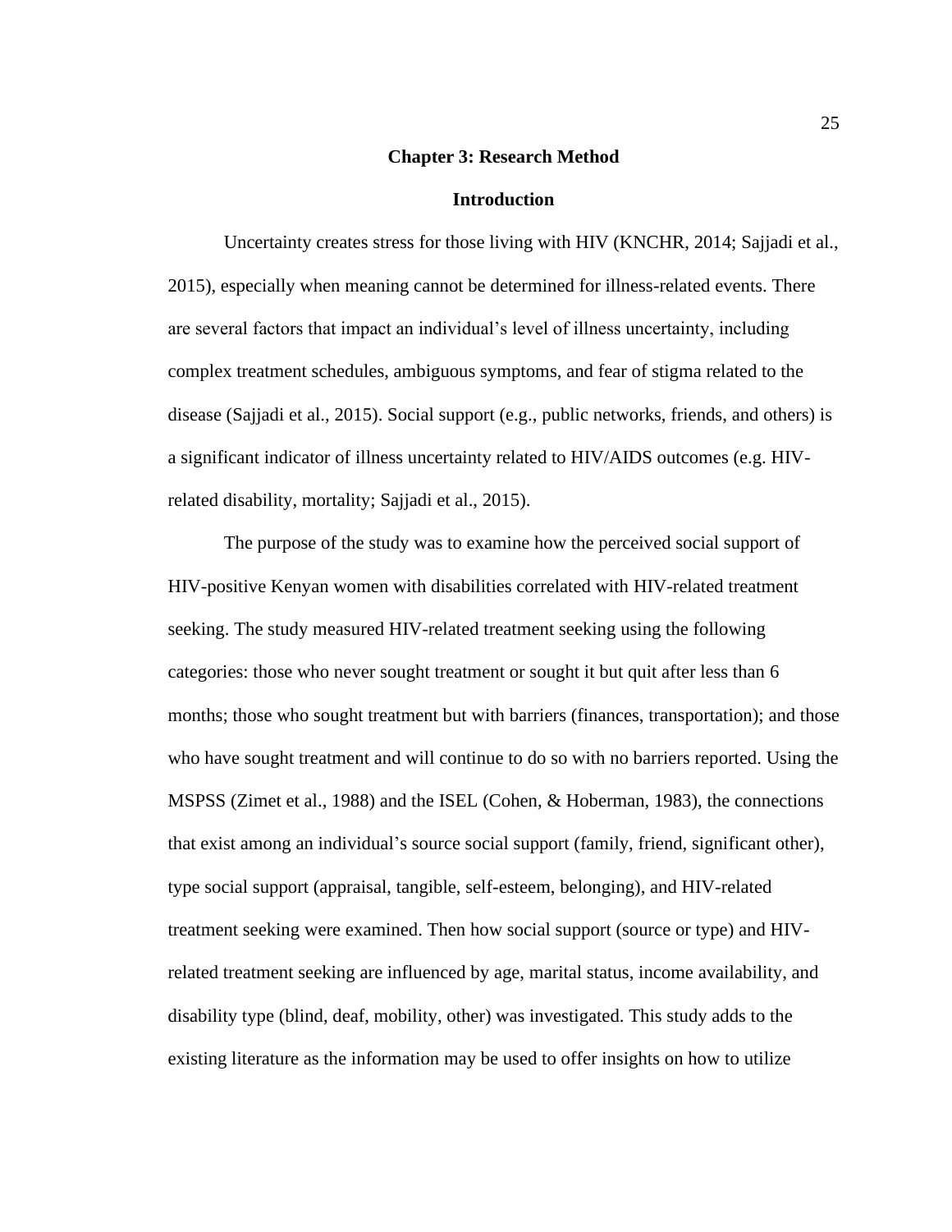# Chapter 3: Research Method

## Introduction

Uncertainty creates stress for those living with HIV (KNCHR, 2014; Sajjadi et al., 2015), especially when meaning cannot be determined for illness-related events. There are several factors that impact an individual's level of illness uncertainty, including complex treatment schedules, ambiguous symptoms, and fear of stigma related to the disease (Sajjadi et al., 2015). Social support (e.g., public networks, friends, and others) is a significant indicator of illness uncertainty related to HIV/AIDS outcomes (e.g. HIV-related disability, mortality; Sajjadi et al., 2015).

The purpose of the study was to examine how the perceived social support of HIV-positive Kenyan women with disabilities correlated with HIV-related treatment seeking. The study measured HIV-related treatment seeking using the following categories: those who never sought treatment or sought it but quit after less than 6 months; those who sought treatment but with barriers (finances, transportation); and those who have sought treatment and will continue to do so with no barriers reported. Using the MSPSS (Zimet et al., 1988) and the ISEL (Cohen, & Hoberman, 1983), the connections that exist among an individual's source social support (family, friend, significant other), type social support (appraisal, tangible, self-esteem, belonging), and HIV-related treatment seeking were examined. Then how social support (source or type) and HIV-related treatment seeking are influenced by age, marital status, income availability, and disability type (blind, deaf, mobility, other) was investigated. This study adds to the existing literature as the information may be used to offer insights on how to utilize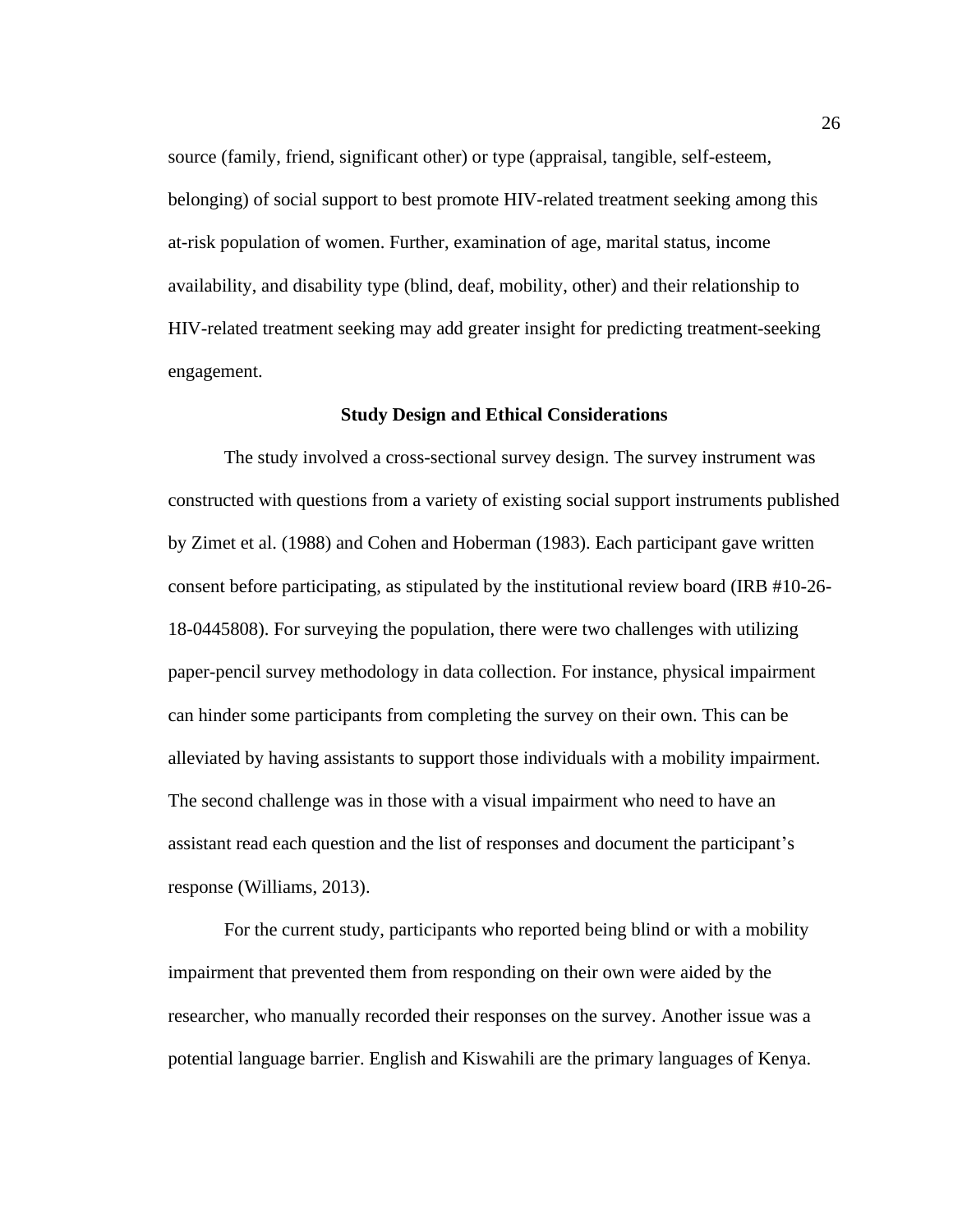source (family, friend, significant other) or type (appraisal, tangible, self-esteem, belonging) of social support to best promote HIV-related treatment seeking among this at-risk population of women. Further, examination of age, marital status, income availability, and disability type (blind, deaf, mobility, other) and their relationship to HIV-related treatment seeking may add greater insight for predicting treatment-seeking engagement.

## Study Design and Ethical Considerations

The study involved a cross-sectional survey design. The survey instrument was constructed with questions from a variety of existing social support instruments published by Zimet et al. (1988) and Cohen and Hoberman (1983). Each participant gave written consent before participating, as stipulated by the institutional review board (IRB #10-26-18-0445808). For surveying the population, there were two challenges with utilizing paper-pencil survey methodology in data collection. For instance, physical impairment can hinder some participants from completing the survey on their own. This can be alleviated by having assistants to support those individuals with a mobility impairment. The second challenge was in those with a visual impairment who need to have an assistant read each question and the list of responses and document the participant's response (Williams, 2013).

For the current study, participants who reported being blind or with a mobility impairment that prevented them from responding on their own were aided by the researcher, who manually recorded their responses on the survey. Another issue was a potential language barrier. English and Kiswahili are the primary languages of Kenya.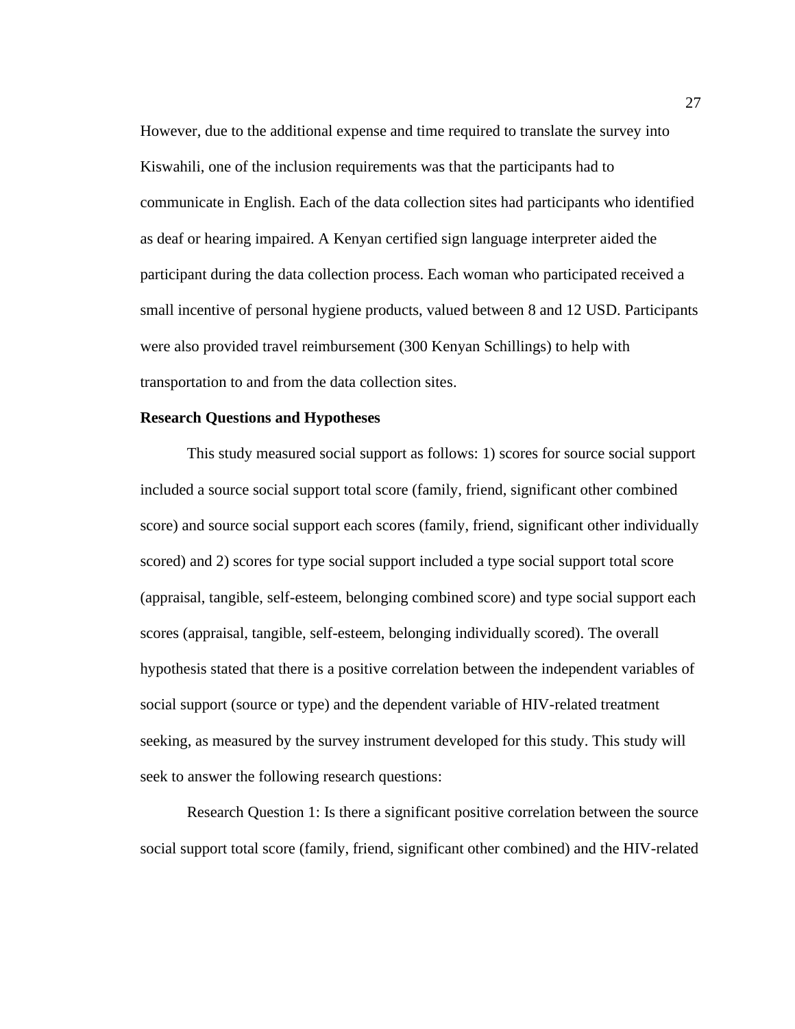However, due to the additional expense and time required to translate the survey into Kiswahili, one of the inclusion requirements was that the participants had to communicate in English. Each of the data collection sites had participants who identified as deaf or hearing impaired. A Kenyan certified sign language interpreter aided the participant during the data collection process. Each woman who participated received a small incentive of personal hygiene products, valued between 8 and 12 USD. Participants were also provided travel reimbursement (300 Kenyan Schillings) to help with transportation to and from the data collection sites.

**Research Questions and Hypotheses**

This study measured social support as follows: 1) scores for source social support included a source social support total score (family, friend, significant other combined score) and source social support each scores (family, friend, significant other individually scored) and 2) scores for type social support included a type social support total score (appraisal, tangible, self-esteem, belonging combined score) and type social support each scores (appraisal, tangible, self-esteem, belonging individually scored). The overall hypothesis stated that there is a positive correlation between the independent variables of social support (source or type) and the dependent variable of HIV-related treatment seeking, as measured by the survey instrument developed for this study. This study will seek to answer the following research questions:

Research Question 1: Is there a significant positive correlation between the source social support total score (family, friend, significant other combined) and the HIV-related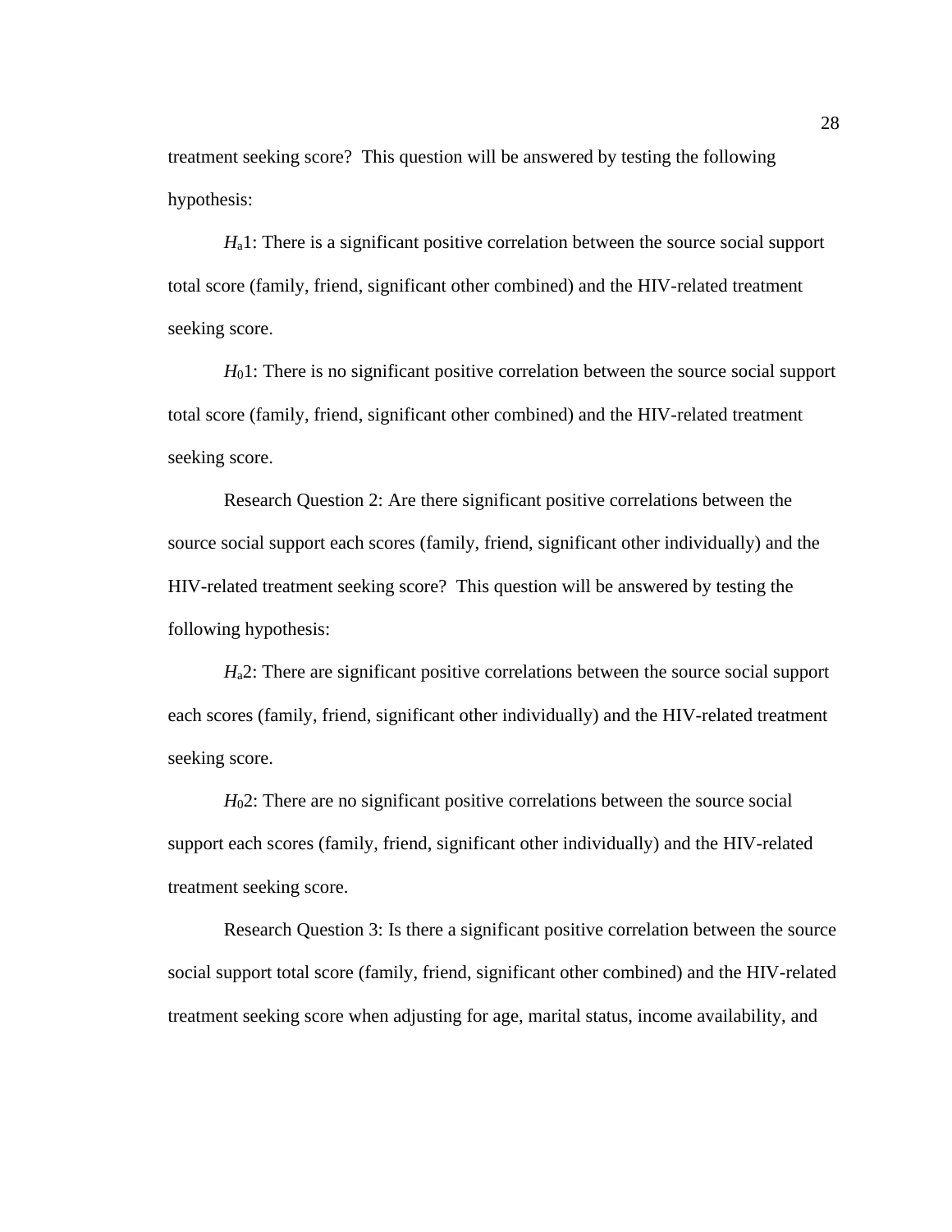treatment seeking score? This question will be answered by testing the following hypothesis:

$H_a1$: There is a significant positive correlation between the source social support total score (family, friend, significant other combined) and the HIV-related treatment seeking score.

$H_01$: There is no significant positive correlation between the source social support total score (family, friend, significant other combined) and the HIV-related treatment seeking score.

Research Question 2: Are there significant positive correlations between the source social support each scores (family, friend, significant other individually) and the HIV-related treatment seeking score? This question will be answered by testing the following hypothesis:

$H_a2$: There are significant positive correlations between the source social support each scores (family, friend, significant other individually) and the HIV-related treatment seeking score.

$H_02$: There are no significant positive correlations between the source social support each scores (family, friend, significant other individually) and the HIV-related treatment seeking score.

Research Question 3: Is there a significant positive correlation between the source social support total score (family, friend, significant other combined) and the HIV-related treatment seeking score when adjusting for age, marital status, income availability, and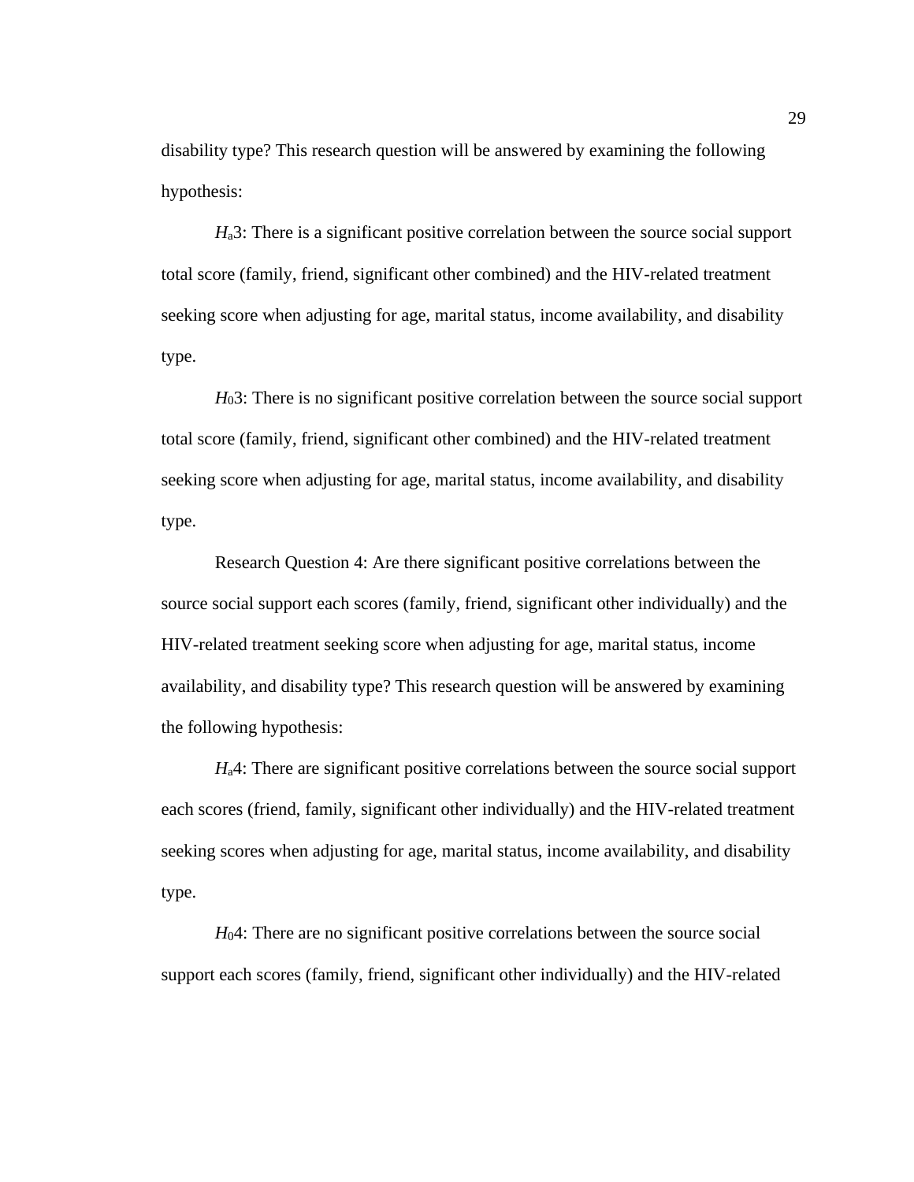disability type? This research question will be answered by examining the following hypothesis:

$H_a3$: There is a significant positive correlation between the source social support total score (family, friend, significant other combined) and the HIV-related treatment seeking score when adjusting for age, marital status, income availability, and disability type.

$H_03$: There is no significant positive correlation between the source social support total score (family, friend, significant other combined) and the HIV-related treatment seeking score when adjusting for age, marital status, income availability, and disability type.

Research Question 4: Are there significant positive correlations between the source social support each scores (family, friend, significant other individually) and the HIV-related treatment seeking score when adjusting for age, marital status, income availability, and disability type? This research question will be answered by examining the following hypothesis:

$H_a4$: There are significant positive correlations between the source social support each scores (friend, family, significant other individually) and the HIV-related treatment seeking scores when adjusting for age, marital status, income availability, and disability type.

$H_04$: There are no significant positive correlations between the source social support each scores (family, friend, significant other individually) and the HIV-related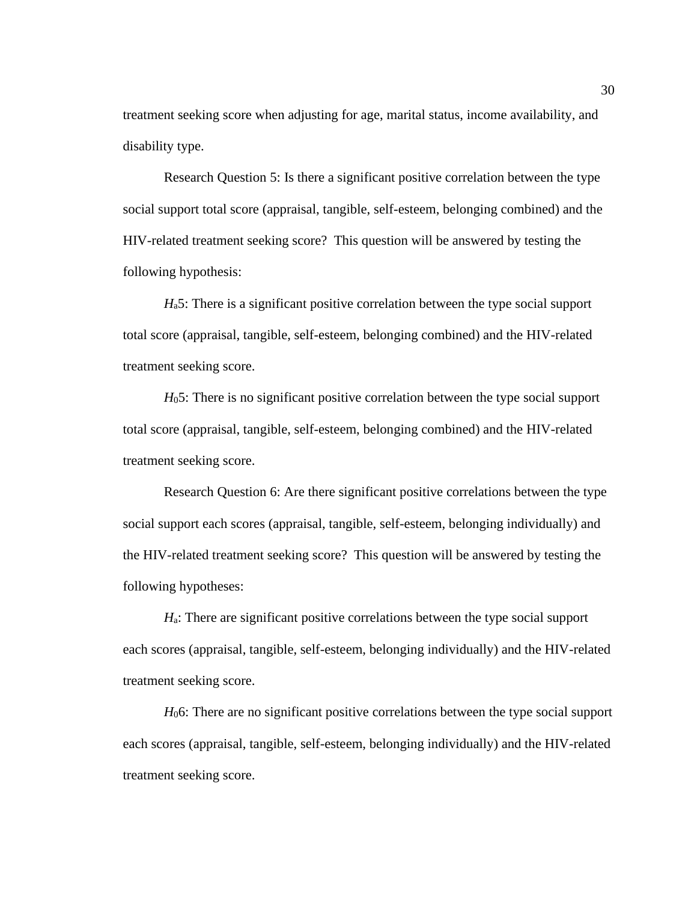treatment seeking score when adjusting for age, marital status, income availability, and disability type.

Research Question 5: Is there a significant positive correlation between the type social support total score (appraisal, tangible, self-esteem, belonging combined) and the HIV-related treatment seeking score? This question will be answered by testing the following hypothesis:

$H_a5$: There is a significant positive correlation between the type social support total score (appraisal, tangible, self-esteem, belonging combined) and the HIV-related treatment seeking score.

$H_05$: There is no significant positive correlation between the type social support total score (appraisal, tangible, self-esteem, belonging combined) and the HIV-related treatment seeking score.

Research Question 6: Are there significant positive correlations between the type social support each scores (appraisal, tangible, self-esteem, belonging individually) and the HIV-related treatment seeking score? This question will be answered by testing the following hypotheses:

$H_a$: There are significant positive correlations between the type social support each scores (appraisal, tangible, self-esteem, belonging individually) and the HIV-related treatment seeking score.

$H_06$: There are no significant positive correlations between the type social support each scores (appraisal, tangible, self-esteem, belonging individually) and the HIV-related treatment seeking score.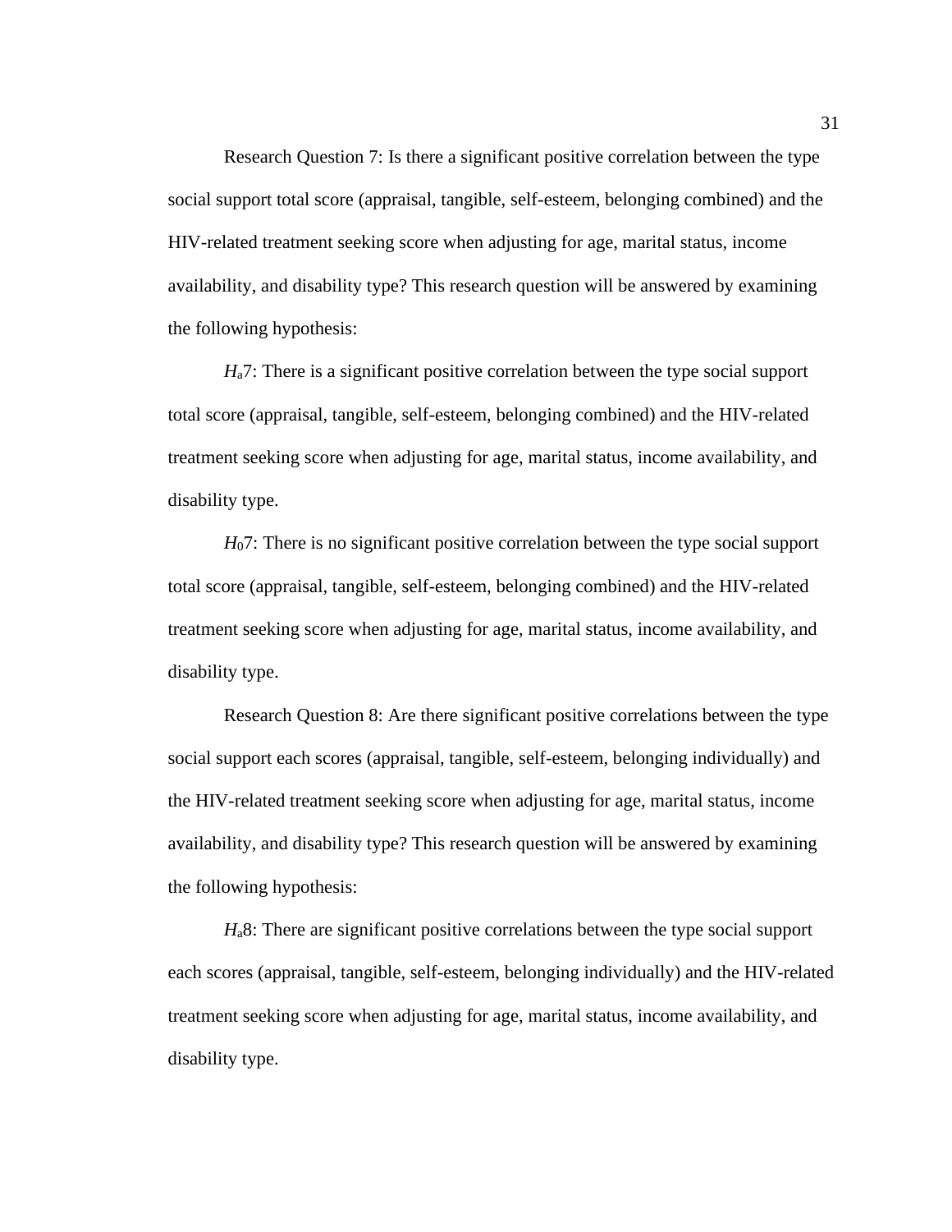Research Question 7: Is there a significant positive correlation between the type social support total score (appraisal, tangible, self-esteem, belonging combined) and the HIV-related treatment seeking score when adjusting for age, marital status, income availability, and disability type? This research question will be answered by examining the following hypothesis:

$H_a7$: There is a significant positive correlation between the type social support total score (appraisal, tangible, self-esteem, belonging combined) and the HIV-related treatment seeking score when adjusting for age, marital status, income availability, and disability type.

$H_07$: There is no significant positive correlation between the type social support total score (appraisal, tangible, self-esteem, belonging combined) and the HIV-related treatment seeking score when adjusting for age, marital status, income availability, and disability type.

Research Question 8: Are there significant positive correlations between the type social support each scores (appraisal, tangible, self-esteem, belonging individually) and the HIV-related treatment seeking score when adjusting for age, marital status, income availability, and disability type? This research question will be answered by examining the following hypothesis:

$H_a8$: There are significant positive correlations between the type social support each scores (appraisal, tangible, self-esteem, belonging individually) and the HIV-related treatment seeking score when adjusting for age, marital status, income availability, and disability type.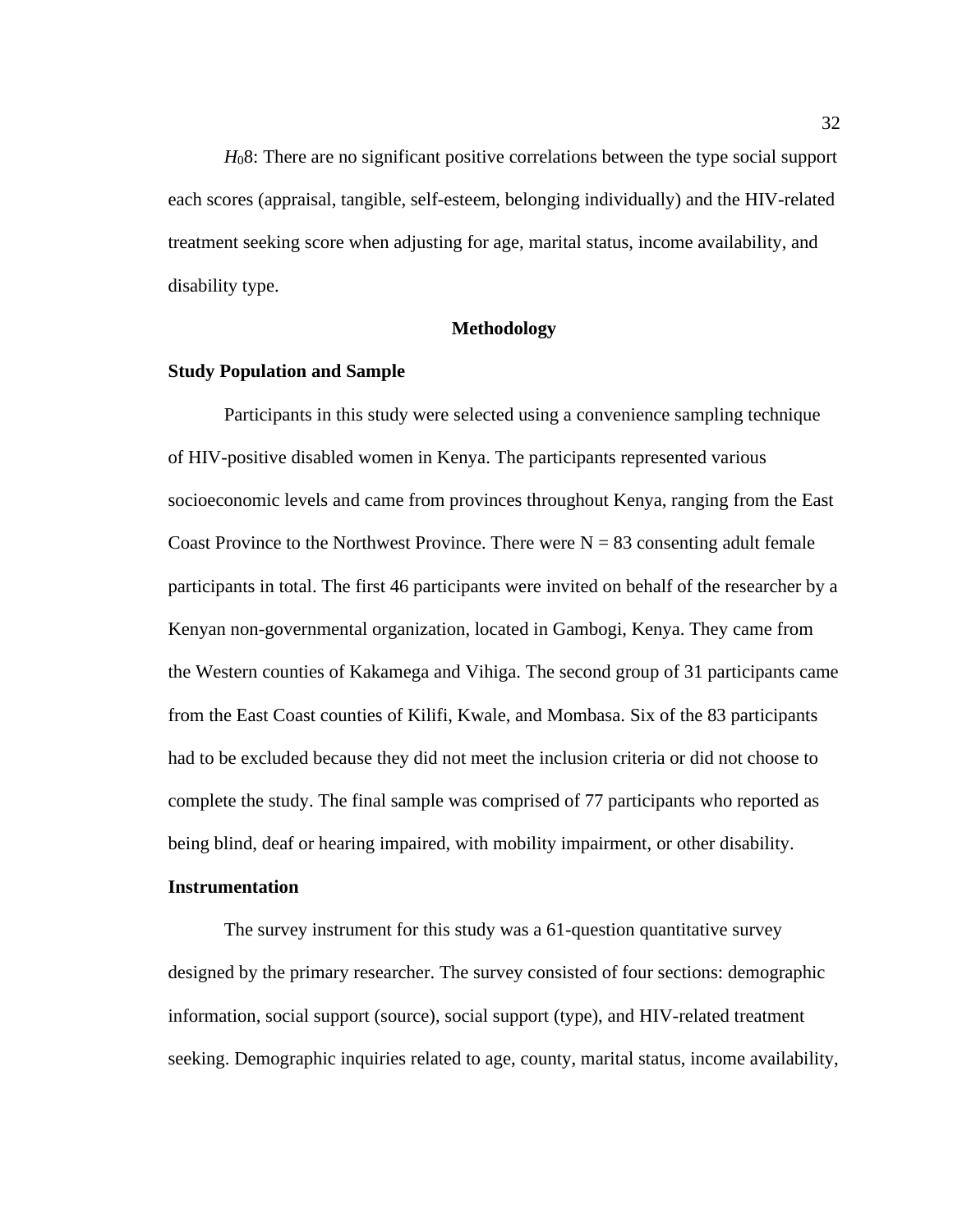*$H_0$8*: There are no significant positive correlations between the type social support each scores (appraisal, tangible, self-esteem, belonging individually) and the HIV-related treatment seeking score when adjusting for age, marital status, income availability, and disability type.

## Methodology

### Study Population and Sample

Participants in this study were selected using a convenience sampling technique of HIV-positive disabled women in Kenya. The participants represented various socioeconomic levels and came from provinces throughout Kenya, ranging from the East Coast Province to the Northwest Province. There were N = 83 consenting adult female participants in total. The first 46 participants were invited on behalf of the researcher by a Kenyan non-governmental organization, located in Gambogi, Kenya. They came from the Western counties of Kakamega and Vihiga. The second group of 31 participants came from the East Coast counties of Kilifi, Kwale, and Mombasa. Six of the 83 participants had to be excluded because they did not meet the inclusion criteria or did not choose to complete the study. The final sample was comprised of 77 participants who reported as being blind, deaf or hearing impaired, with mobility impairment, or other disability.

### Instrumentation

The survey instrument for this study was a 61-question quantitative survey designed by the primary researcher. The survey consisted of four sections: demographic information, social support (source), social support (type), and HIV-related treatment seeking. Demographic inquiries related to age, county, marital status, income availability,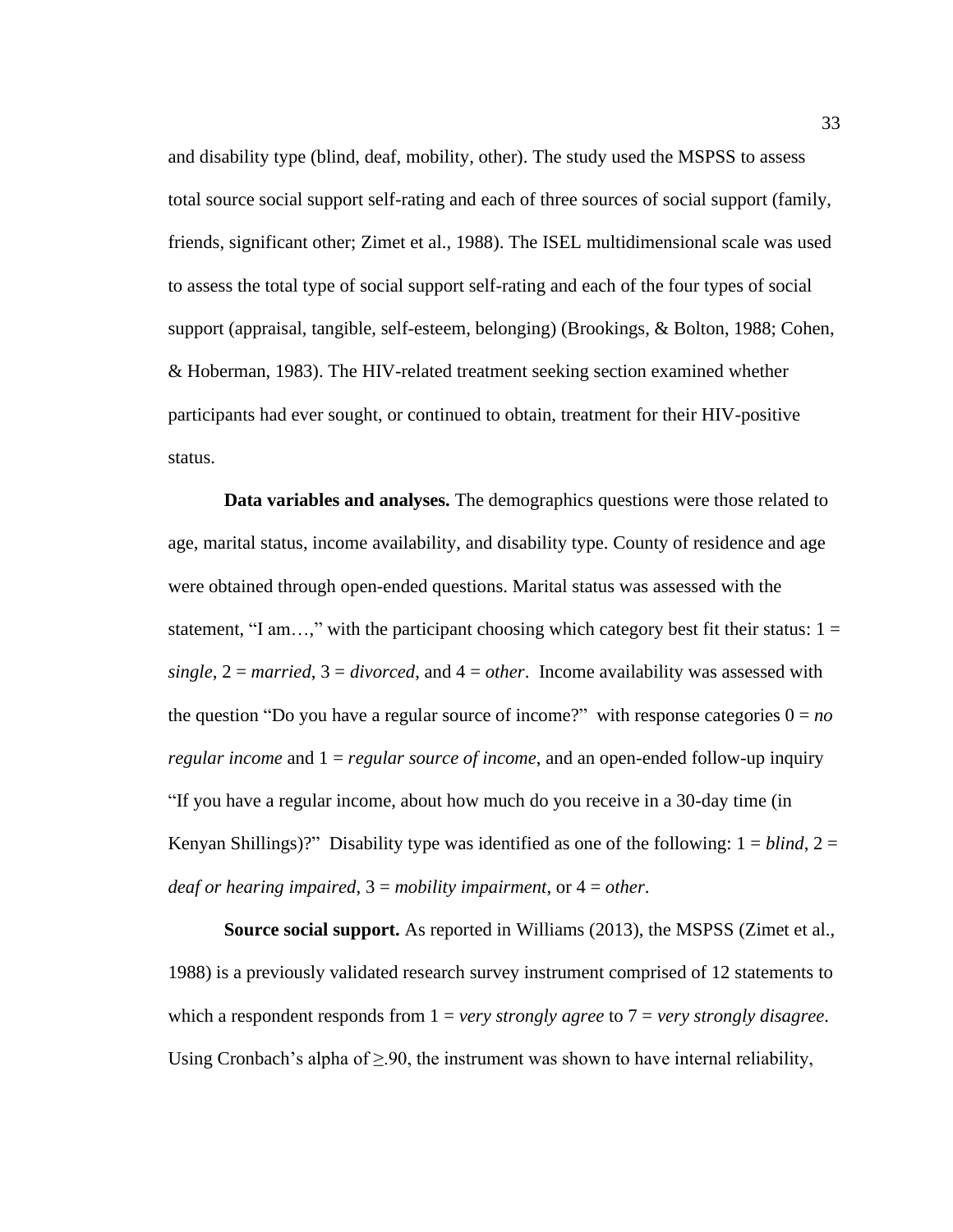and disability type (blind, deaf, mobility, other). The study used the MSPSS to assess total source social support self-rating and each of three sources of social support (family, friends, significant other; Zimet et al., 1988). The ISEL multidimensional scale was used to assess the total type of social support self-rating and each of the four types of social support (appraisal, tangible, self-esteem, belonging) (Brookings, & Bolton, 1988; Cohen, & Hoberman, 1983). The HIV-related treatment seeking section examined whether participants had ever sought, or continued to obtain, treatment for their HIV-positive status.

**Data variables and analyses.** The demographics questions were those related to age, marital status, income availability, and disability type. County of residence and age were obtained through open-ended questions. Marital status was assessed with the statement, "I am…," with the participant choosing which category best fit their status: 1 = *single*, 2 = *married*, 3 = *divorced*, and 4 = *other*. Income availability was assessed with the question "Do you have a regular source of income?" with response categories 0 = *no regular income* and 1 = *regular source of income*, and an open-ended follow-up inquiry "If you have a regular income, about how much do you receive in a 30-day time (in Kenyan Shillings)?" Disability type was identified as one of the following: 1 = *blind*, 2 = *deaf or hearing impaired*, 3 = *mobility impairment*, or 4 = *other*.

**Source social support.** As reported in Williams (2013), the MSPSS (Zimet et al., 1988) is a previously validated research survey instrument comprised of 12 statements to which a respondent responds from 1 = *very strongly agree* to 7 = *very strongly disagree*. Using Cronbach's alpha of ≥.90, the instrument was shown to have internal reliability,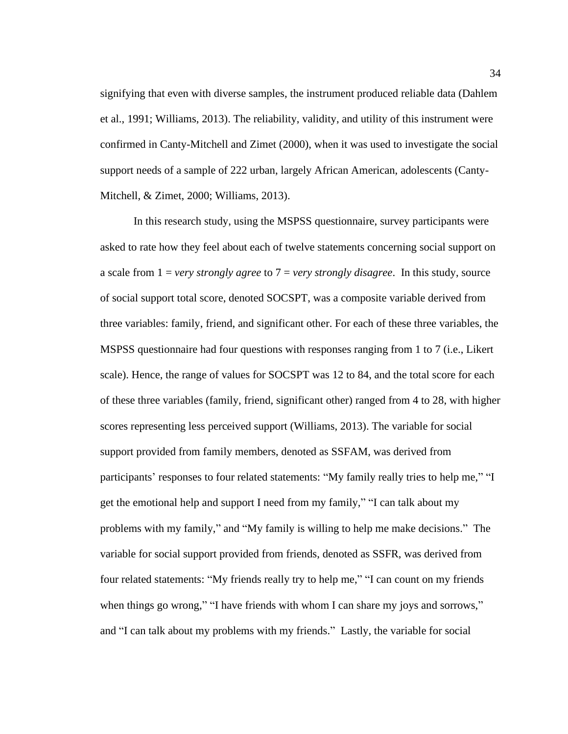signifying that even with diverse samples, the instrument produced reliable data (Dahlem et al., 1991; Williams, 2013). The reliability, validity, and utility of this instrument were confirmed in Canty-Mitchell and Zimet (2000), when it was used to investigate the social support needs of a sample of 222 urban, largely African American, adolescents (Canty-Mitchell, & Zimet, 2000; Williams, 2013).

In this research study, using the MSPSS questionnaire, survey participants were asked to rate how they feel about each of twelve statements concerning social support on a scale from 1 = *very strongly agree* to 7 = *very strongly disagree*. In this study, source of social support total score, denoted SOCSPT, was a composite variable derived from three variables: family, friend, and significant other. For each of these three variables, the MSPSS questionnaire had four questions with responses ranging from 1 to 7 (i.e., Likert scale). Hence, the range of values for SOCSPT was 12 to 84, and the total score for each of these three variables (family, friend, significant other) ranged from 4 to 28, with higher scores representing less perceived support (Williams, 2013). The variable for social support provided from family members, denoted as SSFAM, was derived from participants' responses to four related statements: "My family really tries to help me," "I get the emotional help and support I need from my family," "I can talk about my problems with my family," and "My family is willing to help me make decisions." The variable for social support provided from friends, denoted as SSFR, was derived from four related statements: "My friends really try to help me," "I can count on my friends when things go wrong," "I have friends with whom I can share my joys and sorrows," and "I can talk about my problems with my friends." Lastly, the variable for social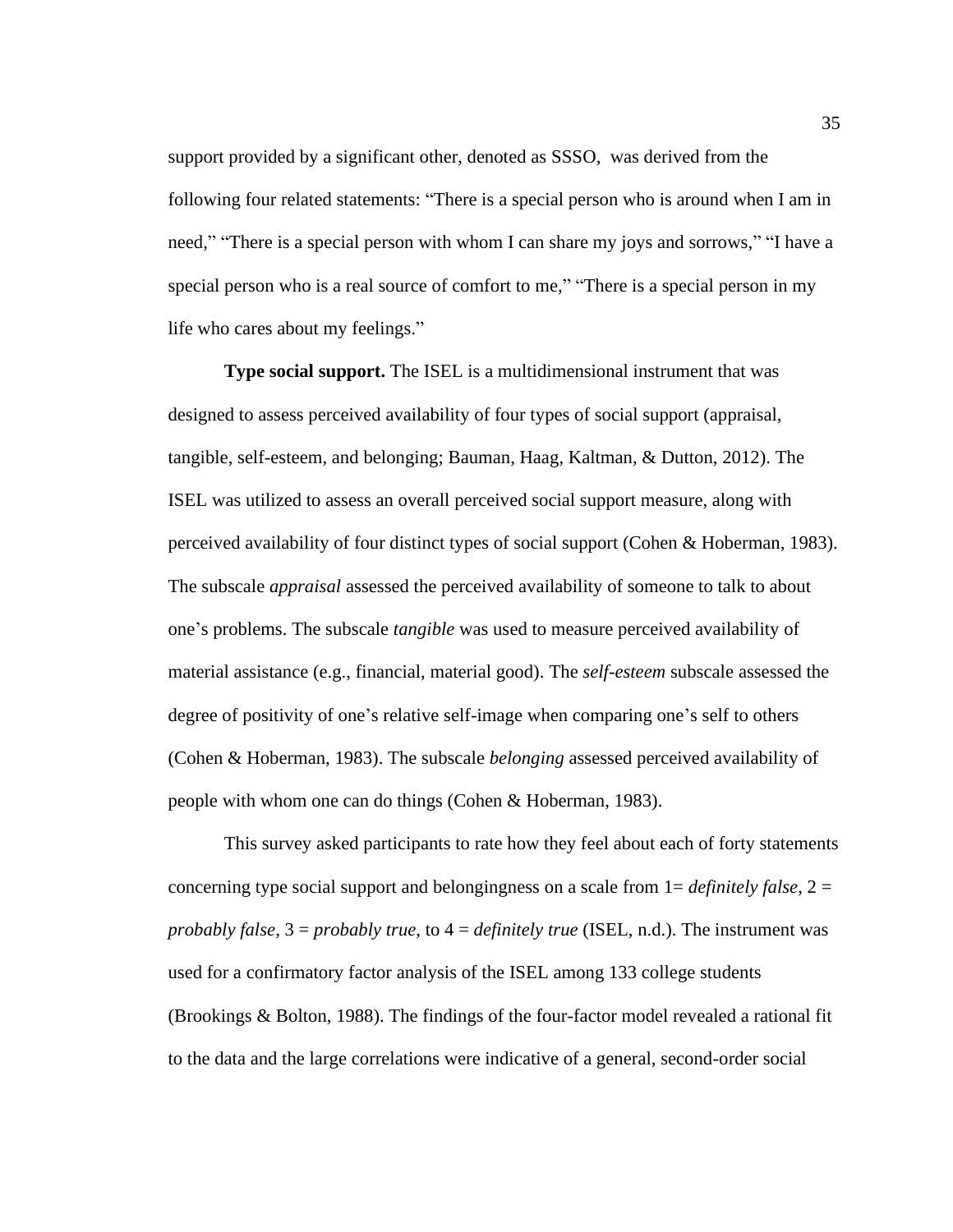support provided by a significant other, denoted as SSSO, was derived from the following four related statements: "There is a special person who is around when I am in need," "There is a special person with whom I can share my joys and sorrows," "I have a special person who is a real source of comfort to me," "There is a special person in my life who cares about my feelings."

**Type social support.** The ISEL is a multidimensional instrument that was designed to assess perceived availability of four types of social support (appraisal, tangible, self-esteem, and belonging; Bauman, Haag, Kaltman, & Dutton, 2012). The ISEL was utilized to assess an overall perceived social support measure, along with perceived availability of four distinct types of social support (Cohen & Hoberman, 1983). The subscale *appraisal* assessed the perceived availability of someone to talk to about one's problems. The subscale *tangible* was used to measure perceived availability of material assistance (e.g., financial, material good). The *self-esteem* subscale assessed the degree of positivity of one's relative self-image when comparing one's self to others (Cohen & Hoberman, 1983). The subscale *belonging* assessed perceived availability of people with whom one can do things (Cohen & Hoberman, 1983).

This survey asked participants to rate how they feel about each of forty statements concerning type social support and belongingness on a scale from 1= *definitely false*, 2 = *probably false*, 3 = *probably true*, to 4 = *definitely true* (ISEL, n.d.). The instrument was used for a confirmatory factor analysis of the ISEL among 133 college students (Brookings & Bolton, 1988). The findings of the four-factor model revealed a rational fit to the data and the large correlations were indicative of a general, second-order social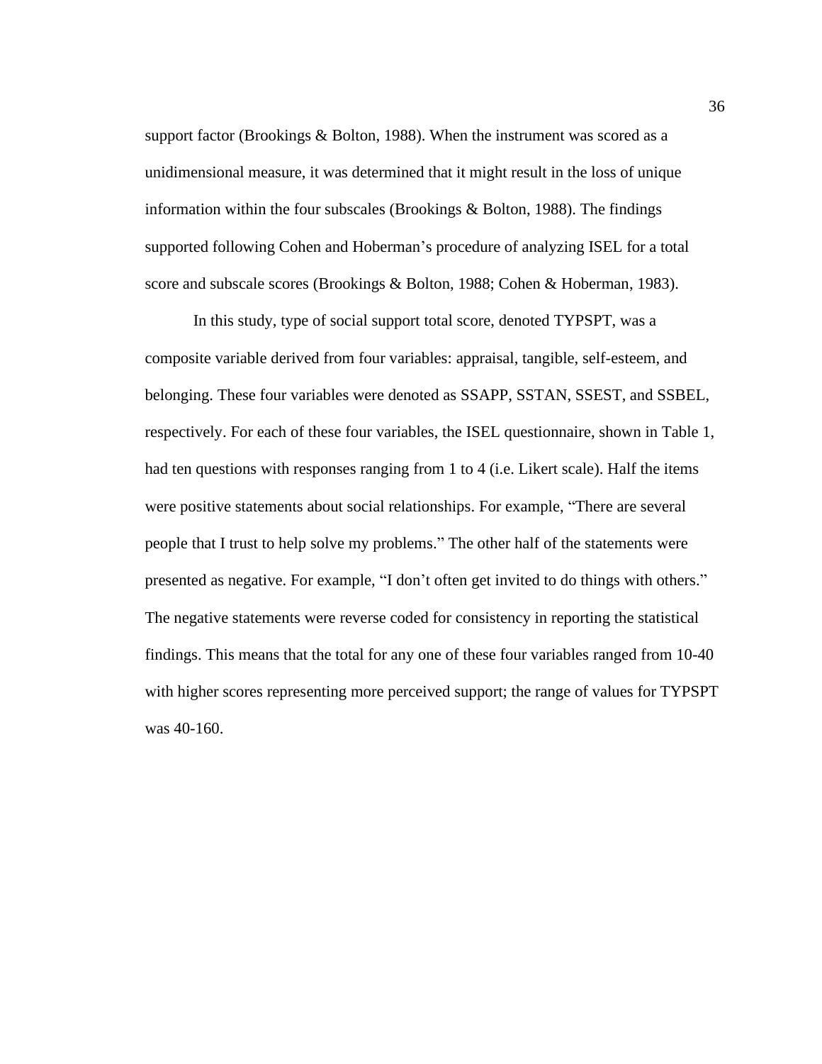support factor (Brookings & Bolton, 1988). When the instrument was scored as a unidimensional measure, it was determined that it might result in the loss of unique information within the four subscales (Brookings & Bolton, 1988). The findings supported following Cohen and Hoberman's procedure of analyzing ISEL for a total score and subscale scores (Brookings & Bolton, 1988; Cohen & Hoberman, 1983).

In this study, type of social support total score, denoted TYPSPT, was a composite variable derived from four variables: appraisal, tangible, self-esteem, and belonging. These four variables were denoted as SSAPP, SSTAN, SSEST, and SSBEL, respectively. For each of these four variables, the ISEL questionnaire, shown in Table 1, had ten questions with responses ranging from 1 to 4 (i.e. Likert scale). Half the items were positive statements about social relationships. For example, "There are several people that I trust to help solve my problems." The other half of the statements were presented as negative. For example, "I don't often get invited to do things with others." The negative statements were reverse coded for consistency in reporting the statistical findings. This means that the total for any one of these four variables ranged from 10-40 with higher scores representing more perceived support; the range of values for TYPSPT was 40-160.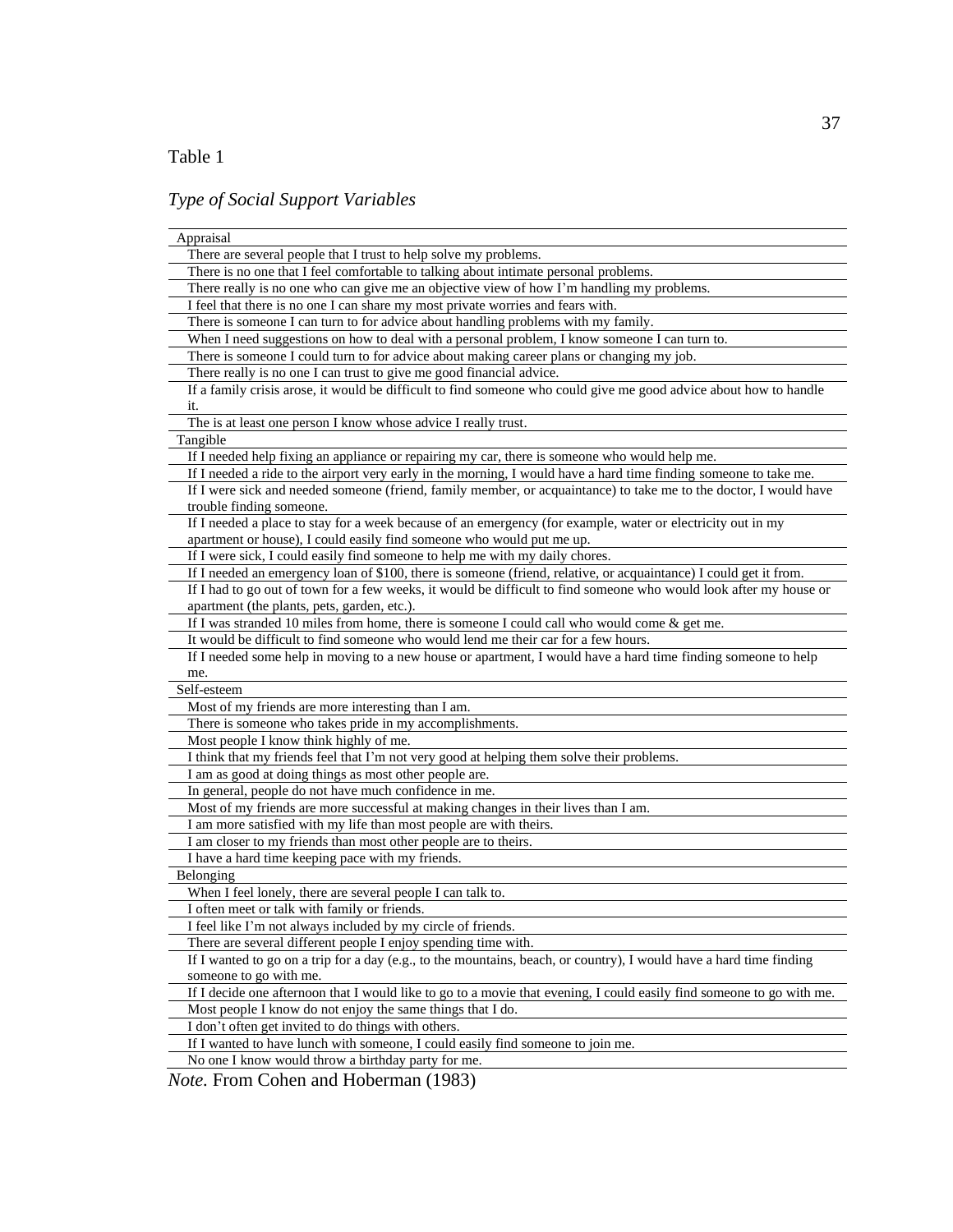Table 1

*Type of Social Support Variables*

| |
|---|
| Appraisal |
| There are several people that I trust to help solve my problems. |
| There is no one that I feel comfortable to talking about intimate personal problems. |
| There really is no one who can give me an objective view of how I'm handling my problems. |
| I feel that there is no one I can share my most private worries and fears with. |
| There is someone I can turn to for advice about handling problems with my family. |
| When I need suggestions on how to deal with a personal problem, I know someone I can turn to. |
| There is someone I could turn to for advice about making career plans or changing my job. |
| There really is no one I can trust to give me good financial advice. |
| If a family crisis arose, it would be difficult to find someone who could give me good advice about how to handle it. |
| The is at least one person I know whose advice I really trust. |
| Tangible |
| If I needed help fixing an appliance or repairing my car, there is someone who would help me. |
| If I needed a ride to the airport very early in the morning, I would have a hard time finding someone to take me. |
| If I were sick and needed someone (friend, family member, or acquaintance) to take me to the doctor, I would have trouble finding someone. |
| If I needed a place to stay for a week because of an emergency (for example, water or electricity out in my apartment or house), I could easily find someone who would put me up. |
| If I were sick, I could easily find someone to help me with my daily chores. |
| If I needed an emergency loan of $100, there is someone (friend, relative, or acquaintance) I could get it from. |
| If I had to go out of town for a few weeks, it would be difficult to find someone who would look after my house or apartment (the plants, pets, garden, etc.). |
| If I was stranded 10 miles from home, there is someone I could call who would come & get me. |
| It would be difficult to find someone who would lend me their car for a few hours. |
| If I needed some help in moving to a new house or apartment, I would have a hard time finding someone to help me. |
| Self-esteem |
| Most of my friends are more interesting than I am. |
| There is someone who takes pride in my accomplishments. |
| Most people I know think highly of me. |
| I think that my friends feel that I'm not very good at helping them solve their problems. |
| I am as good at doing things as most other people are. |
| In general, people do not have much confidence in me. |
| Most of my friends are more successful at making changes in their lives than I am. |
| I am more satisfied with my life than most people are with theirs. |
| I am closer to my friends than most other people are to theirs. |
| I have a hard time keeping pace with my friends. |
| Belonging |
| When I feel lonely, there are several people I can talk to. |
| I often meet or talk with family or friends. |
| I feel like I'm not always included by my circle of friends. |
| There are several different people I enjoy spending time with. |
| If I wanted to go on a trip for a day (e.g., to the mountains, beach, or country), I would have a hard time finding someone to go with me. |
| If I decide one afternoon that I would like to go to a movie that evening, I could easily find someone to go with me. |
| Most people I know do not enjoy the same things that I do. |
| I don't often get invited to do things with others. |
| If I wanted to have lunch with someone, I could easily find someone to join me. |
| No one I know would throw a birthday party for me. |

*Note.* From Cohen and Hoberman (1983)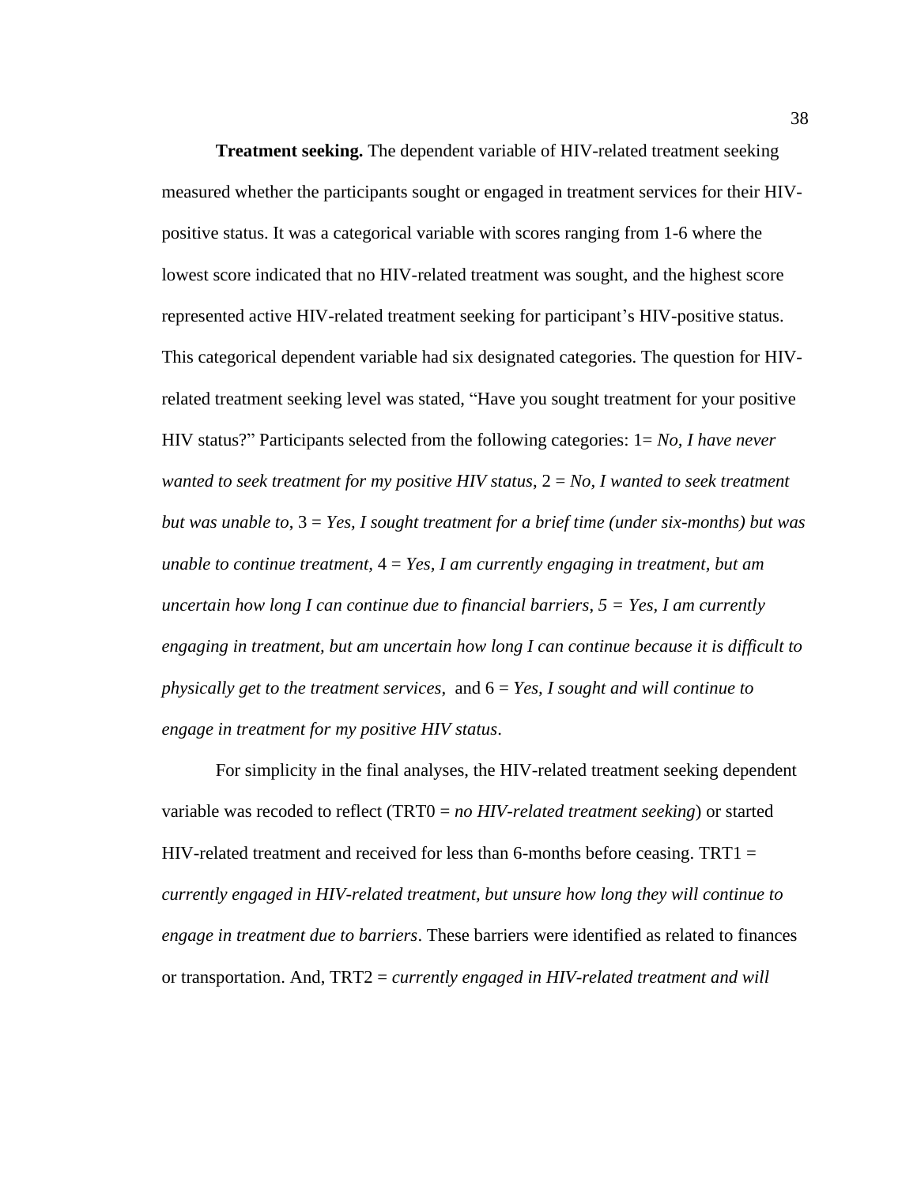**Treatment seeking.** The dependent variable of HIV-related treatment seeking measured whether the participants sought or engaged in treatment services for their HIV-positive status. It was a categorical variable with scores ranging from 1-6 where the lowest score indicated that no HIV-related treatment was sought, and the highest score represented active HIV-related treatment seeking for participant's HIV-positive status. This categorical dependent variable had six designated categories. The question for HIV-related treatment seeking level was stated, "Have you sought treatment for your positive HIV status?" Participants selected from the following categories: 1= *No, I have never wanted to seek treatment for my positive HIV status*, 2 = *No, I wanted to seek treatment but was unable to*, 3 = *Yes, I sought treatment for a brief time (under six-months) but was unable to continue treatment,* 4 = *Yes, I am currently engaging in treatment, but am uncertain how long I can continue due to financial barriers*, *5 = Yes, I am currently engaging in treatment, but am uncertain how long I can continue because it is difficult to physically get to the treatment services*, and 6 = *Yes, I sought and will continue to engage in treatment for my positive HIV status*.

For simplicity in the final analyses, the HIV-related treatment seeking dependent variable was recoded to reflect (TRT0 = *no HIV-related treatment seeking*) or started HIV-related treatment and received for less than 6-months before ceasing. TRT1 = *currently engaged in HIV-related treatment, but unsure how long they will continue to engage in treatment due to barriers*. These barriers were identified as related to finances or transportation. And, TRT2 = *currently engaged in HIV-related treatment and will*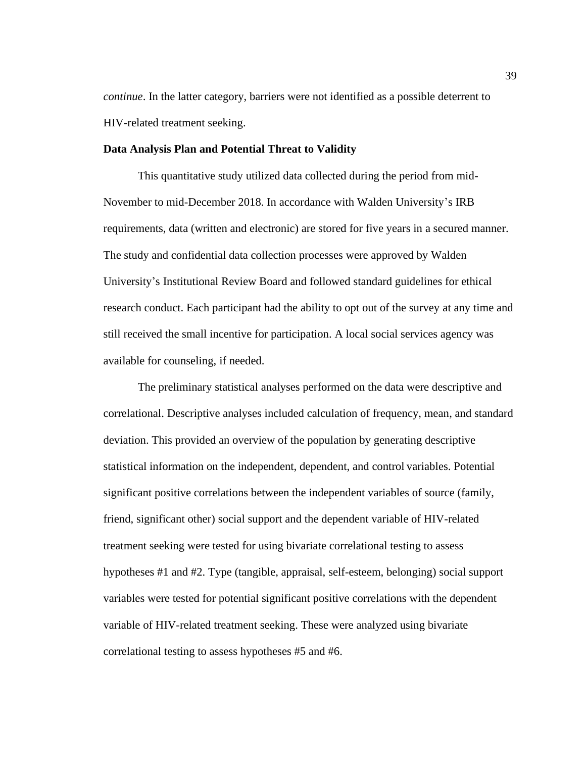*continue*. In the latter category, barriers were not identified as a possible deterrent to HIV-related treatment seeking.

**Data Analysis Plan and Potential Threat to Validity**

This quantitative study utilized data collected during the period from mid-November to mid-December 2018. In accordance with Walden University's IRB requirements, data (written and electronic) are stored for five years in a secured manner. The study and confidential data collection processes were approved by Walden University's Institutional Review Board and followed standard guidelines for ethical research conduct. Each participant had the ability to opt out of the survey at any time and still received the small incentive for participation. A local social services agency was available for counseling, if needed.

The preliminary statistical analyses performed on the data were descriptive and correlational. Descriptive analyses included calculation of frequency, mean, and standard deviation. This provided an overview of the population by generating descriptive statistical information on the independent, dependent, and control variables. Potential significant positive correlations between the independent variables of source (family, friend, significant other) social support and the dependent variable of HIV-related treatment seeking were tested for using bivariate correlational testing to assess hypotheses #1 and #2. Type (tangible, appraisal, self-esteem, belonging) social support variables were tested for potential significant positive correlations with the dependent variable of HIV-related treatment seeking. These were analyzed using bivariate correlational testing to assess hypotheses #5 and #6.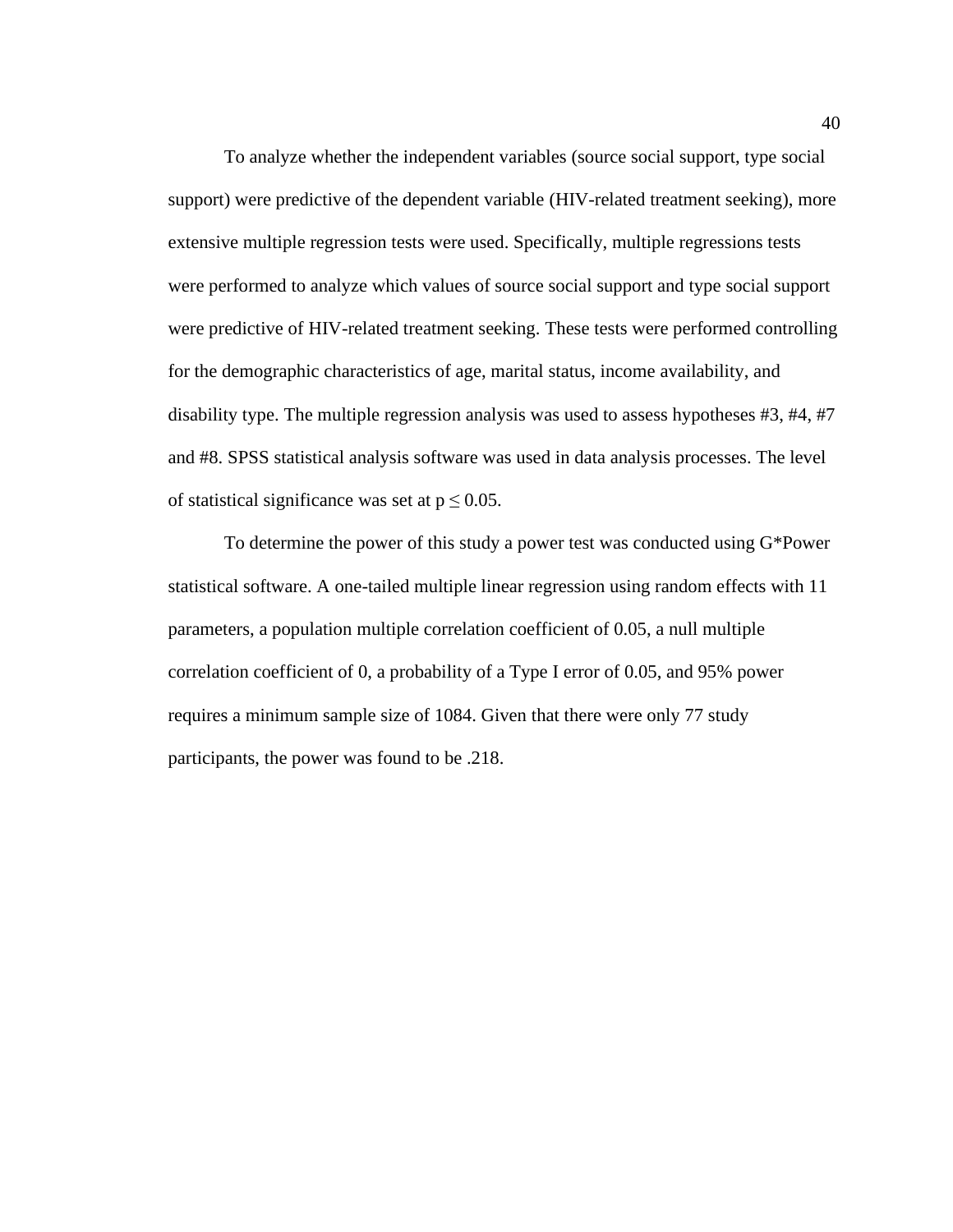To analyze whether the independent variables (source social support, type social support) were predictive of the dependent variable (HIV-related treatment seeking), more extensive multiple regression tests were used. Specifically, multiple regressions tests were performed to analyze which values of source social support and type social support were predictive of HIV-related treatment seeking. These tests were performed controlling for the demographic characteristics of age, marital status, income availability, and disability type. The multiple regression analysis was used to assess hypotheses #3, #4, #7 and #8. SPSS statistical analysis software was used in data analysis processes. The level of statistical significance was set at $p \leq 0.05$.

To determine the power of this study a power test was conducted using G*Power statistical software. A one-tailed multiple linear regression using random effects with 11 parameters, a population multiple correlation coefficient of 0.05, a null multiple correlation coefficient of 0, a probability of a Type I error of 0.05, and 95% power requires a minimum sample size of 1084. Given that there were only 77 study participants, the power was found to be .218.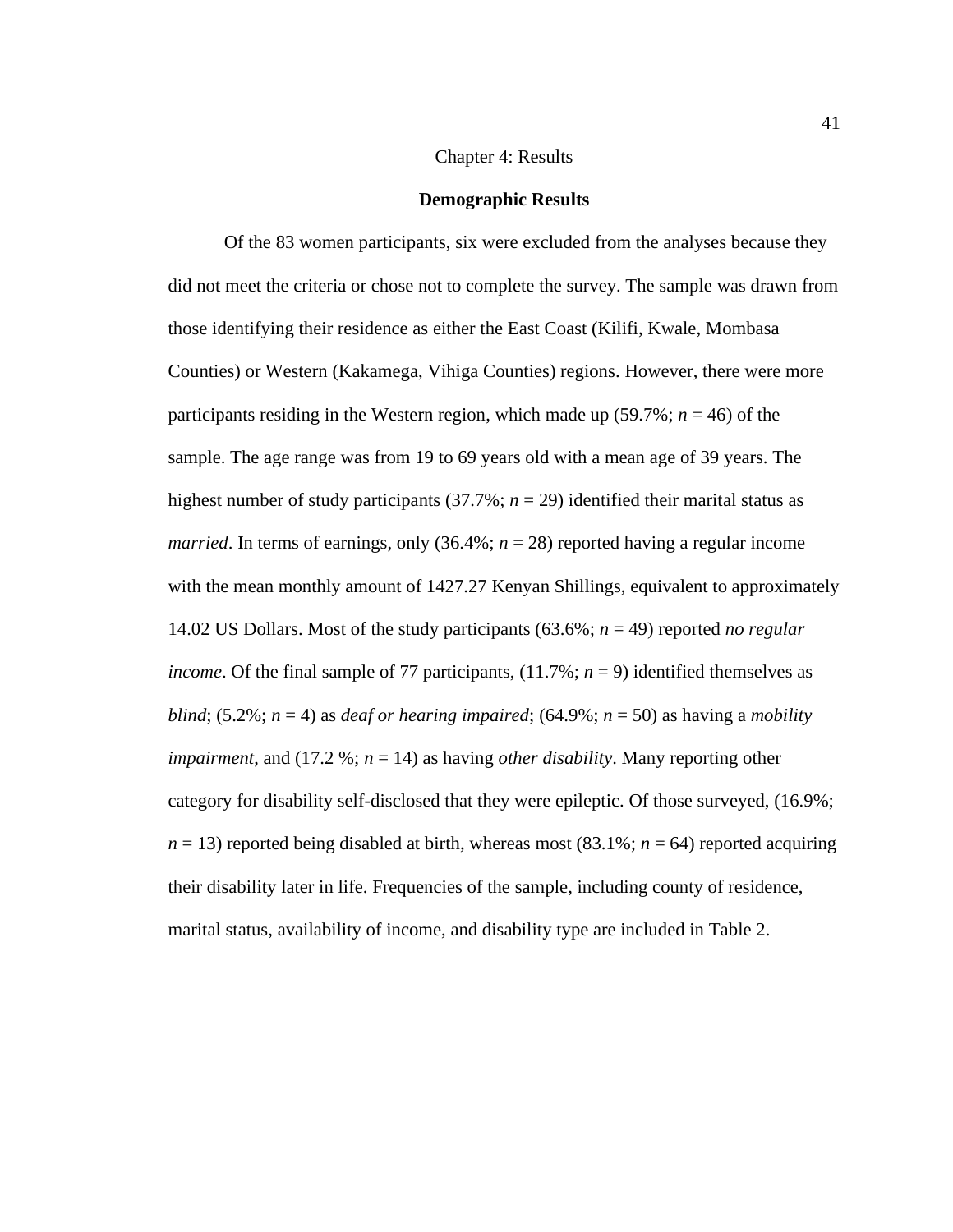# Chapter 4: Results

## Demographic Results

Of the 83 women participants, six were excluded from the analyses because they did not meet the criteria or chose not to complete the survey. The sample was drawn from those identifying their residence as either the East Coast (Kilifi, Kwale, Mombasa Counties) or Western (Kakamega, Vihiga Counties) regions. However, there were more participants residing in the Western region, which made up (59.7%; *n* = 46) of the sample. The age range was from 19 to 69 years old with a mean age of 39 years. The highest number of study participants (37.7%; *n* = 29) identified their marital status as *married*. In terms of earnings, only (36.4%; *n* = 28) reported having a regular income with the mean monthly amount of 1427.27 Kenyan Shillings, equivalent to approximately 14.02 US Dollars. Most of the study participants (63.6%; *n* = 49) reported *no regular income*. Of the final sample of 77 participants, (11.7%; *n* = 9) identified themselves as *blind*; (5.2%; *n* = 4) as *deaf or hearing impaired*; (64.9%; *n* = 50) as having a *mobility impairment*, and (17.2 %; *n* = 14) as having *other disability*. Many reporting other category for disability self-disclosed that they were epileptic. Of those surveyed, (16.9%; *n* = 13) reported being disabled at birth, whereas most (83.1%; *n* = 64) reported acquiring their disability later in life. Frequencies of the sample, including county of residence, marital status, availability of income, and disability type are included in Table 2.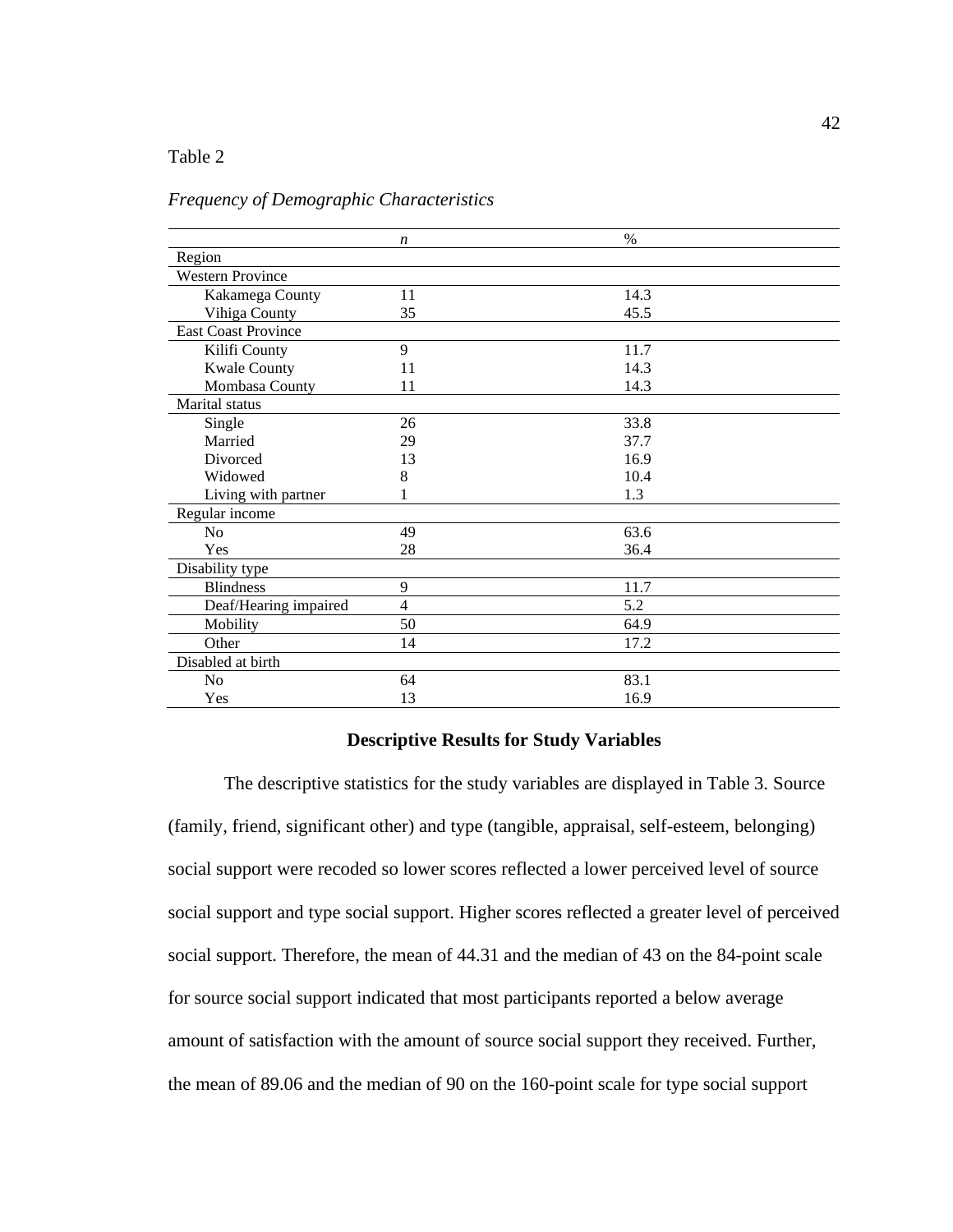Table 2

*Frequency of Demographic Characteristics*

| | *n* | % |
|---|---|---|
| Region | | |
| Western Province | | |
| Kakamega County | 11 | 14.3 |
| Vihiga County | 35 | 45.5 |
| East Coast Province | | |
| Kilifi County | 9 | 11.7 |
| Kwale County | 11 | 14.3 |
| Mombasa County | 11 | 14.3 |
| Marital status | | |
| Single | 26 | 33.8 |
| Married | 29 | 37.7 |
| Divorced | 13 | 16.9 |
| Widowed | 8 | 10.4 |
| Living with partner | 1 | 1.3 |
| Regular income | | |
| No | 49 | 63.6 |
| Yes | 28 | 36.4 |
| Disability type | | |
| Blindness | 9 | 11.7 |
| Deaf/Hearing impaired | 4 | 5.2 |
| Mobility | 50 | 64.9 |
| Other | 14 | 17.2 |
| Disabled at birth | | |
| No | 64 | 83.1 |
| Yes | 13 | 16.9 |

## Descriptive Results for Study Variables

The descriptive statistics for the study variables are displayed in Table 3. Source (family, friend, significant other) and type (tangible, appraisal, self-esteem, belonging) social support were recoded so lower scores reflected a lower perceived level of source social support and type social support. Higher scores reflected a greater level of perceived social support. Therefore, the mean of 44.31 and the median of 43 on the 84-point scale for source social support indicated that most participants reported a below average amount of satisfaction with the amount of source social support they received. Further, the mean of 89.06 and the median of 90 on the 160-point scale for type social support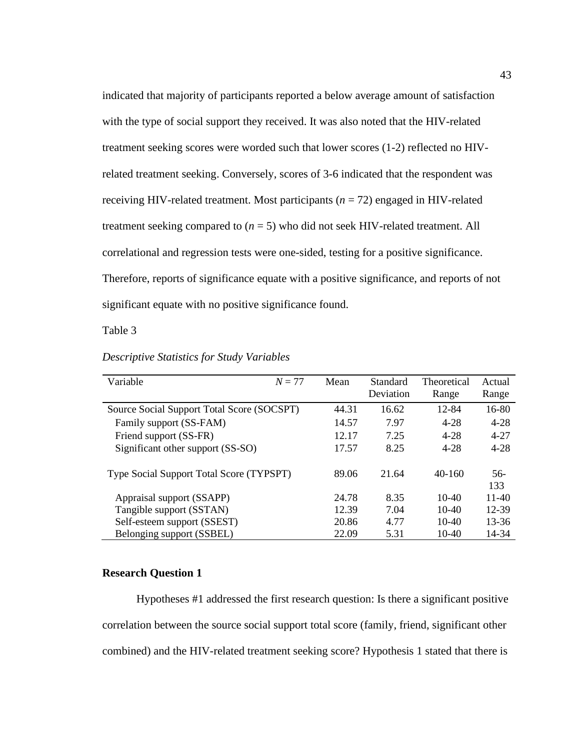indicated that majority of participants reported a below average amount of satisfaction with the type of social support they received. It was also noted that the HIV-related treatment seeking scores were worded such that lower scores (1-2) reflected no HIV-related treatment seeking. Conversely, scores of 3-6 indicated that the respondent was receiving HIV-related treatment. Most participants ($n$ = 72) engaged in HIV-related treatment seeking compared to ($n$ = 5) who did not seek HIV-related treatment. All correlational and regression tests were one-sided, testing for a positive significance. Therefore, reports of significance equate with a positive significance, and reports of not significant equate with no positive significance found.

Table 3

*Descriptive Statistics for Study Variables*

| Variable $N$ = 77 | Mean | Standard Deviation | Theoretical Range | Actual Range |
|---|---|---|---|---|
| Source Social Support Total Score (SOCSPT) | 44.31 | 16.62 | 12-84 | 16-80 |
| Family support (SS-FAM) | 14.57 | 7.97 | 4-28 | 4-28 |
| Friend support (SS-FR) | 12.17 | 7.25 | 4-28 | 4-27 |
| Significant other support (SS-SO) | 17.57 | 8.25 | 4-28 | 4-28 |
| Type Social Support Total Score (TYPSPT) | 89.06 | 21.64 | 40-160 | 56-133 |
| Appraisal support (SSAPP) | 24.78 | 8.35 | 10-40 | 11-40 |
| Tangible support (SSTAN) | 12.39 | 7.04 | 10-40 | 12-39 |
| Self-esteem support (SSEST) | 20.86 | 4.77 | 10-40 | 13-36 |
| Belonging support (SSBEL) | 22.09 | 5.31 | 10-40 | 14-34 |

**Research Question 1**

Hypotheses #1 addressed the first research question: Is there a significant positive correlation between the source social support total score (family, friend, significant other combined) and the HIV-related treatment seeking score? Hypothesis 1 stated that there is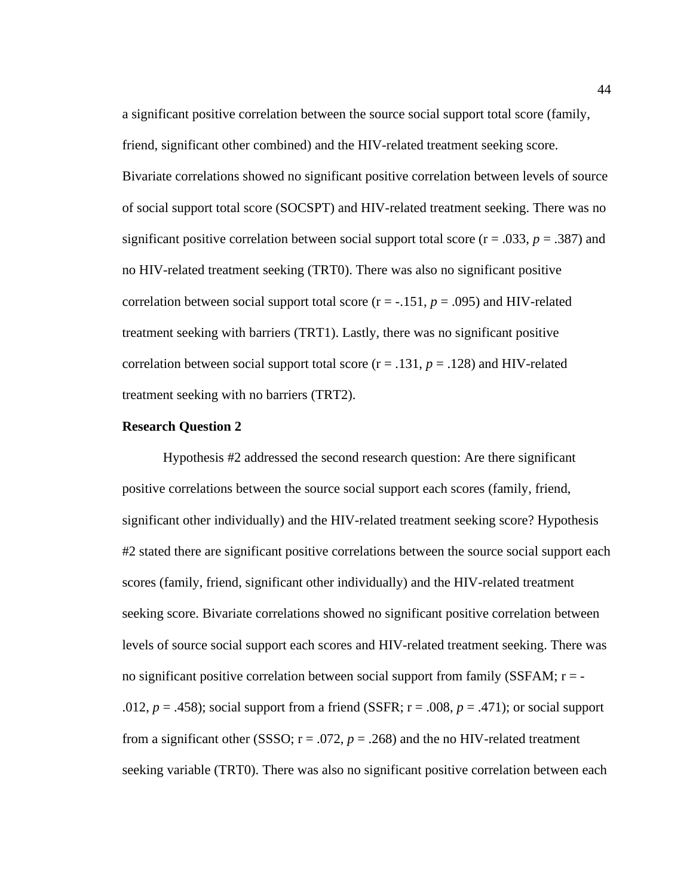a significant positive correlation between the source social support total score (family, friend, significant other combined) and the HIV-related treatment seeking score. Bivariate correlations showed no significant positive correlation between levels of source of social support total score (SOCSPT) and HIV-related treatment seeking. There was no significant positive correlation between social support total score (r = .033, *p* = .387) and no HIV-related treatment seeking (TRT0). There was also no significant positive correlation between social support total score (r = -.151, *p* = .095) and HIV-related treatment seeking with barriers (TRT1). Lastly, there was no significant positive correlation between social support total score (r = .131, *p* = .128) and HIV-related treatment seeking with no barriers (TRT2).

**Research Question 2**

Hypothesis #2 addressed the second research question: Are there significant positive correlations between the source social support each scores (family, friend, significant other individually) and the HIV-related treatment seeking score? Hypothesis #2 stated there are significant positive correlations between the source social support each scores (family, friend, significant other individually) and the HIV-related treatment seeking score. Bivariate correlations showed no significant positive correlation between levels of source social support each scores and HIV-related treatment seeking. There was no significant positive correlation between social support from family (SSFAM; r = -.012, *p* = .458); social support from a friend (SSFR; r = .008, *p* = .471); or social support from a significant other (SSSO; r = .072, *p* = .268) and the no HIV-related treatment seeking variable (TRT0). There was also no significant positive correlation between each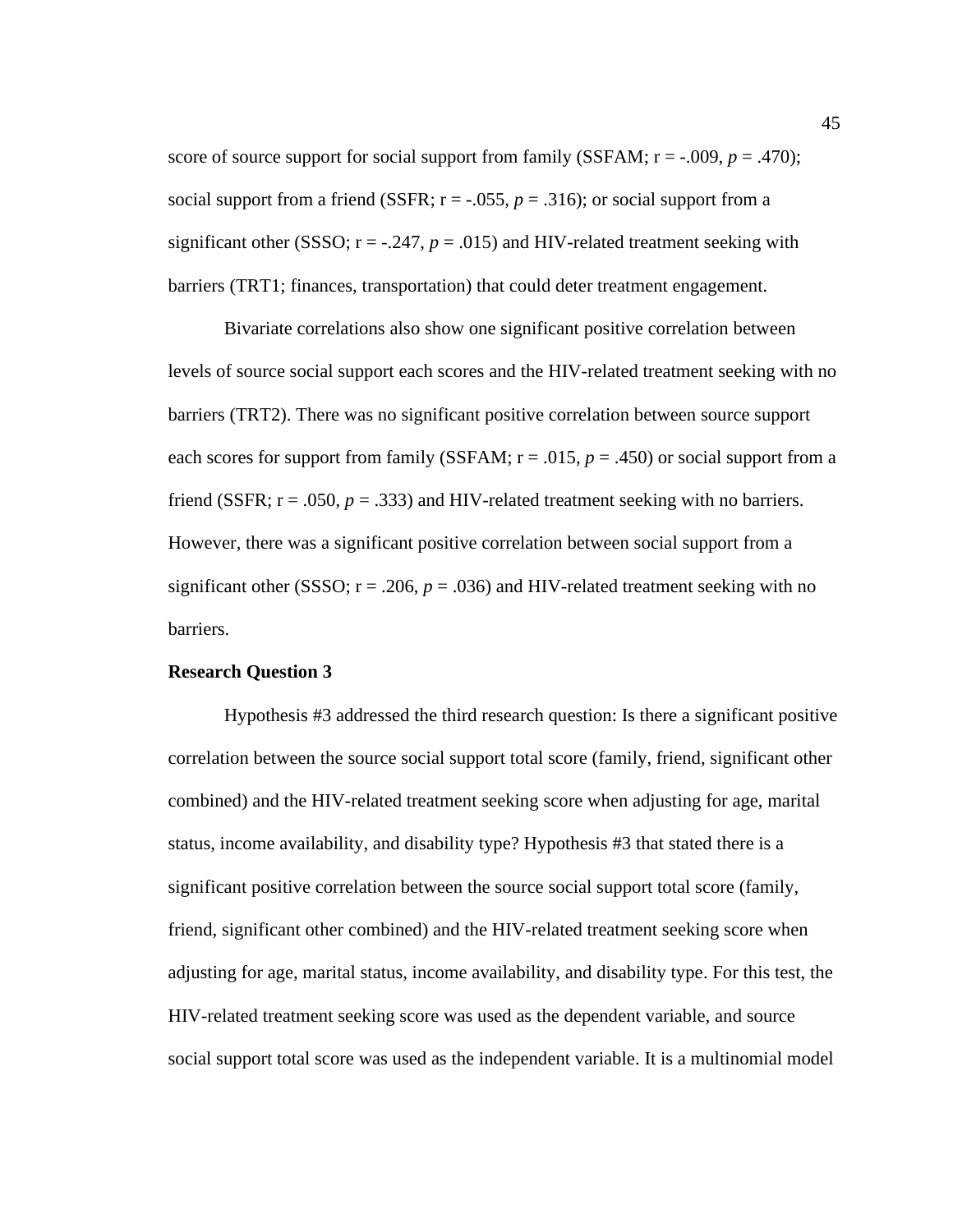score of source support for social support from family (SSFAM; r = -.009, *p* = .470); social support from a friend (SSFR; r = -.055, *p* = .316); or social support from a significant other (SSSO; r = -.247, *p* = .015) and HIV-related treatment seeking with barriers (TRT1; finances, transportation) that could deter treatment engagement.

Bivariate correlations also show one significant positive correlation between levels of source social support each scores and the HIV-related treatment seeking with no barriers (TRT2). There was no significant positive correlation between source support each scores for support from family (SSFAM; r = .015, *p* = .450) or social support from a friend (SSFR; r = .050, *p* = .333) and HIV-related treatment seeking with no barriers. However, there was a significant positive correlation between social support from a significant other (SSSO; r = .206, *p* = .036) and HIV-related treatment seeking with no barriers.

**Research Question 3**

Hypothesis #3 addressed the third research question: Is there a significant positive correlation between the source social support total score (family, friend, significant other combined) and the HIV-related treatment seeking score when adjusting for age, marital status, income availability, and disability type? Hypothesis #3 that stated there is a significant positive correlation between the source social support total score (family, friend, significant other combined) and the HIV-related treatment seeking score when adjusting for age, marital status, income availability, and disability type. For this test, the HIV-related treatment seeking score was used as the dependent variable, and source social support total score was used as the independent variable. It is a multinomial model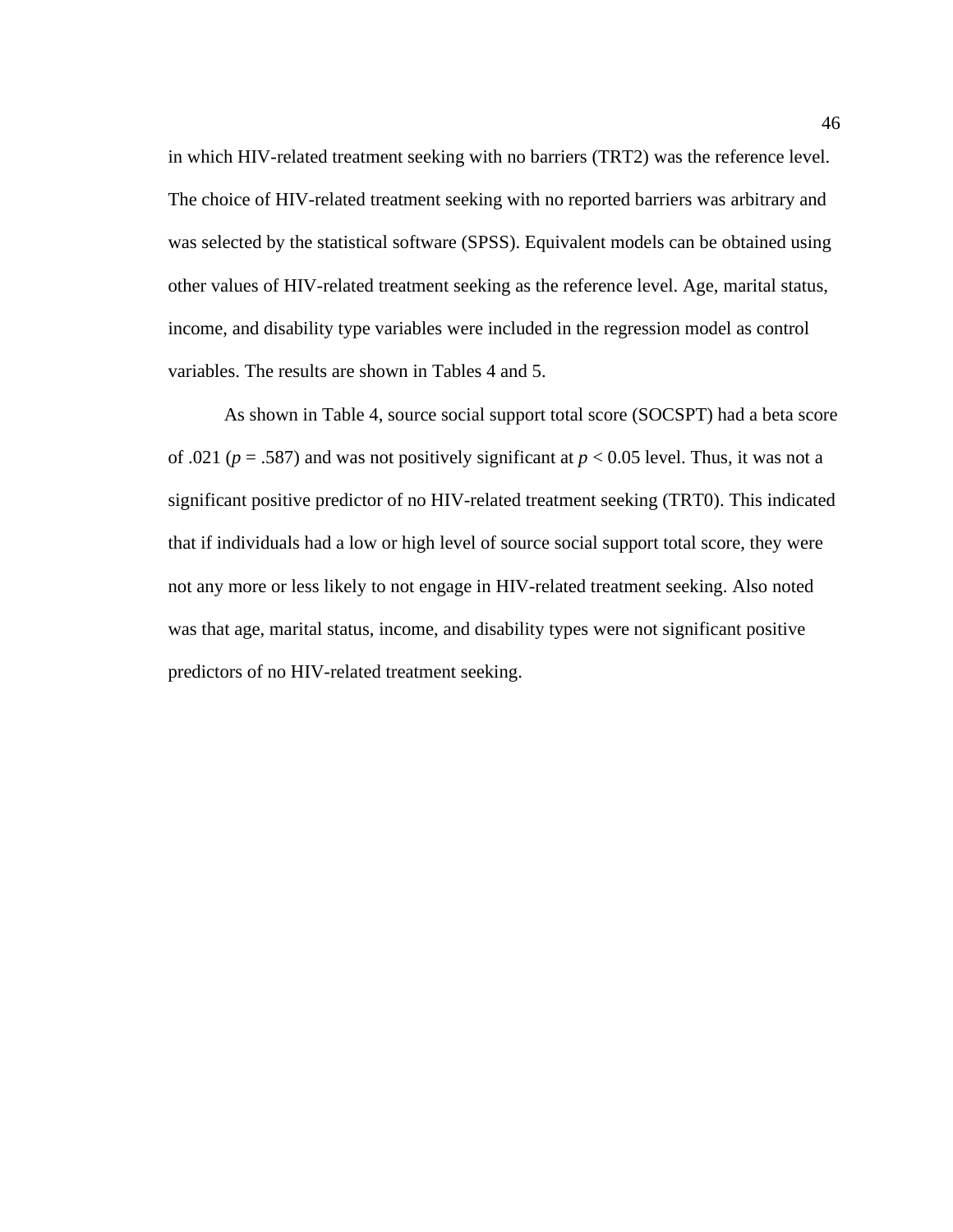in which HIV-related treatment seeking with no barriers (TRT2) was the reference level. The choice of HIV-related treatment seeking with no reported barriers was arbitrary and was selected by the statistical software (SPSS). Equivalent models can be obtained using other values of HIV-related treatment seeking as the reference level. Age, marital status, income, and disability type variables were included in the regression model as control variables. The results are shown in Tables 4 and 5.

As shown in Table 4, source social support total score (SOCSPT) had a beta score of .021 ($p$ = .587) and was not positively significant at $p < 0.05$ level. Thus, it was not a significant positive predictor of no HIV-related treatment seeking (TRT0). This indicated that if individuals had a low or high level of source social support total score, they were not any more or less likely to not engage in HIV-related treatment seeking. Also noted was that age, marital status, income, and disability types were not significant positive predictors of no HIV-related treatment seeking.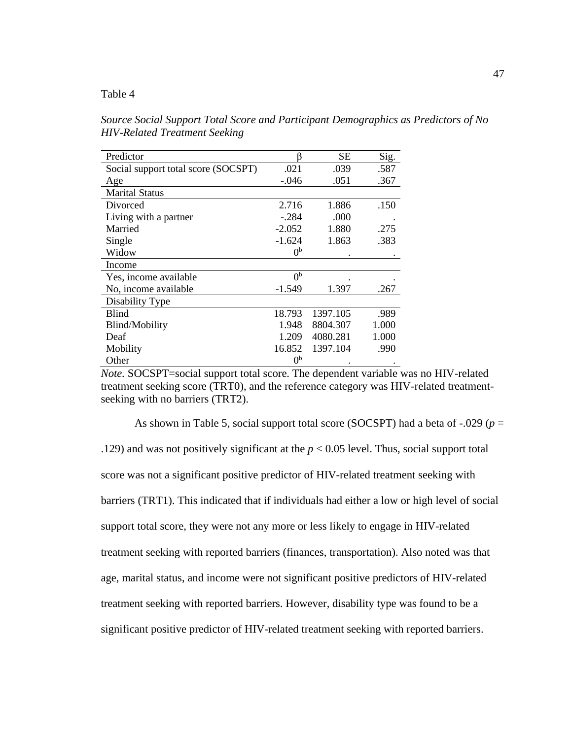Table 4

*Source Social Support Total Score and Participant Demographics as Predictors of No HIV-Related Treatment Seeking*

| Predictor | β | SE | Sig. |
|---|---|---|---|
| Social support total score (SOCSPT) | .021 | .039 | .587 |
| Age | -.046 | .051 | .367 |
| Marital Status | | | |
| Divorced | 2.716 | 1.886 | .150 |
| Living with a partner | -.284 | .000 | . |
| Married | -2.052 | 1.880 | .275 |
| Single | -1.624 | 1.863 | .383 |
| Widow | 0[b] | . | . |
| Income | | | |
| Yes, income available | 0[b] | . | . |
| No, income available | -1.549 | 1.397 | .267 |
| Disability Type | | | |
| Blind | 18.793 | 1397.105 | .989 |
| Blind/Mobility | 1.948 | 8804.307 | 1.000 |
| Deaf | 1.209 | 4080.281 | 1.000 |
| Mobility | 16.852 | 1397.104 | .990 |
| Other | 0[b] | . | . |

*Note.* SOCSPT=social support total score. The dependent variable was no HIV-related treatment seeking score (TRT0), and the reference category was HIV-related treatment-seeking with no barriers (TRT2).

As shown in Table 5, social support total score (SOCSPT) had a beta of -.029 ($p$ = .129) and was not positively significant at the $p < 0.05$ level. Thus, social support total score was not a significant positive predictor of HIV-related treatment seeking with barriers (TRT1). This indicated that if individuals had either a low or high level of social support total score, they were not any more or less likely to engage in HIV-related treatment seeking with reported barriers (finances, transportation). Also noted was that age, marital status, and income were not significant positive predictors of HIV-related treatment seeking with reported barriers. However, disability type was found to be a significant positive predictor of HIV-related treatment seeking with reported barriers.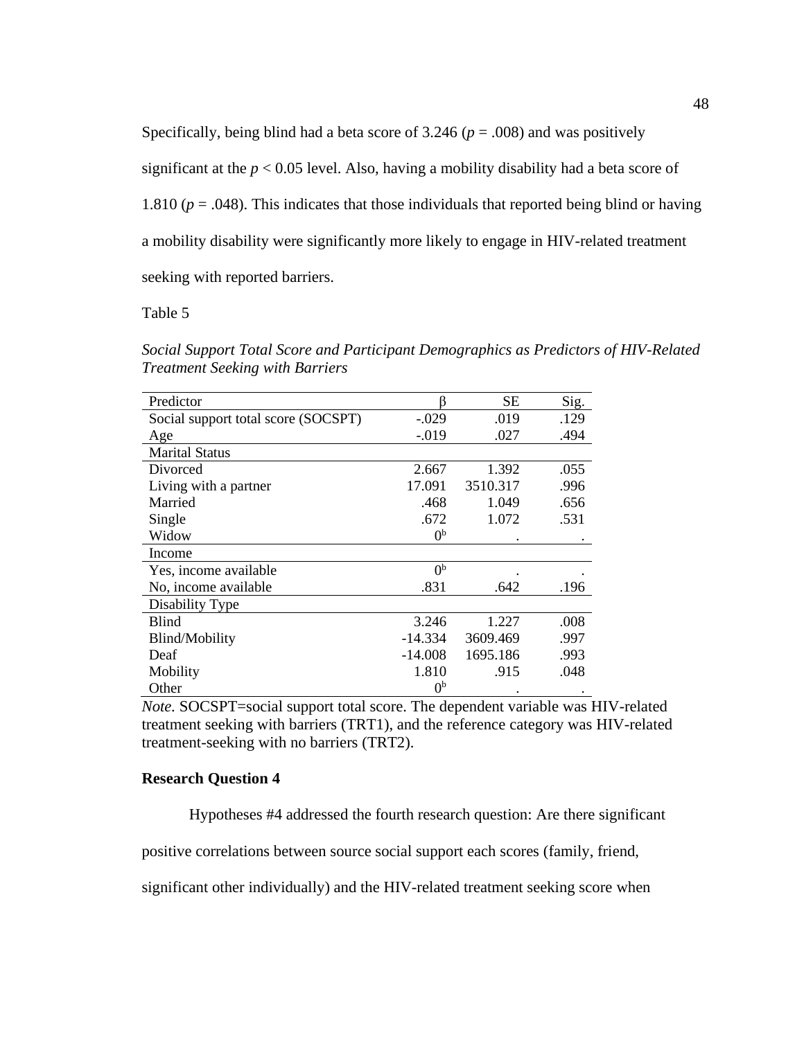Specifically, being blind had a beta score of 3.246 (*p* = .008) and was positively significant at the $p < 0.05$ level. Also, having a mobility disability had a beta score of 1.810 (*p* = .048). This indicates that those individuals that reported being blind or having a mobility disability were significantly more likely to engage in HIV-related treatment seeking with reported barriers.

Table 5

*Social Support Total Score and Participant Demographics as Predictors of HIV-Related Treatment Seeking with Barriers*

| Predictor | β | SE | Sig. |
|---|---|---|---|
| Social support total score (SOCSPT) | -.029 | .019 | .129 |
| Age | -.019 | .027 | .494 |
| Marital Status | | | |
| Divorced | 2.667 | 1.392 | .055 |
| Living with a partner | 17.091 | 3510.317 | .996 |
| Married | .468 | 1.049 | .656 |
| Single | .672 | 1.072 | .531 |
| Widow | $0^b$ | . | . |
| Income | | | |
| Yes, income available | $0^b$ | . | . |
| No, income available | .831 | .642 | .196 |
| Disability Type | | | |
| Blind | 3.246 | 1.227 | .008 |
| Blind/Mobility | -14.334 | 3609.469 | .997 |
| Deaf | -14.008 | 1695.186 | .993 |
| Mobility | 1.810 | .915 | .048 |
| Other | $0^b$ | . | . |

*Note.* SOCSPT=social support total score. The dependent variable was HIV-related treatment seeking with barriers (TRT1), and the reference category was HIV-related treatment-seeking with no barriers (TRT2).

**Research Question 4**

Hypotheses #4 addressed the fourth research question: Are there significant positive correlations between source social support each scores (family, friend, significant other individually) and the HIV-related treatment seeking score when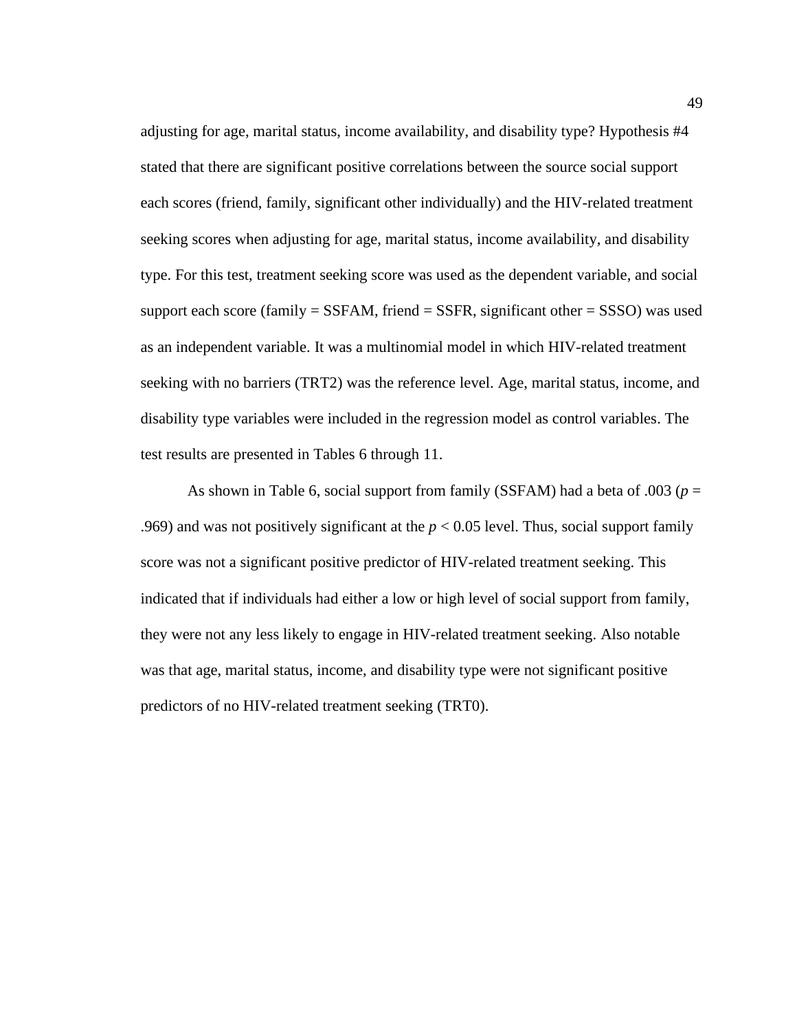adjusting for age, marital status, income availability, and disability type? Hypothesis #4 stated that there are significant positive correlations between the source social support each scores (friend, family, significant other individually) and the HIV-related treatment seeking scores when adjusting for age, marital status, income availability, and disability type. For this test, treatment seeking score was used as the dependent variable, and social support each score (family = SSFAM, friend = SSFR, significant other = SSSO) was used as an independent variable. It was a multinomial model in which HIV-related treatment seeking with no barriers (TRT2) was the reference level. Age, marital status, income, and disability type variables were included in the regression model as control variables. The test results are presented in Tables 6 through 11.

As shown in Table 6, social support from family (SSFAM) had a beta of .003 ($p$ = .969) and was not positively significant at the $p < 0.05$ level. Thus, social support family score was not a significant positive predictor of HIV-related treatment seeking. This indicated that if individuals had either a low or high level of social support from family, they were not any less likely to engage in HIV-related treatment seeking. Also notable was that age, marital status, income, and disability type were not significant positive predictors of no HIV-related treatment seeking (TRT0).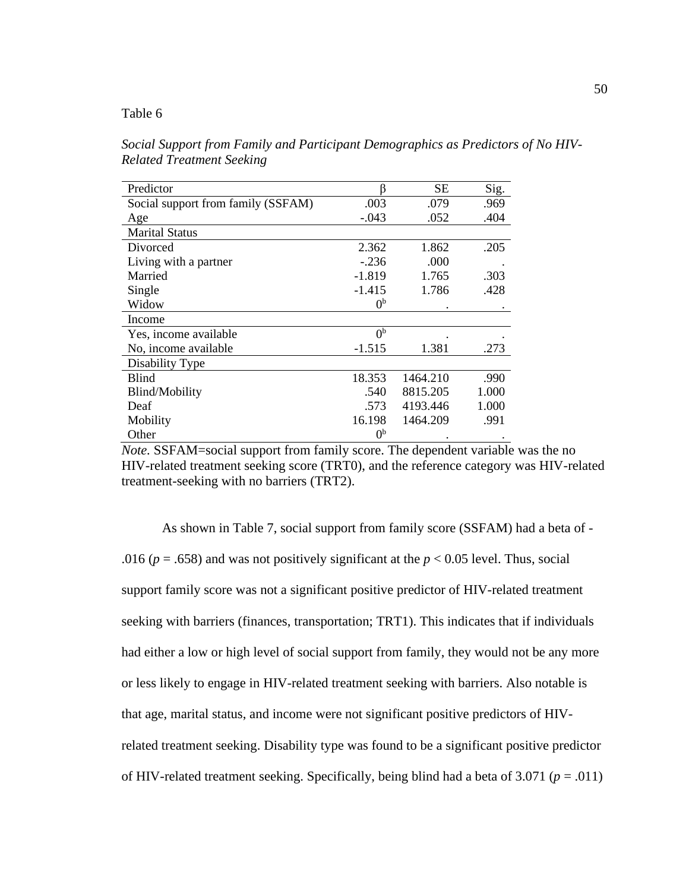Table 6

*Social Support from Family and Participant Demographics as Predictors of No HIV-Related Treatment Seeking*

| Predictor | β | SE | Sig. |
|---|---|---|---|
| Social support from family (SSFAM) | .003 | .079 | .969 |
| Age | -.043 | .052 | .404 |
| Marital Status | | | |
| Divorced | 2.362 | 1.862 | .205 |
| Living with a partner | -.236 | .000 | . |
| Married | -1.819 | 1.765 | .303 |
| Single | -1.415 | 1.786 | .428 |
| Widow | $0^b$ | . | . |
| Income | | | |
| Yes, income available | $0^b$ | . | . |
| No, income available | -1.515 | 1.381 | .273 |
| Disability Type | | | |
| Blind | 18.353 | 1464.210 | .990 |
| Blind/Mobility | .540 | 8815.205 | 1.000 |
| Deaf | .573 | 4193.446 | 1.000 |
| Mobility | 16.198 | 1464.209 | .991 |
| Other | $0^b$ | . | . |

*Note*. SSFAM=social support from family score. The dependent variable was the no HIV-related treatment seeking score (TRT0), and the reference category was HIV-related treatment-seeking with no barriers (TRT2).

As shown in Table 7, social support from family score (SSFAM) had a beta of -.016 ($p$ = .658) and was not positively significant at the $p < 0.05$ level. Thus, social support family score was not a significant positive predictor of HIV-related treatment seeking with barriers (finances, transportation; TRT1). This indicates that if individuals had either a low or high level of social support from family, they would not be any more or less likely to engage in HIV-related treatment seeking with barriers. Also notable is that age, marital status, and income were not significant positive predictors of HIV-related treatment seeking. Disability type was found to be a significant positive predictor of HIV-related treatment seeking. Specifically, being blind had a beta of 3.071 ($p$ = .011)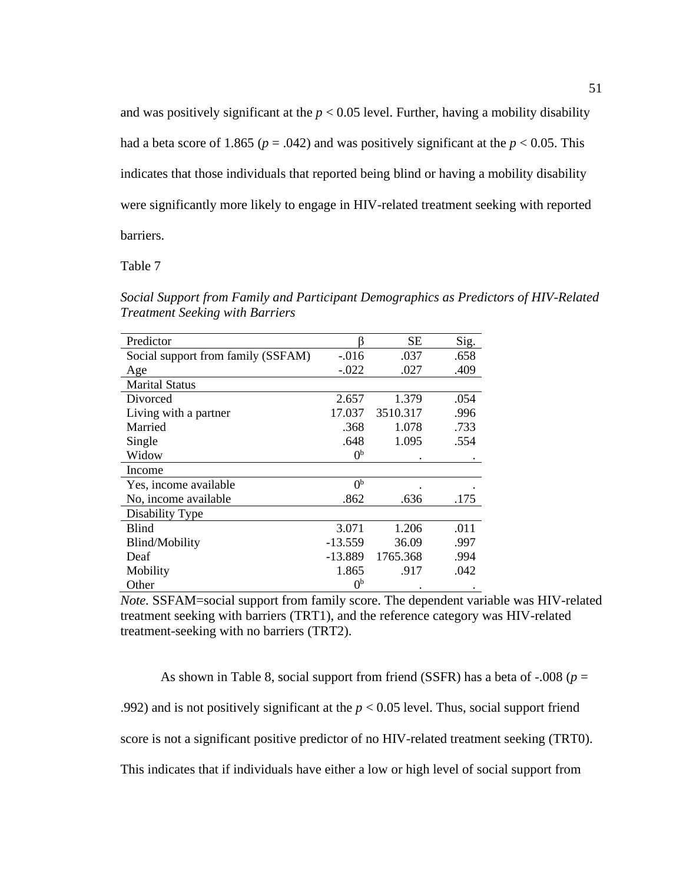and was positively significant at the $p < 0.05$ level. Further, having a mobility disability had a beta score of 1.865 ($p = .042$) and was positively significant at the $p < 0.05$. This indicates that those individuals that reported being blind or having a mobility disability were significantly more likely to engage in HIV-related treatment seeking with reported barriers.

Table 7

*Social Support from Family and Participant Demographics as Predictors of HIV-Related Treatment Seeking with Barriers*

| Predictor | β | SE | Sig. |
|---|---|---|---|
| Social support from family (SSFAM) | -.016 | .037 | .658 |
| Age | -.022 | .027 | .409 |
| Marital Status | | | |
| Divorced | 2.657 | 1.379 | .054 |
| Living with a partner | 17.037 | 3510.317 | .996 |
| Married | .368 | 1.078 | .733 |
| Single | .648 | 1.095 | .554 |
| Widow | 0[b] | . | . |
| Income | | | |
| Yes, income available | 0[b] | . | . |
| No, income available | .862 | .636 | .175 |
| Disability Type | | | |
| Blind | 3.071 | 1.206 | .011 |
| Blind/Mobility | -13.559 | 36.09 | .997 |
| Deaf | -13.889 | 1765.368 | .994 |
| Mobility | 1.865 | .917 | .042 |
| Other | 0[b] | . | . |

*Note.* SSFAM=social support from family score. The dependent variable was HIV-related treatment seeking with barriers (TRT1), and the reference category was HIV-related treatment-seeking with no barriers (TRT2).

As shown in Table 8, social support from friend (SSFR) has a beta of -.008 ($p = .992$) and is not positively significant at the $p < 0.05$ level. Thus, social support friend score is not a significant positive predictor of no HIV-related treatment seeking (TRT0). This indicates that if individuals have either a low or high level of social support from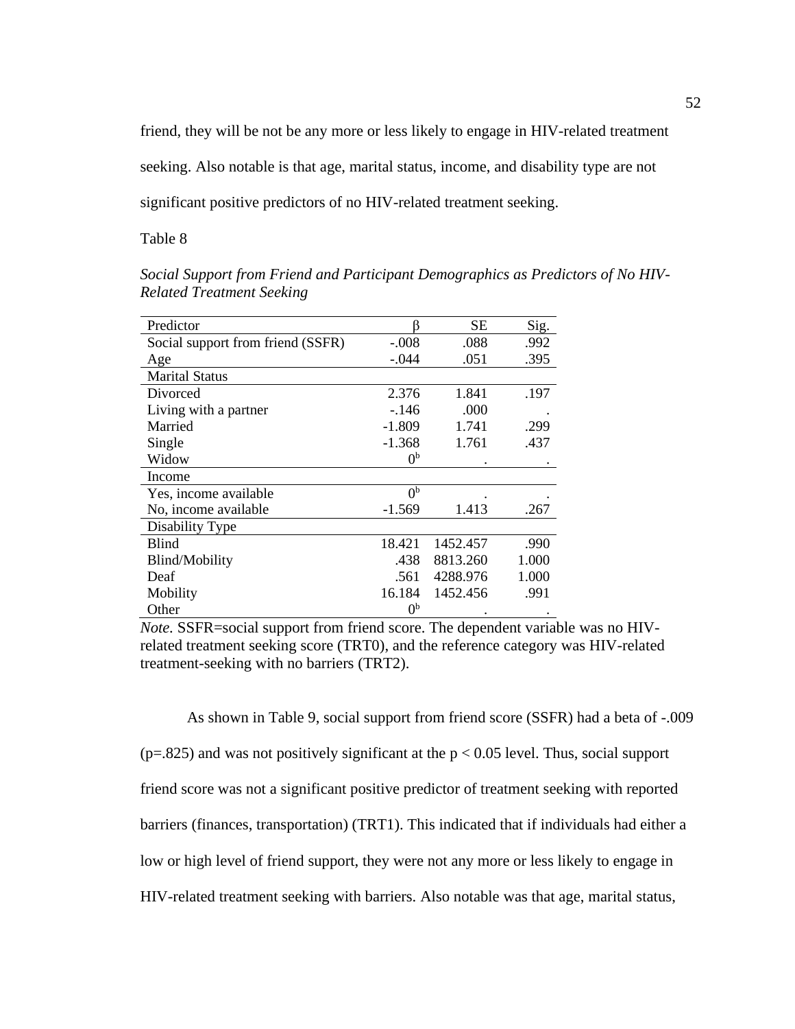friend, they will be not be any more or less likely to engage in HIV-related treatment seeking. Also notable is that age, marital status, income, and disability type are not significant positive predictors of no HIV-related treatment seeking.

Table 8

*Social Support from Friend and Participant Demographics as Predictors of No HIV-Related Treatment Seeking*

| Predictor | β | SE | Sig. |
|---|---|---|---|
| Social support from friend (SSFR) | -.008 | .088 | .992 |
| Age | -.044 | .051 | .395 |
| Marital Status | | | |
| Divorced | 2.376 | 1.841 | .197 |
| Living with a partner | -.146 | .000 | . |
| Married | -1.809 | 1.741 | .299 |
| Single | -1.368 | 1.761 | .437 |
| Widow | 0[b] | . | . |
| Income | | | |
| Yes, income available | 0[b] | . | . |
| No, income available | -1.569 | 1.413 | .267 |
| Disability Type | | | |
| Blind | 18.421 | 1452.457 | .990 |
| Blind/Mobility | .438 | 8813.260 | 1.000 |
| Deaf | .561 | 4288.976 | 1.000 |
| Mobility | 16.184 | 1452.456 | .991 |
| Other | 0[b] | . | . |

*Note.* SSFR=social support from friend score. The dependent variable was no HIV-related treatment seeking score (TRT0), and the reference category was HIV-related treatment-seeking with no barriers (TRT2).

As shown in Table 9, social support from friend score (SSFR) had a beta of -.009 (p=.825) and was not positively significant at the $p < 0.05$ level. Thus, social support friend score was not a significant positive predictor of treatment seeking with reported barriers (finances, transportation) (TRT1). This indicated that if individuals had either a low or high level of friend support, they were not any more or less likely to engage in HIV-related treatment seeking with barriers. Also notable was that age, marital status,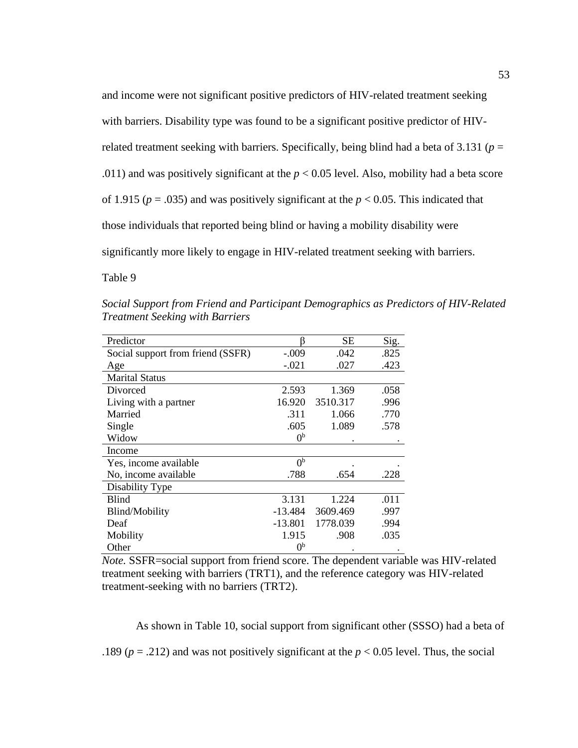and income were not significant positive predictors of HIV-related treatment seeking with barriers. Disability type was found to be a significant positive predictor of HIV-related treatment seeking with barriers. Specifically, being blind had a beta of 3.131 ($p$ = .011) and was positively significant at the $p < 0.05$ level. Also, mobility had a beta score of 1.915 ($p$ = .035) and was positively significant at the $p < 0.05$. This indicated that those individuals that reported being blind or having a mobility disability were significantly more likely to engage in HIV-related treatment seeking with barriers.

Table 9

*Social Support from Friend and Participant Demographics as Predictors of HIV-Related Treatment Seeking with Barriers*

| Predictor | β | SE | Sig. |
|---|---|---|---|
| Social support from friend (SSFR) | -.009 | .042 | .825 |
| Age | -.021 | .027 | .423 |
| Marital Status | | | |
| Divorced | 2.593 | 1.369 | .058 |
| Living with a partner | 16.920 | 3510.317 | .996 |
| Married | .311 | 1.066 | .770 |
| Single | .605 | 1.089 | .578 |
| Widow | 0[b] | . | . |
| Income | | | |
| Yes, income available | 0[b] | . | . |
| No, income available | .788 | .654 | .228 |
| Disability Type | | | |
| Blind | 3.131 | 1.224 | .011 |
| Blind/Mobility | -13.484 | 3609.469 | .997 |
| Deaf | -13.801 | 1778.039 | .994 |
| Mobility | 1.915 | .908 | .035 |
| Other | 0[b] | . | . |

*Note.* SSFR=social support from friend score. The dependent variable was HIV-related treatment seeking with barriers (TRT1), and the reference category was HIV-related treatment-seeking with no barriers (TRT2).

As shown in Table 10, social support from significant other (SSSO) had a beta of .189 ($p$ = .212) and was not positively significant at the $p < 0.05$ level. Thus, the social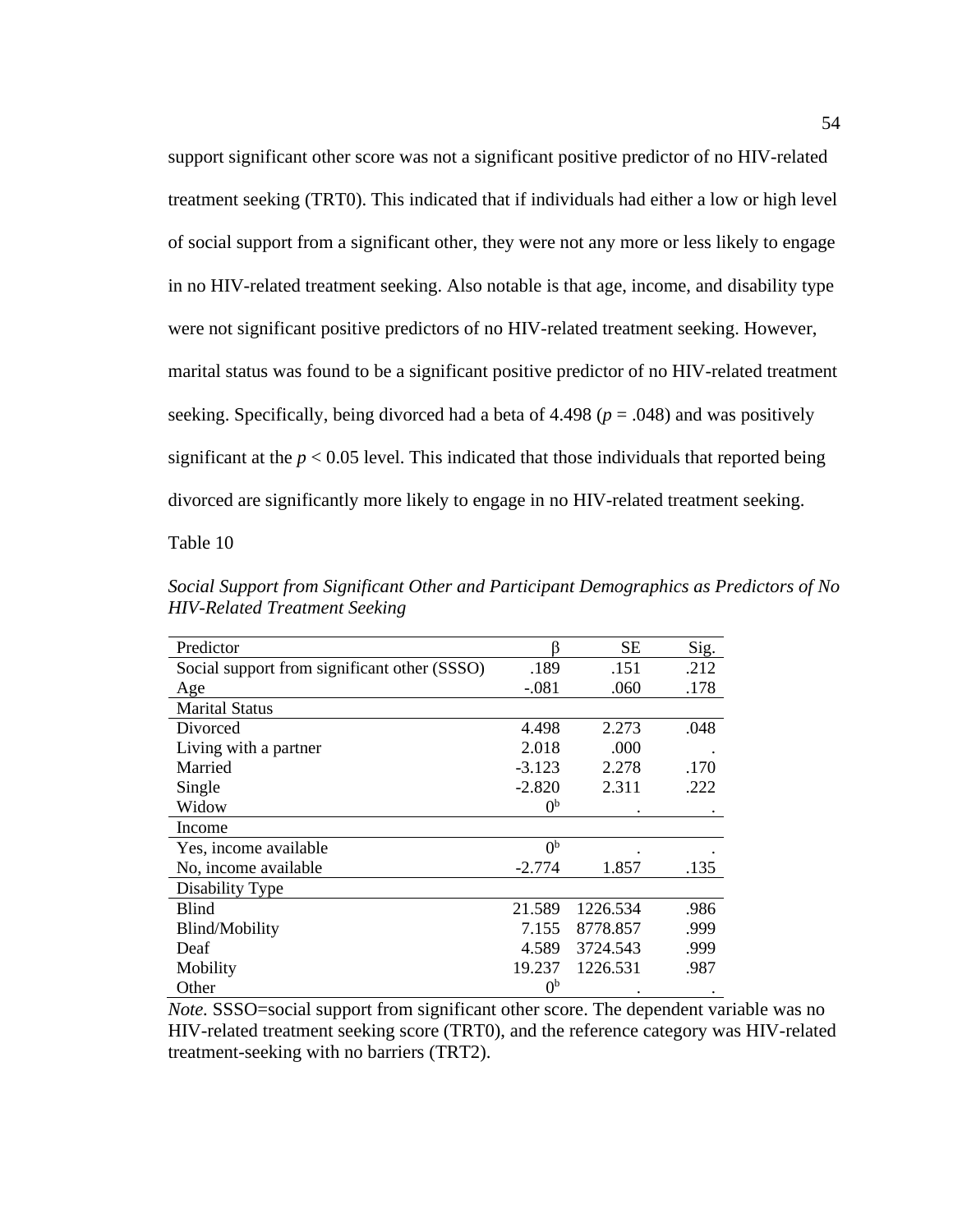support significant other score was not a significant positive predictor of no HIV-related treatment seeking (TRT0). This indicated that if individuals had either a low or high level of social support from a significant other, they were not any more or less likely to engage in no HIV-related treatment seeking. Also notable is that age, income, and disability type were not significant positive predictors of no HIV-related treatment seeking. However, marital status was found to be a significant positive predictor of no HIV-related treatment seeking. Specifically, being divorced had a beta of 4.498 ($p$ = .048) and was positively significant at the $p < 0.05$ level. This indicated that those individuals that reported being divorced are significantly more likely to engage in no HIV-related treatment seeking.

Table 10

*Social Support from Significant Other and Participant Demographics as Predictors of No HIV-Related Treatment Seeking*

| Predictor | β | SE | Sig. |
|---|---|---|---|
| Social support from significant other (SSSO) | .189 | .151 | .212 |
| Age | -.081 | .060 | .178 |
| Marital Status | | | |
| Divorced | 4.498 | 2.273 | .048 |
| Living with a partner | 2.018 | .000 | . |
| Married | -3.123 | 2.278 | .170 |
| Single | -2.820 | 2.311 | .222 |
| Widow | 0[b] | . | . |
| Income | | | |
| Yes, income available | 0[b] | . | . |
| No, income available | -2.774 | 1.857 | .135 |
| Disability Type | | | |
| Blind | 21.589 | 1226.534 | .986 |
| Blind/Mobility | 7.155 | 8778.857 | .999 |
| Deaf | 4.589 | 3724.543 | .999 |
| Mobility | 19.237 | 1226.531 | .987 |
| Other | 0[b] | . | . |

*Note.* SSSO=social support from significant other score. The dependent variable was no HIV-related treatment seeking score (TRT0), and the reference category was HIV-related treatment-seeking with no barriers (TRT2).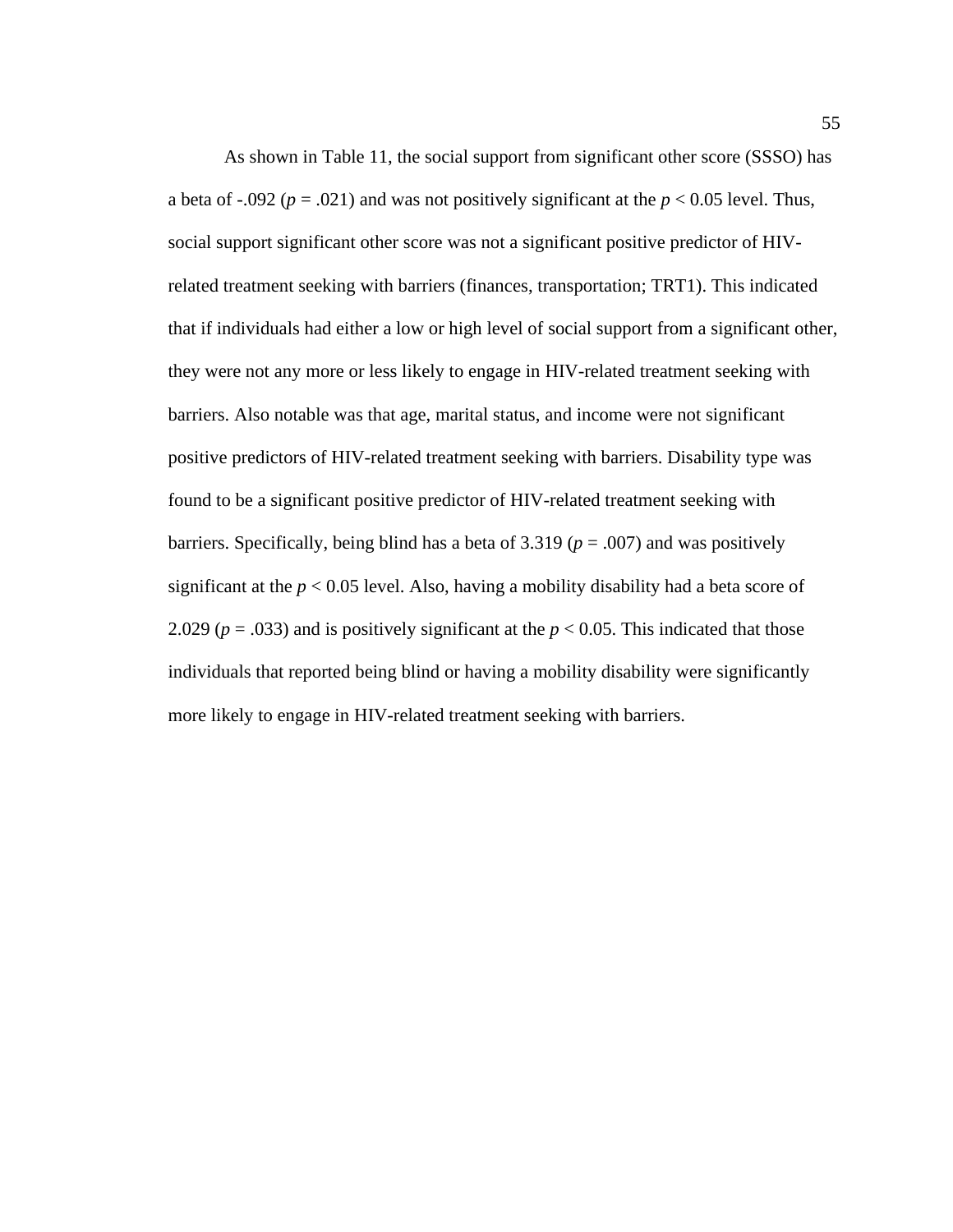As shown in Table 11, the social support from significant other score (SSSO) has a beta of -.092 ($p$ = .021) and was not positively significant at the $p < 0.05$ level. Thus, social support significant other score was not a significant positive predictor of HIV-related treatment seeking with barriers (finances, transportation; TRT1). This indicated that if individuals had either a low or high level of social support from a significant other, they were not any more or less likely to engage in HIV-related treatment seeking with barriers. Also notable was that age, marital status, and income were not significant positive predictors of HIV-related treatment seeking with barriers. Disability type was found to be a significant positive predictor of HIV-related treatment seeking with barriers. Specifically, being blind has a beta of 3.319 ($p$ = .007) and was positively significant at the $p < 0.05$ level. Also, having a mobility disability had a beta score of 2.029 ($p$ = .033) and is positively significant at the $p < 0.05$. This indicated that those individuals that reported being blind or having a mobility disability were significantly more likely to engage in HIV-related treatment seeking with barriers.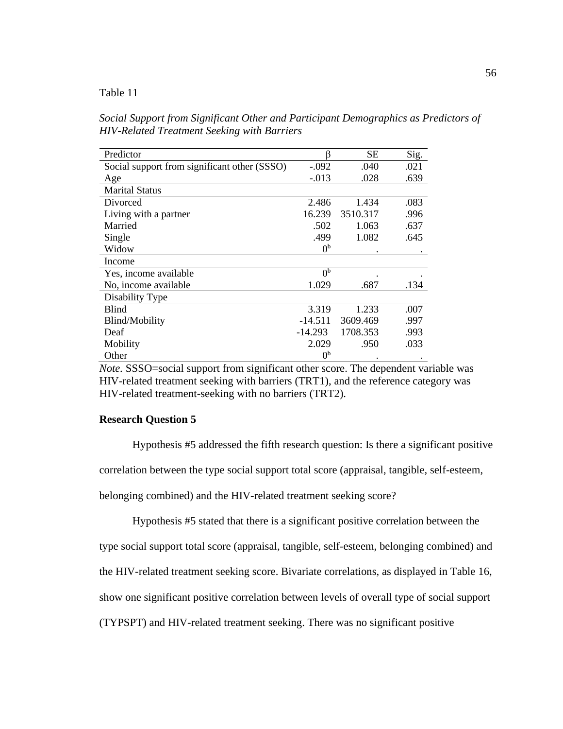Table 11

*Social Support from Significant Other and Participant Demographics as Predictors of HIV-Related Treatment Seeking with Barriers*

| Predictor | β | SE | Sig. |
|---|---|---|---|
| Social support from significant other (SSSO) | -.092 | .040 | .021 |
| Age | -.013 | .028 | .639 |
| Marital Status | | | |
| Divorced | 2.486 | 1.434 | .083 |
| Living with a partner | 16.239 | 3510.317 | .996 |
| Married | .502 | 1.063 | .637 |
| Single | .499 | 1.082 | .645 |
| Widow | 0[b] | . | . |
| Income | | | |
| Yes, income available | 0[b] | . | . |
| No, income available | 1.029 | .687 | .134 |
| Disability Type | | | |
| Blind | 3.319 | 1.233 | .007 |
| Blind/Mobility | -14.511 | 3609.469 | .997 |
| Deaf | -14.293 | 1708.353 | .993 |
| Mobility | 2.029 | .950 | .033 |
| Other | 0[b] | . | . |

*Note.* SSSO=social support from significant other score. The dependent variable was HIV-related treatment seeking with barriers (TRT1), and the reference category was HIV-related treatment-seeking with no barriers (TRT2).

**Research Question 5**

Hypothesis #5 addressed the fifth research question: Is there a significant positive correlation between the type social support total score (appraisal, tangible, self-esteem, belonging combined) and the HIV-related treatment seeking score?

Hypothesis #5 stated that there is a significant positive correlation between the type social support total score (appraisal, tangible, self-esteem, belonging combined) and the HIV-related treatment seeking score. Bivariate correlations, as displayed in Table 16, show one significant positive correlation between levels of overall type of social support (TYPSPT) and HIV-related treatment seeking. There was no significant positive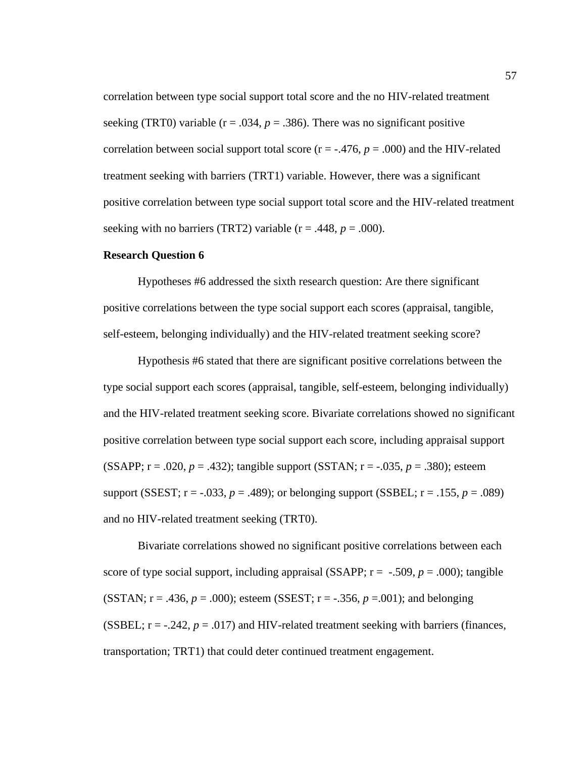correlation between type social support total score and the no HIV-related treatment seeking (TRT0) variable (r = .034, $p$ = .386). There was no significant positive correlation between social support total score (r = -.476, $p$ = .000) and the HIV-related treatment seeking with barriers (TRT1) variable. However, there was a significant positive correlation between type social support total score and the HIV-related treatment seeking with no barriers (TRT2) variable (r = .448, $p$ = .000).

**Research Question 6**

Hypotheses #6 addressed the sixth research question: Are there significant positive correlations between the type social support each scores (appraisal, tangible, self-esteem, belonging individually) and the HIV-related treatment seeking score?

Hypothesis #6 stated that there are significant positive correlations between the type social support each scores (appraisal, tangible, self-esteem, belonging individually) and the HIV-related treatment seeking score. Bivariate correlations showed no significant positive correlation between type social support each score, including appraisal support (SSAPP; r = .020, $p$ = .432); tangible support (SSTAN; r = -.035, $p$ = .380); esteem support (SSEST; r = -.033, $p$ = .489); or belonging support (SSBEL; r = .155, $p$ = .089) and no HIV-related treatment seeking (TRT0).

Bivariate correlations showed no significant positive correlations between each score of type social support, including appraisal (SSAPP; r = -.509, $p$ = .000); tangible (SSTAN; r = .436, $p$ = .000); esteem (SSEST; r = -.356, $p$ =.001); and belonging (SSBEL; r = -.242, $p$ = .017) and HIV-related treatment seeking with barriers (finances, transportation; TRT1) that could deter continued treatment engagement.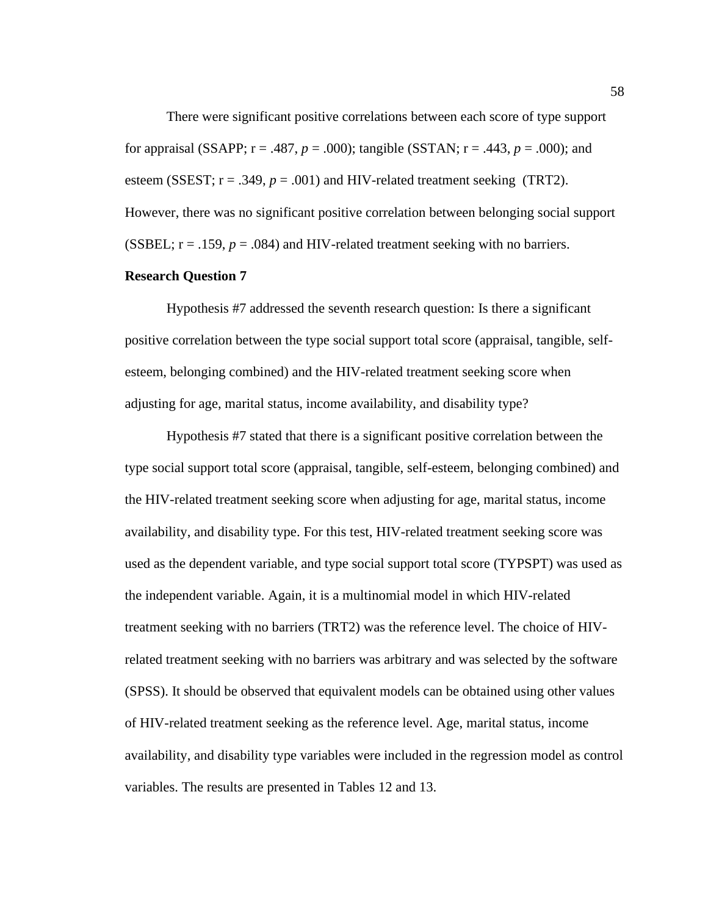There were significant positive correlations between each score of type support for appraisal (SSAPP; r = .487, *p* = .000); tangible (SSTAN; r = .443, *p* = .000); and esteem (SSEST; r = .349, *p* = .001) and HIV-related treatment seeking (TRT2). However, there was no significant positive correlation between belonging social support (SSBEL; r = .159, *p* = .084) and HIV-related treatment seeking with no barriers.

**Research Question 7**

Hypothesis #7 addressed the seventh research question: Is there a significant positive correlation between the type social support total score (appraisal, tangible, self-esteem, belonging combined) and the HIV-related treatment seeking score when adjusting for age, marital status, income availability, and disability type?

Hypothesis #7 stated that there is a significant positive correlation between the type social support total score (appraisal, tangible, self-esteem, belonging combined) and the HIV-related treatment seeking score when adjusting for age, marital status, income availability, and disability type. For this test, HIV-related treatment seeking score was used as the dependent variable, and type social support total score (TYPSPT) was used as the independent variable. Again, it is a multinomial model in which HIV-related treatment seeking with no barriers (TRT2) was the reference level. The choice of HIV-related treatment seeking with no barriers was arbitrary and was selected by the software (SPSS). It should be observed that equivalent models can be obtained using other values of HIV-related treatment seeking as the reference level. Age, marital status, income availability, and disability type variables were included in the regression model as control variables. The results are presented in Tables 12 and 13.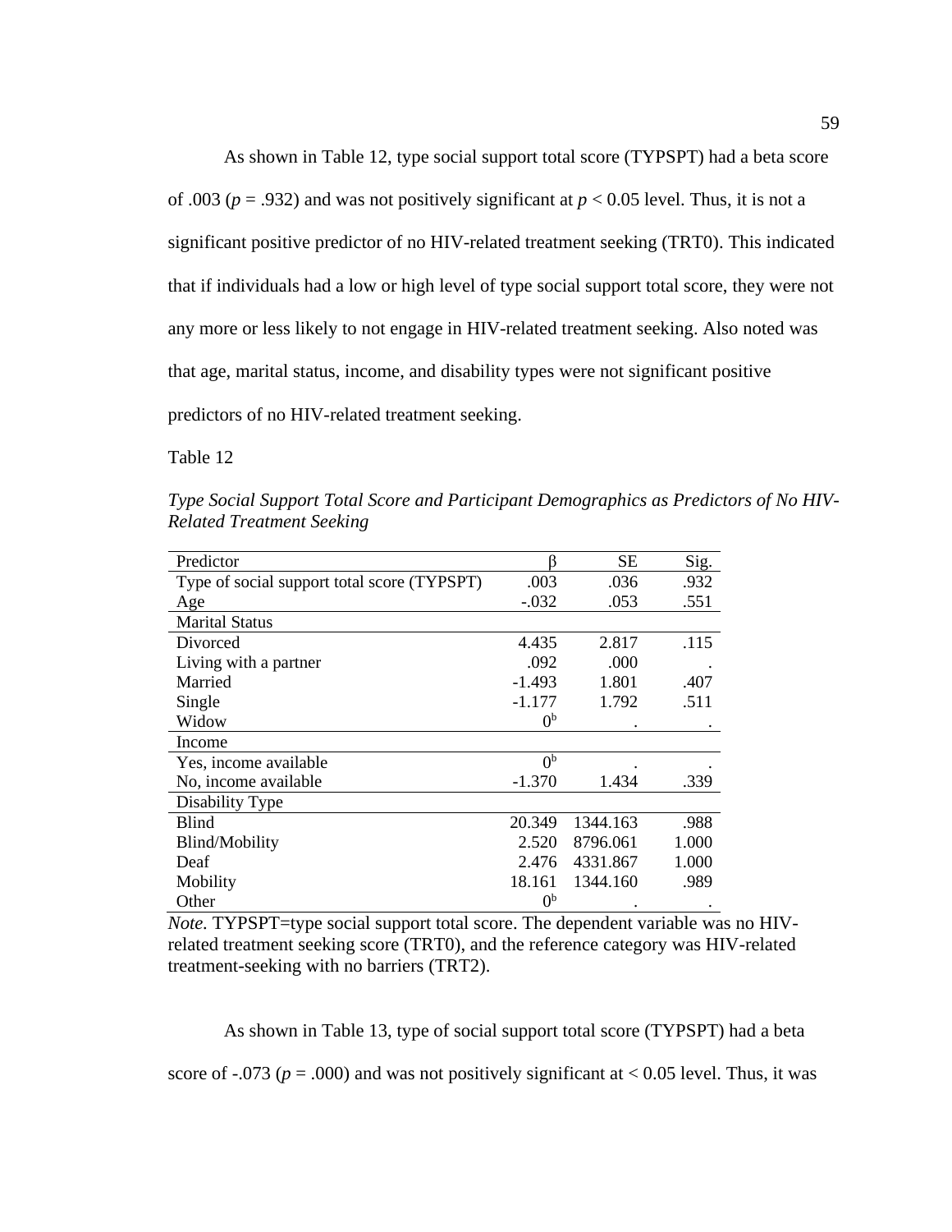As shown in Table 12, type social support total score (TYPSPT) had a beta score of .003 ($p$ = .932) and was not positively significant at $p < 0.05$ level. Thus, it is not a significant positive predictor of no HIV-related treatment seeking (TRT0). This indicated that if individuals had a low or high level of type social support total score, they were not any more or less likely to not engage in HIV-related treatment seeking. Also noted was that age, marital status, income, and disability types were not significant positive predictors of no HIV-related treatment seeking.

Table 12

*Type Social Support Total Score and Participant Demographics as Predictors of No HIV-Related Treatment Seeking*

| Predictor | β | SE | Sig. |
|---|---|---|---|
| Type of social support total score (TYPSPT) | .003 | .036 | .932 |
| Age | -.032 | .053 | .551 |
| Marital Status | | | |
| Divorced | 4.435 | 2.817 | .115 |
| Living with a partner | .092 | .000 | . |
| Married | -1.493 | 1.801 | .407 |
| Single | -1.177 | 1.792 | .511 |
| Widow | 0[b] | . | . |
| Income | | | |
| Yes, income available | 0[b] | . | . |
| No, income available | -1.370 | 1.434 | .339 |
| Disability Type | | | |
| Blind | 20.349 | 1344.163 | .988 |
| Blind/Mobility | 2.520 | 8796.061 | 1.000 |
| Deaf | 2.476 | 4331.867 | 1.000 |
| Mobility | 18.161 | 1344.160 | .989 |
| Other | 0[b] | . | . |

*Note.* TYPSPT=type social support total score. The dependent variable was no HIV-related treatment seeking score (TRT0), and the reference category was HIV-related treatment-seeking with no barriers (TRT2).

As shown in Table 13, type of social support total score (TYPSPT) had a beta score of -.073 ($p$ = .000) and was not positively significant at < 0.05 level. Thus, it was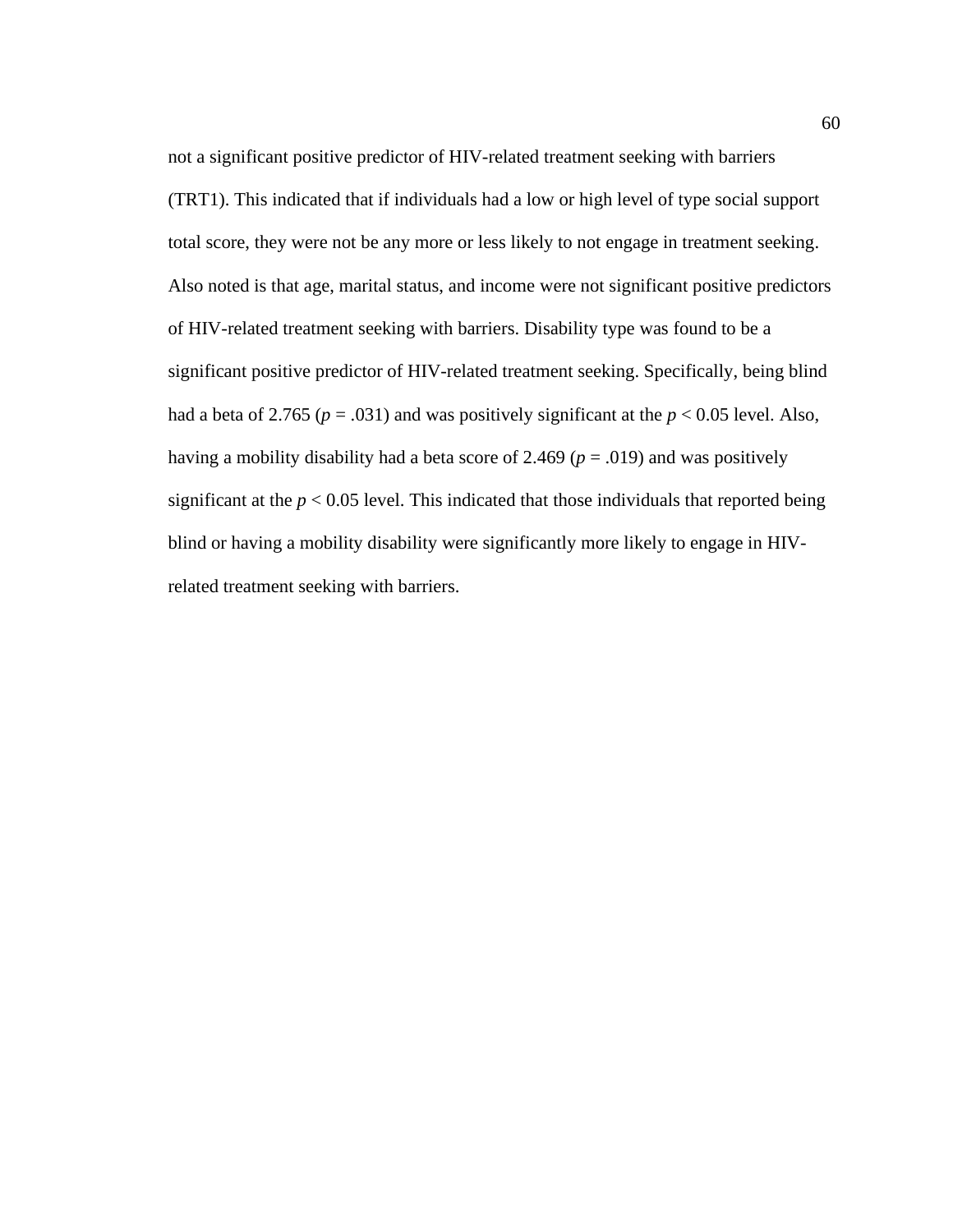not a significant positive predictor of HIV-related treatment seeking with barriers (TRT1). This indicated that if individuals had a low or high level of type social support total score, they were not be any more or less likely to not engage in treatment seeking. Also noted is that age, marital status, and income were not significant positive predictors of HIV-related treatment seeking with barriers. Disability type was found to be a significant positive predictor of HIV-related treatment seeking. Specifically, being blind had a beta of 2.765 ($p = .031$) and was positively significant at the $p < 0.05$ level. Also, having a mobility disability had a beta score of 2.469 ($p = .019$) and was positively significant at the $p < 0.05$ level. This indicated that those individuals that reported being blind or having a mobility disability were significantly more likely to engage in HIV-related treatment seeking with barriers.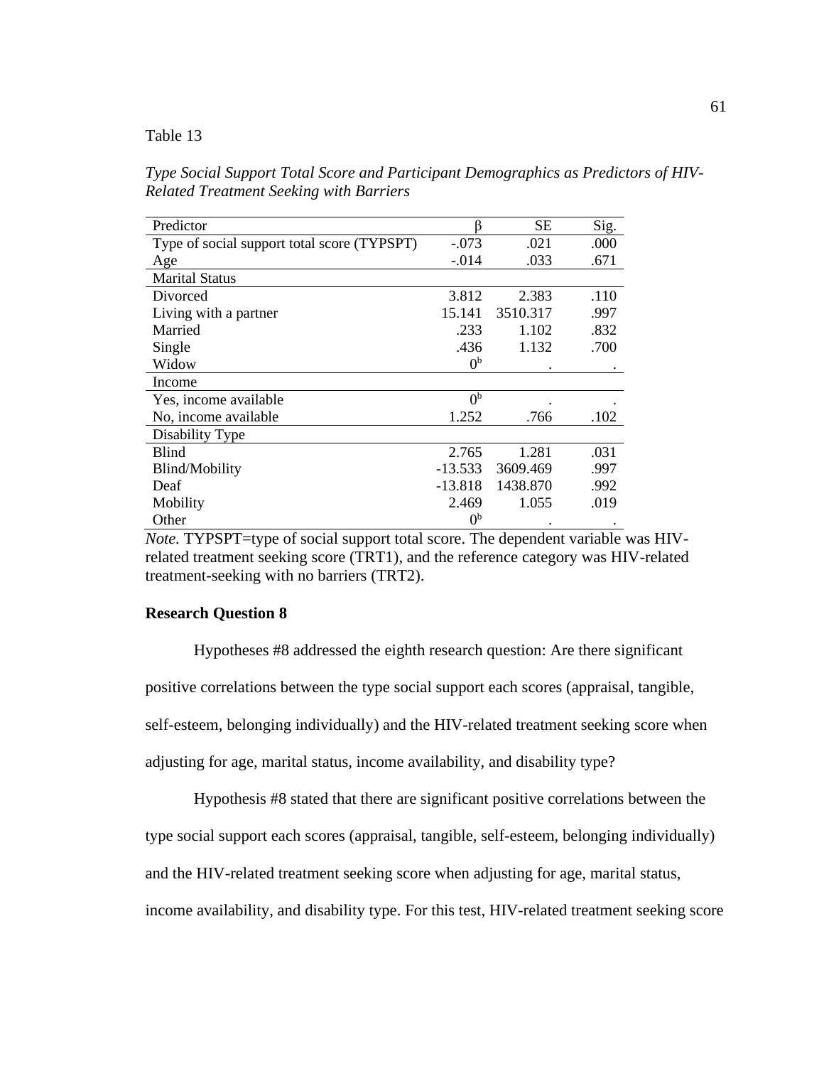Table 13

*Type Social Support Total Score and Participant Demographics as Predictors of HIV-Related Treatment Seeking with Barriers*

| Predictor | β | SE | Sig. |
|---|---|---|---|
| Type of social support total score (TYPSPT) | -.073 | .021 | .000 |
| Age | -.014 | .033 | .671 |
| Marital Status | | | |
| Divorced | 3.812 | 2.383 | .110 |
| Living with a partner | 15.141 | 3510.317 | .997 |
| Married | .233 | 1.102 | .832 |
| Single | .436 | 1.132 | .700 |
| Widow | $0^b$ | . | . |
| Income | | | |
| Yes, income available | $0^b$ | . | . |
| No, income available | 1.252 | .766 | .102 |
| Disability Type | | | |
| Blind | 2.765 | 1.281 | .031 |
| Blind/Mobility | -13.533 | 3609.469 | .997 |
| Deaf | -13.818 | 1438.870 | .992 |
| Mobility | 2.469 | 1.055 | .019 |
| Other | $0^b$ | . | . |

*Note.* TYPSPT=type of social support total score. The dependent variable was HIV-related treatment seeking score (TRT1), and the reference category was HIV-related treatment-seeking with no barriers (TRT2).

**Research Question 8**

Hypotheses #8 addressed the eighth research question: Are there significant positive correlations between the type social support each scores (appraisal, tangible, self-esteem, belonging individually) and the HIV-related treatment seeking score when adjusting for age, marital status, income availability, and disability type?

Hypothesis #8 stated that there are significant positive correlations between the type social support each scores (appraisal, tangible, self-esteem, belonging individually) and the HIV-related treatment seeking score when adjusting for age, marital status, income availability, and disability type. For this test, HIV-related treatment seeking score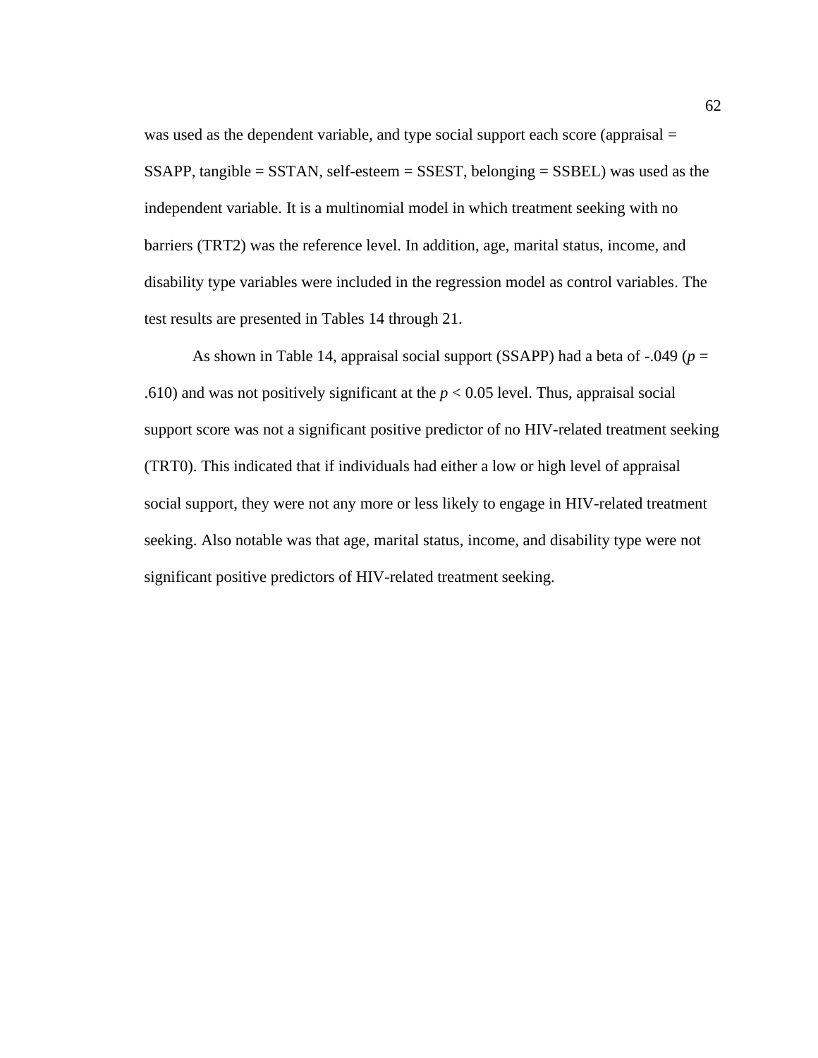was used as the dependent variable, and type social support each score (appraisal = SSAPP, tangible = SSTAN, self-esteem = SSEST, belonging = SSBEL) was used as the independent variable. It is a multinomial model in which treatment seeking with no barriers (TRT2) was the reference level. In addition, age, marital status, income, and disability type variables were included in the regression model as control variables. The test results are presented in Tables 14 through 21.

As shown in Table 14, appraisal social support (SSAPP) had a beta of -.049 ($p$ = .610) and was not positively significant at the $p < 0.05$ level. Thus, appraisal social support score was not a significant positive predictor of no HIV-related treatment seeking (TRT0). This indicated that if individuals had either a low or high level of appraisal social support, they were not any more or less likely to engage in HIV-related treatment seeking. Also notable was that age, marital status, income, and disability type were not significant positive predictors of HIV-related treatment seeking.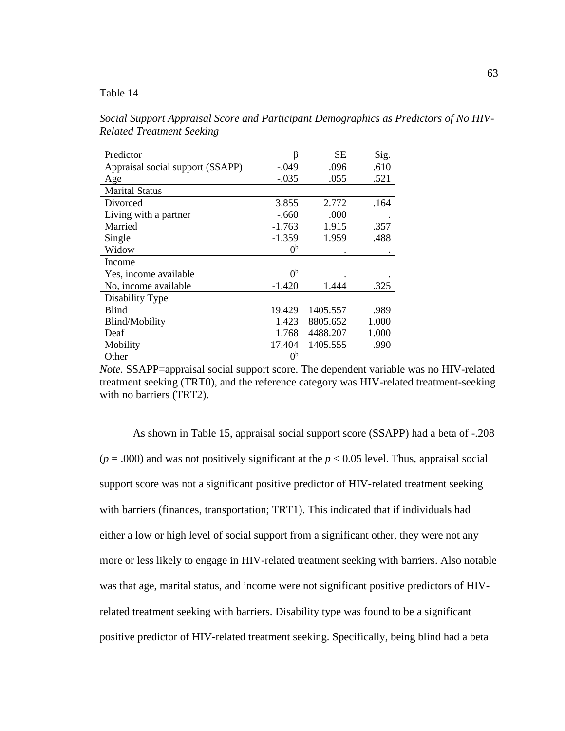Table 14

*Social Support Appraisal Score and Participant Demographics as Predictors of No HIV-Related Treatment Seeking*

| Predictor | β | SE | Sig. |
|---|---|---|---|
| Appraisal social support (SSAPP) | -.049 | .096 | .610 |
| Age | -.035 | .055 | .521 |
| Marital Status | | | |
| Divorced | 3.855 | 2.772 | .164 |
| Living with a partner | -.660 | .000 | . |
| Married | -1.763 | 1.915 | .357 |
| Single | -1.359 | 1.959 | .488 |
| Widow | 0[b] | . | . |
| Income | | | |
| Yes, income available | 0[b] | . | . |
| No, income available | -1.420 | 1.444 | .325 |
| Disability Type | | | |
| Blind | 19.429 | 1405.557 | .989 |
| Blind/Mobility | 1.423 | 8805.652 | 1.000 |
| Deaf | 1.768 | 4488.207 | 1.000 |
| Mobility | 17.404 | 1405.555 | .990 |
| Other | 0[b] | | |

*Note.* SSAPP=appraisal social support score. The dependent variable was no HIV-related treatment seeking (TRT0), and the reference category was HIV-related treatment-seeking with no barriers (TRT2).

As shown in Table 15, appraisal social support score (SSAPP) had a beta of -.208 ($p$ = .000) and was not positively significant at the $p < 0.05$ level. Thus, appraisal social support score was not a significant positive predictor of HIV-related treatment seeking with barriers (finances, transportation; TRT1). This indicated that if individuals had either a low or high level of social support from a significant other, they were not any more or less likely to engage in HIV-related treatment seeking with barriers. Also notable was that age, marital status, and income were not significant positive predictors of HIV-related treatment seeking with barriers. Disability type was found to be a significant positive predictor of HIV-related treatment seeking. Specifically, being blind had a beta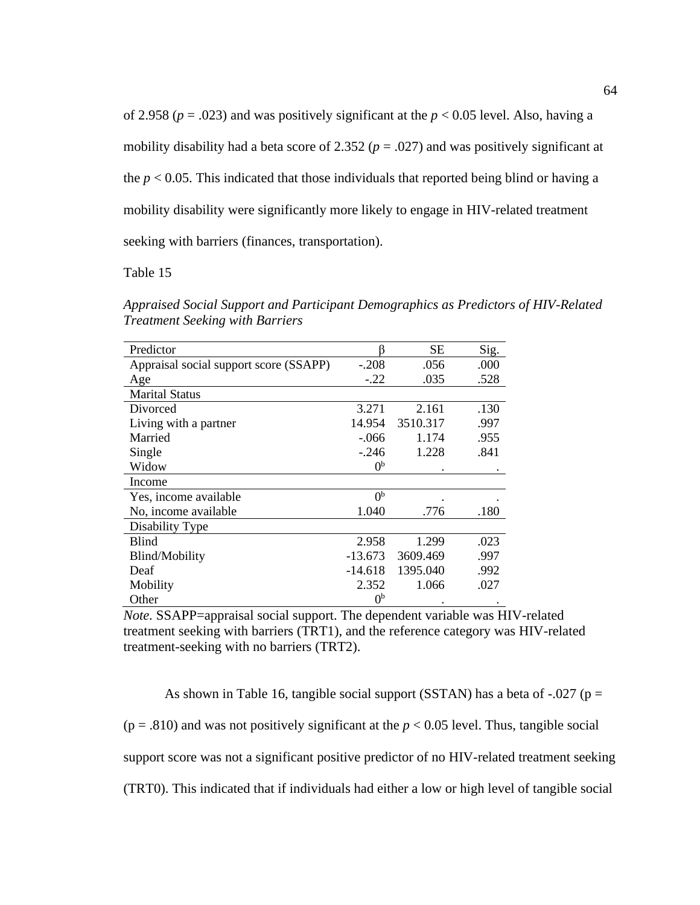of 2.958 ($p$ = .023) and was positively significant at the $p < 0.05$ level. Also, having a mobility disability had a beta score of 2.352 ($p$ = .027) and was positively significant at the $p < 0.05$. This indicated that those individuals that reported being blind or having a mobility disability were significantly more likely to engage in HIV-related treatment seeking with barriers (finances, transportation).

Table 15

*Appraised Social Support and Participant Demographics as Predictors of HIV-Related Treatment Seeking with Barriers*

| Predictor | β | SE | Sig. |
|---|---|---|---|
| Appraisal social support score (SSAPP) | -.208 | .056 | .000 |
| Age | -.22 | .035 | .528 |
| Marital Status | | | |
| Divorced | 3.271 | 2.161 | .130 |
| Living with a partner | 14.954 | 3510.317 | .997 |
| Married | -.066 | 1.174 | .955 |
| Single | -.246 | 1.228 | .841 |
| Widow | $0^b$ | . | . |
| Income | | | |
| Yes, income available | $0^b$ | . | . |
| No, income available | 1.040 | .776 | .180 |
| Disability Type | | | |
| Blind | 2.958 | 1.299 | .023 |
| Blind/Mobility | -13.673 | 3609.469 | .997 |
| Deaf | -14.618 | 1395.040 | .992 |
| Mobility | 2.352 | 1.066 | .027 |
| Other | $0^b$ | . | . |

*Note.* SSAPP=appraisal social support. The dependent variable was HIV-related treatment seeking with barriers (TRT1), and the reference category was HIV-related treatment-seeking with no barriers (TRT2).

As shown in Table 16, tangible social support (SSTAN) has a beta of -.027 (p = (p = .810) and was not positively significant at the $p < 0.05$ level. Thus, tangible social support score was not a significant positive predictor of no HIV-related treatment seeking (TRT0). This indicated that if individuals had either a low or high level of tangible social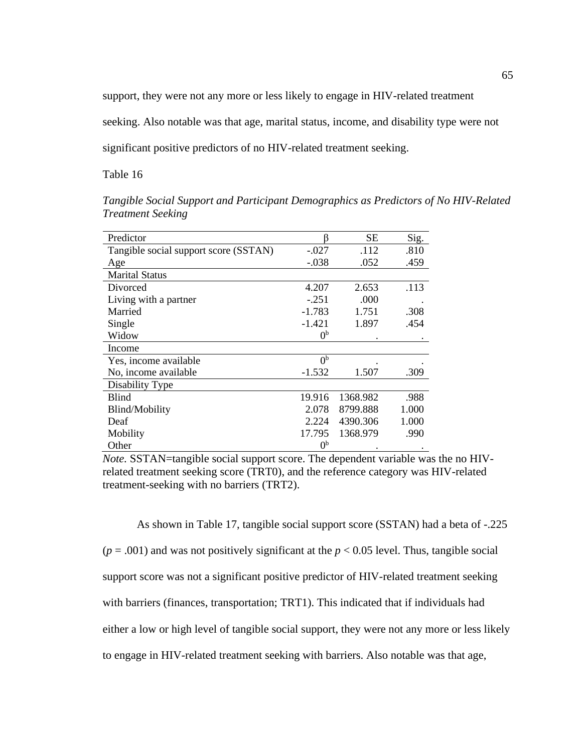support, they were not any more or less likely to engage in HIV-related treatment seeking. Also notable was that age, marital status, income, and disability type were not significant positive predictors of no HIV-related treatment seeking.

Table 16

*Tangible Social Support and Participant Demographics as Predictors of No HIV-Related Treatment Seeking*

| Predictor | β | SE | Sig. |
|---|---|---|---|
| Tangible social support score (SSTAN) | -.027 | .112 | .810 |
| Age | -.038 | .052 | .459 |
| Marital Status | | | |
| Divorced | 4.207 | 2.653 | .113 |
| Living with a partner | -.251 | .000 | . |
| Married | -1.783 | 1.751 | .308 |
| Single | -1.421 | 1.897 | .454 |
| Widow | 0[b] | . | . |
| Income | | | |
| Yes, income available | 0[b] | . | . |
| No, income available | -1.532 | 1.507 | .309 |
| Disability Type | | | |
| Blind | 19.916 | 1368.982 | .988 |
| Blind/Mobility | 2.078 | 8799.888 | 1.000 |
| Deaf | 2.224 | 4390.306 | 1.000 |
| Mobility | 17.795 | 1368.979 | .990 |
| Other | 0[b] | . | . |

*Note.* SSTAN=tangible social support score. The dependent variable was the no HIV-related treatment seeking score (TRT0), and the reference category was HIV-related treatment-seeking with no barriers (TRT2).

As shown in Table 17, tangible social support score (SSTAN) had a beta of -.225 ($p$ = .001) and was not positively significant at the $p < 0.05$ level. Thus, tangible social support score was not a significant positive predictor of HIV-related treatment seeking with barriers (finances, transportation; TRT1). This indicated that if individuals had either a low or high level of tangible social support, they were not any more or less likely to engage in HIV-related treatment seeking with barriers. Also notable was that age,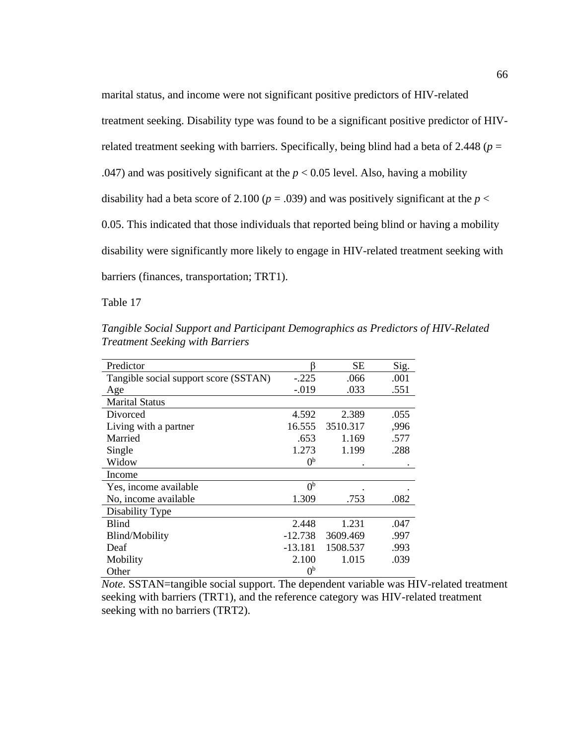marital status, and income were not significant positive predictors of HIV-related treatment seeking. Disability type was found to be a significant positive predictor of HIV-related treatment seeking with barriers. Specifically, being blind had a beta of 2.448 ($p$ = .047) and was positively significant at the $p < 0.05$ level. Also, having a mobility disability had a beta score of 2.100 ($p$ = .039) and was positively significant at the $p <$ 0.05. This indicated that those individuals that reported being blind or having a mobility disability were significantly more likely to engage in HIV-related treatment seeking with barriers (finances, transportation; TRT1).

Table 17

*Tangible Social Support and Participant Demographics as Predictors of HIV-Related Treatment Seeking with Barriers*

| Predictor | β | SE | Sig. |
|---|---|---|---|
| Tangible social support score (SSTAN) | -.225 | .066 | .001 |
| Age | -.019 | .033 | .551 |
| Marital Status | | | |
| Divorced | 4.592 | 2.389 | .055 |
| Living with a partner | 16.555 | 3510.317 | ,996 |
| Married | .653 | 1.169 | .577 |
| Single | 1.273 | 1.199 | .288 |
| Widow | $0^b$ | . | . |
| Income | | | |
| Yes, income available | $0^b$ | . | . |
| No, income available | 1.309 | .753 | .082 |
| Disability Type | | | |
| Blind | 2.448 | 1.231 | .047 |
| Blind/Mobility | -12.738 | 3609.469 | .997 |
| Deaf | -13.181 | 1508.537 | .993 |
| Mobility | 2.100 | 1.015 | .039 |
| Other | $0^b$ | | |

*Note.* SSTAN=tangible social support. The dependent variable was HIV-related treatment seeking with barriers (TRT1), and the reference category was HIV-related treatment seeking with no barriers (TRT2).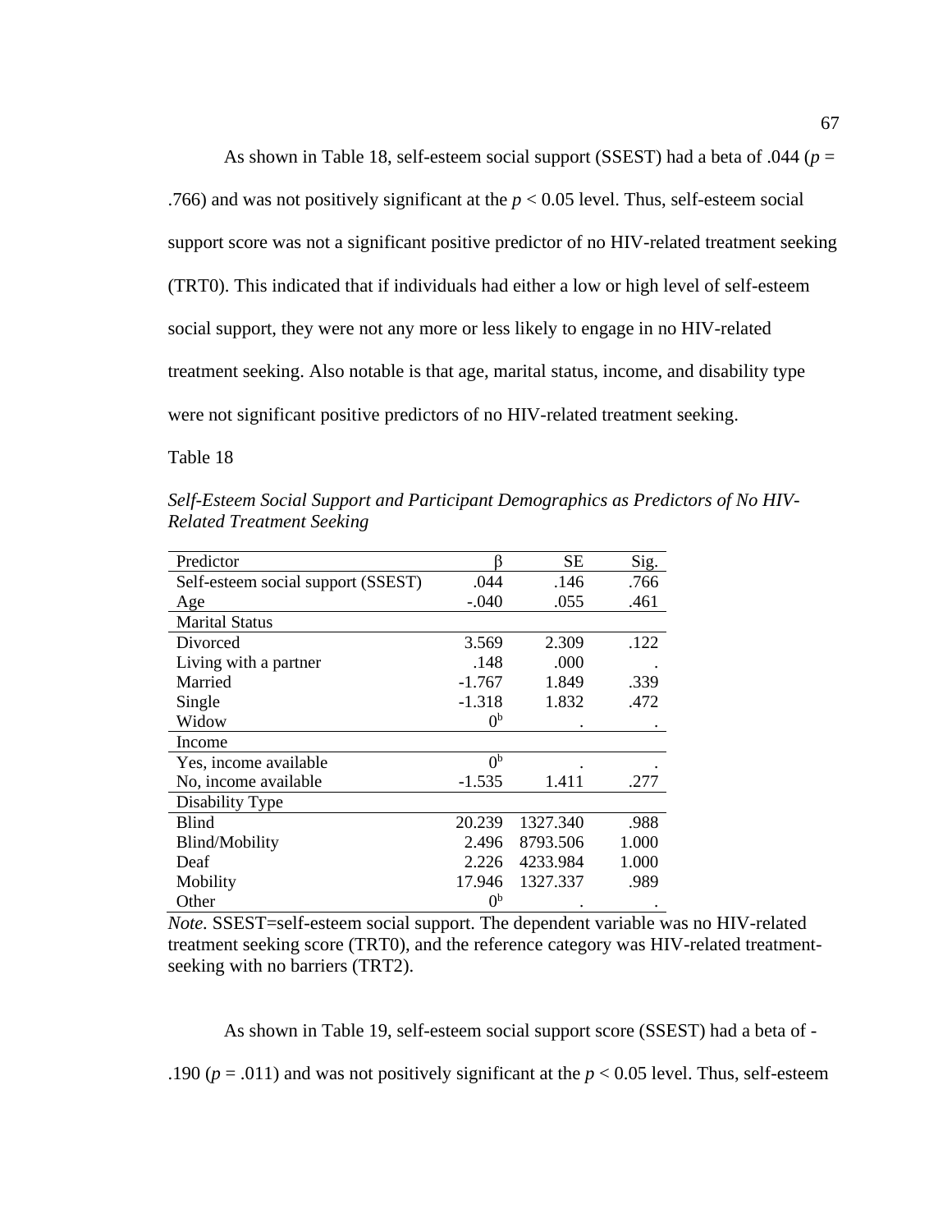As shown in Table 18, self-esteem social support (SSEST) had a beta of .044 ($p$ = .766) and was not positively significant at the $p < 0.05$ level. Thus, self-esteem social support score was not a significant positive predictor of no HIV-related treatment seeking (TRT0). This indicated that if individuals had either a low or high level of self-esteem social support, they were not any more or less likely to engage in no HIV-related treatment seeking. Also notable is that age, marital status, income, and disability type were not significant positive predictors of no HIV-related treatment seeking.

Table 18

*Self-Esteem Social Support and Participant Demographics as Predictors of No HIV-Related Treatment Seeking*

| Predictor | β | SE | Sig. |
|---|---|---|---|
| Self-esteem social support (SSEST) | .044 | .146 | .766 |
| Age | -.040 | .055 | .461 |
| Marital Status | | | |
| Divorced | 3.569 | 2.309 | .122 |
| Living with a partner | .148 | .000 | . |
| Married | -1.767 | 1.849 | .339 |
| Single | -1.318 | 1.832 | .472 |
| Widow | 0[b] | . | . |
| Income | | | |
| Yes, income available | 0[b] | . | . |
| No, income available | -1.535 | 1.411 | .277 |
| Disability Type | | | |
| Blind | 20.239 | 1327.340 | .988 |
| Blind/Mobility | 2.496 | 8793.506 | 1.000 |
| Deaf | 2.226 | 4233.984 | 1.000 |
| Mobility | 17.946 | 1327.337 | .989 |
| Other | 0[b] | . | . |

*Note.* SSEST=self-esteem social support. The dependent variable was no HIV-related treatment seeking score (TRT0), and the reference category was HIV-related treatment-seeking with no barriers (TRT2).

As shown in Table 19, self-esteem social support score (SSEST) had a beta of -.190 ($p$ = .011) and was not positively significant at the $p < 0.05$ level. Thus, self-esteem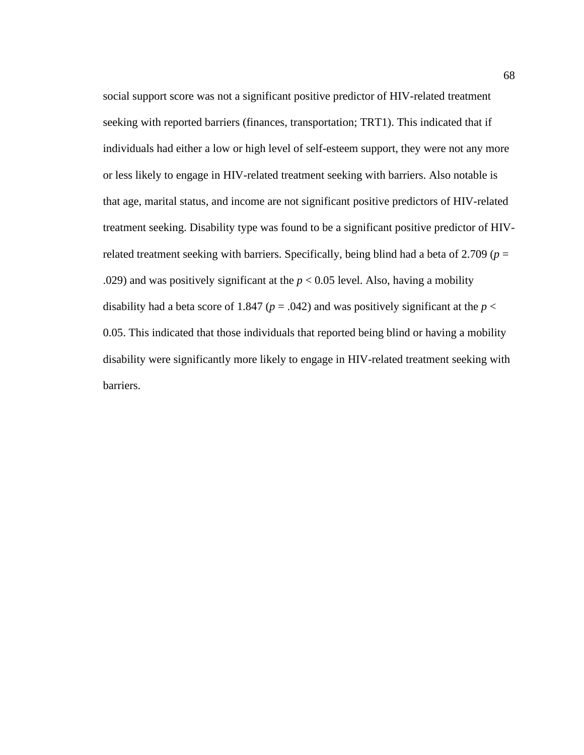social support score was not a significant positive predictor of HIV-related treatment seeking with reported barriers (finances, transportation; TRT1). This indicated that if individuals had either a low or high level of self-esteem support, they were not any more or less likely to engage in HIV-related treatment seeking with barriers. Also notable is that age, marital status, and income are not significant positive predictors of HIV-related treatment seeking. Disability type was found to be a significant positive predictor of HIV-related treatment seeking with barriers. Specifically, being blind had a beta of 2.709 ($p$ = .029) and was positively significant at the $p < 0.05$ level. Also, having a mobility disability had a beta score of 1.847 ($p$ = .042) and was positively significant at the $p <$ 0.05. This indicated that those individuals that reported being blind or having a mobility disability were significantly more likely to engage in HIV-related treatment seeking with barriers.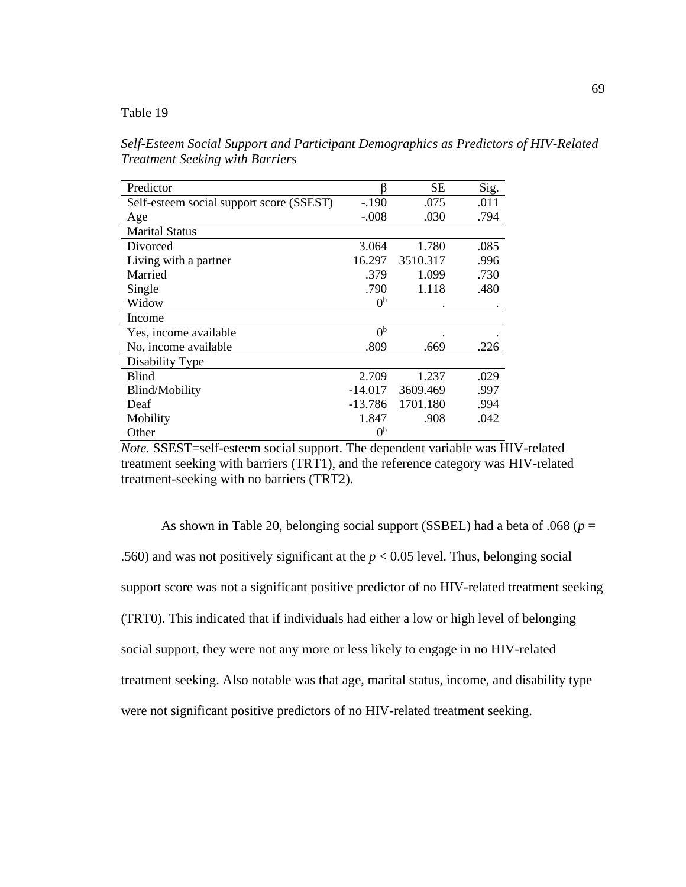Table 19

*Self-Esteem Social Support and Participant Demographics as Predictors of HIV-Related Treatment Seeking with Barriers*

| Predictor | β | SE | Sig. |
|---|---|---|---|
| Self-esteem social support score (SSEST) | -.190 | .075 | .011 |
| Age | -.008 | .030 | .794 |
| Marital Status | | | |
| Divorced | 3.064 | 1.780 | .085 |
| Living with a partner | 16.297 | 3510.317 | .996 |
| Married | .379 | 1.099 | .730 |
| Single | .790 | 1.118 | .480 |
| Widow | 0[b] | . | . |
| Income | | | |
| Yes, income available | 0[b] | . | . |
| No, income available | .809 | .669 | .226 |
| Disability Type | | | |
| Blind | 2.709 | 1.237 | .029 |
| Blind/Mobility | -14.017 | 3609.469 | .997 |
| Deaf | -13.786 | 1701.180 | .994 |
| Mobility | 1.847 | .908 | .042 |
| Other | 0[b] | | |

*Note.* SSEST=self-esteem social support. The dependent variable was HIV-related treatment seeking with barriers (TRT1), and the reference category was HIV-related treatment-seeking with no barriers (TRT2).

As shown in Table 20, belonging social support (SSBEL) had a beta of .068 ($p$ = .560) and was not positively significant at the $p < 0.05$ level. Thus, belonging social support score was not a significant positive predictor of no HIV-related treatment seeking (TRT0). This indicated that if individuals had either a low or high level of belonging social support, they were not any more or less likely to engage in no HIV-related treatment seeking. Also notable was that age, marital status, income, and disability type were not significant positive predictors of no HIV-related treatment seeking.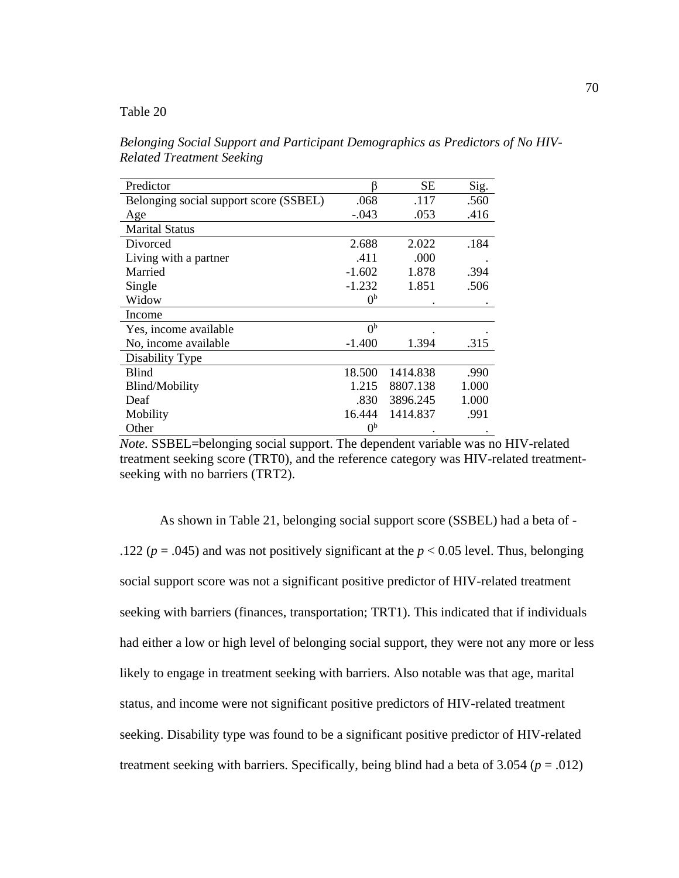Table 20

*Belonging Social Support and Participant Demographics as Predictors of No HIV-Related Treatment Seeking*

| Predictor | β | SE | Sig. |
|---|---|---|---|
| Belonging social support score (SSBEL) | .068 | .117 | .560 |
| Age | -.043 | .053 | .416 |
| Marital Status | | | |
| Divorced | 2.688 | 2.022 | .184 |
| Living with a partner | .411 | .000 | . |
| Married | -1.602 | 1.878 | .394 |
| Single | -1.232 | 1.851 | .506 |
| Widow | $0^b$ | . | . |
| Income | | | |
| Yes, income available | $0^b$ | . | . |
| No, income available | -1.400 | 1.394 | .315 |
| Disability Type | | | |
| Blind | 18.500 | 1414.838 | .990 |
| Blind/Mobility | 1.215 | 8807.138 | 1.000 |
| Deaf | .830 | 3896.245 | 1.000 |
| Mobility | 16.444 | 1414.837 | .991 |
| Other | $0^b$ | . | . |

*Note.* SSBEL=belonging social support. The dependent variable was no HIV-related treatment seeking score (TRT0), and the reference category was HIV-related treatment-seeking with no barriers (TRT2).

As shown in Table 21, belonging social support score (SSBEL) had a beta of -.122 ($p$ = .045) and was not positively significant at the $p < 0.05$ level. Thus, belonging social support score was not a significant positive predictor of HIV-related treatment seeking with barriers (finances, transportation; TRT1). This indicated that if individuals had either a low or high level of belonging social support, they were not any more or less likely to engage in treatment seeking with barriers. Also notable was that age, marital status, and income were not significant positive predictors of HIV-related treatment seeking. Disability type was found to be a significant positive predictor of HIV-related treatment seeking with barriers. Specifically, being blind had a beta of 3.054 ($p$ = .012)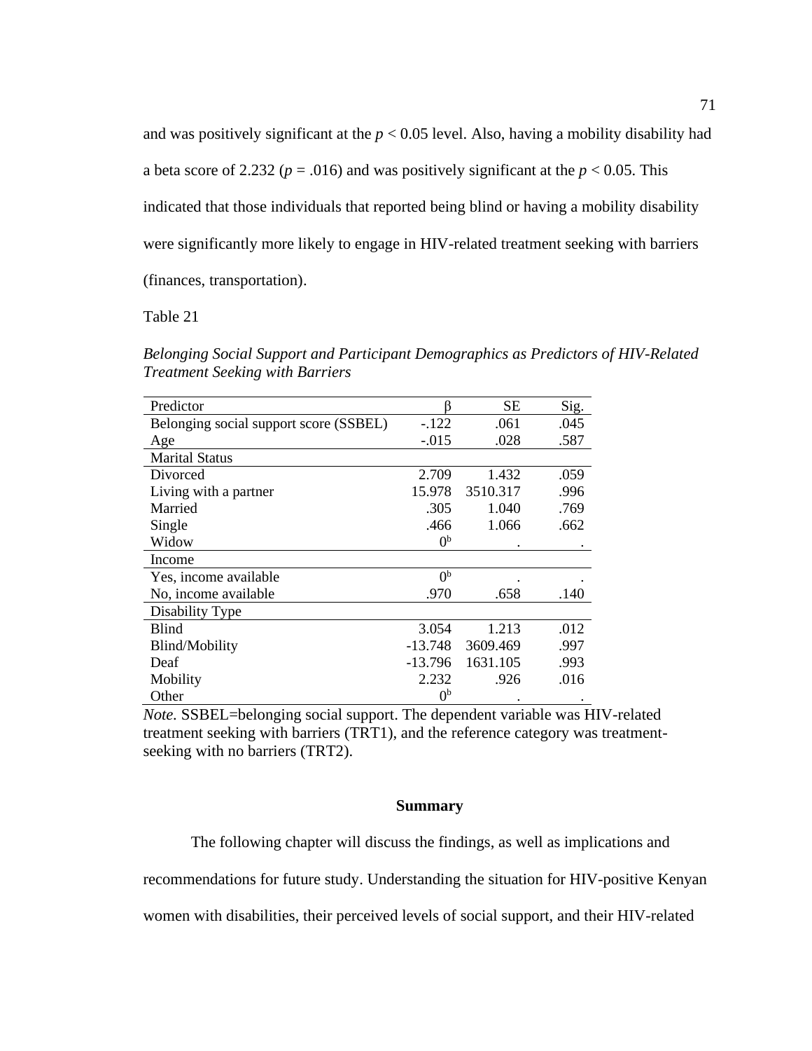and was positively significant at the $p < 0.05$ level. Also, having a mobility disability had a beta score of 2.232 ($p = .016$) and was positively significant at the $p < 0.05$. This indicated that those individuals that reported being blind or having a mobility disability were significantly more likely to engage in HIV-related treatment seeking with barriers (finances, transportation).

Table 21

*Belonging Social Support and Participant Demographics as Predictors of HIV-Related Treatment Seeking with Barriers*

| Predictor | β | SE | Sig. |
|---|---|---|---|
| Belonging social support score (SSBEL) | -.122 | .061 | .045 |
| Age | -.015 | .028 | .587 |
| Marital Status | | | |
| Divorced | 2.709 | 1.432 | .059 |
| Living with a partner | 15.978 | 3510.317 | .996 |
| Married | .305 | 1.040 | .769 |
| Single | .466 | 1.066 | .662 |
| Widow | $0^b$ | . | . |
| Income | | | |
| Yes, income available | $0^b$ | . | . |
| No, income available | .970 | .658 | .140 |
| Disability Type | | | |
| Blind | 3.054 | 1.213 | .012 |
| Blind/Mobility | -13.748 | 3609.469 | .997 |
| Deaf | -13.796 | 1631.105 | .993 |
| Mobility | 2.232 | .926 | .016 |
| Other | $0^b$ | . | . |

*Note.* SSBEL=belonging social support. The dependent variable was HIV-related treatment seeking with barriers (TRT1), and the reference category was treatment-seeking with no barriers (TRT2).

## Summary

The following chapter will discuss the findings, as well as implications and recommendations for future study. Understanding the situation for HIV-positive Kenyan women with disabilities, their perceived levels of social support, and their HIV-related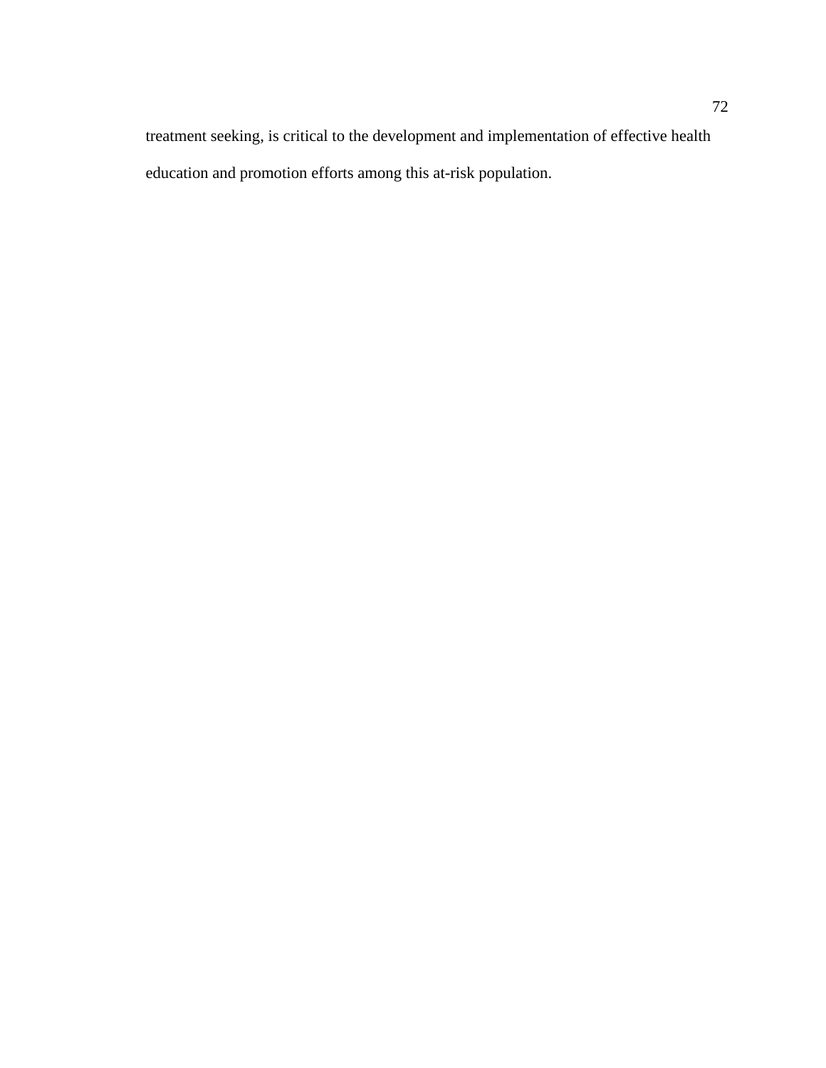treatment seeking, is critical to the development and implementation of effective health education and promotion efforts among this at-risk population.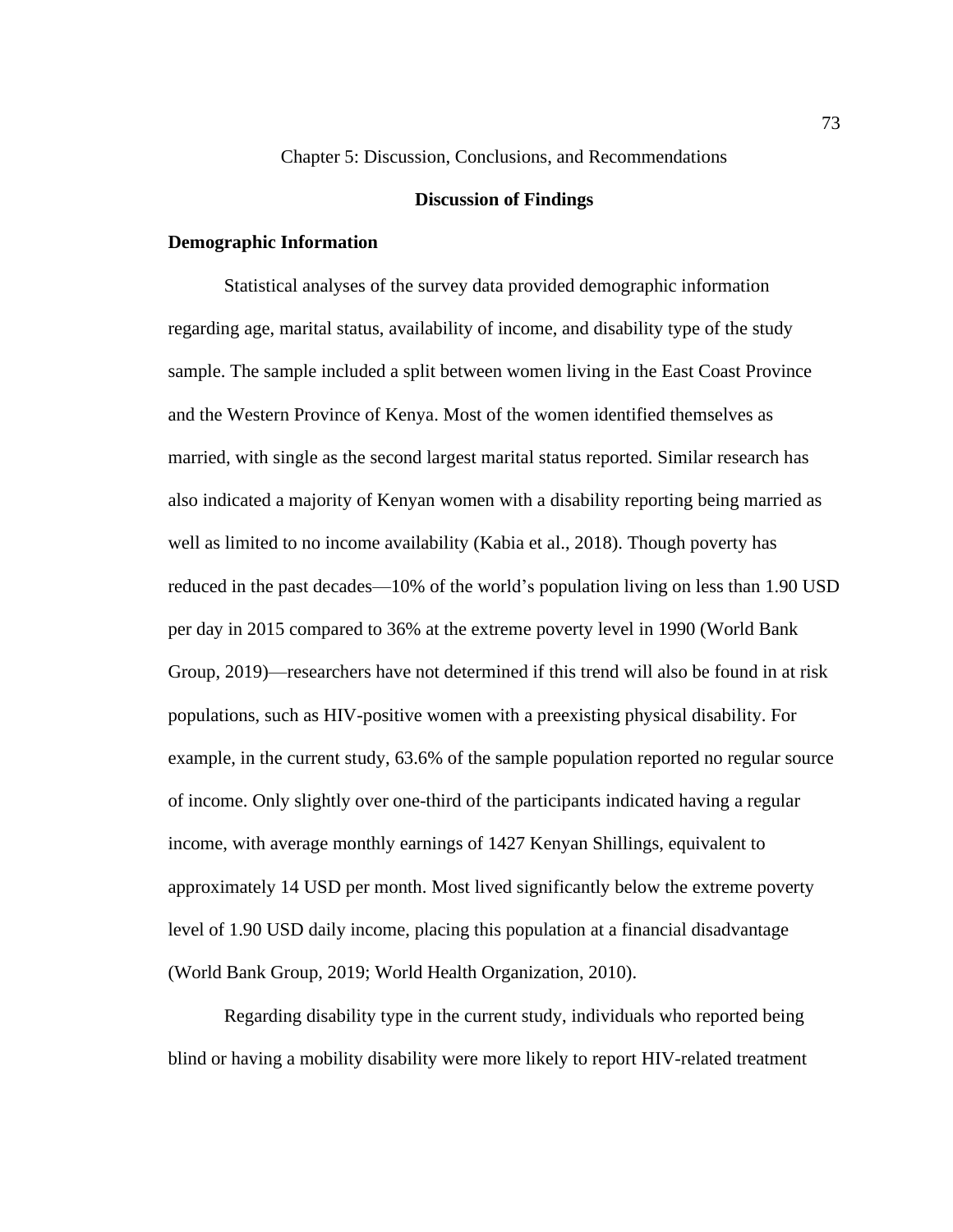# Chapter 5: Discussion, Conclusions, and Recommendations

## Discussion of Findings

### Demographic Information

Statistical analyses of the survey data provided demographic information regarding age, marital status, availability of income, and disability type of the study sample. The sample included a split between women living in the East Coast Province and the Western Province of Kenya. Most of the women identified themselves as married, with single as the second largest marital status reported. Similar research has also indicated a majority of Kenyan women with a disability reporting being married as well as limited to no income availability (Kabia et al., 2018). Though poverty has reduced in the past decades—10% of the world's population living on less than 1.90 USD per day in 2015 compared to 36% at the extreme poverty level in 1990 (World Bank Group, 2019)—researchers have not determined if this trend will also be found in at risk populations, such as HIV-positive women with a preexisting physical disability. For example, in the current study, 63.6% of the sample population reported no regular source of income. Only slightly over one-third of the participants indicated having a regular income, with average monthly earnings of 1427 Kenyan Shillings, equivalent to approximately 14 USD per month. Most lived significantly below the extreme poverty level of 1.90 USD daily income, placing this population at a financial disadvantage (World Bank Group, 2019; World Health Organization, 2010).

Regarding disability type in the current study, individuals who reported being blind or having a mobility disability were more likely to report HIV-related treatment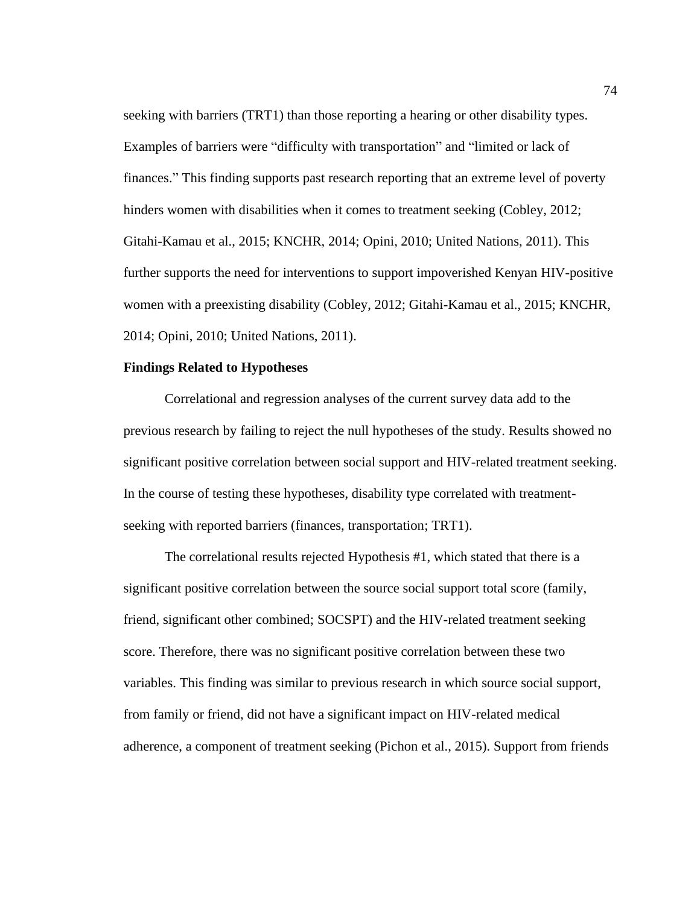seeking with barriers (TRT1) than those reporting a hearing or other disability types. Examples of barriers were "difficulty with transportation" and "limited or lack of finances." This finding supports past research reporting that an extreme level of poverty hinders women with disabilities when it comes to treatment seeking (Cobley, 2012; Gitahi-Kamau et al., 2015; KNCHR, 2014; Opini, 2010; United Nations, 2011). This further supports the need for interventions to support impoverished Kenyan HIV-positive women with a preexisting disability (Cobley, 2012; Gitahi-Kamau et al., 2015; KNCHR, 2014; Opini, 2010; United Nations, 2011).

**Findings Related to Hypotheses**

Correlational and regression analyses of the current survey data add to the previous research by failing to reject the null hypotheses of the study. Results showed no significant positive correlation between social support and HIV-related treatment seeking. In the course of testing these hypotheses, disability type correlated with treatment-seeking with reported barriers (finances, transportation; TRT1).

The correlational results rejected Hypothesis #1, which stated that there is a significant positive correlation between the source social support total score (family, friend, significant other combined; SOCSPT) and the HIV-related treatment seeking score. Therefore, there was no significant positive correlation between these two variables. This finding was similar to previous research in which source social support, from family or friend, did not have a significant impact on HIV-related medical adherence, a component of treatment seeking (Pichon et al., 2015). Support from friends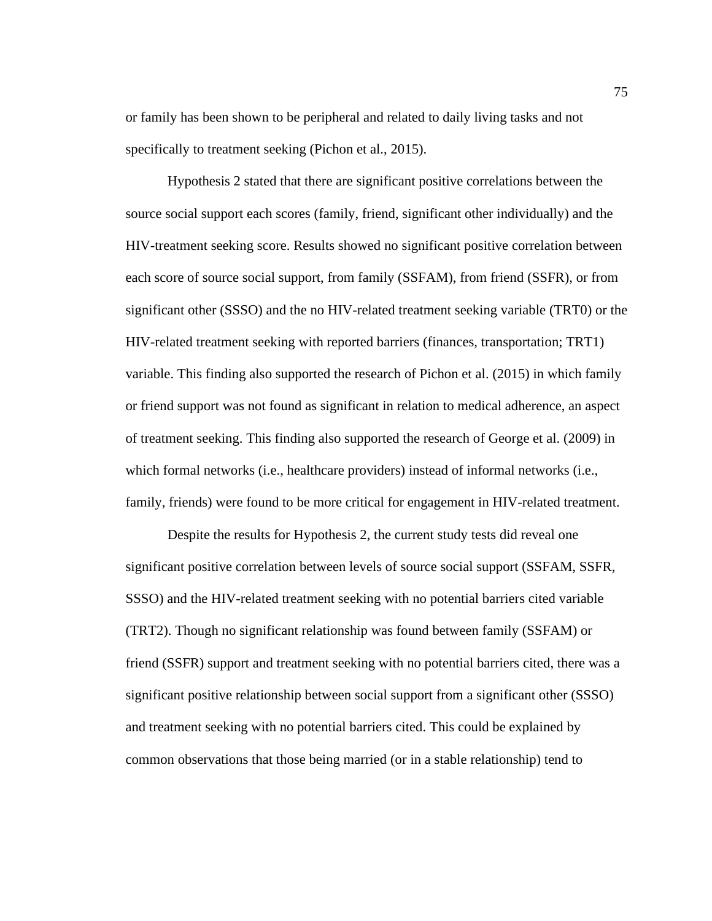or family has been shown to be peripheral and related to daily living tasks and not specifically to treatment seeking (Pichon et al., 2015).

Hypothesis 2 stated that there are significant positive correlations between the source social support each scores (family, friend, significant other individually) and the HIV-treatment seeking score. Results showed no significant positive correlation between each score of source social support, from family (SSFAM), from friend (SSFR), or from significant other (SSSO) and the no HIV-related treatment seeking variable (TRT0) or the HIV-related treatment seeking with reported barriers (finances, transportation; TRT1) variable. This finding also supported the research of Pichon et al. (2015) in which family or friend support was not found as significant in relation to medical adherence, an aspect of treatment seeking. This finding also supported the research of George et al. (2009) in which formal networks (i.e., healthcare providers) instead of informal networks (i.e., family, friends) were found to be more critical for engagement in HIV-related treatment.

Despite the results for Hypothesis 2, the current study tests did reveal one significant positive correlation between levels of source social support (SSFAM, SSFR, SSSO) and the HIV-related treatment seeking with no potential barriers cited variable (TRT2). Though no significant relationship was found between family (SSFAM) or friend (SSFR) support and treatment seeking with no potential barriers cited, there was a significant positive relationship between social support from a significant other (SSSO) and treatment seeking with no potential barriers cited. This could be explained by common observations that those being married (or in a stable relationship) tend to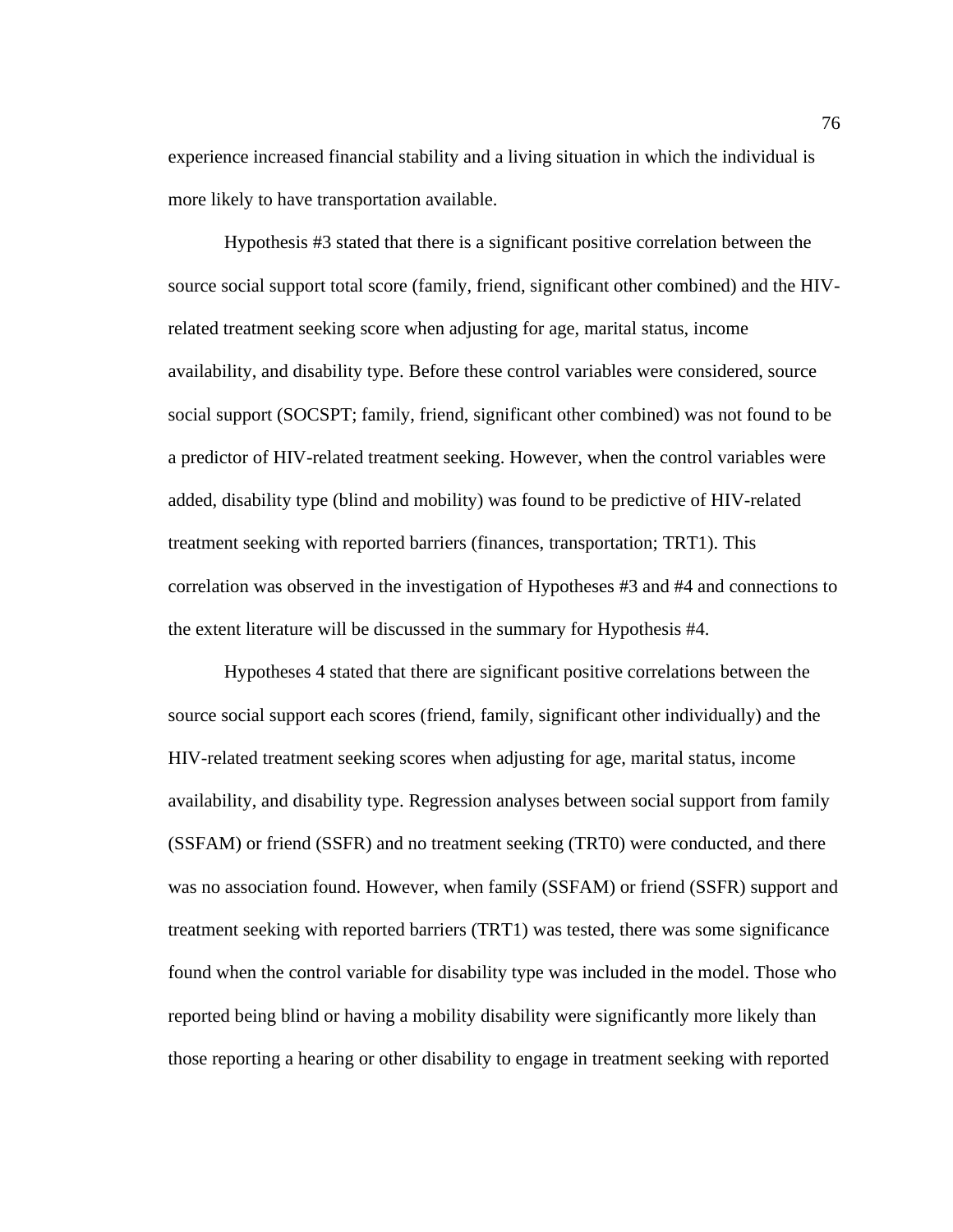experience increased financial stability and a living situation in which the individual is more likely to have transportation available.

Hypothesis #3 stated that there is a significant positive correlation between the source social support total score (family, friend, significant other combined) and the HIV-related treatment seeking score when adjusting for age, marital status, income availability, and disability type. Before these control variables were considered, source social support (SOCSPT; family, friend, significant other combined) was not found to be a predictor of HIV-related treatment seeking. However, when the control variables were added, disability type (blind and mobility) was found to be predictive of HIV-related treatment seeking with reported barriers (finances, transportation; TRT1). This correlation was observed in the investigation of Hypotheses #3 and #4 and connections to the extent literature will be discussed in the summary for Hypothesis #4.

Hypotheses 4 stated that there are significant positive correlations between the source social support each scores (friend, family, significant other individually) and the HIV-related treatment seeking scores when adjusting for age, marital status, income availability, and disability type. Regression analyses between social support from family (SSFAM) or friend (SSFR) and no treatment seeking (TRT0) were conducted, and there was no association found. However, when family (SSFAM) or friend (SSFR) support and treatment seeking with reported barriers (TRT1) was tested, there was some significance found when the control variable for disability type was included in the model. Those who reported being blind or having a mobility disability were significantly more likely than those reporting a hearing or other disability to engage in treatment seeking with reported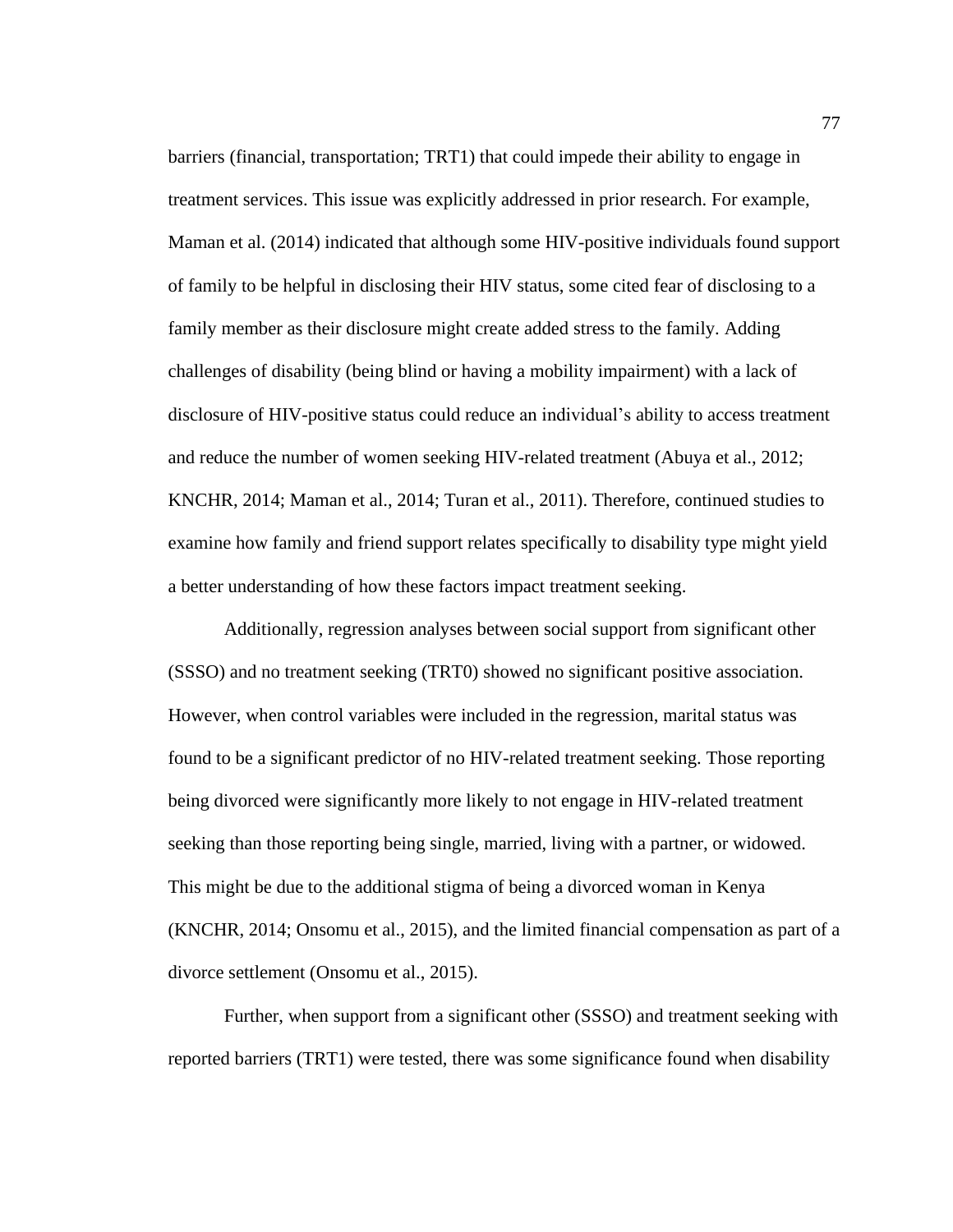barriers (financial, transportation; TRT1) that could impede their ability to engage in treatment services. This issue was explicitly addressed in prior research. For example, Maman et al. (2014) indicated that although some HIV-positive individuals found support of family to be helpful in disclosing their HIV status, some cited fear of disclosing to a family member as their disclosure might create added stress to the family. Adding challenges of disability (being blind or having a mobility impairment) with a lack of disclosure of HIV-positive status could reduce an individual's ability to access treatment and reduce the number of women seeking HIV-related treatment (Abuya et al., 2012; KNCHR, 2014; Maman et al., 2014; Turan et al., 2011). Therefore, continued studies to examine how family and friend support relates specifically to disability type might yield a better understanding of how these factors impact treatment seeking.

Additionally, regression analyses between social support from significant other (SSSO) and no treatment seeking (TRT0) showed no significant positive association. However, when control variables were included in the regression, marital status was found to be a significant predictor of no HIV-related treatment seeking. Those reporting being divorced were significantly more likely to not engage in HIV-related treatment seeking than those reporting being single, married, living with a partner, or widowed. This might be due to the additional stigma of being a divorced woman in Kenya (KNCHR, 2014; Onsomu et al., 2015), and the limited financial compensation as part of a divorce settlement (Onsomu et al., 2015).

Further, when support from a significant other (SSSO) and treatment seeking with reported barriers (TRT1) were tested, there was some significance found when disability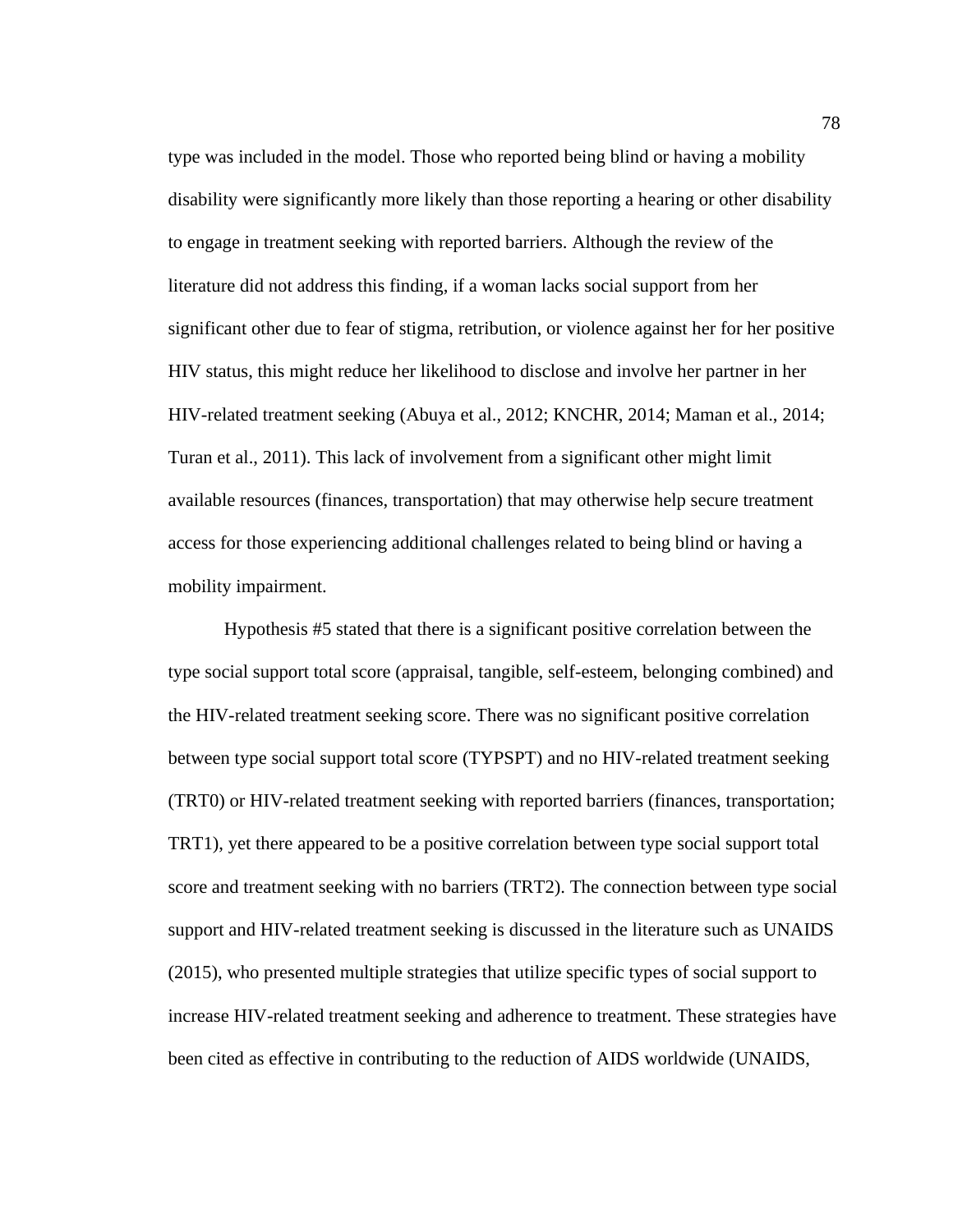type was included in the model. Those who reported being blind or having a mobility disability were significantly more likely than those reporting a hearing or other disability to engage in treatment seeking with reported barriers. Although the review of the literature did not address this finding, if a woman lacks social support from her significant other due to fear of stigma, retribution, or violence against her for her positive HIV status, this might reduce her likelihood to disclose and involve her partner in her HIV-related treatment seeking (Abuya et al., 2012; KNCHR, 2014; Maman et al., 2014; Turan et al., 2011). This lack of involvement from a significant other might limit available resources (finances, transportation) that may otherwise help secure treatment access for those experiencing additional challenges related to being blind or having a mobility impairment.

Hypothesis #5 stated that there is a significant positive correlation between the type social support total score (appraisal, tangible, self-esteem, belonging combined) and the HIV-related treatment seeking score. There was no significant positive correlation between type social support total score (TYPSPT) and no HIV-related treatment seeking (TRT0) or HIV-related treatment seeking with reported barriers (finances, transportation; TRT1), yet there appeared to be a positive correlation between type social support total score and treatment seeking with no barriers (TRT2). The connection between type social support and HIV-related treatment seeking is discussed in the literature such as UNAIDS (2015), who presented multiple strategies that utilize specific types of social support to increase HIV-related treatment seeking and adherence to treatment. These strategies have been cited as effective in contributing to the reduction of AIDS worldwide (UNAIDS,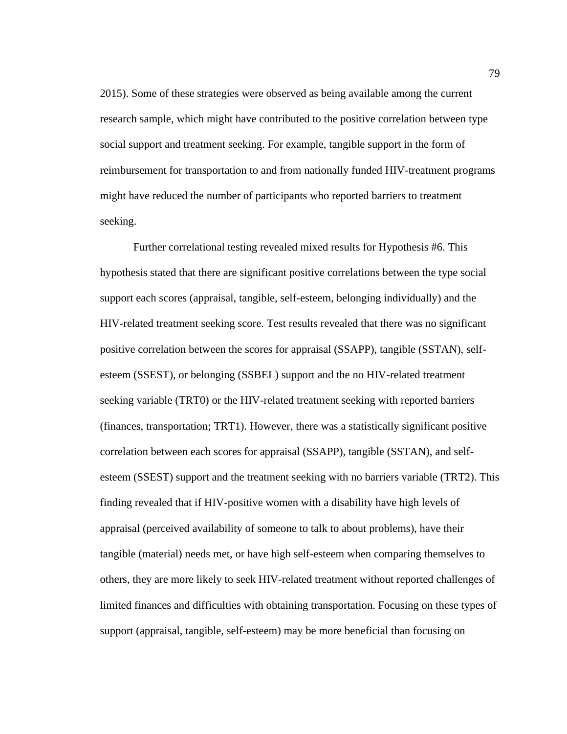2015). Some of these strategies were observed as being available among the current research sample, which might have contributed to the positive correlation between type social support and treatment seeking. For example, tangible support in the form of reimbursement for transportation to and from nationally funded HIV-treatment programs might have reduced the number of participants who reported barriers to treatment seeking.

Further correlational testing revealed mixed results for Hypothesis #6. This hypothesis stated that there are significant positive correlations between the type social support each scores (appraisal, tangible, self-esteem, belonging individually) and the HIV-related treatment seeking score. Test results revealed that there was no significant positive correlation between the scores for appraisal (SSAPP), tangible (SSTAN), self-esteem (SSEST), or belonging (SSBEL) support and the no HIV-related treatment seeking variable (TRT0) or the HIV-related treatment seeking with reported barriers (finances, transportation; TRT1). However, there was a statistically significant positive correlation between each scores for appraisal (SSAPP), tangible (SSTAN), and self-esteem (SSEST) support and the treatment seeking with no barriers variable (TRT2). This finding revealed that if HIV-positive women with a disability have high levels of appraisal (perceived availability of someone to talk to about problems), have their tangible (material) needs met, or have high self-esteem when comparing themselves to others, they are more likely to seek HIV-related treatment without reported challenges of limited finances and difficulties with obtaining transportation. Focusing on these types of support (appraisal, tangible, self-esteem) may be more beneficial than focusing on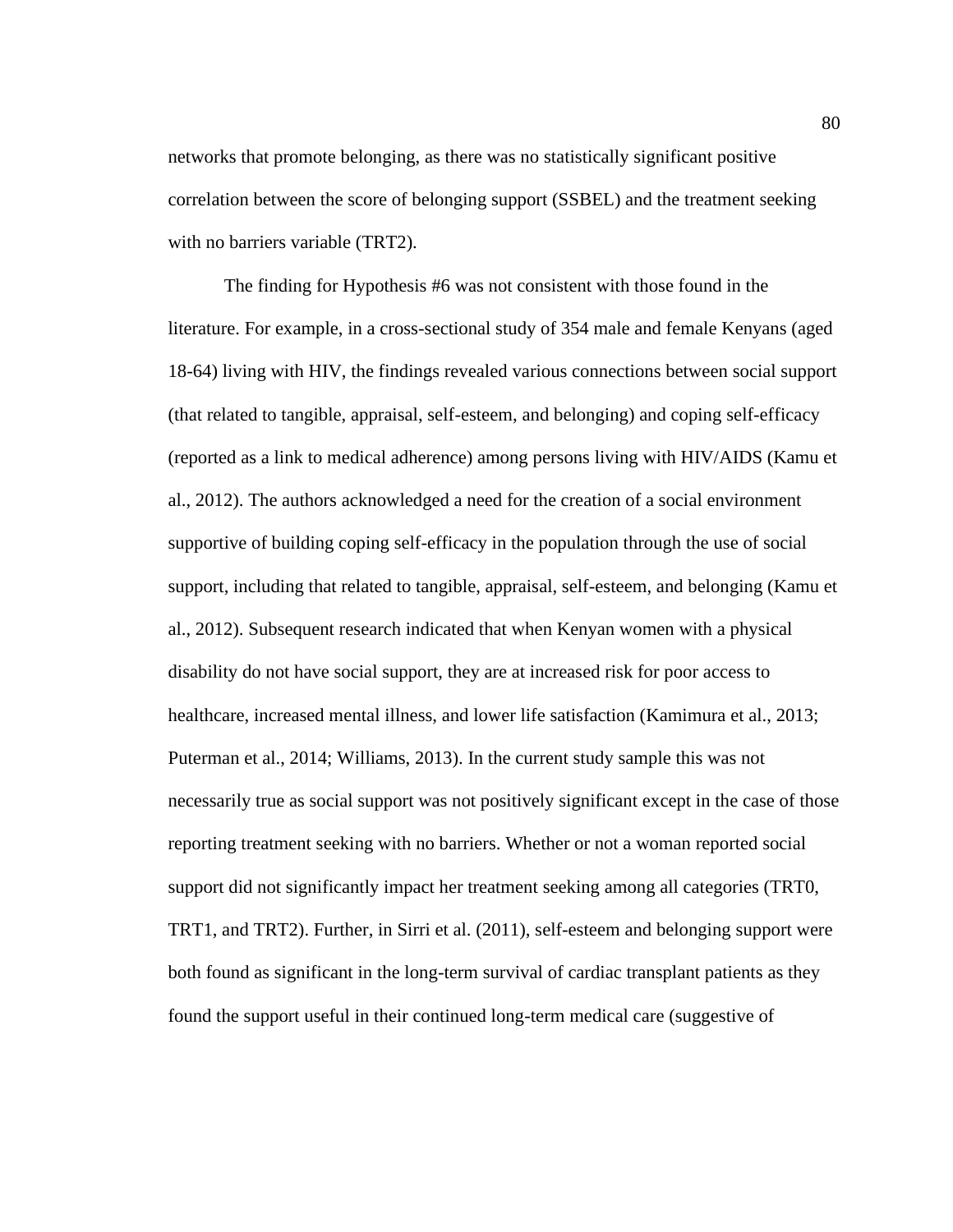networks that promote belonging, as there was no statistically significant positive correlation between the score of belonging support (SSBEL) and the treatment seeking with no barriers variable (TRT2).

The finding for Hypothesis #6 was not consistent with those found in the literature. For example, in a cross-sectional study of 354 male and female Kenyans (aged 18-64) living with HIV, the findings revealed various connections between social support (that related to tangible, appraisal, self-esteem, and belonging) and coping self-efficacy (reported as a link to medical adherence) among persons living with HIV/AIDS (Kamu et al., 2012). The authors acknowledged a need for the creation of a social environment supportive of building coping self-efficacy in the population through the use of social support, including that related to tangible, appraisal, self-esteem, and belonging (Kamu et al., 2012). Subsequent research indicated that when Kenyan women with a physical disability do not have social support, they are at increased risk for poor access to healthcare, increased mental illness, and lower life satisfaction (Kamimura et al., 2013; Puterman et al., 2014; Williams, 2013). In the current study sample this was not necessarily true as social support was not positively significant except in the case of those reporting treatment seeking with no barriers. Whether or not a woman reported social support did not significantly impact her treatment seeking among all categories (TRT0, TRT1, and TRT2). Further, in Sirri et al. (2011), self-esteem and belonging support were both found as significant in the long-term survival of cardiac transplant patients as they found the support useful in their continued long-term medical care (suggestive of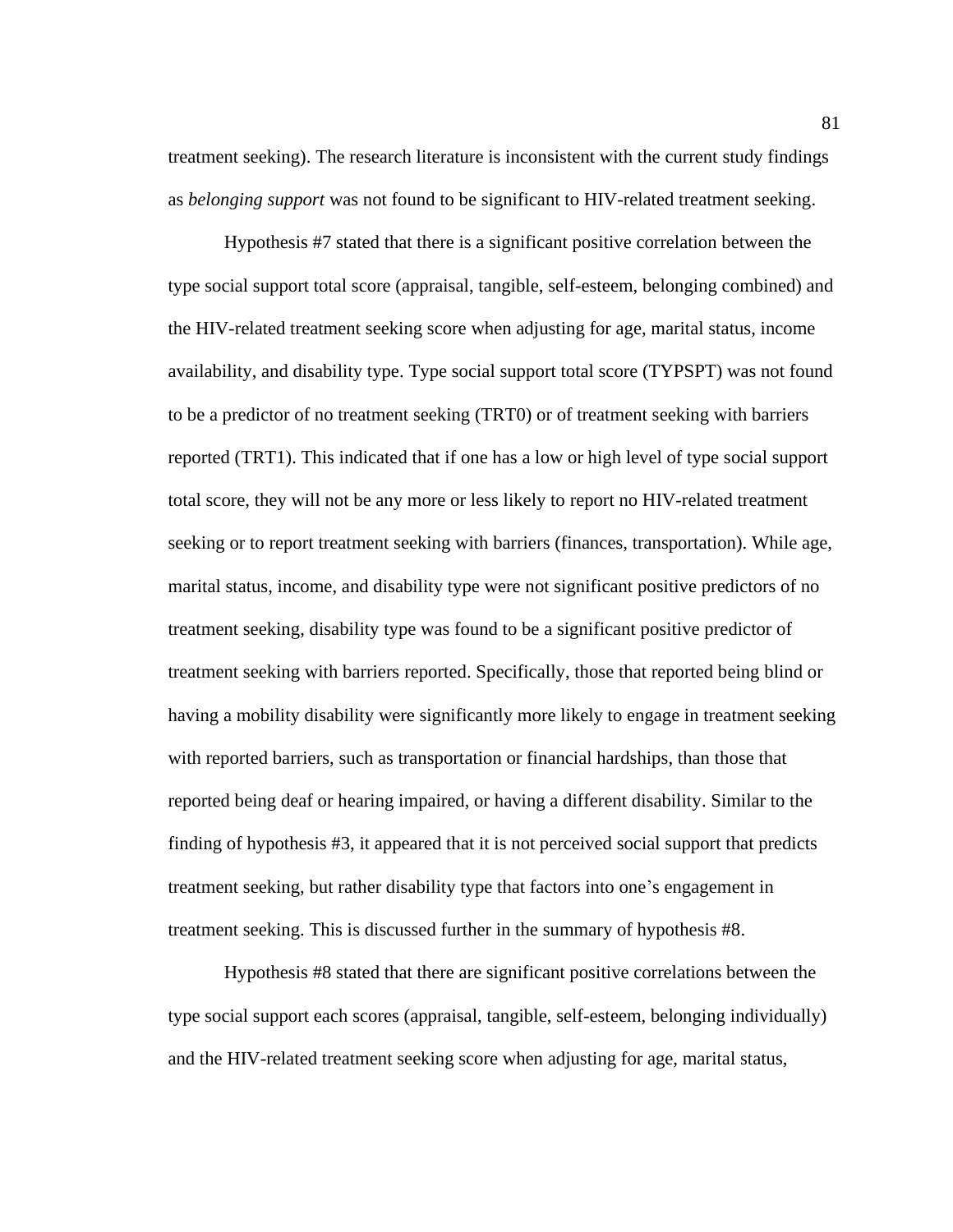treatment seeking). The research literature is inconsistent with the current study findings as *belonging support* was not found to be significant to HIV-related treatment seeking.

Hypothesis #7 stated that there is a significant positive correlation between the type social support total score (appraisal, tangible, self-esteem, belonging combined) and the HIV-related treatment seeking score when adjusting for age, marital status, income availability, and disability type. Type social support total score (TYPSPT) was not found to be a predictor of no treatment seeking (TRT0) or of treatment seeking with barriers reported (TRT1). This indicated that if one has a low or high level of type social support total score, they will not be any more or less likely to report no HIV-related treatment seeking or to report treatment seeking with barriers (finances, transportation). While age, marital status, income, and disability type were not significant positive predictors of no treatment seeking, disability type was found to be a significant positive predictor of treatment seeking with barriers reported. Specifically, those that reported being blind or having a mobility disability were significantly more likely to engage in treatment seeking with reported barriers, such as transportation or financial hardships, than those that reported being deaf or hearing impaired, or having a different disability. Similar to the finding of hypothesis #3, it appeared that it is not perceived social support that predicts treatment seeking, but rather disability type that factors into one's engagement in treatment seeking. This is discussed further in the summary of hypothesis #8.

Hypothesis #8 stated that there are significant positive correlations between the type social support each scores (appraisal, tangible, self-esteem, belonging individually) and the HIV-related treatment seeking score when adjusting for age, marital status,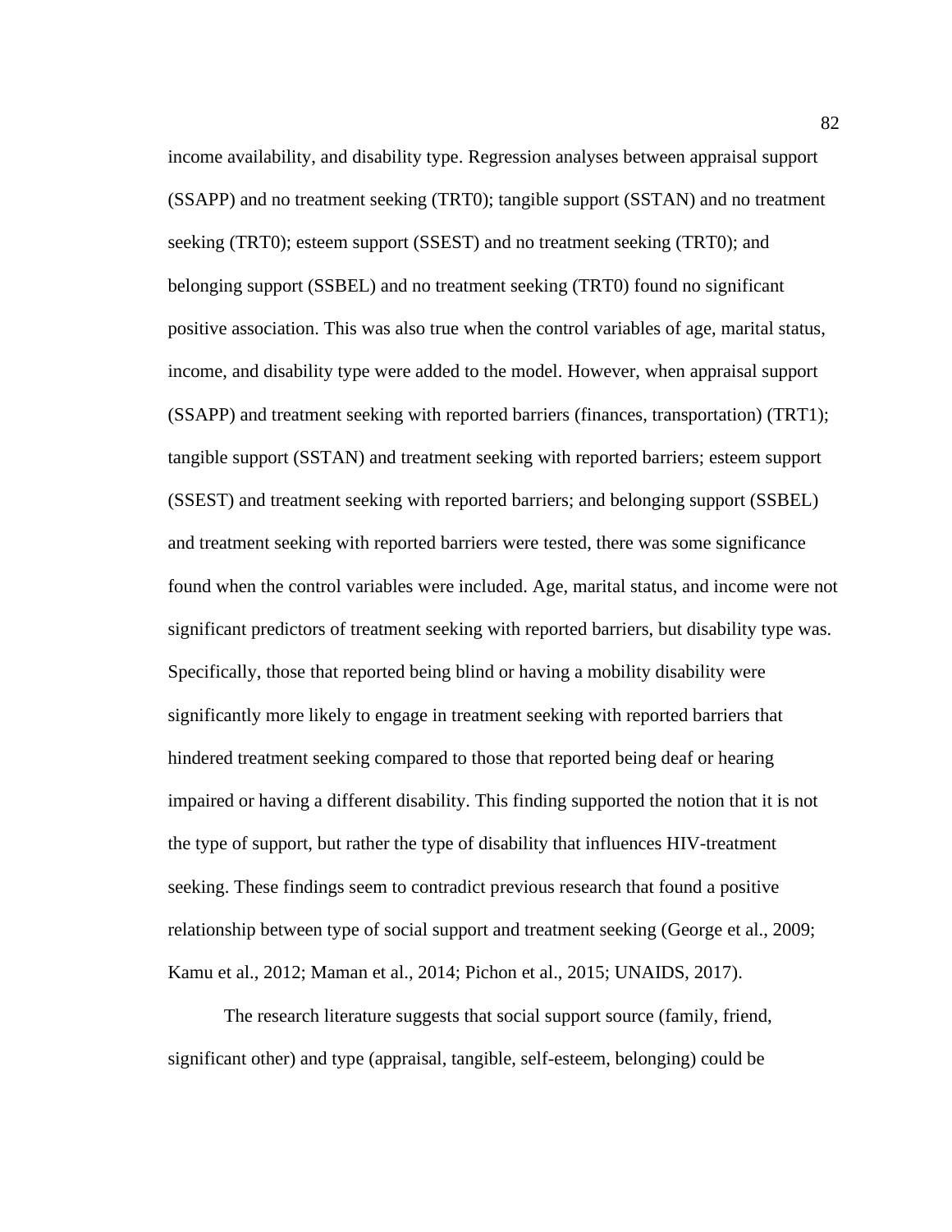income availability, and disability type. Regression analyses between appraisal support (SSAPP) and no treatment seeking (TRT0); tangible support (SSTAN) and no treatment seeking (TRT0); esteem support (SSEST) and no treatment seeking (TRT0); and belonging support (SSBEL) and no treatment seeking (TRT0) found no significant positive association. This was also true when the control variables of age, marital status, income, and disability type were added to the model. However, when appraisal support (SSAPP) and treatment seeking with reported barriers (finances, transportation) (TRT1); tangible support (SSTAN) and treatment seeking with reported barriers; esteem support (SSEST) and treatment seeking with reported barriers; and belonging support (SSBEL) and treatment seeking with reported barriers were tested, there was some significance found when the control variables were included. Age, marital status, and income were not significant predictors of treatment seeking with reported barriers, but disability type was. Specifically, those that reported being blind or having a mobility disability were significantly more likely to engage in treatment seeking with reported barriers that hindered treatment seeking compared to those that reported being deaf or hearing impaired or having a different disability. This finding supported the notion that it is not the type of support, but rather the type of disability that influences HIV-treatment seeking. These findings seem to contradict previous research that found a positive relationship between type of social support and treatment seeking (George et al., 2009; Kamu et al., 2012; Maman et al., 2014; Pichon et al., 2015; UNAIDS, 2017).

The research literature suggests that social support source (family, friend, significant other) and type (appraisal, tangible, self-esteem, belonging) could be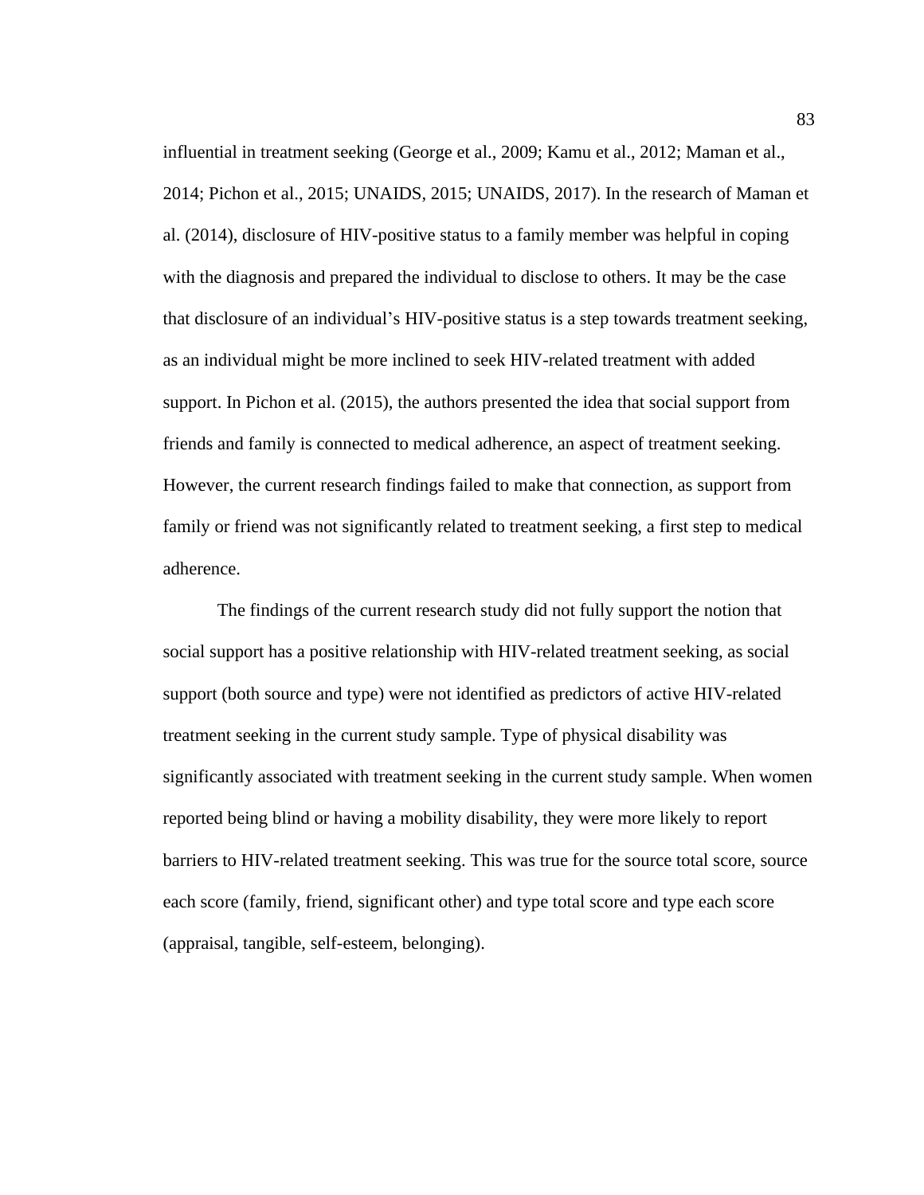influential in treatment seeking (George et al., 2009; Kamu et al., 2012; Maman et al., 2014; Pichon et al., 2015; UNAIDS, 2015; UNAIDS, 2017). In the research of Maman et al. (2014), disclosure of HIV-positive status to a family member was helpful in coping with the diagnosis and prepared the individual to disclose to others. It may be the case that disclosure of an individual's HIV-positive status is a step towards treatment seeking, as an individual might be more inclined to seek HIV-related treatment with added support. In Pichon et al. (2015), the authors presented the idea that social support from friends and family is connected to medical adherence, an aspect of treatment seeking. However, the current research findings failed to make that connection, as support from family or friend was not significantly related to treatment seeking, a first step to medical adherence.

The findings of the current research study did not fully support the notion that social support has a positive relationship with HIV-related treatment seeking, as social support (both source and type) were not identified as predictors of active HIV-related treatment seeking in the current study sample. Type of physical disability was significantly associated with treatment seeking in the current study sample. When women reported being blind or having a mobility disability, they were more likely to report barriers to HIV-related treatment seeking. This was true for the source total score, source each score (family, friend, significant other) and type total score and type each score (appraisal, tangible, self-esteem, belonging).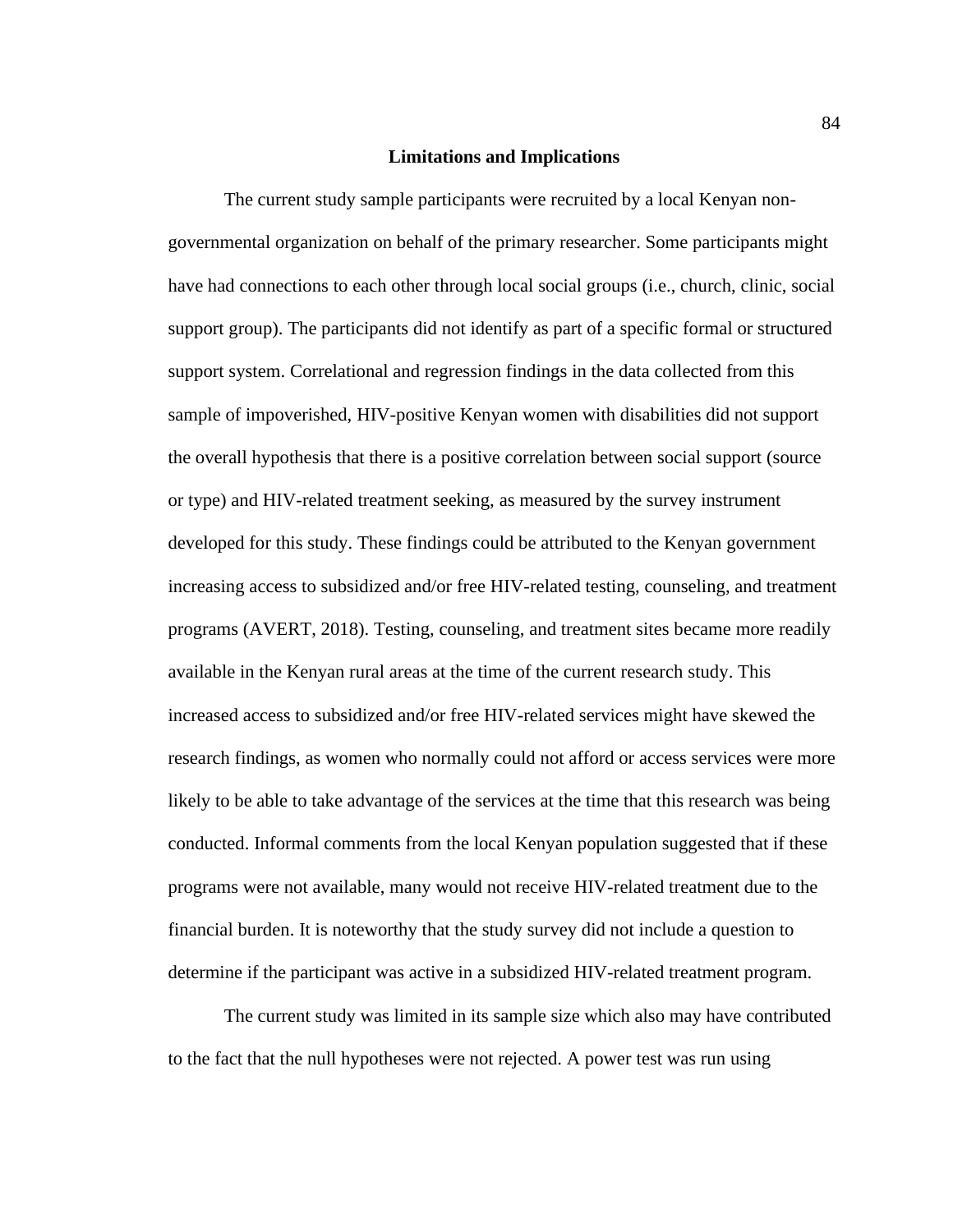## Limitations and Implications

The current study sample participants were recruited by a local Kenyan non-governmental organization on behalf of the primary researcher. Some participants might have had connections to each other through local social groups (i.e., church, clinic, social support group). The participants did not identify as part of a specific formal or structured support system. Correlational and regression findings in the data collected from this sample of impoverished, HIV-positive Kenyan women with disabilities did not support the overall hypothesis that there is a positive correlation between social support (source or type) and HIV-related treatment seeking, as measured by the survey instrument developed for this study. These findings could be attributed to the Kenyan government increasing access to subsidized and/or free HIV-related testing, counseling, and treatment programs (AVERT, 2018). Testing, counseling, and treatment sites became more readily available in the Kenyan rural areas at the time of the current research study. This increased access to subsidized and/or free HIV-related services might have skewed the research findings, as women who normally could not afford or access services were more likely to be able to take advantage of the services at the time that this research was being conducted. Informal comments from the local Kenyan population suggested that if these programs were not available, many would not receive HIV-related treatment due to the financial burden. It is noteworthy that the study survey did not include a question to determine if the participant was active in a subsidized HIV-related treatment program.

The current study was limited in its sample size which also may have contributed to the fact that the null hypotheses were not rejected. A power test was run using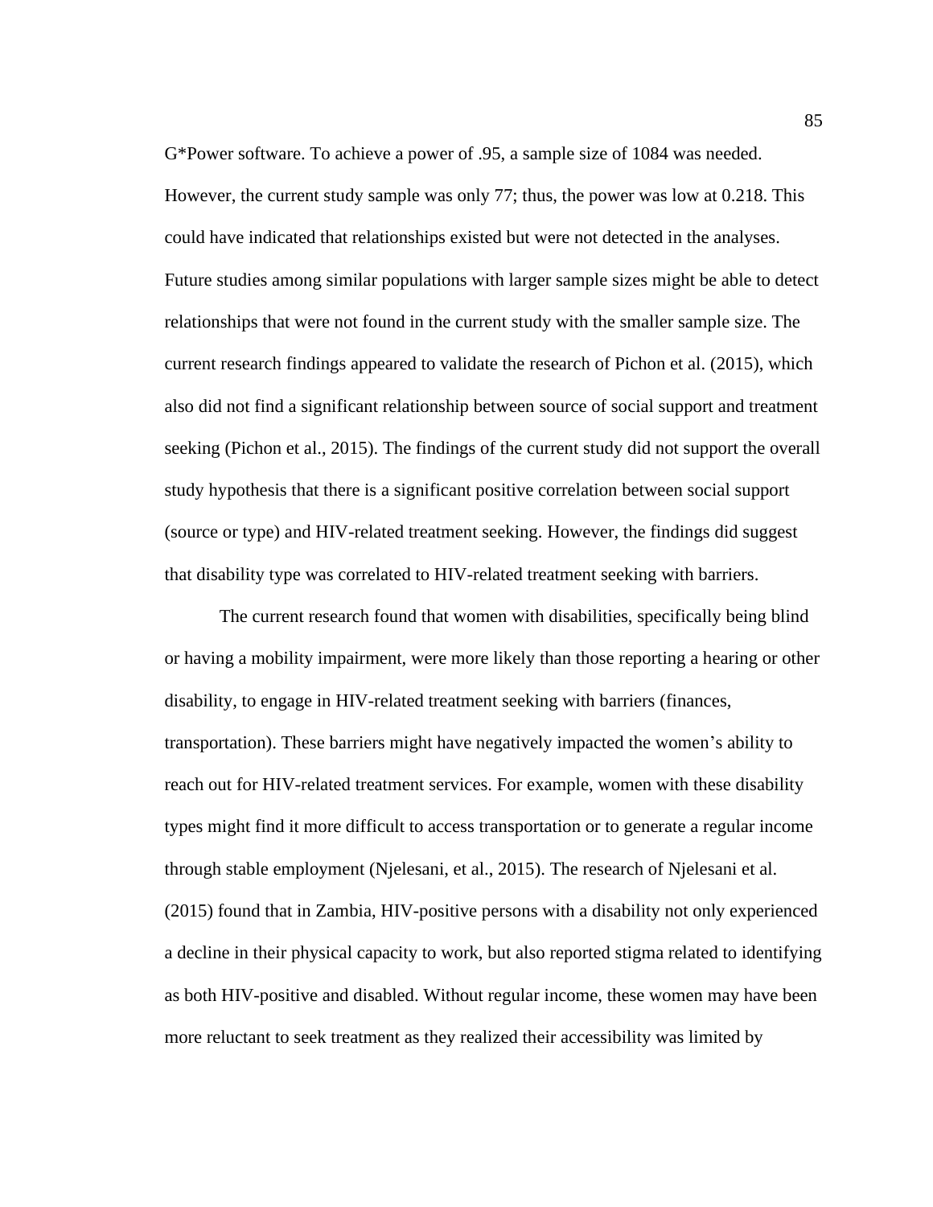G*Power software. To achieve a power of .95, a sample size of 1084 was needed. However, the current study sample was only 77; thus, the power was low at 0.218. This could have indicated that relationships existed but were not detected in the analyses. Future studies among similar populations with larger sample sizes might be able to detect relationships that were not found in the current study with the smaller sample size. The current research findings appeared to validate the research of Pichon et al. (2015), which also did not find a significant relationship between source of social support and treatment seeking (Pichon et al., 2015). The findings of the current study did not support the overall study hypothesis that there is a significant positive correlation between social support (source or type) and HIV-related treatment seeking. However, the findings did suggest that disability type was correlated to HIV-related treatment seeking with barriers.

The current research found that women with disabilities, specifically being blind or having a mobility impairment, were more likely than those reporting a hearing or other disability, to engage in HIV-related treatment seeking with barriers (finances, transportation). These barriers might have negatively impacted the women's ability to reach out for HIV-related treatment services. For example, women with these disability types might find it more difficult to access transportation or to generate a regular income through stable employment (Njelesani, et al., 2015). The research of Njelesani et al. (2015) found that in Zambia, HIV-positive persons with a disability not only experienced a decline in their physical capacity to work, but also reported stigma related to identifying as both HIV-positive and disabled. Without regular income, these women may have been more reluctant to seek treatment as they realized their accessibility was limited by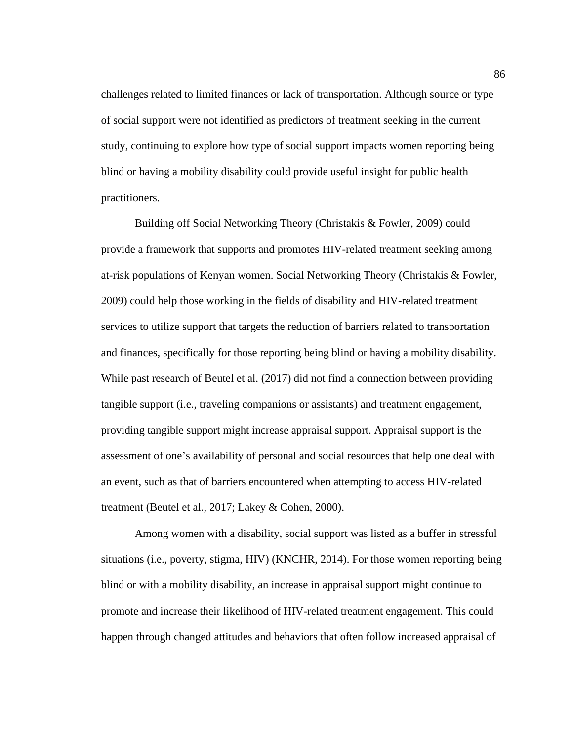challenges related to limited finances or lack of transportation. Although source or type of social support were not identified as predictors of treatment seeking in the current study, continuing to explore how type of social support impacts women reporting being blind or having a mobility disability could provide useful insight for public health practitioners.

Building off Social Networking Theory (Christakis & Fowler, 2009) could provide a framework that supports and promotes HIV-related treatment seeking among at-risk populations of Kenyan women. Social Networking Theory (Christakis & Fowler, 2009) could help those working in the fields of disability and HIV-related treatment services to utilize support that targets the reduction of barriers related to transportation and finances, specifically for those reporting being blind or having a mobility disability. While past research of Beutel et al. (2017) did not find a connection between providing tangible support (i.e., traveling companions or assistants) and treatment engagement, providing tangible support might increase appraisal support. Appraisal support is the assessment of one's availability of personal and social resources that help one deal with an event, such as that of barriers encountered when attempting to access HIV-related treatment (Beutel et al., 2017; Lakey & Cohen, 2000).

Among women with a disability, social support was listed as a buffer in stressful situations (i.e., poverty, stigma, HIV) (KNCHR, 2014). For those women reporting being blind or with a mobility disability, an increase in appraisal support might continue to promote and increase their likelihood of HIV-related treatment engagement. This could happen through changed attitudes and behaviors that often follow increased appraisal of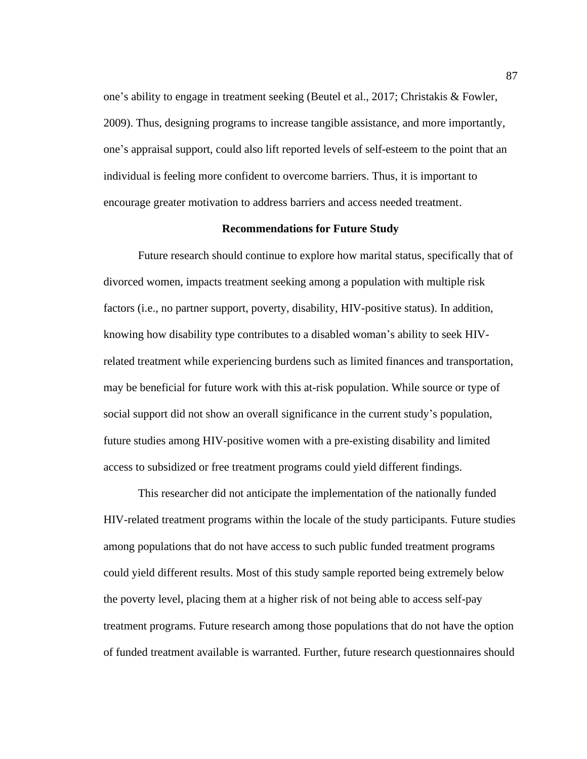one's ability to engage in treatment seeking (Beutel et al., 2017; Christakis & Fowler, 2009). Thus, designing programs to increase tangible assistance, and more importantly, one's appraisal support, could also lift reported levels of self-esteem to the point that an individual is feeling more confident to overcome barriers. Thus, it is important to encourage greater motivation to address barriers and access needed treatment.

## Recommendations for Future Study

Future research should continue to explore how marital status, specifically that of divorced women, impacts treatment seeking among a population with multiple risk factors (i.e., no partner support, poverty, disability, HIV-positive status). In addition, knowing how disability type contributes to a disabled woman's ability to seek HIV-related treatment while experiencing burdens such as limited finances and transportation, may be beneficial for future work with this at-risk population. While source or type of social support did not show an overall significance in the current study's population, future studies among HIV-positive women with a pre-existing disability and limited access to subsidized or free treatment programs could yield different findings.

This researcher did not anticipate the implementation of the nationally funded HIV-related treatment programs within the locale of the study participants. Future studies among populations that do not have access to such public funded treatment programs could yield different results. Most of this study sample reported being extremely below the poverty level, placing them at a higher risk of not being able to access self-pay treatment programs. Future research among those populations that do not have the option of funded treatment available is warranted. Further, future research questionnaires should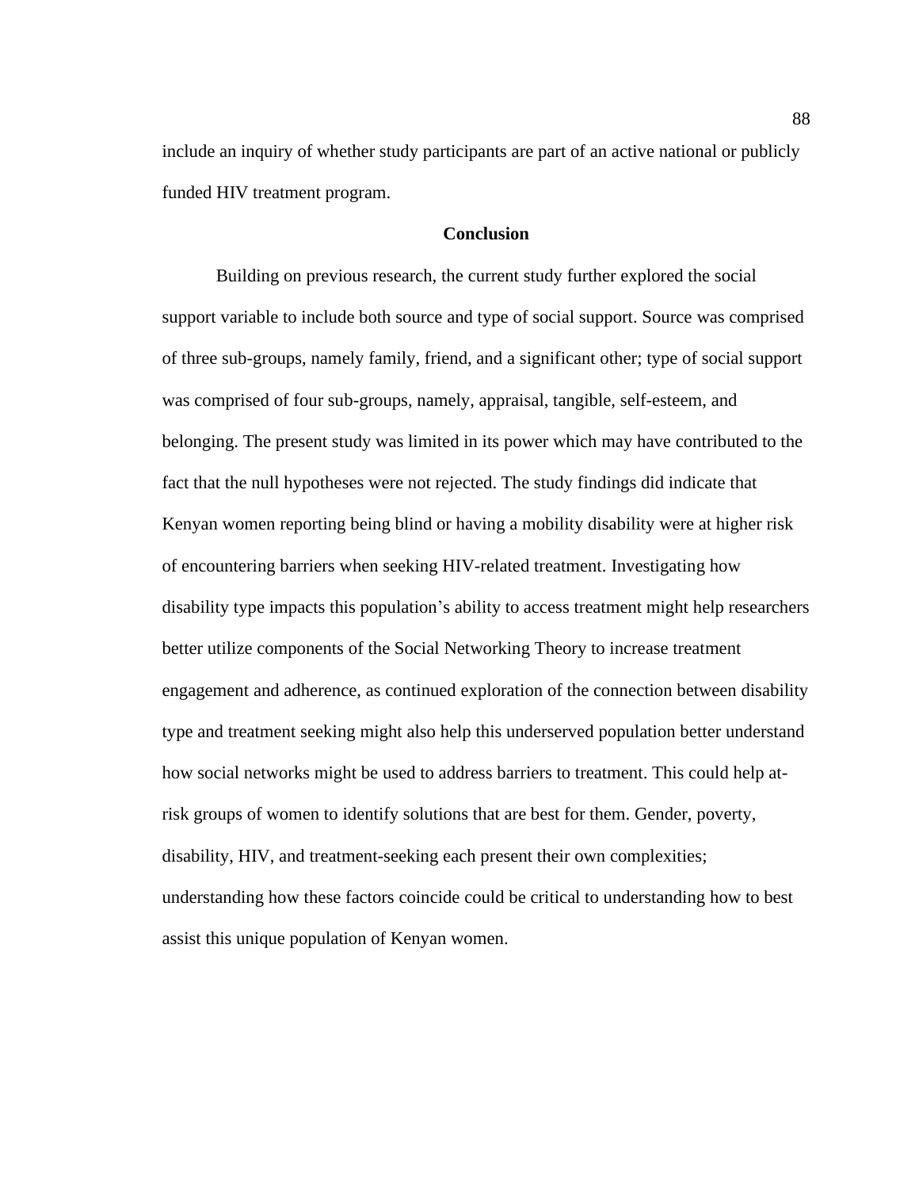include an inquiry of whether study participants are part of an active national or publicly funded HIV treatment program.

## Conclusion

Building on previous research, the current study further explored the social support variable to include both source and type of social support. Source was comprised of three sub-groups, namely family, friend, and a significant other; type of social support was comprised of four sub-groups, namely, appraisal, tangible, self-esteem, and belonging. The present study was limited in its power which may have contributed to the fact that the null hypotheses were not rejected. The study findings did indicate that Kenyan women reporting being blind or having a mobility disability were at higher risk of encountering barriers when seeking HIV-related treatment. Investigating how disability type impacts this population's ability to access treatment might help researchers better utilize components of the Social Networking Theory to increase treatment engagement and adherence, as continued exploration of the connection between disability type and treatment seeking might also help this underserved population better understand how social networks might be used to address barriers to treatment. This could help at-risk groups of women to identify solutions that are best for them. Gender, poverty, disability, HIV, and treatment-seeking each present their own complexities; understanding how these factors coincide could be critical to understanding how to best assist this unique population of Kenyan women.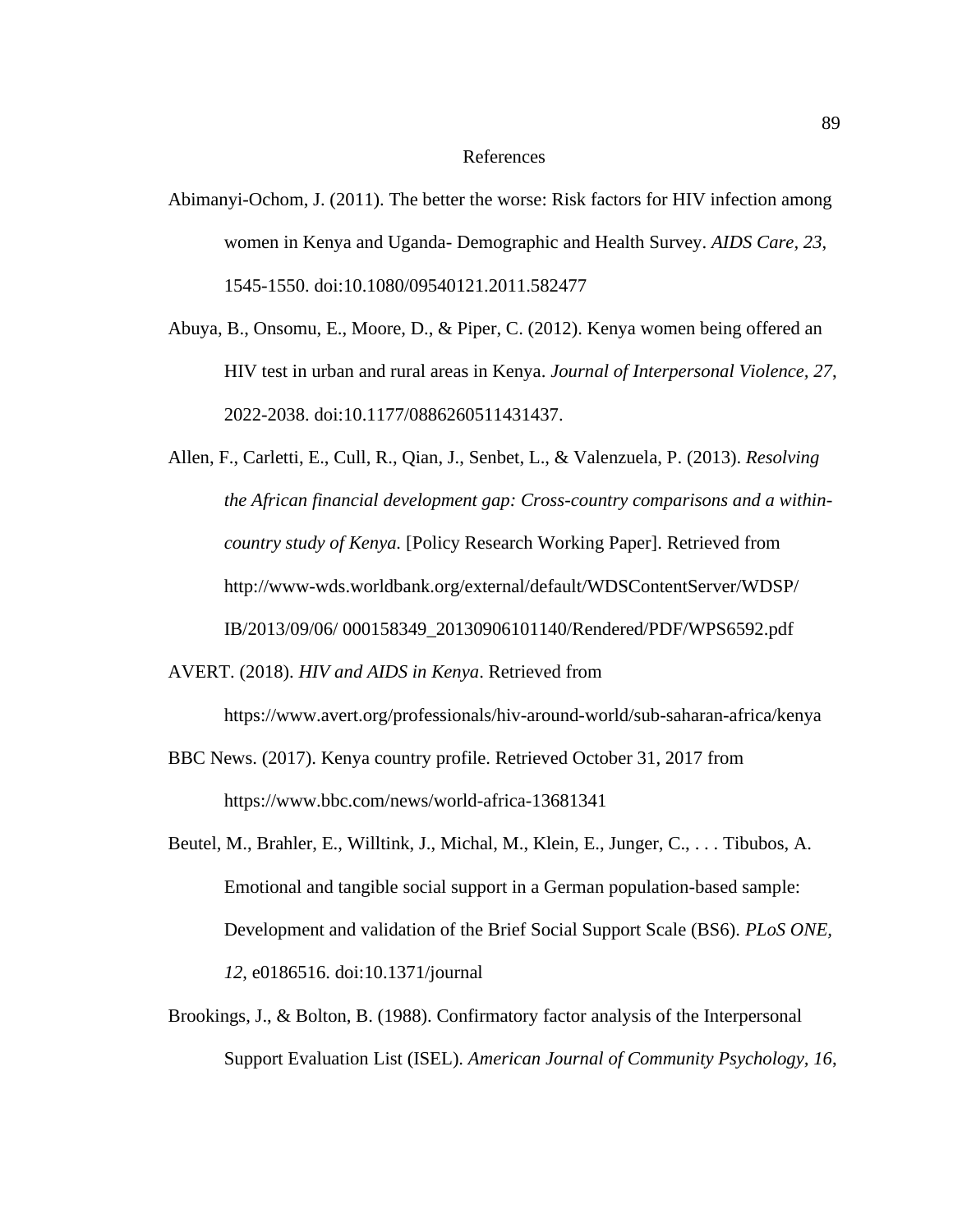# References

Abimanyi-Ochom, J. (2011). The better the worse: Risk factors for HIV infection among women in Kenya and Uganda- Demographic and Health Survey. *AIDS Care*, *23*, 1545-1550. doi:10.1080/09540121.2011.582477

Abuya, B., Onsomu, E., Moore, D., & Piper, C. (2012). Kenya women being offered an HIV test in urban and rural areas in Kenya. *Journal of Interpersonal Violence*, *27*, 2022-2038. doi:10.1177/0886260511431437.

Allen, F., Carletti, E., Cull, R., Qian, J., Senbet, L., & Valenzuela, P. (2013). *Resolving the African financial development gap: Cross-country comparisons and a within-country study of Kenya.* [Policy Research Working Paper]. Retrieved from http://www-wds.worldbank.org/external/default/WDSContentServer/WDSP/IB/2013/09/06/ 000158349_20130906101140/Rendered/PDF/WPS6592.pdf

AVERT. (2018). *HIV and AIDS in Kenya*. Retrieved from https://www.avert.org/professionals/hiv-around-world/sub-saharan-africa/kenya

BBC News. (2017). Kenya country profile. Retrieved October 31, 2017 from https://www.bbc.com/news/world-africa-13681341

Beutel, M., Brahler, E., Willtink, J., Michal, M., Klein, E., Junger, C., . . . Tibubos, A. Emotional and tangible social support in a German population-based sample: Development and validation of the Brief Social Support Scale (BS6). *PLoS ONE*, *12*, e0186516. doi:10.1371/journal

Brookings, J., & Bolton, B. (1988). Confirmatory factor analysis of the Interpersonal Support Evaluation List (ISEL). *American Journal of Community Psychology*, *16*,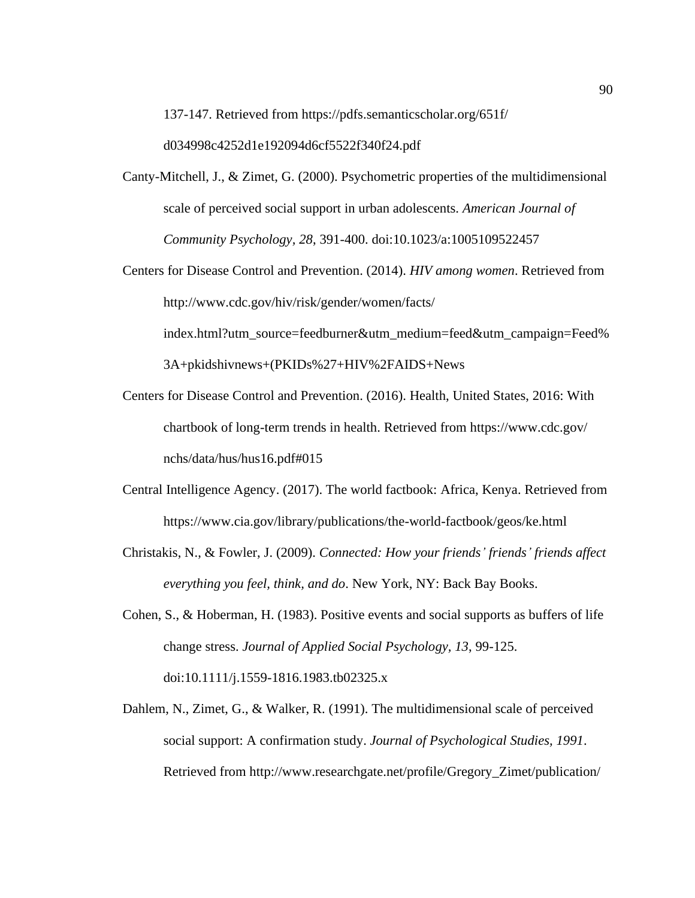137-147. Retrieved from https://pdfs.semanticscholar.org/651f/d034998c4252d1e192094d6cf5522f340f24.pdf

Canty-Mitchell, J., & Zimet, G. (2000). Psychometric properties of the multidimensional scale of perceived social support in urban adolescents. *American Journal of Community Psychology, 28*, 391-400. doi:10.1023/a:1005109522457

Centers for Disease Control and Prevention. (2014). *HIV among women*. Retrieved from http://www.cdc.gov/hiv/risk/gender/women/facts/index.html?utm_source=feedburner&utm_medium=feed&utm_campaign=Feed%3A+pkidshivnews+(PKIDs%27+HIV%2FAIDS+News

Centers for Disease Control and Prevention. (2016). Health, United States, 2016: With chartbook of long-term trends in health. Retrieved from https://www.cdc.gov/nchs/data/hus/hus16.pdf#015

Central Intelligence Agency. (2017). The world factbook: Africa, Kenya. Retrieved from https://www.cia.gov/library/publications/the-world-factbook/geos/ke.html

Christakis, N., & Fowler, J. (2009). *Connected: How your friends' friends' friends affect everything you feel, think, and do*. New York, NY: Back Bay Books.

Cohen, S., & Hoberman, H. (1983). Positive events and social supports as buffers of life change stress. *Journal of Applied Social Psychology, 13*, 99-125. doi:10.1111/j.1559-1816.1983.tb02325.x

Dahlem, N., Zimet, G., & Walker, R. (1991). The multidimensional scale of perceived social support: A confirmation study. *Journal of Psychological Studies, 1991*. Retrieved from http://www.researchgate.net/profile/Gregory_Zimet/publication/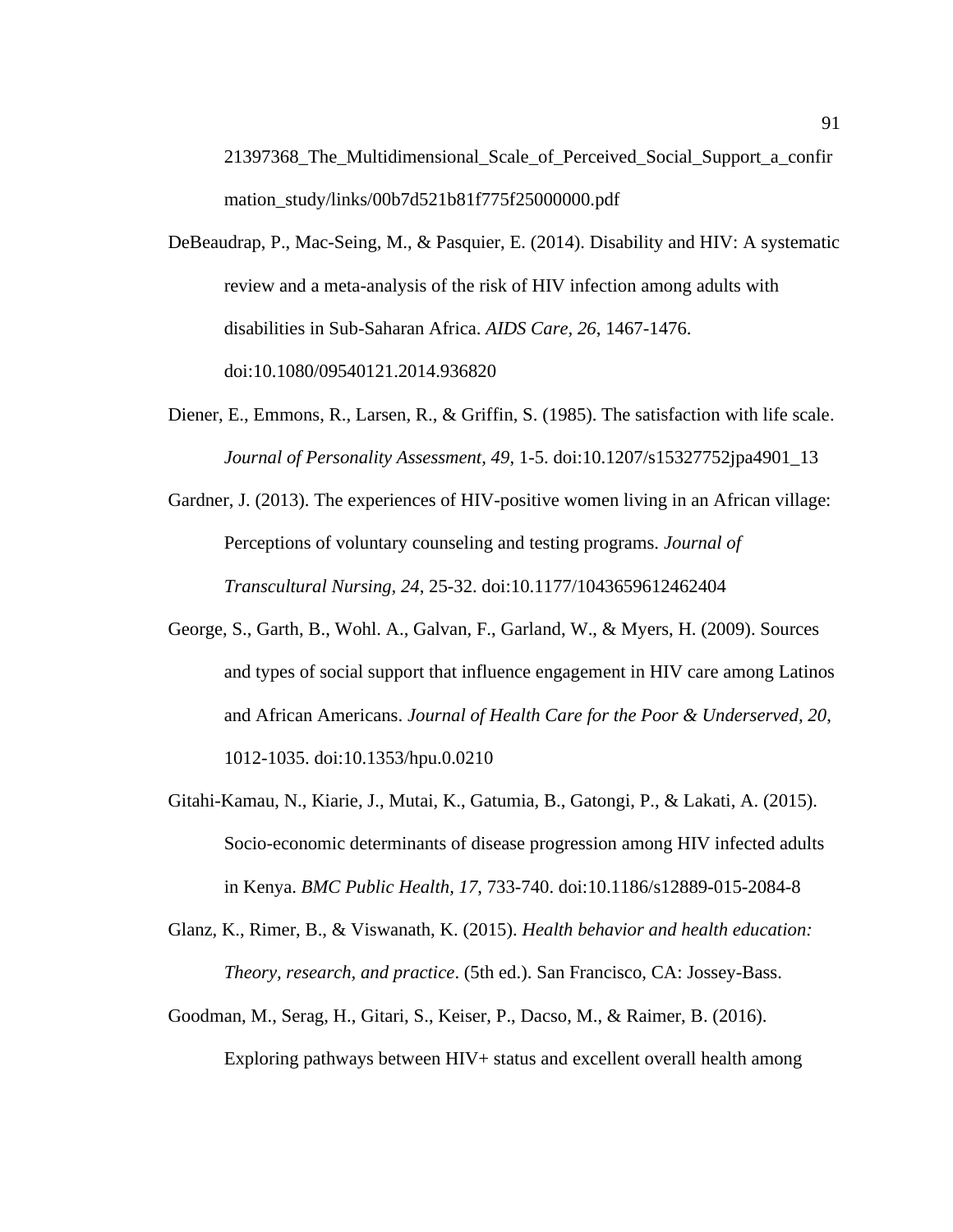21397368_The_Multidimensional_Scale_of_Perceived_Social_Support_a_confirmation_study/links/00b7d521b81f775f25000000.pdf

DeBeaudrap, P., Mac-Seing, M., & Pasquier, E. (2014). Disability and HIV: A systematic review and a meta-analysis of the risk of HIV infection among adults with disabilities in Sub-Saharan Africa. *AIDS Care, 26*, 1467-1476. doi:10.1080/09540121.2014.936820

Diener, E., Emmons, R., Larsen, R., & Griffin, S. (1985). The satisfaction with life scale. *Journal of Personality Assessment, 49*, 1-5. doi:10.1207/s15327752jpa4901_13

Gardner, J. (2013). The experiences of HIV-positive women living in an African village: Perceptions of voluntary counseling and testing programs. *Journal of Transcultural Nursing, 24*, 25-32. doi:10.1177/1043659612462404

George, S., Garth, B., Wohl. A., Galvan, F., Garland, W., & Myers, H. (2009). Sources and types of social support that influence engagement in HIV care among Latinos and African Americans. *Journal of Health Care for the Poor & Underserved, 20*, 1012-1035. doi:10.1353/hpu.0.0210

Gitahi-Kamau, N., Kiarie, J., Mutai, K., Gatumia, B., Gatongi, P., & Lakati, A. (2015). Socio-economic determinants of disease progression among HIV infected adults in Kenya. *BMC Public Health, 17*, 733-740. doi:10.1186/s12889-015-2084-8

Glanz, K., Rimer, B., & Viswanath, K. (2015). *Health behavior and health education: Theory, research, and practice*. (5th ed.). San Francisco, CA: Jossey-Bass.

Goodman, M., Serag, H., Gitari, S., Keiser, P., Dacso, M., & Raimer, B. (2016). Exploring pathways between HIV+ status and excellent overall health among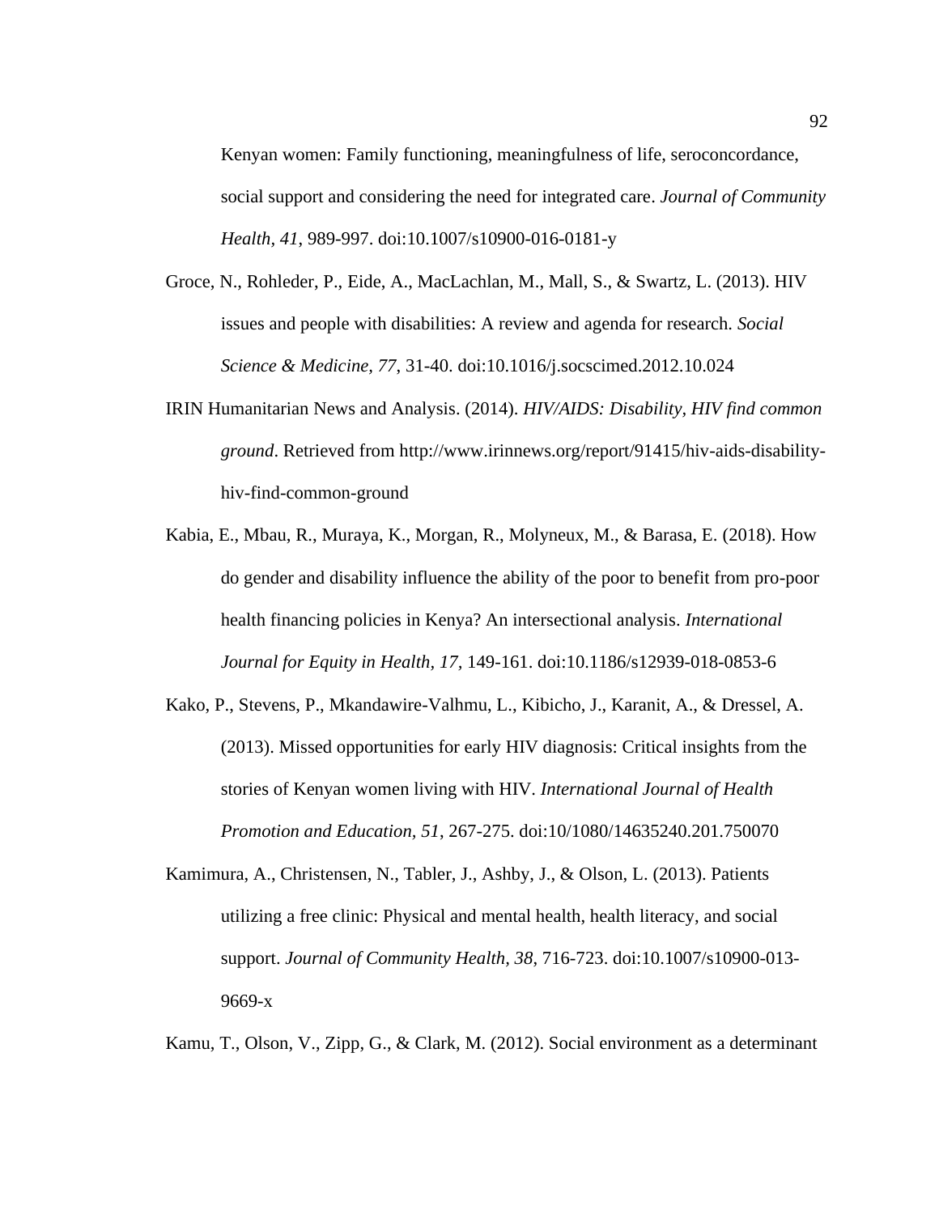Kenyan women: Family functioning, meaningfulness of life, seroconcordance, social support and considering the need for integrated care. *Journal of Community Health, 41*, 989-997. doi:10.1007/s10900-016-0181-y

Groce, N., Rohleder, P., Eide, A., MacLachlan, M., Mall, S., & Swartz, L. (2013). HIV issues and people with disabilities: A review and agenda for research. *Social Science & Medicine, 77*, 31-40. doi:10.1016/j.socscimed.2012.10.024

IRIN Humanitarian News and Analysis. (2014). *HIV/AIDS: Disability, HIV find common ground*. Retrieved from http://www.irinnews.org/report/91415/hiv-aids-disability-hiv-find-common-ground

Kabia, E., Mbau, R., Muraya, K., Morgan, R., Molyneux, M., & Barasa, E. (2018). How do gender and disability influence the ability of the poor to benefit from pro-poor health financing policies in Kenya? An intersectional analysis. *International Journal for Equity in Health, 17*, 149-161. doi:10.1186/s12939-018-0853-6

Kako, P., Stevens, P., Mkandawire-Valhmu, L., Kibicho, J., Karanit, A., & Dressel, A. (2013). Missed opportunities for early HIV diagnosis: Critical insights from the stories of Kenyan women living with HIV. *International Journal of Health Promotion and Education, 51*, 267-275. doi:10/1080/14635240.201.750070

Kamimura, A., Christensen, N., Tabler, J., Ashby, J., & Olson, L. (2013). Patients utilizing a free clinic: Physical and mental health, health literacy, and social support. *Journal of Community Health, 38*, 716-723. doi:10.1007/s10900-013-9669-x

Kamu, T., Olson, V., Zipp, G., & Clark, M. (2012). Social environment as a determinant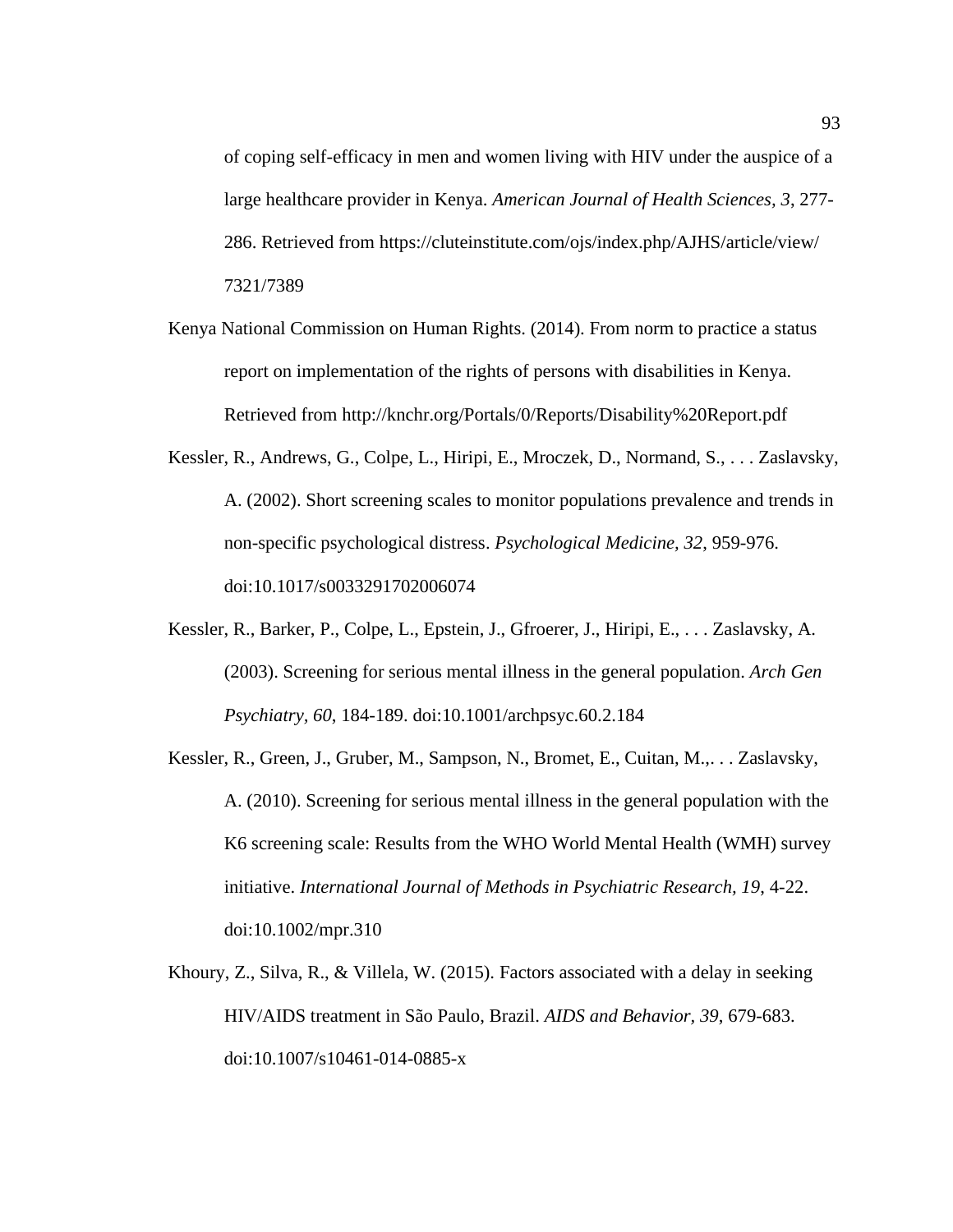of coping self-efficacy in men and women living with HIV under the auspice of a large healthcare provider in Kenya. *American Journal of Health Sciences, 3*, 277-286. Retrieved from https://cluteinstitute.com/ojs/index.php/AJHS/article/view/7321/7389

Kenya National Commission on Human Rights. (2014). From norm to practice a status report on implementation of the rights of persons with disabilities in Kenya. Retrieved from http://knchr.org/Portals/0/Reports/Disability%20Report.pdf

Kessler, R., Andrews, G., Colpe, L., Hiripi, E., Mroczek, D., Normand, S., . . . Zaslavsky, A. (2002). Short screening scales to monitor populations prevalence and trends in non-specific psychological distress. *Psychological Medicine, 32*, 959-976. doi:10.1017/s0033291702006074

Kessler, R., Barker, P., Colpe, L., Epstein, J., Gfroerer, J., Hiripi, E., . . . Zaslavsky, A. (2003). Screening for serious mental illness in the general population. *Arch Gen Psychiatry, 60*, 184-189. doi:10.1001/archpsyc.60.2.184

Kessler, R., Green, J., Gruber, M., Sampson, N., Bromet, E., Cuitan, M.,. . . Zaslavsky, A. (2010). Screening for serious mental illness in the general population with the K6 screening scale: Results from the WHO World Mental Health (WMH) survey initiative. *International Journal of Methods in Psychiatric Research, 19*, 4-22. doi:10.1002/mpr.310

Khoury, Z., Silva, R., & Villela, W. (2015). Factors associated with a delay in seeking HIV/AIDS treatment in São Paulo, Brazil. *AIDS and Behavior, 39*, 679-683. doi:10.1007/s10461-014-0885-x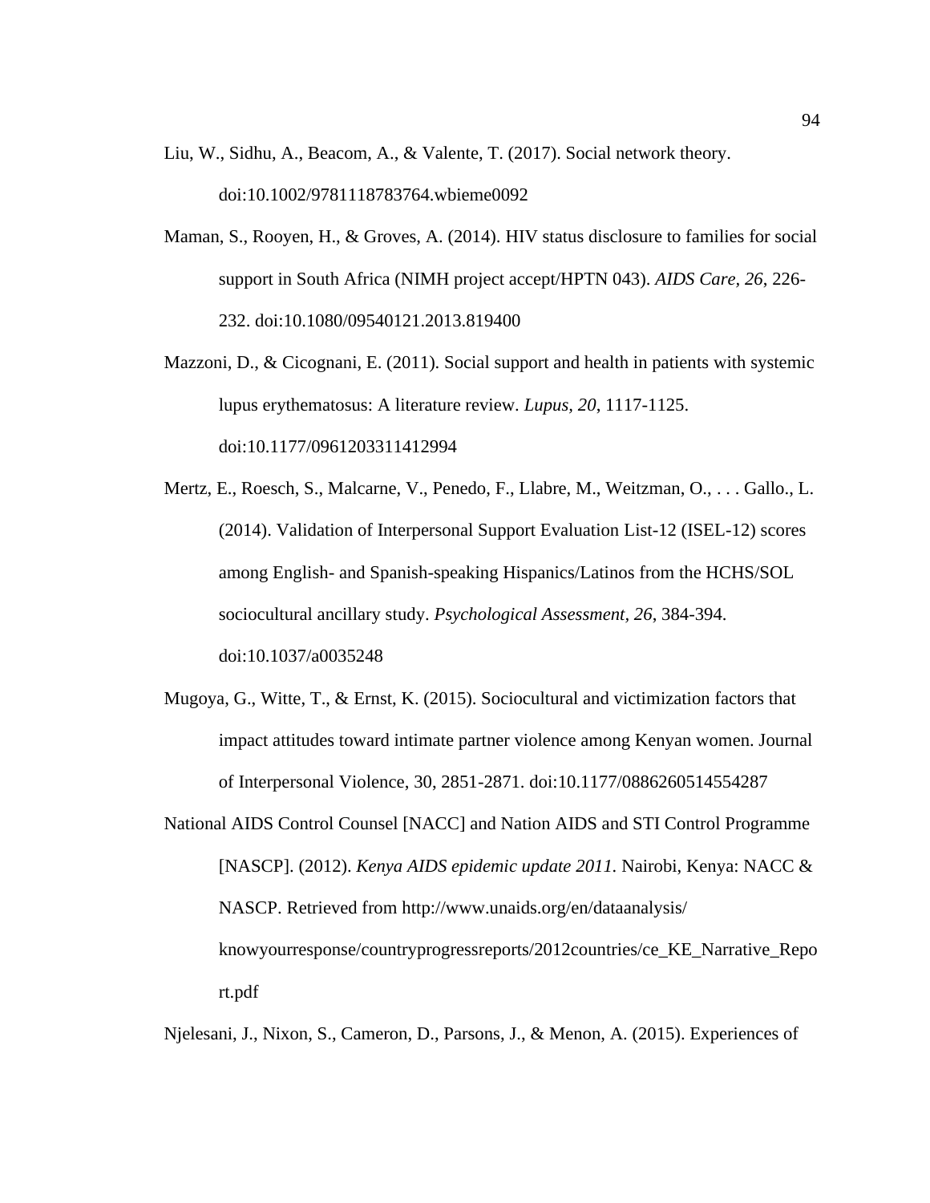Liu, W., Sidhu, A., Beacom, A., & Valente, T. (2017). Social network theory. doi:10.1002/9781118783764.wbieme0092

Maman, S., Rooyen, H., & Groves, A. (2014). HIV status disclosure to families for social support in South Africa (NIMH project accept/HPTN 043). *AIDS Care, 26*, 226-232. doi:10.1080/09540121.2013.819400

Mazzoni, D., & Cicognani, E. (2011). Social support and health in patients with systemic lupus erythematosus: A literature review. *Lupus, 20*, 1117-1125. doi:10.1177/0961203311412994

Mertz, E., Roesch, S., Malcarne, V., Penedo, F., Llabre, M., Weitzman, O., . . . Gallo., L. (2014). Validation of Interpersonal Support Evaluation List-12 (ISEL-12) scores among English- and Spanish-speaking Hispanics/Latinos from the HCHS/SOL sociocultural ancillary study. *Psychological Assessment, 26*, 384-394. doi:10.1037/a0035248

Mugoya, G., Witte, T., & Ernst, K. (2015). Sociocultural and victimization factors that impact attitudes toward intimate partner violence among Kenyan women. Journal of Interpersonal Violence, 30, 2851-2871. doi:10.1177/0886260514554287

National AIDS Control Counsel [NACC] and Nation AIDS and STI Control Programme [NASCP]. (2012). *Kenya AIDS epidemic update 2011*. Nairobi, Kenya: NACC & NASCP. Retrieved from http://www.unaids.org/en/dataanalysis/knowyourresponse/countryprogressreports/2012countries/ce_KE_Narrative_Report.pdf

Njelesani, J., Nixon, S., Cameron, D., Parsons, J., & Menon, A. (2015). Experiences of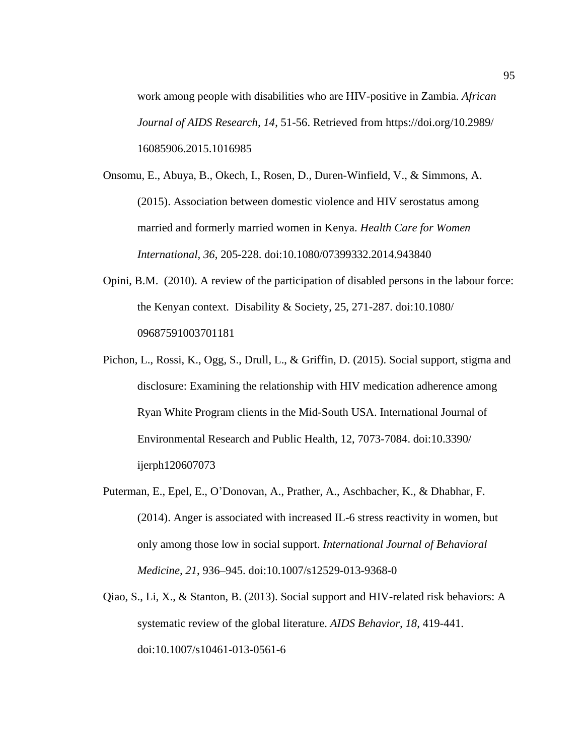work among people with disabilities who are HIV-positive in Zambia. *African Journal of AIDS Research, 14*, 51-56. Retrieved from https://doi.org/10.2989/16085906.2015.1016985

Onsomu, E., Abuya, B., Okech, I., Rosen, D., Duren-Winfield, V., & Simmons, A. (2015). Association between domestic violence and HIV serostatus among married and formerly married women in Kenya. *Health Care for Women International*, *36*, 205-228. doi:10.1080/07399332.2014.943840

Opini, B.M. (2010). A review of the participation of disabled persons in the labour force: the Kenyan context. Disability & Society, 25, 271-287. doi:10.1080/09687591003701181

Pichon, L., Rossi, K., Ogg, S., Drull, L., & Griffin, D. (2015). Social support, stigma and disclosure: Examining the relationship with HIV medication adherence among Ryan White Program clients in the Mid-South USA. International Journal of Environmental Research and Public Health, 12, 7073-7084. doi:10.3390/ijerph120607073

Puterman, E., Epel, E., O'Donovan, A., Prather, A., Aschbacher, K., & Dhabhar, F. (2014). Anger is associated with increased IL-6 stress reactivity in women, but only among those low in social support. *International Journal of Behavioral Medicine, 21*, 936–945. doi:10.1007/s12529-013-9368-0

Qiao, S., Li, X., & Stanton, B. (2013). Social support and HIV-related risk behaviors: A systematic review of the global literature. *AIDS Behavior, 18*, 419-441. doi:10.1007/s10461-013-0561-6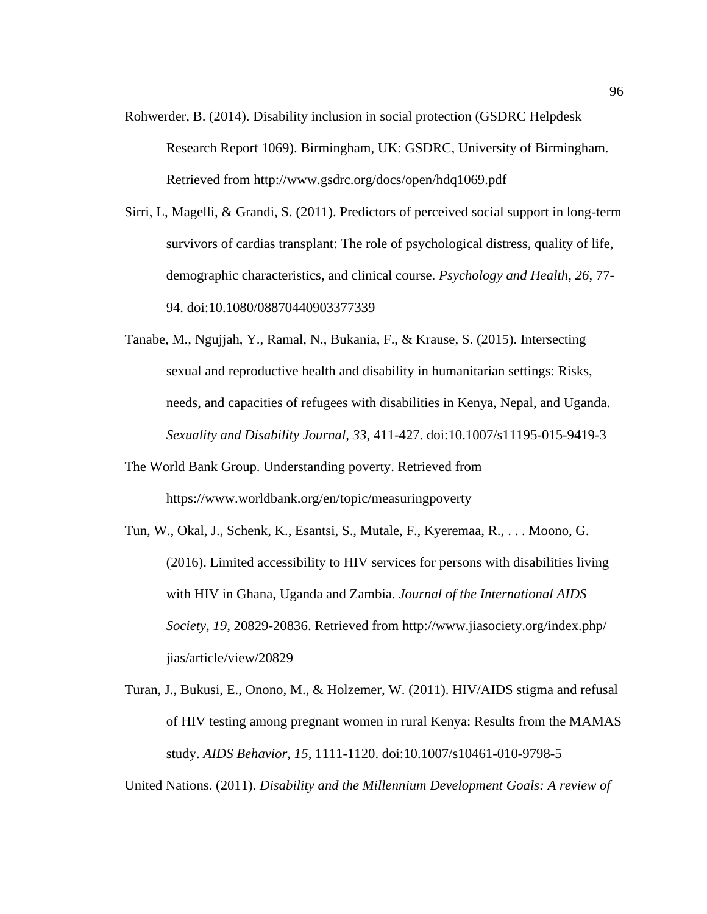Rohwerder, B. (2014). Disability inclusion in social protection (GSDRC Helpdesk Research Report 1069). Birmingham, UK: GSDRC, University of Birmingham. Retrieved from http://www.gsdrc.org/docs/open/hdq1069.pdf

Sirri, L, Magelli, & Grandi, S. (2011). Predictors of perceived social support in long-term survivors of cardias transplant: The role of psychological distress, quality of life, demographic characteristics, and clinical course. *Psychology and Health, 26*, 77-94. doi:10.1080/08870440903377339

Tanabe, M., Ngujjah, Y., Ramal, N., Bukania, F., & Krause, S. (2015). Intersecting sexual and reproductive health and disability in humanitarian settings: Risks, needs, and capacities of refugees with disabilities in Kenya, Nepal, and Uganda. *Sexuality and Disability Journal*, *33*, 411-427. doi:10.1007/s11195-015-9419-3

The World Bank Group. Understanding poverty. Retrieved from https://www.worldbank.org/en/topic/measuringpoverty

Tun, W., Okal, J., Schenk, K., Esantsi, S., Mutale, F., Kyeremaa, R., . . . Moono, G. (2016). Limited accessibility to HIV services for persons with disabilities living with HIV in Ghana, Uganda and Zambia. *Journal of the International AIDS Society, 19*, 20829-20836. Retrieved from http://www.jiasociety.org/index.php/jias/article/view/20829

Turan, J., Bukusi, E., Onono, M., & Holzemer, W. (2011). HIV/AIDS stigma and refusal of HIV testing among pregnant women in rural Kenya: Results from the MAMAS study. *AIDS Behavior, 15*, 1111-1120. doi:10.1007/s10461-010-9798-5

United Nations. (2011). *Disability and the Millennium Development Goals: A review of*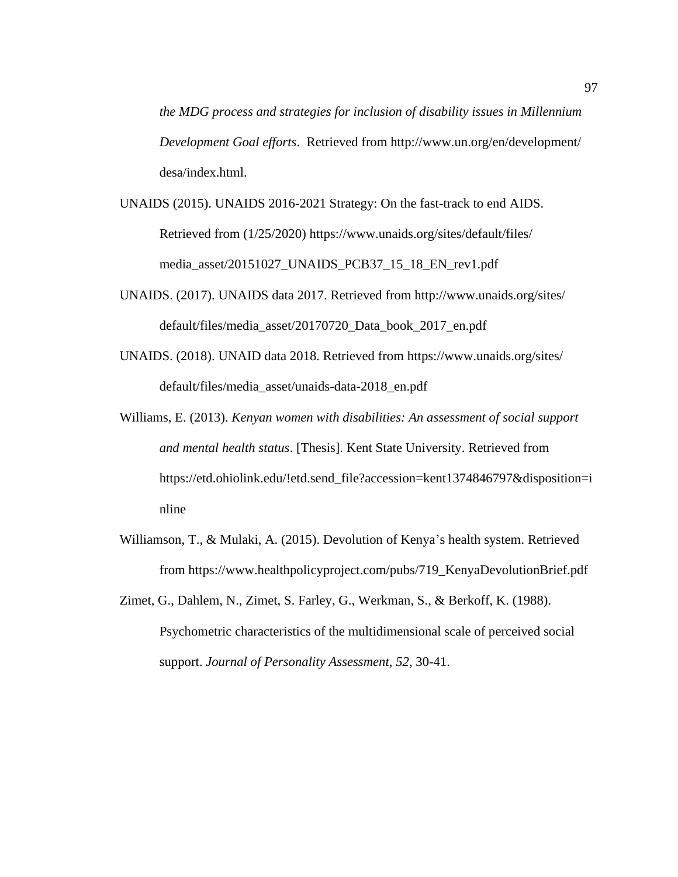*the MDG process and strategies for inclusion of disability issues in Millennium Development Goal efforts*. Retrieved from http://www.un.org/en/development/desa/index.html.

UNAIDS (2015). UNAIDS 2016-2021 Strategy: On the fast-track to end AIDS. Retrieved from (1/25/2020) https://www.unaids.org/sites/default/files/media_asset/20151027_UNAIDS_PCB37_15_18_EN_rev1.pdf

UNAIDS. (2017). UNAIDS data 2017. Retrieved from http://www.unaids.org/sites/default/files/media_asset/20170720_Data_book_2017_en.pdf

UNAIDS. (2018). UNAID data 2018. Retrieved from https://www.unaids.org/sites/default/files/media_asset/unaids-data-2018_en.pdf

Williams, E. (2013). *Kenyan women with disabilities: An assessment of social support and mental health status*. [Thesis]. Kent State University. Retrieved from https://etd.ohiolink.edu/!etd.send_file?accession=kent1374846797&disposition=inline

Williamson, T., & Mulaki, A. (2015). Devolution of Kenya's health system. Retrieved from https://www.healthpolicyproject.com/pubs/719_KenyaDevolutionBrief.pdf

Zimet, G., Dahlem, N., Zimet, S. Farley, G., Werkman, S., & Berkoff, K. (1988). Psychometric characteristics of the multidimensional scale of perceived social support. *Journal of Personality Assessment, 52*, 30-41.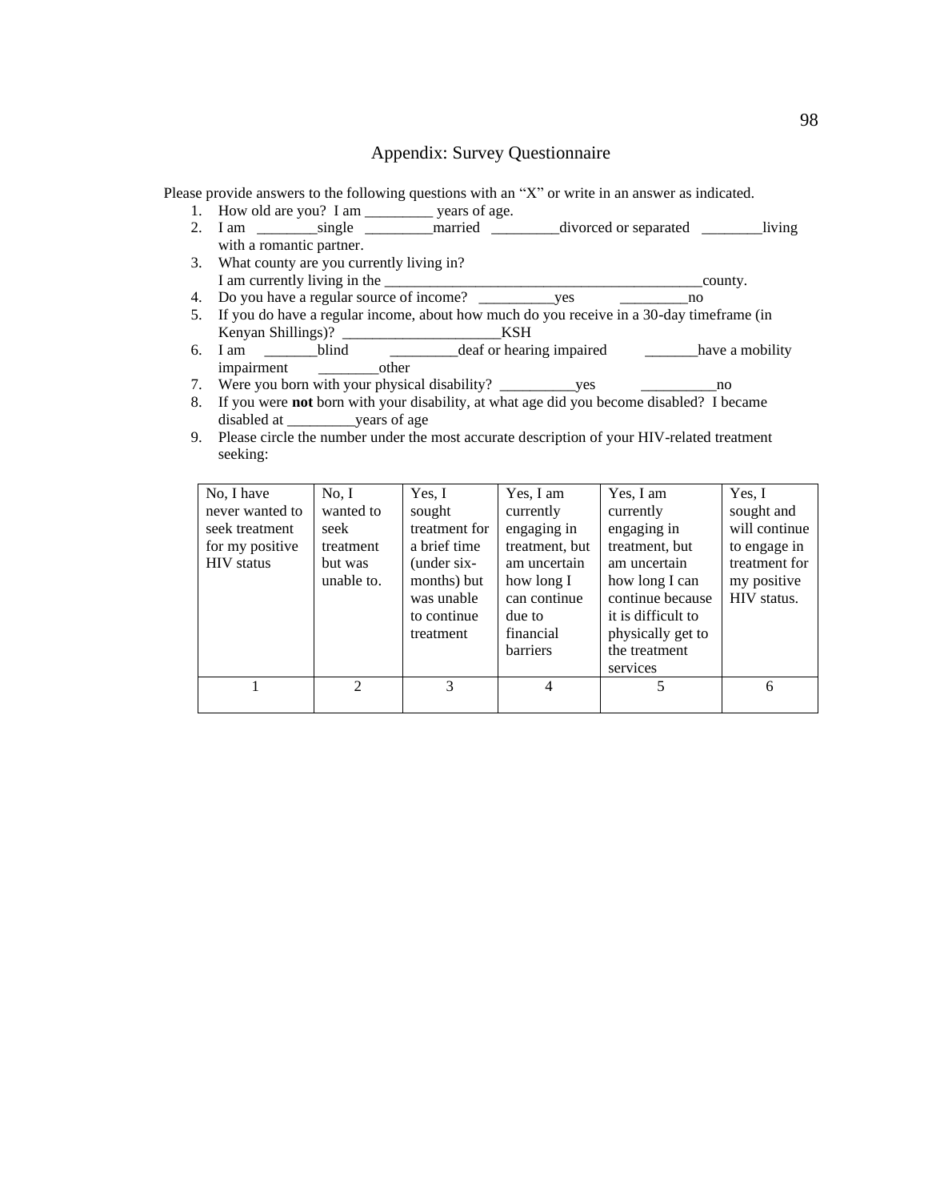# Appendix: Survey Questionnaire

Please provide answers to the following questions with an "X" or write in an answer as indicated.

1. How old are you? I am _________ years of age.
2. I am ________single _________married _________divorced or separated ________living with a romantic partner.
3. What county are you currently living in?
   I am currently living in the ___________________________________________county.
4. Do you have a regular source of income? __________yes _________no
5. If you do have a regular income, about how much do you receive in a 30-day timeframe (in Kenyan Shillings)? _____________________KSH
6. I am _______blind _________deaf or hearing impaired _______have a mobility impairment ________other
7. Were you born with your physical disability? __________yes __________no
8. If you were **not** born with your disability, at what age did you become disabled? I became disabled at _________years of age
9. Please circle the number under the most accurate description of your HIV-related treatment seeking:

| | | | | | |
|---|---|---|---|---|---|
| No, I have never wanted to seek treatment for my positive HIV status | No, I wanted to seek treatment but was unable to. | Yes, I sought treatment for a brief time (under six-months) but was unable to continue treatment | Yes, I am currently engaging in treatment, but am uncertain how long I can continue due to financial barriers | Yes, I am currently engaging in treatment, but am uncertain how long I can continue because it is difficult to physically get to the treatment services | Yes, I sought and will continue to engage in treatment for my positive HIV status. |
| 1 | 2 | 3 | 4 | 5 | 6 |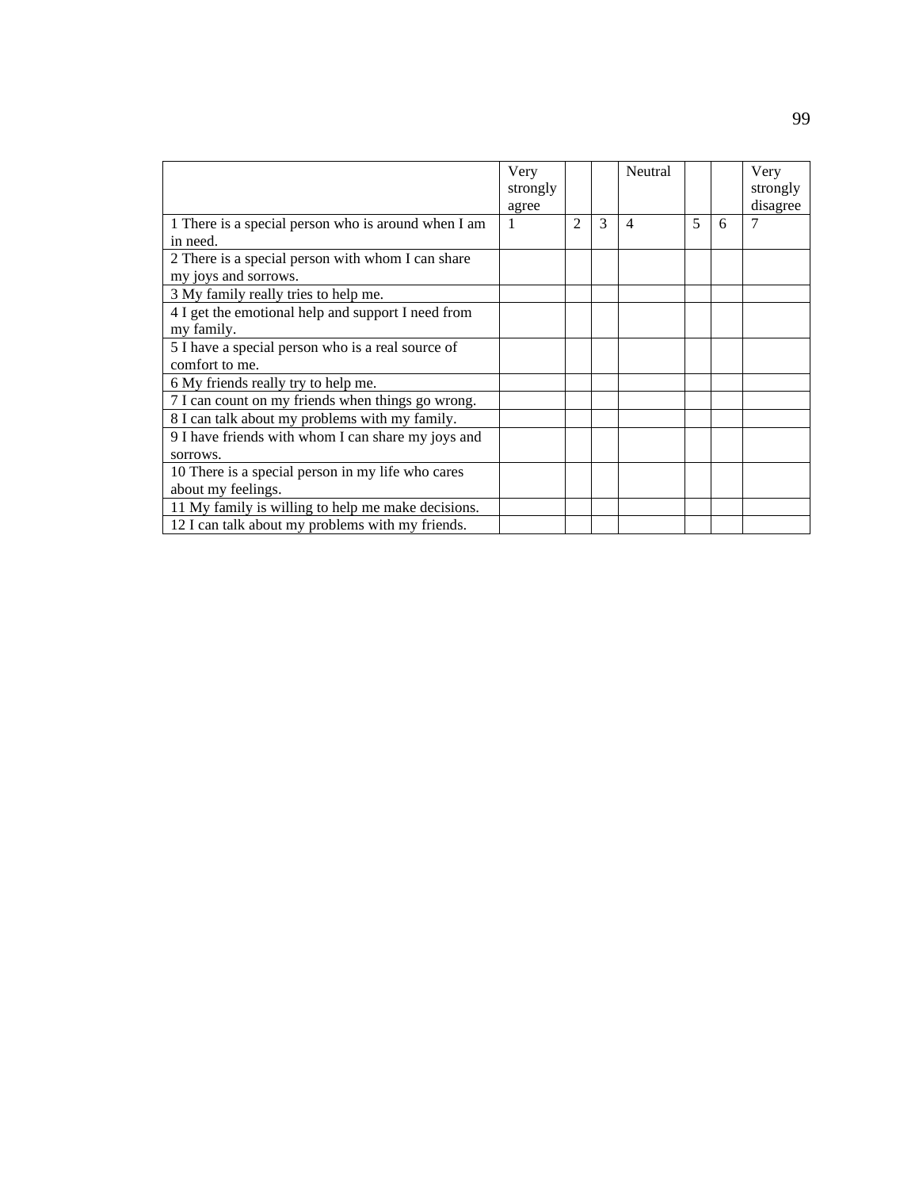| | Very strongly agree | | | Neutral | | | Very strongly disagree |
|---|---|---|---|---|---|---|---|
| 1 There is a special person who is around when I am in need. | 1 | 2 | 3 | 4 | 5 | 6 | 7 |
| 2 There is a special person with whom I can share my joys and sorrows. | | | | | | | |
| 3 My family really tries to help me. | | | | | | | |
| 4 I get the emotional help and support I need from my family. | | | | | | | |
| 5 I have a special person who is a real source of comfort to me. | | | | | | | |
| 6 My friends really try to help me. | | | | | | | |
| 7 I can count on my friends when things go wrong. | | | | | | | |
| 8 I can talk about my problems with my family. | | | | | | | |
| 9 I have friends with whom I can share my joys and sorrows. | | | | | | | |
| 10 There is a special person in my life who cares about my feelings. | | | | | | | |
| 11 My family is willing to help me make decisions. | | | | | | | |
| 12 I can talk about my problems with my friends. | | | | | | | |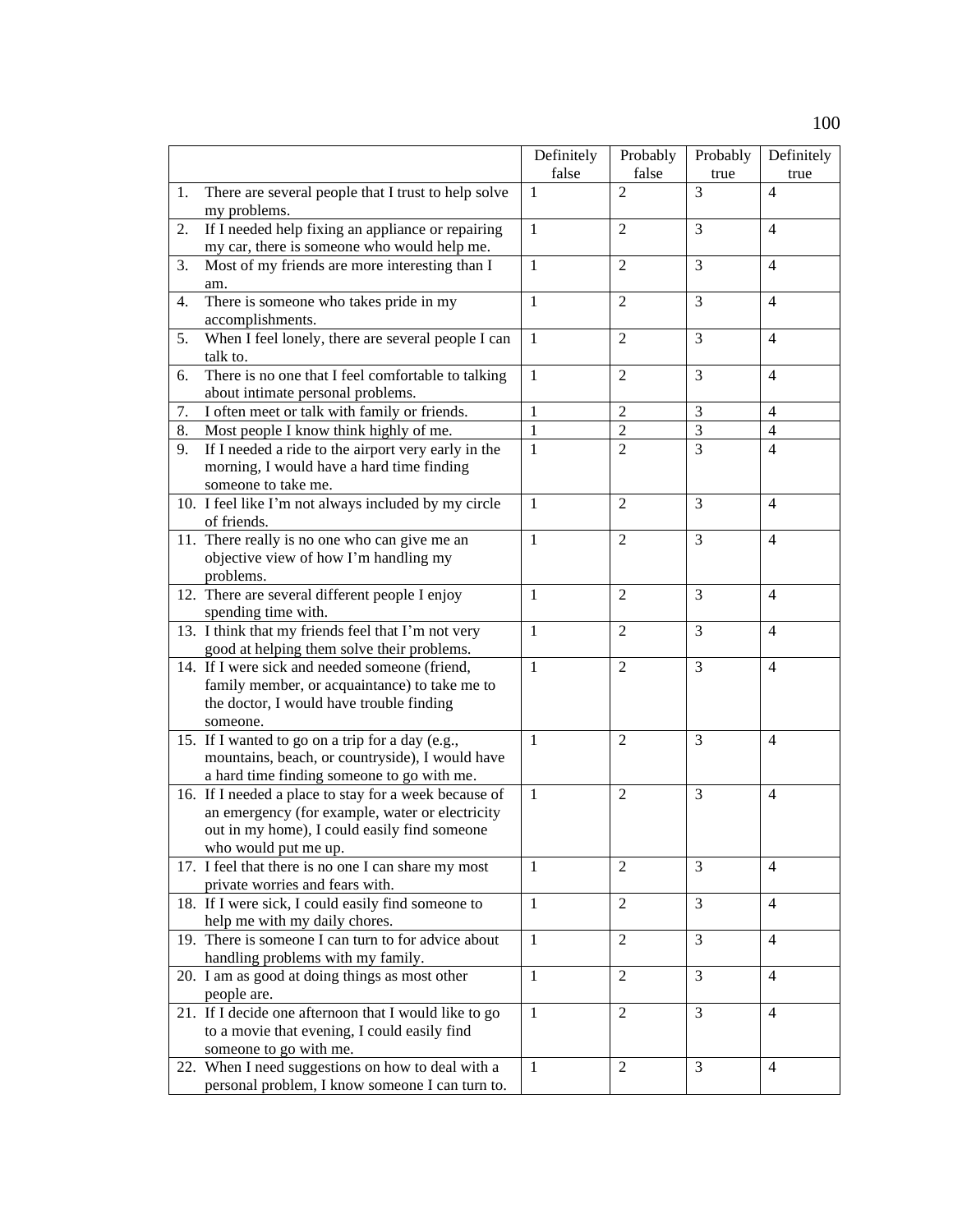| | Definitely false | Probably false | Probably true | Definitely true |
|---|---|---|---|---|
| 1. There are several people that I trust to help solve my problems. | 1 | 2 | 3 | 4 |
| 2. If I needed help fixing an appliance or repairing my car, there is someone who would help me. | 1 | 2 | 3 | 4 |
| 3. Most of my friends are more interesting than I am. | 1 | 2 | 3 | 4 |
| 4. There is someone who takes pride in my accomplishments. | 1 | 2 | 3 | 4 |
| 5. When I feel lonely, there are several people I can talk to. | 1 | 2 | 3 | 4 |
| 6. There is no one that I feel comfortable to talking about intimate personal problems. | 1 | 2 | 3 | 4 |
| 7. I often meet or talk with family or friends. | 1 | 2 | 3 | 4 |
| 8. Most people I know think highly of me. | 1 | 2 | 3 | 4 |
| 9. If I needed a ride to the airport very early in the morning, I would have a hard time finding someone to take me. | 1 | 2 | 3 | 4 |
| 10. I feel like I'm not always included by my circle of friends. | 1 | 2 | 3 | 4 |
| 11. There really is no one who can give me an objective view of how I'm handling my problems. | 1 | 2 | 3 | 4 |
| 12. There are several different people I enjoy spending time with. | 1 | 2 | 3 | 4 |
| 13. I think that my friends feel that I'm not very good at helping them solve their problems. | 1 | 2 | 3 | 4 |
| 14. If I were sick and needed someone (friend, family member, or acquaintance) to take me to the doctor, I would have trouble finding someone. | 1 | 2 | 3 | 4 |
| 15. If I wanted to go on a trip for a day (e.g., mountains, beach, or countryside), I would have a hard time finding someone to go with me. | 1 | 2 | 3 | 4 |
| 16. If I needed a place to stay for a week because of an emergency (for example, water or electricity out in my home), I could easily find someone who would put me up. | 1 | 2 | 3 | 4 |
| 17. I feel that there is no one I can share my most private worries and fears with. | 1 | 2 | 3 | 4 |
| 18. If I were sick, I could easily find someone to help me with my daily chores. | 1 | 2 | 3 | 4 |
| 19. There is someone I can turn to for advice about handling problems with my family. | 1 | 2 | 3 | 4 |
| 20. I am as good at doing things as most other people are. | 1 | 2 | 3 | 4 |
| 21. If I decide one afternoon that I would like to go to a movie that evening, I could easily find someone to go with me. | 1 | 2 | 3 | 4 |
| 22. When I need suggestions on how to deal with a personal problem, I know someone I can turn to. | 1 | 2 | 3 | 4 |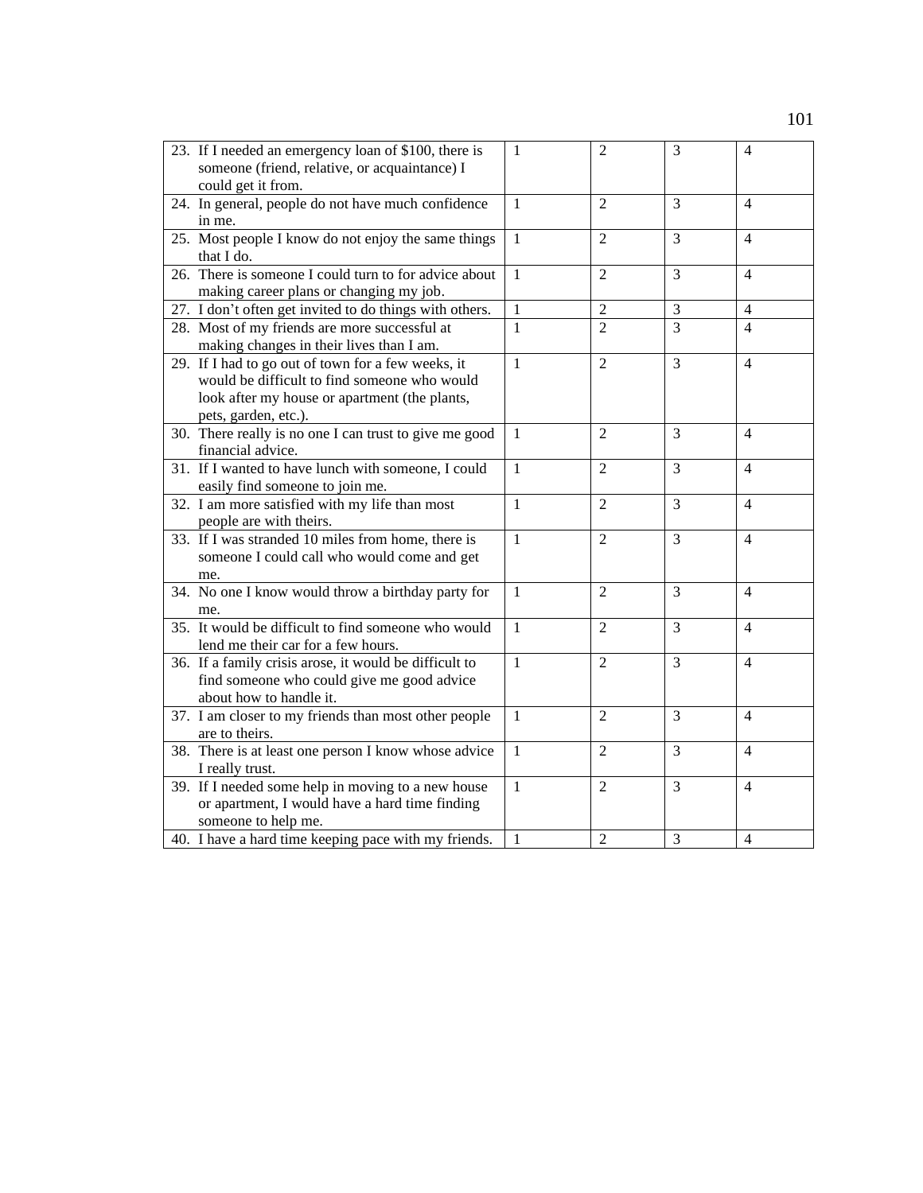| | | | | |
|---|---|---|---|---|
| 23. If I needed an emergency loan of $100, there is someone (friend, relative, or acquaintance) I could get it from. | 1 | 2 | 3 | 4 |
| 24. In general, people do not have much confidence in me. | 1 | 2 | 3 | 4 |
| 25. Most people I know do not enjoy the same things that I do. | 1 | 2 | 3 | 4 |
| 26. There is someone I could turn to for advice about making career plans or changing my job. | 1 | 2 | 3 | 4 |
| 27. I don't often get invited to do things with others. | 1 | 2 | 3 | 4 |
| 28. Most of my friends are more successful at making changes in their lives than I am. | 1 | 2 | 3 | 4 |
| 29. If I had to go out of town for a few weeks, it would be difficult to find someone who would look after my house or apartment (the plants, pets, garden, etc.). | 1 | 2 | 3 | 4 |
| 30. There really is no one I can trust to give me good financial advice. | 1 | 2 | 3 | 4 |
| 31. If I wanted to have lunch with someone, I could easily find someone to join me. | 1 | 2 | 3 | 4 |
| 32. I am more satisfied with my life than most people are with theirs. | 1 | 2 | 3 | 4 |
| 33. If I was stranded 10 miles from home, there is someone I could call who would come and get me. | 1 | 2 | 3 | 4 |
| 34. No one I know would throw a birthday party for me. | 1 | 2 | 3 | 4 |
| 35. It would be difficult to find someone who would lend me their car for a few hours. | 1 | 2 | 3 | 4 |
| 36. If a family crisis arose, it would be difficult to find someone who could give me good advice about how to handle it. | 1 | 2 | 3 | 4 |
| 37. I am closer to my friends than most other people are to theirs. | 1 | 2 | 3 | 4 |
| 38. There is at least one person I know whose advice I really trust. | 1 | 2 | 3 | 4 |
| 39. If I needed some help in moving to a new house or apartment, I would have a hard time finding someone to help me. | 1 | 2 | 3 | 4 |
| 40. I have a hard time keeping pace with my friends. | 1 | 2 | 3 | 4 |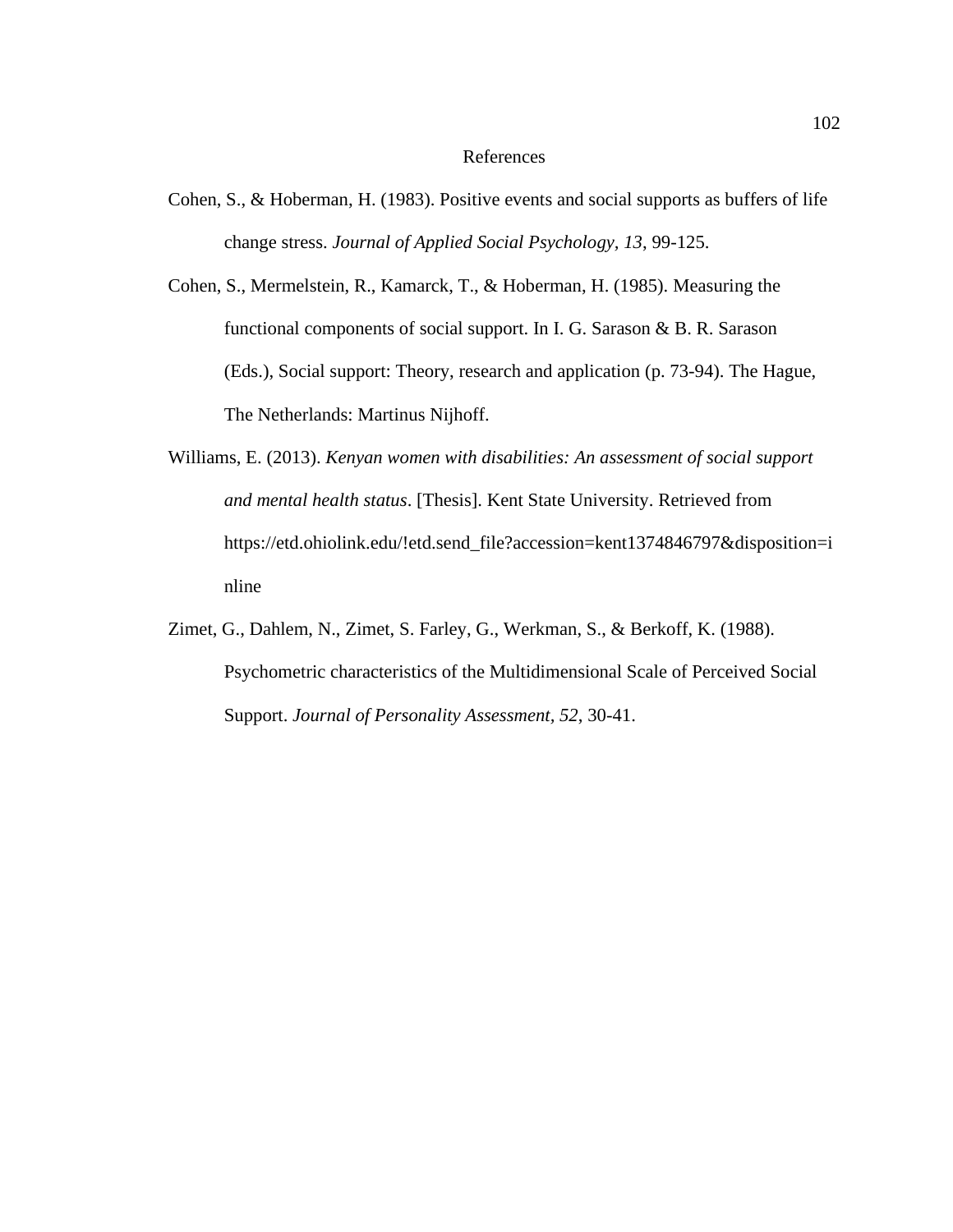# References

Cohen, S., & Hoberman, H. (1983). Positive events and social supports as buffers of life change stress. *Journal of Applied Social Psychology, 13*, 99-125.

Cohen, S., Mermelstein, R., Kamarck, T., & Hoberman, H. (1985). Measuring the functional components of social support. In I. G. Sarason & B. R. Sarason (Eds.), Social support: Theory, research and application (p. 73-94). The Hague, The Netherlands: Martinus Nijhoff.

Williams, E. (2013). *Kenyan women with disabilities: An assessment of social support and mental health status*. [Thesis]. Kent State University. Retrieved from https://etd.ohiolink.edu/!etd.send_file?accession=kent1374846797&disposition=inline

Zimet, G., Dahlem, N., Zimet, S. Farley, G., Werkman, S., & Berkoff, K. (1988). Psychometric characteristics of the Multidimensional Scale of Perceived Social Support. *Journal of Personality Assessment, 52*, 30-41.